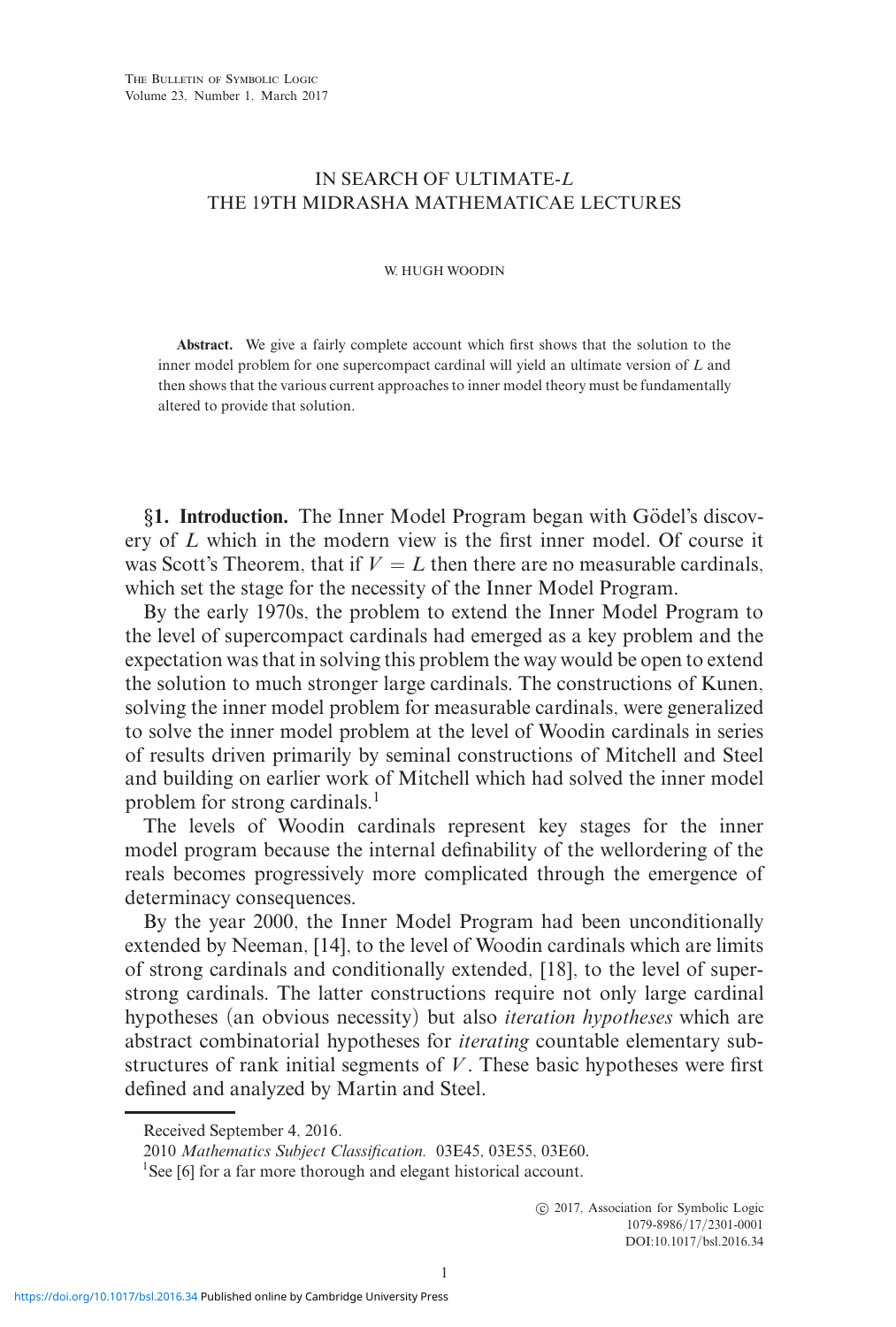# IN SEARCH OF ULTIMATE-$L$
## THE 19TH MIDRASHA MATHEMATICAE LECTURES

W. HUGH WOODIN

**Abstract.** We give a fairly complete account which first shows that the solution to the inner model problem for one supercompact cardinal will yield an ultimate version of $L$ and then shows that the various current approaches to inner model theory must be fundamentally altered to provide that solution.

## §1. Introduction.

The Inner Model Program began with Gödel's discovery of $L$ which in the modern view is the first inner model. Of course it was Scott's Theorem, that if $V = L$ then there are no measurable cardinals, which set the stage for the necessity of the Inner Model Program.

By the early 1970s, the problem to extend the Inner Model Program to the level of supercompact cardinals had emerged as a key problem and the expectation was that in solving this problem the way would be open to extend the solution to much stronger large cardinals. The constructions of Kunen, solving the inner model problem for measurable cardinals, were generalized to solve the inner model problem at the level of Woodin cardinals in series of results driven primarily by seminal constructions of Mitchell and Steel and building on earlier work of Mitchell which had solved the inner model problem for strong cardinals.[1]

The levels of Woodin cardinals represent key stages for the inner model program because the internal definability of the wellordering of the reals becomes progressively more complicated through the emergence of determinacy consequences.

By the year 2000, the Inner Model Program had been unconditionally extended by Neeman, [14], to the level of Woodin cardinals which are limits of strong cardinals and conditionally extended, [18], to the level of superstrong cardinals. The latter constructions require not only large cardinal hypotheses (an obvious necessity) but also *iteration hypotheses* which are abstract combinatorial hypotheses for *iterating* countable elementary substructures of rank initial segments of $V$. These basic hypotheses were first defined and analyzed by Martin and Steel.

Received September 4, 2016.

2010 *Mathematics Subject Classification.* 03E45, 03E55, 03E60.

[1] See [6] for a far more thorough and elegant historical account.

© 2017, Association for Symbolic Logic
1079-8986/17/2301-0001
DOI:10.1017/bsl.2016.34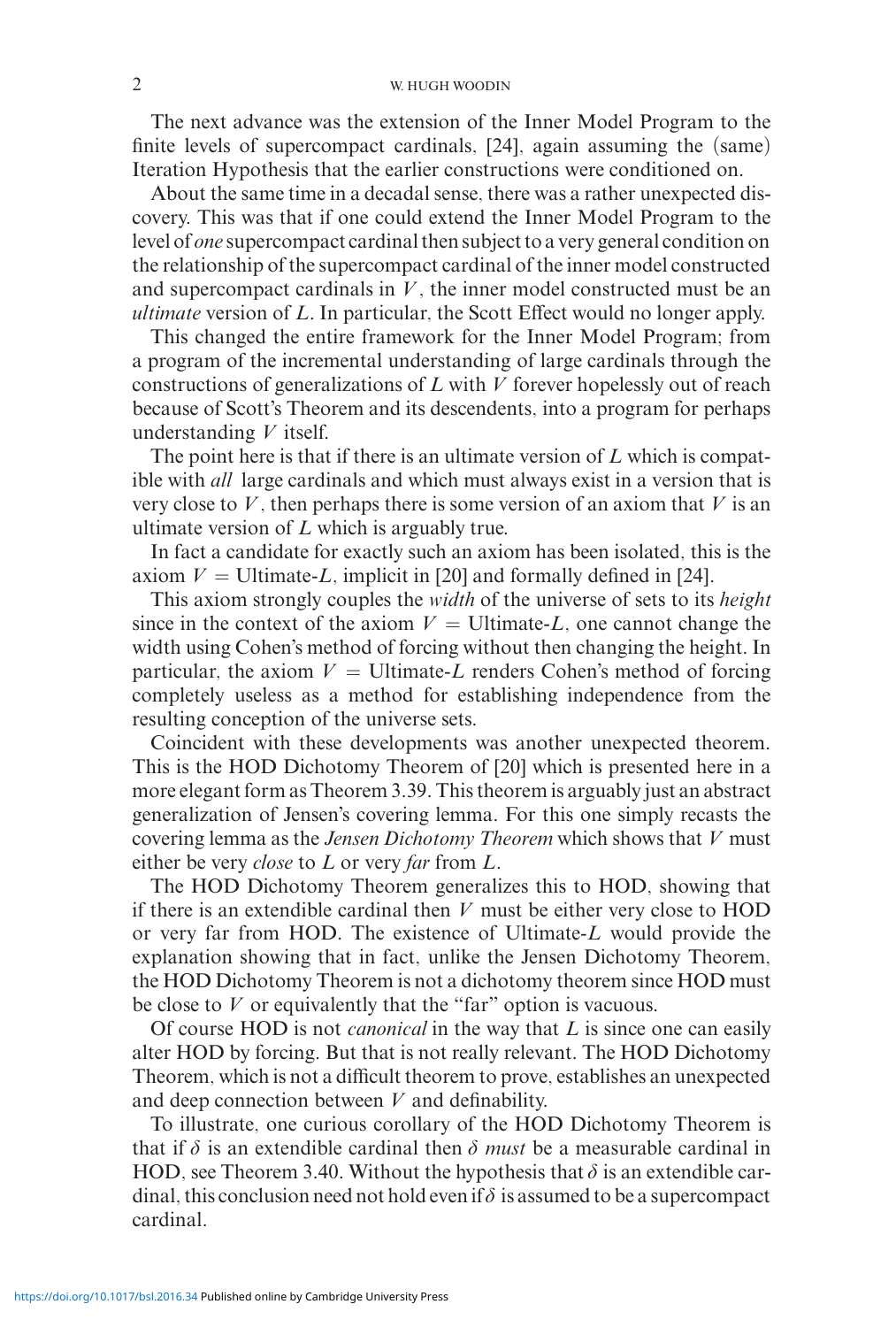The next advance was the extension of the Inner Model Program to the finite levels of supercompact cardinals, [24], again assuming the (same) Iteration Hypothesis that the earlier constructions were conditioned on.

About the same time in a decadal sense, there was a rather unexpected discovery. This was that if one could extend the Inner Model Program to the level of *one* supercompact cardinal then subject to a very general condition on the relationship of the supercompact cardinal of the inner model constructed and supercompact cardinals in $V$, the inner model constructed must be an *ultimate* version of $L$. In particular, the Scott Effect would no longer apply.

This changed the entire framework for the Inner Model Program; from a program of the incremental understanding of large cardinals through the constructions of generalizations of $L$ with $V$ forever hopelessly out of reach because of Scott's Theorem and its descendents, into a program for perhaps understanding $V$ itself.

The point here is that if there is an ultimate version of $L$ which is compatible with *all* large cardinals and which must always exist in a version that is very close to $V$, then perhaps there is some version of an axiom that $V$ is an ultimate version of $L$ which is arguably true.

In fact a candidate for exactly such an axiom has been isolated, this is the axiom $V = \text{Ultimate-}L$, implicit in [20] and formally defined in [24].

This axiom strongly couples the *width* of the universe of sets to its *height* since in the context of the axiom $V = \text{Ultimate-}L$, one cannot change the width using Cohen's method of forcing without then changing the height. In particular, the axiom $V = \text{Ultimate-}L$ renders Cohen's method of forcing completely useless as a method for establishing independence from the resulting conception of the universe sets.

Coincident with these developments was another unexpected theorem. This is the HOD Dichotomy Theorem of [20] which is presented here in a more elegant form as Theorem 3.39. This theorem is arguably just an abstract generalization of Jensen's covering lemma. For this one simply recasts the covering lemma as the *Jensen Dichotomy Theorem* which shows that $V$ must either be very *close* to $L$ or very *far* from $L$.

The HOD Dichotomy Theorem generalizes this to HOD, showing that if there is an extendible cardinal then $V$ must be either very close to HOD or very far from HOD. The existence of Ultimate-$L$ would provide the explanation showing that in fact, unlike the Jensen Dichotomy Theorem, the HOD Dichotomy Theorem is not a dichotomy theorem since HOD must be close to $V$ or equivalently that the "far" option is vacuous.

Of course HOD is not *canonical* in the way that $L$ is since one can easily alter HOD by forcing. But that is not really relevant. The HOD Dichotomy Theorem, which is not a difficult theorem to prove, establishes an unexpected and deep connection between $V$ and definability.

To illustrate, one curious corollary of the HOD Dichotomy Theorem is that if $\delta$ is an extendible cardinal then $\delta$ *must* be a measurable cardinal in HOD, see Theorem 3.40. Without the hypothesis that $\delta$ is an extendible cardinal, this conclusion need not hold even if $\delta$ is assumed to be a supercompact cardinal.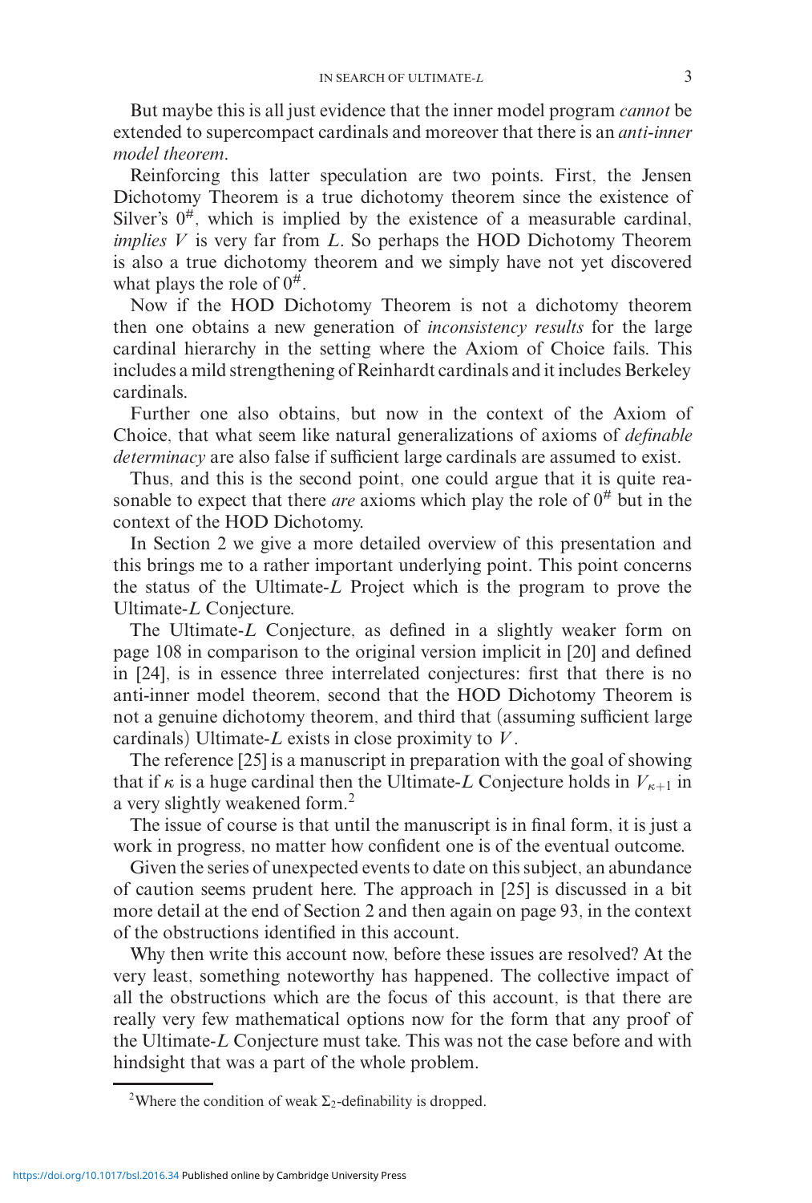But maybe this is all just evidence that the inner model program *cannot* be extended to supercompact cardinals and moreover that there is an *anti-inner model theorem*.

Reinforcing this latter speculation are two points. First, the Jensen Dichotomy Theorem is a true dichotomy theorem since the existence of Silver's $0^\#$, which is implied by the existence of a measurable cardinal, *implies* $V$ is very far from $L$. So perhaps the HOD Dichotomy Theorem is also a true dichotomy theorem and we simply have not yet discovered what plays the role of $0^\#$.

Now if the HOD Dichotomy Theorem is not a dichotomy theorem then one obtains a new generation of *inconsistency results* for the large cardinal hierarchy in the setting where the Axiom of Choice fails. This includes a mild strengthening of Reinhardt cardinals and it includes Berkeley cardinals.

Further one also obtains, but now in the context of the Axiom of Choice, that what seem like natural generalizations of axioms of *definable determinacy* are also false if sufficient large cardinals are assumed to exist.

Thus, and this is the second point, one could argue that it is quite reasonable to expect that there *are* axioms which play the role of $0^\#$ but in the context of the HOD Dichotomy.

In Section 2 we give a more detailed overview of this presentation and this brings me to a rather important underlying point. This point concerns the status of the Ultimate-$L$ Project which is the program to prove the Ultimate-$L$ Conjecture.

The Ultimate-$L$ Conjecture, as defined in a slightly weaker form on page 108 in comparison to the original version implicit in [20] and defined in [24], is in essence three interrelated conjectures: first that there is no anti-inner model theorem, second that the HOD Dichotomy Theorem is not a genuine dichotomy theorem, and third that (assuming sufficient large cardinals) Ultimate-$L$ exists in close proximity to $V$.

The reference [25] is a manuscript in preparation with the goal of showing that if $\kappa$ is a huge cardinal then the Ultimate-$L$ Conjecture holds in $V_{\kappa+1}$ in a very slightly weakened form.[2]

The issue of course is that until the manuscript is in final form, it is just a work in progress, no matter how confident one is of the eventual outcome.

Given the series of unexpected events to date on this subject, an abundance of caution seems prudent here. The approach in [25] is discussed in a bit more detail at the end of Section 2 and then again on page 93, in the context of the obstructions identified in this account.

Why then write this account now, before these issues are resolved? At the very least, something noteworthy has happened. The collective impact of all the obstructions which are the focus of this account, is that there are really very few mathematical options now for the form that any proof of the Ultimate-$L$ Conjecture must take. This was not the case before and with hindsight that was a part of the whole problem.

[2]Where the condition of weak $\Sigma_2$-definability is dropped.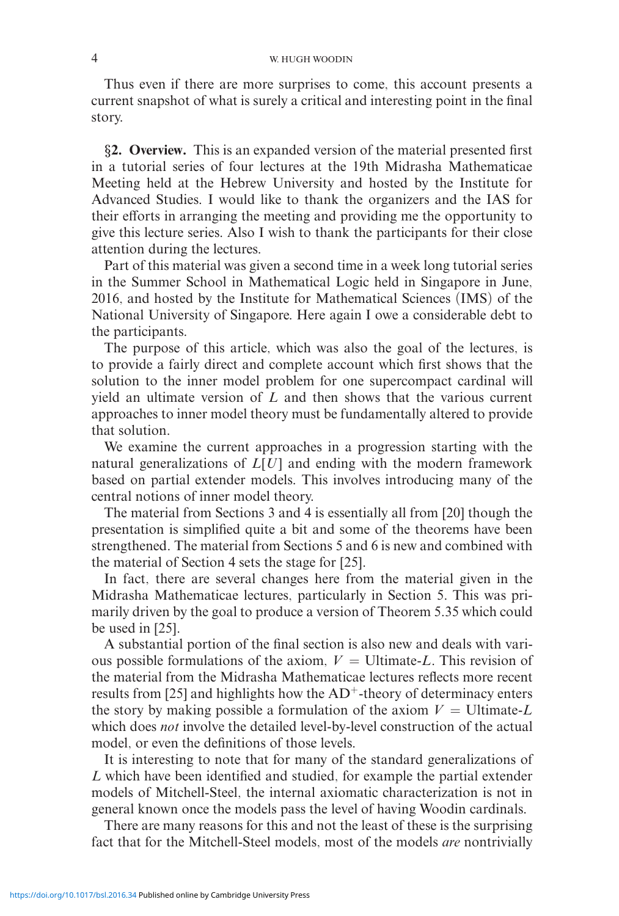Thus even if there are more surprises to come, this account presents a current snapshot of what is surely a critical and interesting point in the final story.

**§2. Overview.** This is an expanded version of the material presented first in a tutorial series of four lectures at the 19th Midrasha Mathematicae Meeting held at the Hebrew University and hosted by the Institute for Advanced Studies. I would like to thank the organizers and the IAS for their efforts in arranging the meeting and providing me the opportunity to give this lecture series. Also I wish to thank the participants for their close attention during the lectures.

Part of this material was given a second time in a week long tutorial series in the Summer School in Mathematical Logic held in Singapore in June, 2016, and hosted by the Institute for Mathematical Sciences (IMS) of the National University of Singapore. Here again I owe a considerable debt to the participants.

The purpose of this article, which was also the goal of the lectures, is to provide a fairly direct and complete account which first shows that the solution to the inner model problem for one supercompact cardinal will yield an ultimate version of $L$ and then shows that the various current approaches to inner model theory must be fundamentally altered to provide that solution.

We examine the current approaches in a progression starting with the natural generalizations of $L[U]$ and ending with the modern framework based on partial extender models. This involves introducing many of the central notions of inner model theory.

The material from Sections 3 and 4 is essentially all from [20] though the presentation is simplified quite a bit and some of the theorems have been strengthened. The material from Sections 5 and 6 is new and combined with the material of Section 4 sets the stage for [25].

In fact, there are several changes here from the material given in the Midrasha Mathematicae lectures, particularly in Section 5. This was primarily driven by the goal to produce a version of Theorem 5.35 which could be used in [25].

A substantial portion of the final section is also new and deals with various possible formulations of the axiom, $V = \text{Ultimate-}L$. This revision of the material from the Midrasha Mathematicae lectures reflects more recent results from [25] and highlights how the $\text{AD}^+$-theory of determinacy enters the story by making possible a formulation of the axiom $V = \text{Ultimate-}L$ which does *not* involve the detailed level-by-level construction of the actual model, or even the definitions of those levels.

It is interesting to note that for many of the standard generalizations of $L$ which have been identified and studied, for example the partial extender models of Mitchell-Steel, the internal axiomatic characterization is not in general known once the models pass the level of having Woodin cardinals.

There are many reasons for this and not the least of these is the surprising fact that for the Mitchell-Steel models, most of the models *are* nontrivially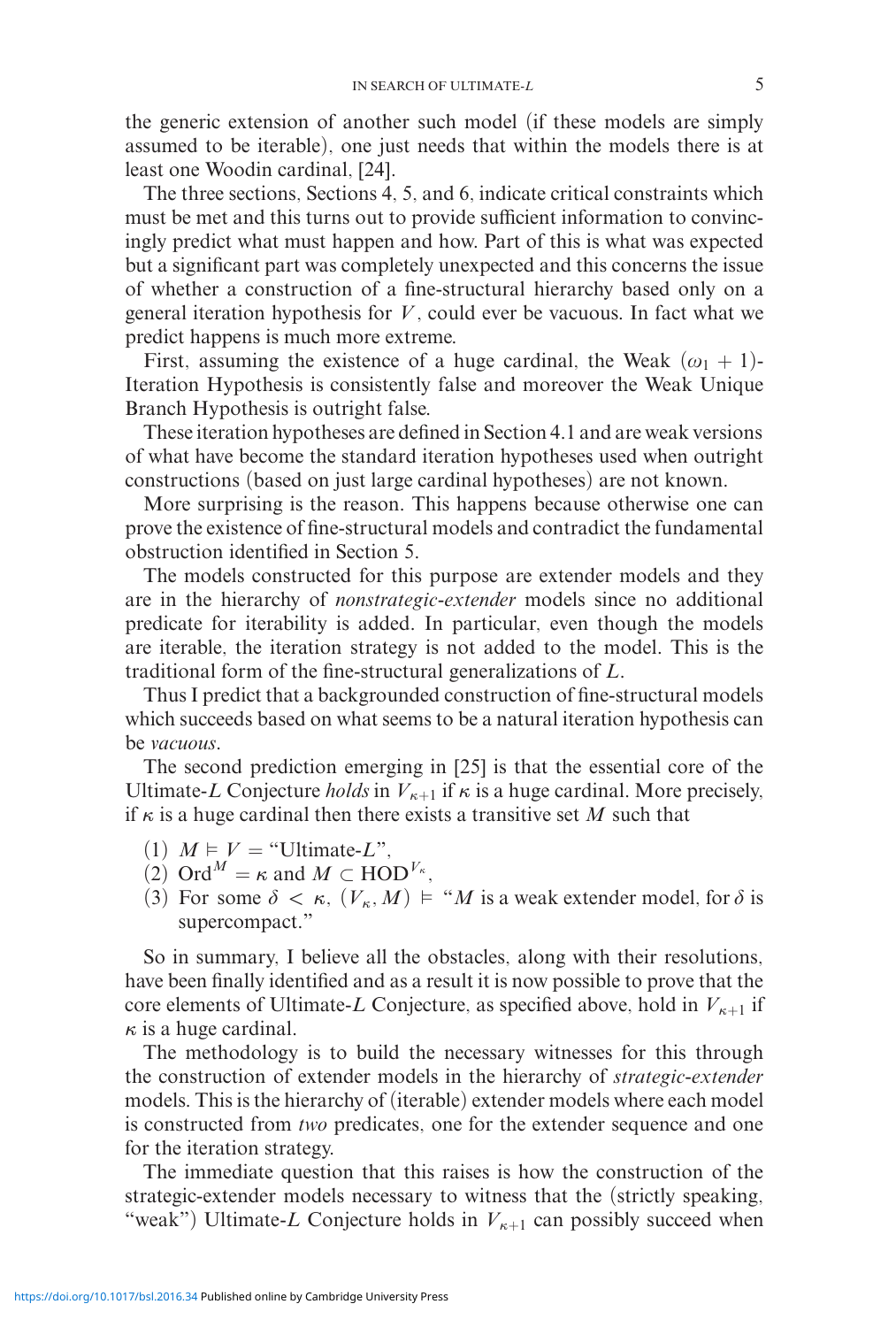the generic extension of another such model (if these models are simply assumed to be iterable), one just needs that within the models there is at least one Woodin cardinal, [24].

The three sections, Sections 4, 5, and 6, indicate critical constraints which must be met and this turns out to provide sufficient information to convincingly predict what must happen and how. Part of this is what was expected but a significant part was completely unexpected and this concerns the issue of whether a construction of a fine-structural hierarchy based only on a general iteration hypothesis for $V$, could ever be vacuous. In fact what we predict happens is much more extreme.

First, assuming the existence of a huge cardinal, the Weak $(\omega_1 + 1)$-Iteration Hypothesis is consistently false and moreover the Weak Unique Branch Hypothesis is outright false.

These iteration hypotheses are defined in Section 4.1 and are weak versions of what have become the standard iteration hypotheses used when outright constructions (based on just large cardinal hypotheses) are not known.

More surprising is the reason. This happens because otherwise one can prove the existence of fine-structural models and contradict the fundamental obstruction identified in Section 5.

The models constructed for this purpose are extender models and they are in the hierarchy of *nonstrategic-extender* models since no additional predicate for iterability is added. In particular, even though the models are iterable, the iteration strategy is not added to the model. This is the traditional form of the fine-structural generalizations of $L$.

Thus I predict that a backgrounded construction of fine-structural models which succeeds based on what seems to be a natural iteration hypothesis can be *vacuous*.

The second prediction emerging in [25] is that the essential core of the Ultimate-$L$ Conjecture *holds* in $V_{\kappa+1}$ if $\kappa$ is a huge cardinal. More precisely, if $\kappa$ is a huge cardinal then there exists a transitive set $M$ such that

(1) $M \vDash V =$ "Ultimate-$L$",
(2) $\mathrm{Ord}^M = \kappa$ and $M \subset \mathrm{HOD}^{V_\kappa}$,
(3) For some $\delta < \kappa$, $(V_\kappa, M) \vDash$ "$M$ is a weak extender model, for $\delta$ is supercompact."

So in summary, I believe all the obstacles, along with their resolutions, have been finally identified and as a result it is now possible to prove that the core elements of Ultimate-$L$ Conjecture, as specified above, hold in $V_{\kappa+1}$ if $\kappa$ is a huge cardinal.

The methodology is to build the necessary witnesses for this through the construction of extender models in the hierarchy of *strategic-extender* models. This is the hierarchy of (iterable) extender models where each model is constructed from *two* predicates, one for the extender sequence and one for the iteration strategy.

The immediate question that this raises is how the construction of the strategic-extender models necessary to witness that the (strictly speaking, "weak") Ultimate-$L$ Conjecture holds in $V_{\kappa+1}$ can possibly succeed when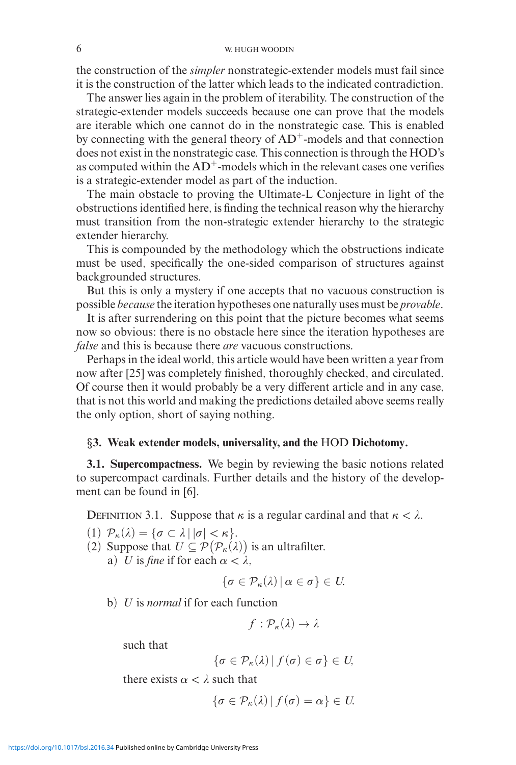the construction of the *simpler* nonstrategic-extender models must fail since it is the construction of the latter which leads to the indicated contradiction.

The answer lies again in the problem of iterability. The construction of the strategic-extender models succeeds because one can prove that the models are iterable which one cannot do in the nonstrategic case. This is enabled by connecting with the general theory of $\mathrm{AD}^+$-models and that connection does not exist in the nonstrategic case. This connection is through the HOD's as computed within the $\mathrm{AD}^+$-models which in the relevant cases one verifies is a strategic-extender model as part of the induction.

The main obstacle to proving the Ultimate-L Conjecture in light of the obstructions identified here, is finding the technical reason why the hierarchy must transition from the non-strategic extender hierarchy to the strategic extender hierarchy.

This is compounded by the methodology which the obstructions indicate must be used, specifically the one-sided comparison of structures against backgrounded structures.

But this is only a mystery if one accepts that no vacuous construction is possible *because* the iteration hypotheses one naturally uses must be *provable*.

It is after surrendering on this point that the picture becomes what seems now so obvious: there is no obstacle here since the iteration hypotheses are *false* and this is because there *are* vacuous constructions.

Perhaps in the ideal world, this article would have been written a year from now after [25] was completely finished, thoroughly checked, and circulated. Of course then it would probably be a very different article and in any case, that is not this world and making the predictions detailed above seems really the only option, short of saying nothing.

## §3. Weak extender models, universality, and the HOD Dichotomy.

**3.1. Supercompactness.** We begin by reviewing the basic notions related to supercompact cardinals. Further details and the history of the development can be found in [6].

DEFINITION 3.1. Suppose that $\kappa$ is a regular cardinal and that $\kappa < \lambda$.

(1) $\mathcal{P}_\kappa(\lambda) = \{\sigma \subset \lambda \mid |\sigma| < \kappa\}$.

(2) Suppose that $U \subseteq \mathcal{P}(\mathcal{P}_\kappa(\lambda))$ is an ultrafilter.

  a) $U$ is *fine* if for each $\alpha < \lambda$,
$$\{\sigma \in \mathcal{P}_\kappa(\lambda) \mid \alpha \in \sigma\} \in U.$$

  b) $U$ is *normal* if for each function
$$f : \mathcal{P}_\kappa(\lambda) \to \lambda$$
  such that
$$\{\sigma \in \mathcal{P}_\kappa(\lambda) \mid f(\sigma) \in \sigma\} \in U,$$
  there exists $\alpha < \lambda$ such that
$$\{\sigma \in \mathcal{P}_\kappa(\lambda) \mid f(\sigma) = \alpha\} \in U.$$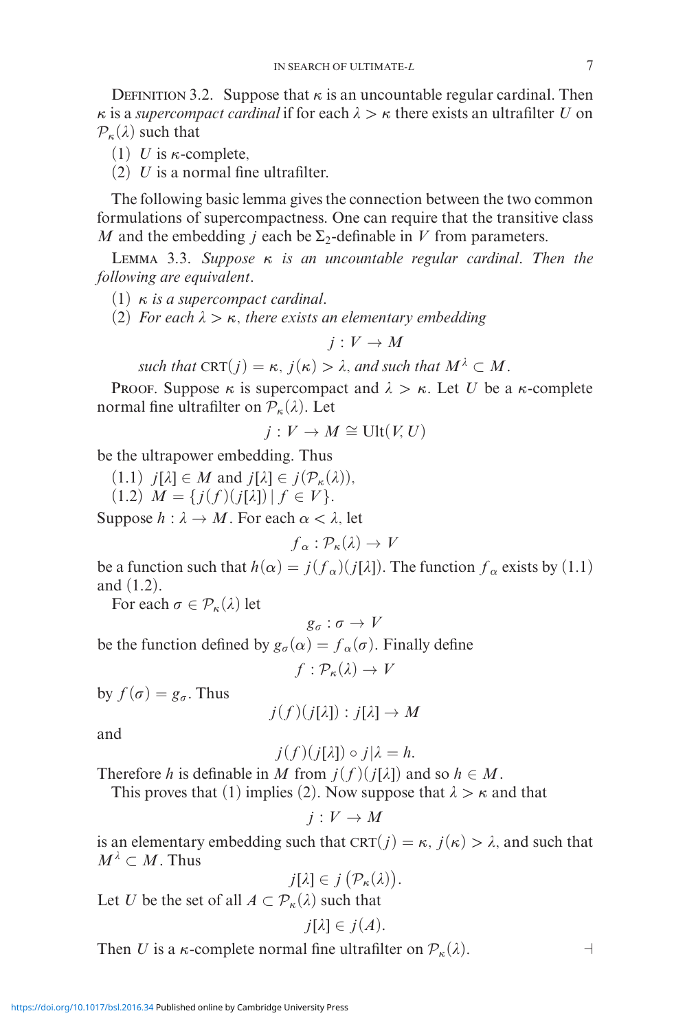Definition 3.2. Suppose that $\kappa$ is an uncountable regular cardinal. Then $\kappa$ is a *supercompact cardinal* if for each $\lambda > \kappa$ there exists an ultrafilter $U$ on $\mathcal{P}_\kappa(\lambda)$ such that

(1) $U$ is $\kappa$-complete,
(2) $U$ is a normal fine ultrafilter.

The following basic lemma gives the connection between the two common formulations of supercompactness. One can require that the transitive class $M$ and the embedding $j$ each be $\Sigma_2$-definable in $V$ from parameters.

Lemma 3.3. *Suppose $\kappa$ is an uncountable regular cardinal. Then the following are equivalent.*

(1) *$\kappa$ is a supercompact cardinal.*
(2) *For each $\lambda > \kappa$, there exists an elementary embedding*

$$j : V \to M$$

*such that* $\mathrm{CRT}(j) = \kappa$, $j(\kappa) > \lambda$, *and such that* $M^\lambda \subset M$.

Proof. Suppose $\kappa$ is supercompact and $\lambda > \kappa$. Let $U$ be a $\kappa$-complete normal fine ultrafilter on $\mathcal{P}_\kappa(\lambda)$. Let

$$j : V \to M \cong \mathrm{Ult}(V, U)$$

be the ultrapower embedding. Thus

(1.1) $j[\lambda] \in M$ and $j[\lambda] \in j(\mathcal{P}_\kappa(\lambda))$,
(1.2) $M = \{j(f)(j[\lambda]) \mid f \in V\}$.

Suppose $h : \lambda \to M$. For each $\alpha < \lambda$, let

$$f_\alpha : \mathcal{P}_\kappa(\lambda) \to V$$

be a function such that $h(\alpha) = j(f_\alpha)(j[\lambda])$. The function $f_\alpha$ exists by (1.1) and (1.2).

For each $\sigma \in \mathcal{P}_\kappa(\lambda)$ let

$$g_\sigma : \sigma \to V$$

be the function defined by $g_\sigma(\alpha) = f_\alpha(\sigma)$. Finally define

$$f : \mathcal{P}_\kappa(\lambda) \to V$$

by $f(\sigma) = g_\sigma$. Thus

$$j(f)(j[\lambda]) : j[\lambda] \to M$$

and

$$j(f)(j[\lambda]) \circ j|\lambda = h.$$

Therefore $h$ is definable in $M$ from $j(f)(j[\lambda])$ and so $h \in M$.

This proves that (1) implies (2). Now suppose that $\lambda > \kappa$ and that

$$j : V \to M$$

is an elementary embedding such that $\mathrm{CRT}(j) = \kappa$, $j(\kappa) > \lambda$, and such that $M^\lambda \subset M$. Thus

$$j[\lambda] \in j\left(\mathcal{P}_\kappa(\lambda)\right).$$

Let $U$ be the set of all $A \subset \mathcal{P}_\kappa(\lambda)$ such that

$$j[\lambda] \in j(A).$$

Then $U$ is a $\kappa$-complete normal fine ultrafilter on $\mathcal{P}_\kappa(\lambda)$. ⊣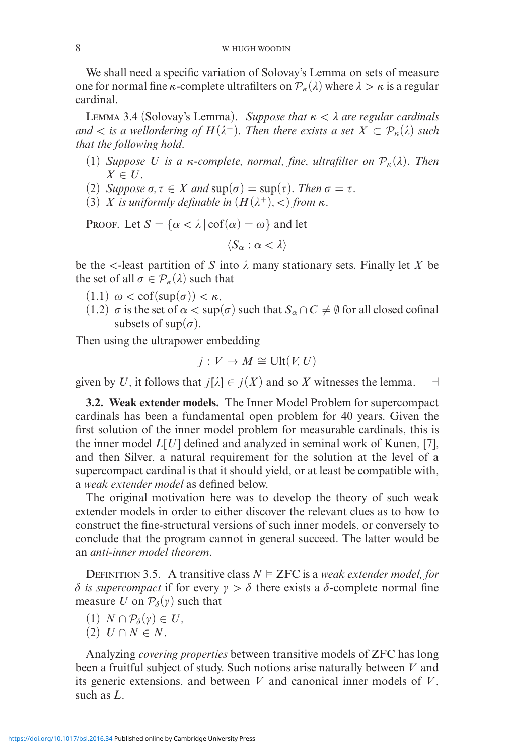We shall need a specific variation of Solovay's Lemma on sets of measure one for normal fine $\kappa$-complete ultrafilters on $\mathcal{P}_\kappa(\lambda)$ where $\lambda > \kappa$ is a regular cardinal.

Lemma 3.4 (Solovay's Lemma). *Suppose that $\kappa < \lambda$ are regular cardinals and $<$ is a wellordering of $H(\lambda^+)$. Then there exists a set $X \subset \mathcal{P}_\kappa(\lambda)$ such that the following hold.*

(1) *Suppose $U$ is a $\kappa$-complete, normal, fine, ultrafilter on $\mathcal{P}_\kappa(\lambda)$. Then $X \in U$.*
(2) *Suppose $\sigma, \tau \in X$ and $\sup(\sigma) = \sup(\tau)$. Then $\sigma = \tau$.*
(3) *$X$ is uniformly definable in $(H(\lambda^+), <)$ from $\kappa$.*

Proof. Let $S = \{\alpha < \lambda \mid \mathrm{cof}(\alpha) = \omega\}$ and let

$$\langle S_\alpha : \alpha < \lambda \rangle$$

be the $<$-least partition of $S$ into $\lambda$ many stationary sets. Finally let $X$ be the set of all $\sigma \in \mathcal{P}_\kappa(\lambda)$ such that

(1.1) $\omega < \mathrm{cof}(\sup(\sigma)) < \kappa$,
(1.2) $\sigma$ is the set of $\alpha < \sup(\sigma)$ such that $S_\alpha \cap C \neq \emptyset$ for all closed cofinal subsets of $\sup(\sigma)$.

Then using the ultrapower embedding

$$j : V \to M \cong \mathrm{Ult}(V, U)$$

given by $U$, it follows that $j[\lambda] \in j(X)$ and so $X$ witnesses the lemma. $\dashv$

**3.2. Weak extender models.** The Inner Model Problem for supercompact cardinals has been a fundamental open problem for 40 years. Given the first solution of the inner model problem for measurable cardinals, this is the inner model $L[U]$ defined and analyzed in seminal work of Kunen, [7], and then Silver, a natural requirement for the solution at the level of a supercompact cardinal is that it should yield, or at least be compatible with, a *weak extender model* as defined below.

The original motivation here was to develop the theory of such weak extender models in order to either discover the relevant clues as to how to construct the fine-structural versions of such inner models, or conversely to conclude that the program cannot in general succeed. The latter would be an *anti-inner model theorem*.

Definition 3.5. A transitive class $N \vDash \mathrm{ZFC}$ is a *weak extender model, for $\delta$ is supercompact* if for every $\gamma > \delta$ there exists a $\delta$-complete normal fine measure $U$ on $\mathcal{P}_\delta(\gamma)$ such that

(1) $N \cap \mathcal{P}_\delta(\gamma) \in U$,
(2) $U \cap N \in N$.

Analyzing *covering properties* between transitive models of ZFC has long been a fruitful subject of study. Such notions arise naturally between $V$ and its generic extensions, and between $V$ and canonical inner models of $V$, such as $L$.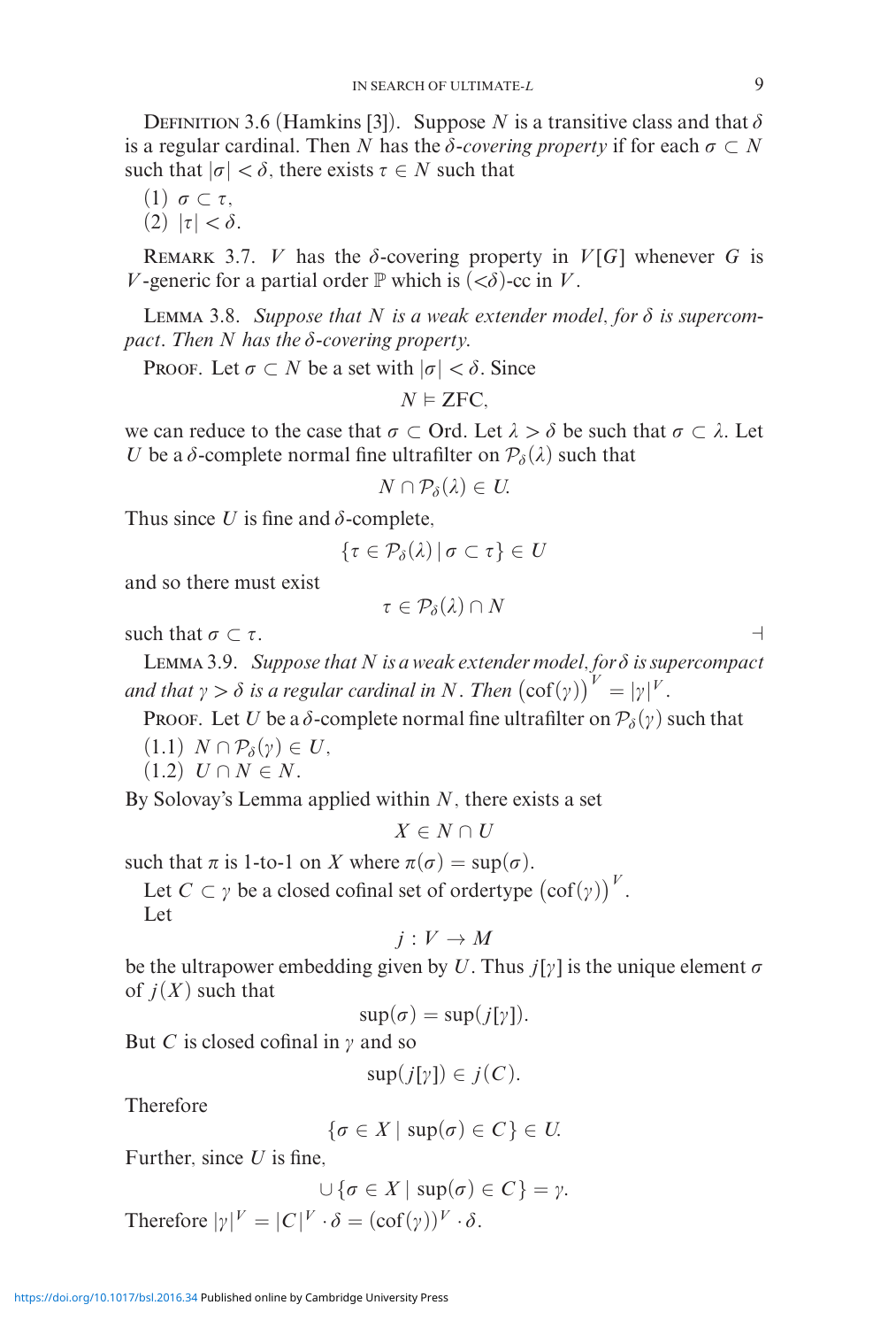Definition 3.6 (Hamkins [3]). Suppose $N$ is a transitive class and that $\delta$ is a regular cardinal. Then $N$ has the *$\delta$-covering property* if for each $\sigma \subset N$ such that $|\sigma| < \delta$, there exists $\tau \in N$ such that

(1) $\sigma \subset \tau$,
(2) $|\tau| < \delta$.

Remark 3.7. $V$ has the $\delta$-covering property in $V[G]$ whenever $G$ is $V$-generic for a partial order $\mathbb{P}$ which is $({<}\delta)$-cc in $V$.

Lemma 3.8. *Suppose that $N$ is a weak extender model, for $\delta$ is supercompact. Then $N$ has the $\delta$-covering property.*

Proof. Let $\sigma \subset N$ be a set with $|\sigma| < \delta$. Since

$$N \vDash \text{ZFC},$$

we can reduce to the case that $\sigma \subset \text{Ord}$. Let $\lambda > \delta$ be such that $\sigma \subset \lambda$. Let $U$ be a $\delta$-complete normal fine ultrafilter on $\mathcal{P}_\delta(\lambda)$ such that

$$N \cap \mathcal{P}_\delta(\lambda) \in U.$$

Thus since $U$ is fine and $\delta$-complete,

$$\{\tau \in \mathcal{P}_\delta(\lambda) \mid \sigma \subset \tau\} \in U$$

and so there must exist

$$\tau \in \mathcal{P}_\delta(\lambda) \cap N$$

such that $\sigma \subset \tau$. $\dashv$

Lemma 3.9. *Suppose that $N$ is a weak extender model, for $\delta$ is supercompact and that $\gamma > \delta$ is a regular cardinal in $N$. Then $\left(\text{cof}(\gamma)\right)^V = |\gamma|^V$.*

Proof. Let $U$ be a $\delta$-complete normal fine ultrafilter on $\mathcal{P}_\delta(\gamma)$ such that

(1.1) $N \cap \mathcal{P}_\delta(\gamma) \in U$,
(1.2) $U \cap N \in N$.

By Solovay's Lemma applied within $N$, there exists a set

$$X \in N \cap U$$

such that $\pi$ is 1-to-1 on $X$ where $\pi(\sigma) = \sup(\sigma)$.

Let $C \subset \gamma$ be a closed cofinal set of ordertype $\left(\text{cof}(\gamma)\right)^V$.

Let

$$j : V \to M$$

be the ultrapower embedding given by $U$. Thus $j[\gamma]$ is the unique element $\sigma$ of $j(X)$ such that

$$\sup(\sigma) = \sup(j[\gamma]).$$

But $C$ is closed cofinal in $\gamma$ and so

$$\sup(j[\gamma]) \in j(C).$$

Therefore

$$\{\sigma \in X \mid \sup(\sigma) \in C\} \in U.$$

Further, since $U$ is fine,

$$\cup\{\sigma \in X \mid \sup(\sigma) \in C\} = \gamma.$$

Therefore $|\gamma|^V = |C|^V \cdot \delta = (\text{cof}(\gamma))^V \cdot \delta$.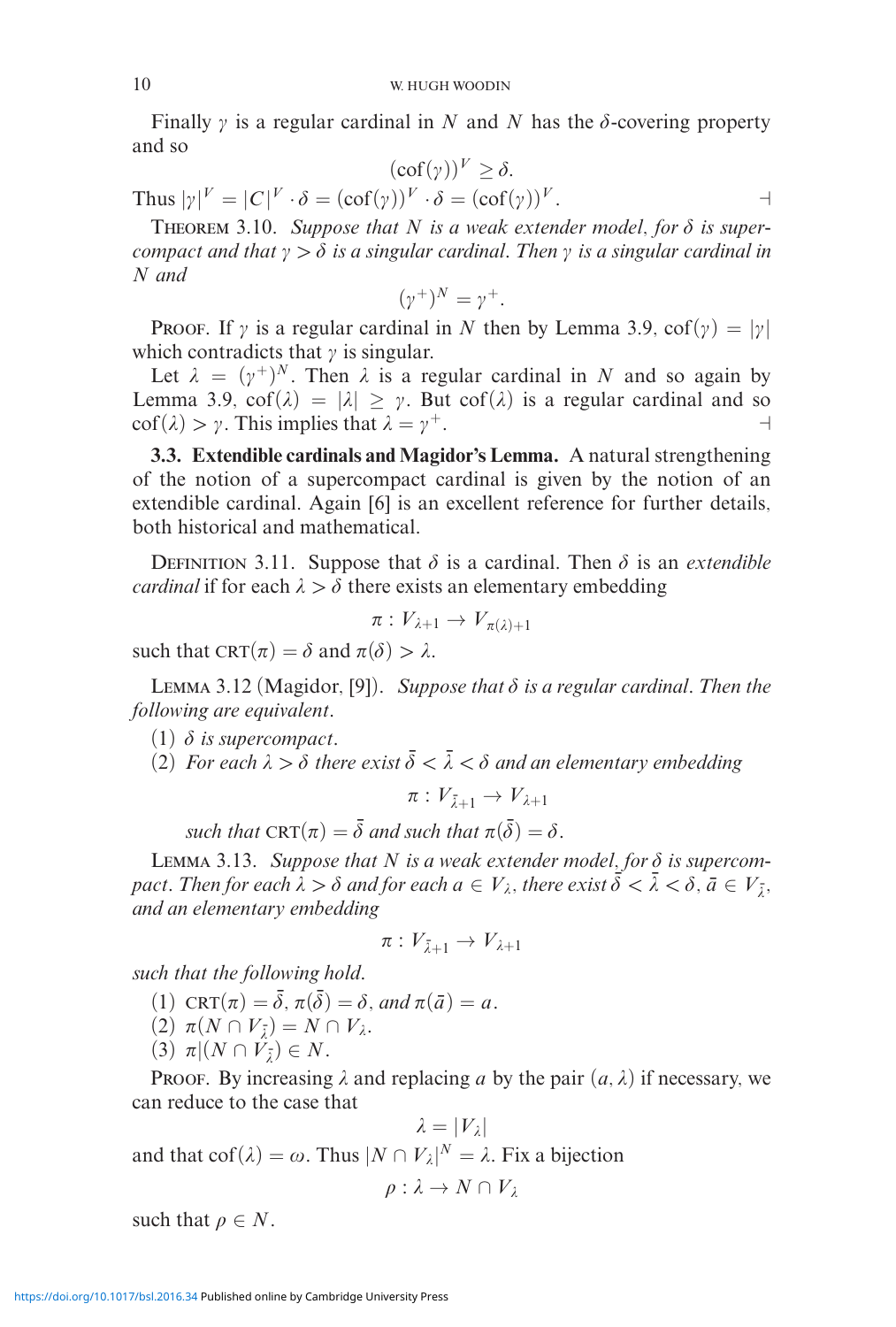Finally $\gamma$ is a regular cardinal in $N$ and $N$ has the $\delta$-covering property and so

$$(\mathrm{cof}(\gamma))^V \geq \delta.$$

Thus $|\gamma|^V = |C|^V \cdot \delta = (\mathrm{cof}(\gamma))^V \cdot \delta = (\mathrm{cof}(\gamma))^V$. ⊣

THEOREM 3.10. *Suppose that $N$ is a weak extender model, for $\delta$ is supercompact and that $\gamma > \delta$ is a singular cardinal. Then $\gamma$ is a singular cardinal in $N$ and*

$$(\gamma^+)^N = \gamma^+.$$

PROOF. If $\gamma$ is a regular cardinal in $N$ then by Lemma 3.9, $\mathrm{cof}(\gamma) = |\gamma|$ which contradicts that $\gamma$ is singular.

Let $\lambda = (\gamma^+)^N$. Then $\lambda$ is a regular cardinal in $N$ and so again by Lemma 3.9, $\mathrm{cof}(\lambda) = |\lambda| \geq \gamma$. But $\mathrm{cof}(\lambda)$ is a regular cardinal and so $\mathrm{cof}(\lambda) > \gamma$. This implies that $\lambda = \gamma^+$. ⊣

**3.3. Extendible cardinals and Magidor's Lemma.** A natural strengthening of the notion of a supercompact cardinal is given by the notion of an extendible cardinal. Again [6] is an excellent reference for further details, both historical and mathematical.

DEFINITION 3.11. Suppose that $\delta$ is a cardinal. Then $\delta$ is an *extendible cardinal* if for each $\lambda > \delta$ there exists an elementary embedding

$$\pi : V_{\lambda+1} \to V_{\pi(\lambda)+1}$$

such that $\mathrm{CRT}(\pi) = \delta$ and $\pi(\delta) > \lambda$.

LEMMA 3.12 (Magidor, [9]). *Suppose that $\delta$ is a regular cardinal. Then the following are equivalent.*

(1) *$\delta$ is supercompact.*

(2) *For each $\lambda > \delta$ there exist $\bar{\delta} < \bar{\lambda} < \delta$ and an elementary embedding*

$$\pi : V_{\bar{\lambda}+1} \to V_{\lambda+1}$$

*such that $\mathrm{CRT}(\pi) = \bar{\delta}$ and such that $\pi(\bar{\delta}) = \delta$.*

LEMMA 3.13. *Suppose that $N$ is a weak extender model, for $\delta$ is supercompact. Then for each $\lambda > \delta$ and for each $a \in V_\lambda$, there exist $\bar{\delta} < \bar{\lambda} < \delta$, $\bar{a} \in V_{\bar{\lambda}}$, and an elementary embedding*

$$\pi : V_{\bar{\lambda}+1} \to V_{\lambda+1}$$

*such that the following hold.*

(1) $\mathrm{CRT}(\pi) = \bar{\delta}$, $\pi(\bar{\delta}) = \delta$, *and* $\pi(\bar{a}) = a$.

(2) $\pi(N \cap V_{\bar{\lambda}}) = N \cap V_\lambda$.

(3) $\pi|(N \cap V_{\bar{\lambda}}) \in N$.

PROOF. By increasing $\lambda$ and replacing $a$ by the pair $(a, \lambda)$ if necessary, we can reduce to the case that

$$\lambda = |V_\lambda|$$

and that $\mathrm{cof}(\lambda) = \omega$. Thus $|N \cap V_\lambda|^N = \lambda$. Fix a bijection

$$\rho : \lambda \to N \cap V_\lambda$$

such that $\rho \in N$.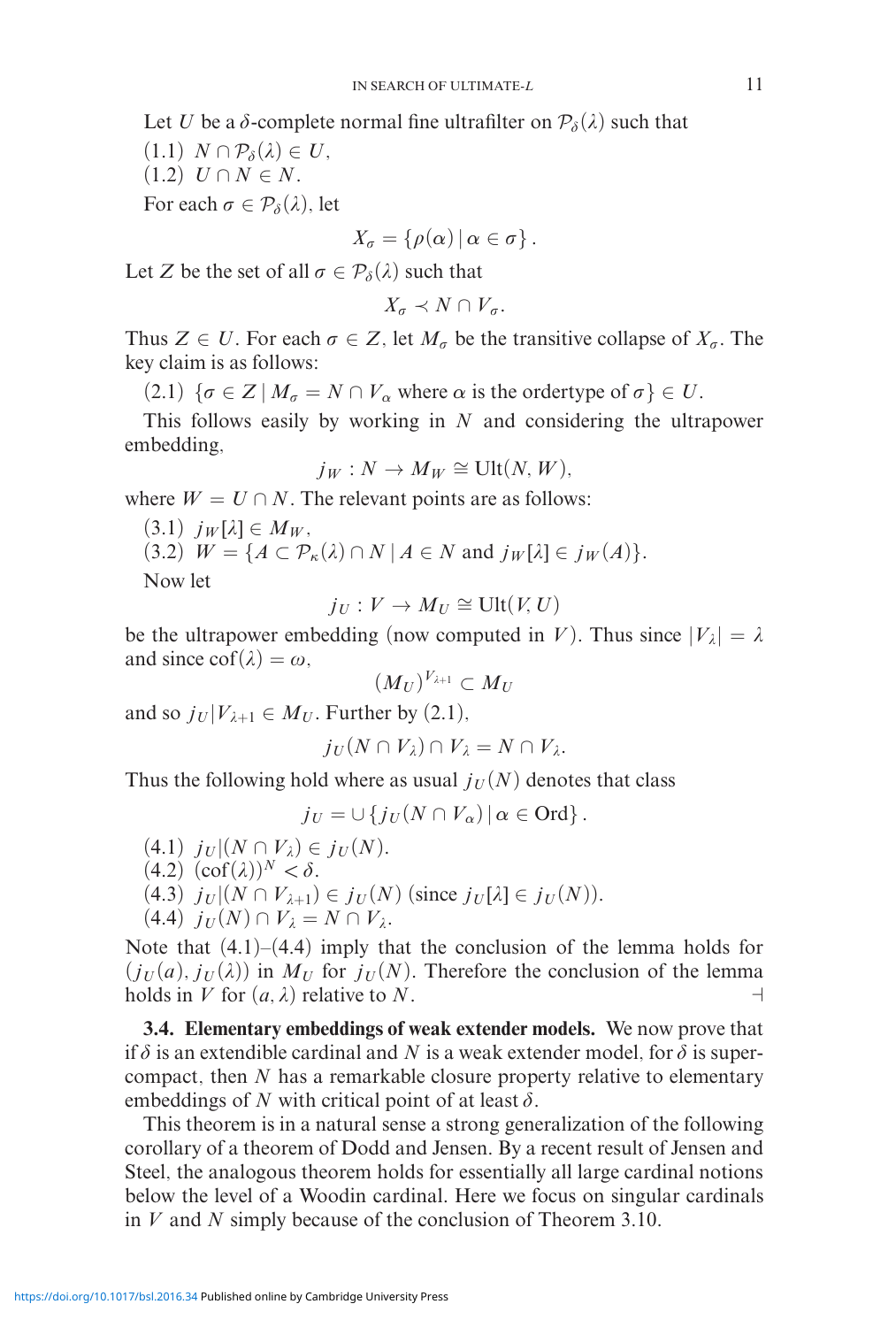Let $U$ be a $\delta$-complete normal fine ultrafilter on $\mathcal{P}_\delta(\lambda)$ such that

(1.1) $N \cap \mathcal{P}_\delta(\lambda) \in U$,
(1.2) $U \cap N \in N$.

For each $\sigma \in \mathcal{P}_\delta(\lambda)$, let

$$X_\sigma = \{\rho(\alpha) \mid \alpha \in \sigma\}.$$

Let $Z$ be the set of all $\sigma \in \mathcal{P}_\delta(\lambda)$ such that

$$X_\sigma \prec N \cap V_\sigma.$$

Thus $Z \in U$. For each $\sigma \in Z$, let $M_\sigma$ be the transitive collapse of $X_\sigma$. The key claim is as follows:

(2.1) $\{\sigma \in Z \mid M_\sigma = N \cap V_\alpha \text{ where } \alpha \text{ is the ordertype of } \sigma\} \in U$.

This follows easily by working in $N$ and considering the ultrapower embedding,

$$j_W : N \to M_W \cong \mathrm{Ult}(N, W),$$

where $W = U \cap N$. The relevant points are as follows:

(3.1) $j_W[\lambda] \in M_W$,
(3.2) $W = \{A \subset \mathcal{P}_\kappa(\lambda) \cap N \mid A \in N \text{ and } j_W[\lambda] \in j_W(A)\}$.

Now let

$$j_U : V \to M_U \cong \mathrm{Ult}(V, U)$$

be the ultrapower embedding (now computed in $V$). Thus since $|V_\lambda| = \lambda$ and since $\mathrm{cof}(\lambda) = \omega$,

$$(M_U)^{V_{\lambda+1}} \subset M_U$$

and so $j_U|V_{\lambda+1} \in M_U$. Further by (2.1),

$$j_U(N \cap V_\lambda) \cap V_\lambda = N \cap V_\lambda.$$

Thus the following hold where as usual $j_U(N)$ denotes that class

$$j_U = \cup \{j_U(N \cap V_\alpha) \mid \alpha \in \mathrm{Ord}\}.$$

(4.1) $j_U|(N \cap V_\lambda) \in j_U(N)$.
(4.2) $(\mathrm{cof}(\lambda))^N < \delta$.
(4.3) $j_U|(N \cap V_{\lambda+1}) \in j_U(N)$ (since $j_U[\lambda] \in j_U(N)$).
(4.4) $j_U(N) \cap V_\lambda = N \cap V_\lambda$.

Note that (4.1)–(4.4) imply that the conclusion of the lemma holds for $(j_U(a), j_U(\lambda))$ in $M_U$ for $j_U(N)$. Therefore the conclusion of the lemma holds in $V$ for $(a, \lambda)$ relative to $N$. ⊣

**3.4. Elementary embeddings of weak extender models.** We now prove that if $\delta$ is an extendible cardinal and $N$ is a weak extender model, for $\delta$ is supercompact, then $N$ has a remarkable closure property relative to elementary embeddings of $N$ with critical point of at least $\delta$.

This theorem is in a natural sense a strong generalization of the following corollary of a theorem of Dodd and Jensen. By a recent result of Jensen and Steel, the analogous theorem holds for essentially all large cardinal notions below the level of a Woodin cardinal. Here we focus on singular cardinals in $V$ and $N$ simply because of the conclusion of Theorem 3.10.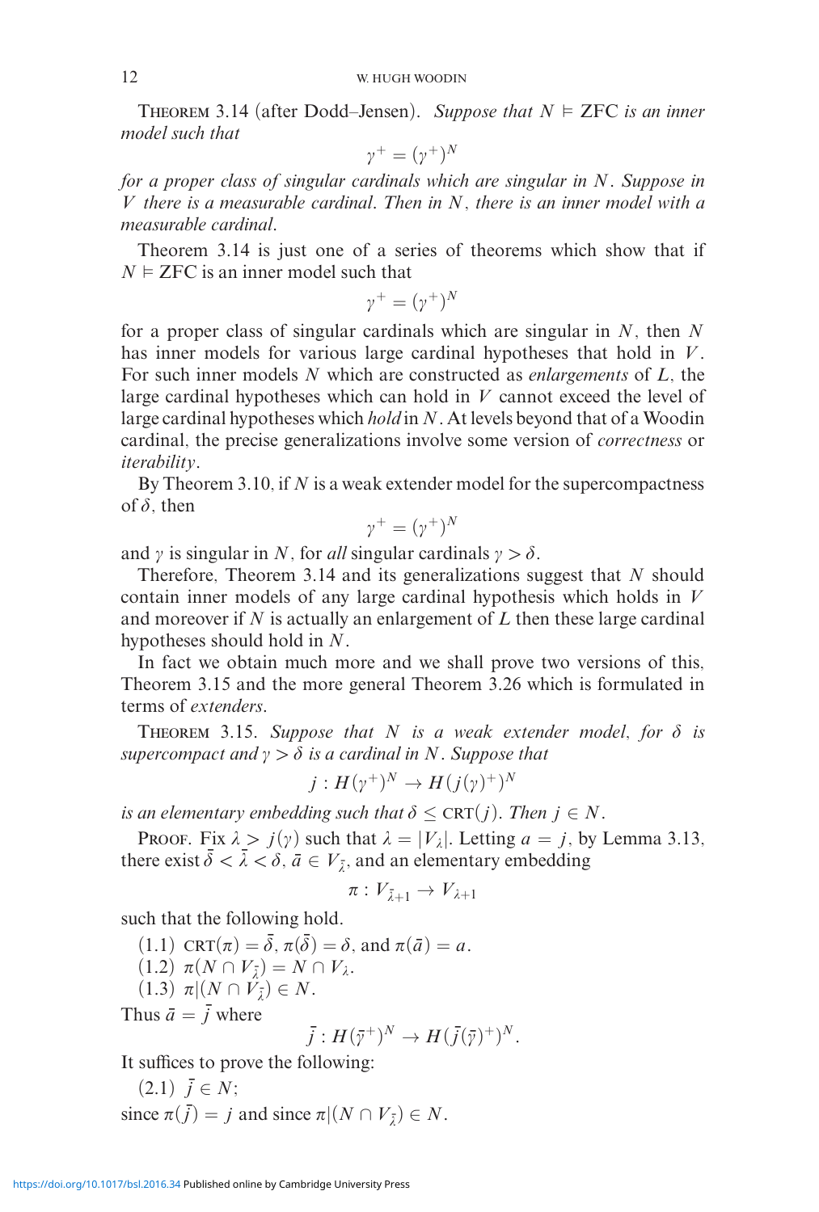THEOREM 3.14 (after Dodd–Jensen). *Suppose that $N \vDash \mathrm{ZFC}$ is an inner model such that*

$$\gamma^+ = (\gamma^+)^N$$

*for a proper class of singular cardinals which are singular in $N$. Suppose in $V$ there is a measurable cardinal. Then in $N$, there is an inner model with a measurable cardinal.*

Theorem 3.14 is just one of a series of theorems which show that if $N \vDash \mathrm{ZFC}$ is an inner model such that

$$\gamma^+ = (\gamma^+)^N$$

for a proper class of singular cardinals which are singular in $N$, then $N$ has inner models for various large cardinal hypotheses that hold in $V$. For such inner models $N$ which are constructed as *enlargements* of $L$, the large cardinal hypotheses which can hold in $V$ cannot exceed the level of large cardinal hypotheses which *hold* in $N$. At levels beyond that of a Woodin cardinal, the precise generalizations involve some version of *correctness* or *iterability*.

By Theorem 3.10, if $N$ is a weak extender model for the supercompactness of $\delta$, then

$$\gamma^+ = (\gamma^+)^N$$

and $\gamma$ is singular in $N$, for *all* singular cardinals $\gamma > \delta$.

Therefore, Theorem 3.14 and its generalizations suggest that $N$ should contain inner models of any large cardinal hypothesis which holds in $V$ and moreover if $N$ is actually an enlargement of $L$ then these large cardinal hypotheses should hold in $N$.

In fact we obtain much more and we shall prove two versions of this, Theorem 3.15 and the more general Theorem 3.26 which is formulated in terms of *extenders*.

THEOREM 3.15. *Suppose that $N$ is a weak extender model, for $\delta$ is supercompact and $\gamma > \delta$ is a cardinal in $N$. Suppose that*

$$j : H(\gamma^+)^N \to H(j(\gamma)^+)^N$$

*is an elementary embedding such that $\delta \leq \mathrm{CRT}(j)$. Then $j \in N$.*

PROOF. Fix $\lambda > j(\gamma)$ such that $\lambda = |V_\lambda|$. Letting $a = j$, by Lemma 3.13, there exist $\bar{\delta} < \bar{\lambda} < \delta$, $\bar{a} \in V_{\bar{\lambda}}$, and an elementary embedding

$$\pi : V_{\bar{\lambda}+1} \to V_{\lambda+1}$$

such that the following hold.

(1.1) $\mathrm{CRT}(\pi) = \bar{\delta}$, $\pi(\bar{\delta}) = \delta$, and $\pi(\bar{a}) = a$.

(1.2) $\pi(N \cap V_{\bar{\lambda}}) = N \cap V_\lambda$.

(1.3) $\pi|(N \cap V_{\bar{\lambda}}) \in N$.

Thus $\bar{a} = \bar{j}$ where

$$\bar{j} : H(\bar{\gamma}^+)^N \to H(\bar{j}(\bar{\gamma})^+)^N.$$

It suffices to prove the following:

(2.1) $\bar{j} \in N$;

since $\pi(\bar{j}) = j$ and since $\pi|(N \cap V_{\bar{\lambda}}) \in N$.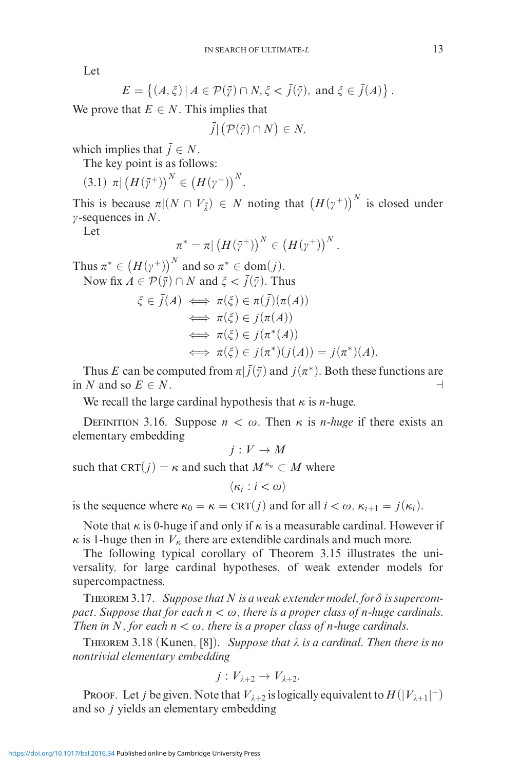Let

$$E = \left\{ (A, \xi) \mid A \in \mathcal{P}(\bar{\gamma}) \cap N, \xi < \bar{j}(\bar{\gamma}), \text{ and } \xi \in \bar{j}(A) \right\}.$$

We prove that $E \in N$. This implies that

$$\bar{j} | \left( \mathcal{P}(\bar{\gamma}) \cap N \right) \in N,$$

which implies that $\bar{j} \in N$.

The key point is as follows:

(3.1) $\pi | \left( H(\bar{\gamma}^+) \right)^N \in \left( H(\gamma^+) \right)^N.$

This is because $\pi | (N \cap V_{\bar{\lambda}}) \in N$ noting that $\left( H(\gamma^+) \right)^N$ is closed under $\gamma$-sequences in $N$.

Let

$$\pi^* = \pi | \left( H(\bar{\gamma}^+) \right)^N \in \left( H(\gamma^+) \right)^N.$$

Thus $\pi^* \in \left( H(\gamma^+) \right)^N$ and so $\pi^* \in \operatorname{dom}(j)$.

Now fix $A \in \mathcal{P}(\bar{\gamma}) \cap N$ and $\xi < \bar{j}(\bar{\gamma})$. Thus

$$\begin{aligned}
\xi \in \bar{j}(A) &\iff \pi(\xi) \in \pi(\bar{j})(\pi(A)) \\
&\iff \pi(\xi) \in j(\pi(A)) \\
&\iff \pi(\xi) \in j(\pi^*(A)) \\
&\iff \pi(\xi) \in j(\pi^*)(j(A)) = j(\pi^*)(A).
\end{aligned}$$

Thus $E$ can be computed from $\pi | \bar{j}(\bar{\gamma})$ and $j(\pi^*)$. Both these functions are in $N$ and so $E \in N$. ⊣

We recall the large cardinal hypothesis that $\kappa$ is $n$-huge.

Definition 3.16. Suppose $n < \omega$. Then $\kappa$ is *$n$-huge* if there exists an elementary embedding

$$j : V \to M$$

such that $\operatorname{CRT}(j) = \kappa$ and such that $M^{\kappa_n} \subset M$ where

$$\langle \kappa_i : i < \omega \rangle$$

is the sequence where $\kappa_0 = \kappa = \operatorname{CRT}(j)$ and for all $i < \omega$, $\kappa_{i+1} = j(\kappa_i)$.

Note that $\kappa$ is 0-huge if and only if $\kappa$ is a measurable cardinal. However if $\kappa$ is 1-huge then in $V_\kappa$ there are extendible cardinals and much more.

The following typical corollary of Theorem 3.15 illustrates the universality, for large cardinal hypotheses, of weak extender models for supercompactness.

Theorem 3.17. *Suppose that $N$ is a weak extender model, for $\delta$ is supercompact. Suppose that for each $n < \omega$, there is a proper class of $n$-huge cardinals. Then in $N$, for each $n < \omega$, there is a proper class of $n$-huge cardinals.*

Theorem 3.18 (Kunen, [8]). *Suppose that $\lambda$ is a cardinal. Then there is no nontrivial elementary embedding*

$$j : V_{\lambda+2} \to V_{\lambda+2}.$$

Proof. Let $j$ be given. Note that $V_{\lambda+2}$ is logically equivalent to $H(|V_{\lambda+1}|^+)$ and so $j$ yields an elementary embedding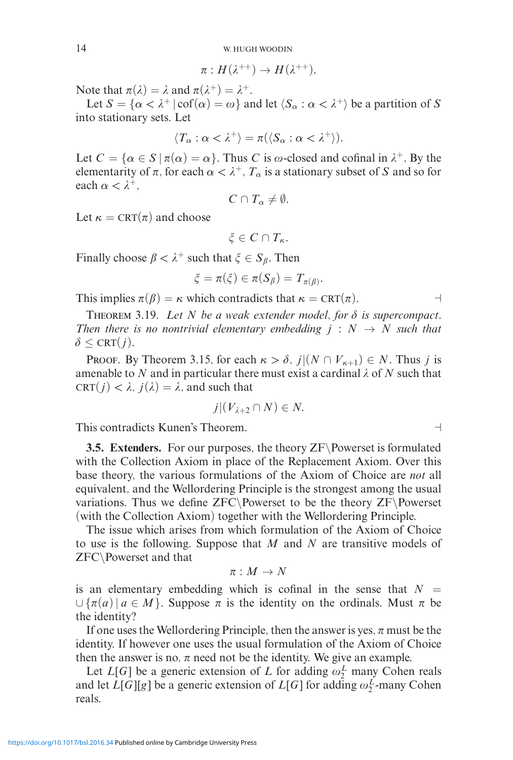$$\pi : H(\lambda^{++}) \to H(\lambda^{++}).$$

Note that $\pi(\lambda) = \lambda$ and $\pi(\lambda^+) = \lambda^+$.

Let $S = \{\alpha < \lambda^+ \mid \text{cof}(\alpha) = \omega\}$ and let $\langle S_\alpha : \alpha < \lambda^+\rangle$ be a partition of $S$ into stationary sets. Let

$$\langle T_\alpha : \alpha < \lambda^+\rangle = \pi(\langle S_\alpha : \alpha < \lambda^+\rangle).$$

Let $C = \{\alpha \in S \mid \pi(\alpha) = \alpha\}$. Thus $C$ is $\omega$-closed and cofinal in $\lambda^+$. By the elementarity of $\pi$, for each $\alpha < \lambda^+$, $T_\alpha$ is a stationary subset of $S$ and so for each $\alpha < \lambda^+$,

$$C \cap T_\alpha \neq \emptyset.$$

Let $\kappa = \text{CRT}(\pi)$ and choose

$$\xi \in C \cap T_\kappa.$$

Finally choose $\beta < \lambda^+$ such that $\xi \in S_\beta$. Then

$$\xi = \pi(\xi) \in \pi(S_\beta) = T_{\pi(\beta)}.$$

This implies $\pi(\beta) = \kappa$ which contradicts that $\kappa = \text{CRT}(\pi)$. ⊣

Theorem 3.19. *Let $N$ be a weak extender model, for $\delta$ is supercompact. Then there is no nontrivial elementary embedding $j : N \to N$ such that $\delta \leq \text{CRT}(j)$.*

Proof. By Theorem 3.15, for each $\kappa > \delta$, $j|(N \cap V_{\kappa+1}) \in N$. Thus $j$ is amenable to $N$ and in particular there must exist a cardinal $\lambda$ of $N$ such that $\text{CRT}(j) < \lambda$, $j(\lambda) = \lambda$, and such that

$$j|(V_{\lambda+2} \cap N) \in N.$$

This contradicts Kunen's Theorem. ⊣

**3.5. Extenders.** For our purposes, the theory ZF\Powerset is formulated with the Collection Axiom in place of the Replacement Axiom. Over this base theory, the various formulations of the Axiom of Choice are *not* all equivalent, and the Wellordering Principle is the strongest among the usual variations. Thus we define ZFC\Powerset to be the theory ZF\Powerset (with the Collection Axiom) together with the Wellordering Principle.

The issue which arises from which formulation of the Axiom of Choice to use is the following. Suppose that $M$ and $N$ are transitive models of ZFC\Powerset and that

$$\pi : M \to N$$

is an elementary embedding which is cofinal in the sense that $N = \cup\{\pi(a) \mid a \in M\}$. Suppose $\pi$ is the identity on the ordinals. Must $\pi$ be the identity?

If one uses the Wellordering Principle, then the answer is yes, $\pi$ must be the identity. If however one uses the usual formulation of the Axiom of Choice then the answer is no, $\pi$ need not be the identity. We give an example.

Let $L[G]$ be a generic extension of $L$ for adding $\omega_2^L$ many Cohen reals and let $L[G][g]$ be a generic extension of $L[G]$ for adding $\omega_2^L$-many Cohen reals.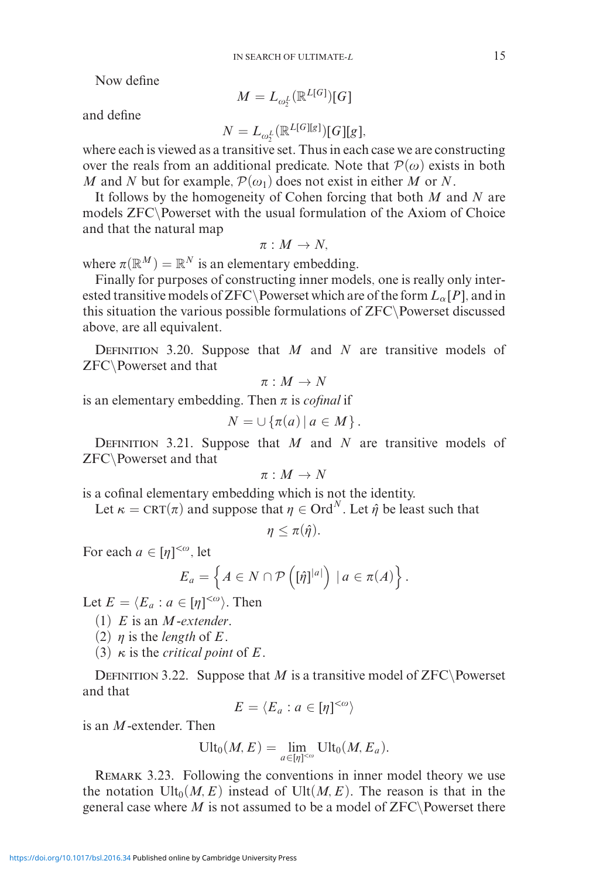Now define

$$M = L_{\omega_2^L}(\mathbb{R}^{L[G]})[G]$$

and define

$$N = L_{\omega_2^L}(\mathbb{R}^{L[G][g]})[G][g],$$

where each is viewed as a transitive set. Thus in each case we are constructing over the reals from an additional predicate. Note that $\mathcal{P}(\omega)$ exists in both $M$ and $N$ but for example, $\mathcal{P}(\omega_1)$ does not exist in either $M$ or $N$.

It follows by the homogeneity of Cohen forcing that both $M$ and $N$ are models ZFC\Powerset with the usual formulation of the Axiom of Choice and that the natural map

$$\pi : M \to N,$$

where $\pi(\mathbb{R}^M) = \mathbb{R}^N$ is an elementary embedding.

Finally for purposes of constructing inner models, one is really only interested transitive models of ZFC\Powerset which are of the form $L_\alpha[P]$, and in this situation the various possible formulations of ZFC\Powerset discussed above, are all equivalent.

Definition 3.20. Suppose that $M$ and $N$ are transitive models of ZFC\Powerset and that

$$\pi : M \to N$$

is an elementary embedding. Then $\pi$ is *cofinal* if

$$N = \cup \{\pi(a) \mid a \in M\}.$$

Definition 3.21. Suppose that $M$ and $N$ are transitive models of ZFC\Powerset and that

$$\pi : M \to N$$

is a cofinal elementary embedding which is not the identity.

Let $\kappa = \text{CRT}(\pi)$ and suppose that $\eta \in \text{Ord}^N$. Let $\hat{\eta}$ be least such that

$$\eta \leq \pi(\hat{\eta}).$$

For each $a \in [\eta]^{<\omega}$, let

$$E_a = \left\{ A \in N \cap \mathcal{P}\left([\hat{\eta}]^{|a|}\right) \mid a \in \pi(A) \right\}.$$

Let $E = \langle E_a : a \in [\eta]^{<\omega} \rangle$. Then

(1) $E$ is an *$M$-extender*.

(2) $\eta$ is the *length* of $E$.

(3) $\kappa$ is the *critical point* of $E$.

Definition 3.22. Suppose that $M$ is a transitive model of ZFC\Powerset and that

$$E = \langle E_a : a \in [\eta]^{<\omega} \rangle$$

is an $M$-extender. Then

$$\text{Ult}_0(M, E) = \lim_{a \in [\eta]^{<\omega}} \text{Ult}_0(M, E_a).$$

Remark 3.23. Following the conventions in inner model theory we use the notation $\text{Ult}_0(M, E)$ instead of $\text{Ult}(M, E)$. The reason is that in the general case where $M$ is not assumed to be a model of ZFC\Powerset there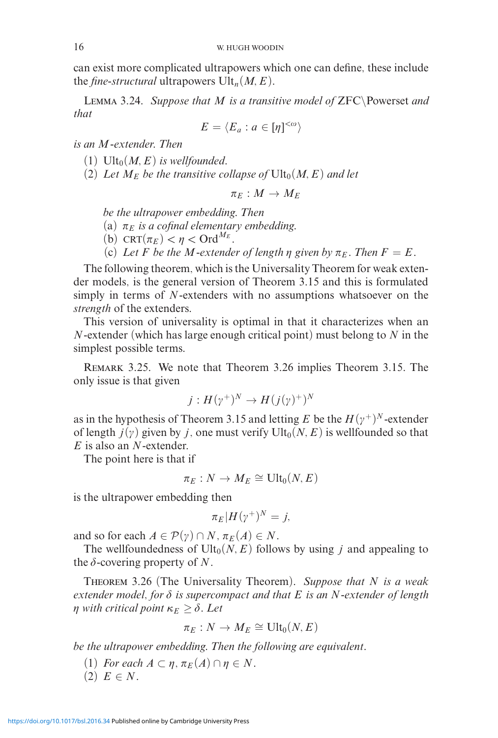can exist more complicated ultrapowers which one can define, these include the *fine-structural* ultrapowers $\mathrm{Ult}_n(M, E)$.

Lemma 3.24. *Suppose that $M$ is a transitive model of* ZFC\Powerset *and that*

$$E = \langle E_a : a \in [\eta]^{<\omega} \rangle$$

*is an $M$-extender. Then*

(1) $\mathrm{Ult}_0(M, E)$ *is wellfounded.*

(2) *Let $M_E$ be the transitive collapse of* $\mathrm{Ult}_0(M, E)$ *and let*

$$\pi_E : M \to M_E$$

*be the ultrapower embedding. Then*

(a) *$\pi_E$ is a cofinal elementary embedding.*

(b) $\mathrm{CRT}(\pi_E) < \eta < \mathrm{Ord}^{M_E}$.

(c) *Let $F$ be the $M$-extender of length $\eta$ given by $\pi_E$. Then $F = E$.*

The following theorem, which is the Universality Theorem for weak extender models, is the general version of Theorem 3.15 and this is formulated simply in terms of $N$-extenders with no assumptions whatsoever on the *strength* of the extenders.

This version of universality is optimal in that it characterizes when an $N$-extender (which has large enough critical point) must belong to $N$ in the simplest possible terms.

Remark 3.25. We note that Theorem 3.26 implies Theorem 3.15. The only issue is that given

$$j : H(\gamma^+)^N \to H(j(\gamma)^+)^N$$

as in the hypothesis of Theorem 3.15 and letting $E$ be the $H(\gamma^+)^N$-extender of length $j(\gamma)$ given by $j$, one must verify $\mathrm{Ult}_0(N, E)$ is wellfounded so that $E$ is also an $N$-extender.

The point here is that if

$$\pi_E : N \to M_E \cong \mathrm{Ult}_0(N, E)$$

is the ultrapower embedding then

$$\pi_E | H(\gamma^+)^N = j,$$

and so for each $A \in \mathcal{P}(\gamma) \cap N$, $\pi_E(A) \in N$.

The wellfoundedness of $\mathrm{Ult}_0(N, E)$ follows by using $j$ and appealing to the $\delta$-covering property of $N$.

Theorem 3.26 (The Universality Theorem). *Suppose that $N$ is a weak extender model, for $\delta$ is supercompact and that $E$ is an $N$-extender of length $\eta$ with critical point $\kappa_E \geq \delta$. Let*

$$\pi_E : N \to M_E \cong \mathrm{Ult}_0(N, E)$$

*be the ultrapower embedding. Then the following are equivalent.*

(1) *For each $A \subset \eta$, $\pi_E(A) \cap \eta \in N$.*

(2) $E \in N$.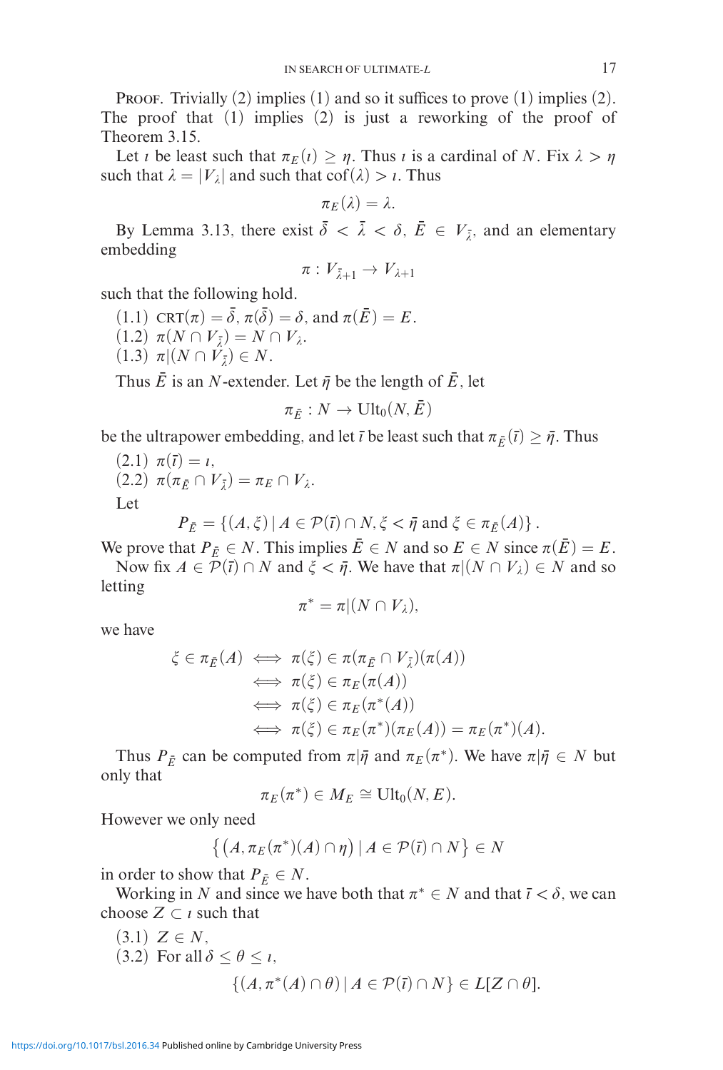PROOF. Trivially (2) implies (1) and so it suffices to prove (1) implies (2). The proof that (1) implies (2) is just a reworking of the proof of Theorem 3.15.

Let $\iota$ be least such that $\pi_E(\iota) \geq \eta$. Thus $\iota$ is a cardinal of $N$. Fix $\lambda > \eta$ such that $\lambda = |V_\lambda|$ and such that $\mathrm{cof}(\lambda) > \iota$. Thus

$$\pi_E(\lambda) = \lambda.$$

By Lemma 3.13, there exist $\bar{\delta} < \bar{\lambda} < \delta$, $\bar{E} \in V_{\bar{\lambda}}$, and an elementary embedding

$$\pi : V_{\bar{\lambda}+1} \to V_{\lambda+1}$$

such that the following hold.

(1.1) $\mathrm{CRT}(\pi) = \bar{\delta}$, $\pi(\bar{\delta}) = \delta$, and $\pi(\bar{E}) = E$.
(1.2) $\pi(N \cap V_{\bar{\lambda}}) = N \cap V_\lambda$.
(1.3) $\pi|(N \cap V_{\bar{\lambda}}) \in N$.

Thus $\bar{E}$ is an $N$-extender. Let $\bar{\eta}$ be the length of $\bar{E}$, let

$$\pi_{\bar{E}} : N \to \mathrm{Ult}_0(N, \bar{E})$$

be the ultrapower embedding, and let $\bar{\iota}$ be least such that $\pi_{\bar{E}}(\bar{\iota}) \geq \bar{\eta}$. Thus

(2.1) $\pi(\bar{\iota}) = \iota$,
(2.2) $\pi(\pi_{\bar{E}} \cap V_{\bar{\lambda}}) = \pi_E \cap V_\lambda$.

Let

$$P_{\bar{E}} = \{(A, \xi) \mid A \in \mathcal{P}(\bar{\iota}) \cap N, \xi < \bar{\eta} \text{ and } \xi \in \pi_{\bar{E}}(A)\}.$$

We prove that $P_{\bar{E}} \in N$. This implies $\bar{E} \in N$ and so $E \in N$ since $\pi(\bar{E}) = E$.

Now fix $A \in \mathcal{P}(\bar{\iota}) \cap N$ and $\xi < \bar{\eta}$. We have that $\pi|(N \cap V_\lambda) \in N$ and so letting

$$\pi^* = \pi|(N \cap V_\lambda),$$

we have

$$\begin{aligned}
\xi \in \pi_{\bar{E}}(A) &\iff \pi(\xi) \in \pi(\pi_{\bar{E}} \cap V_{\bar{\lambda}})(\pi(A)) \\
&\iff \pi(\xi) \in \pi_E(\pi(A)) \\
&\iff \pi(\xi) \in \pi_E(\pi^*(A)) \\
&\iff \pi(\xi) \in \pi_E(\pi^*)(\pi_E(A)) = \pi_E(\pi^*)(A).
\end{aligned}$$

Thus $P_{\bar{E}}$ can be computed from $\pi|\bar{\eta}$ and $\pi_E(\pi^*)$. We have $\pi|\bar{\eta} \in N$ but only that

$$\pi_E(\pi^*) \in M_E \cong \mathrm{Ult}_0(N, E).$$

However we only need

$$\left\{ \left(A, \pi_E(\pi^*)(A) \cap \eta\right) \mid A \in \mathcal{P}(\bar{\iota}) \cap N \right\} \in N$$

in order to show that $P_{\bar{E}} \in N$.

Working in $N$ and since we have both that $\pi^* \in N$ and that $\bar{\iota} < \delta$, we can choose $Z \subset \iota$ such that

(3.1) $Z \in N$,
(3.2) For all $\delta \leq \theta \leq \iota$,

$$\{(A, \pi^*(A) \cap \theta) \mid A \in \mathcal{P}(\bar{\iota}) \cap N\} \in L[Z \cap \theta].$$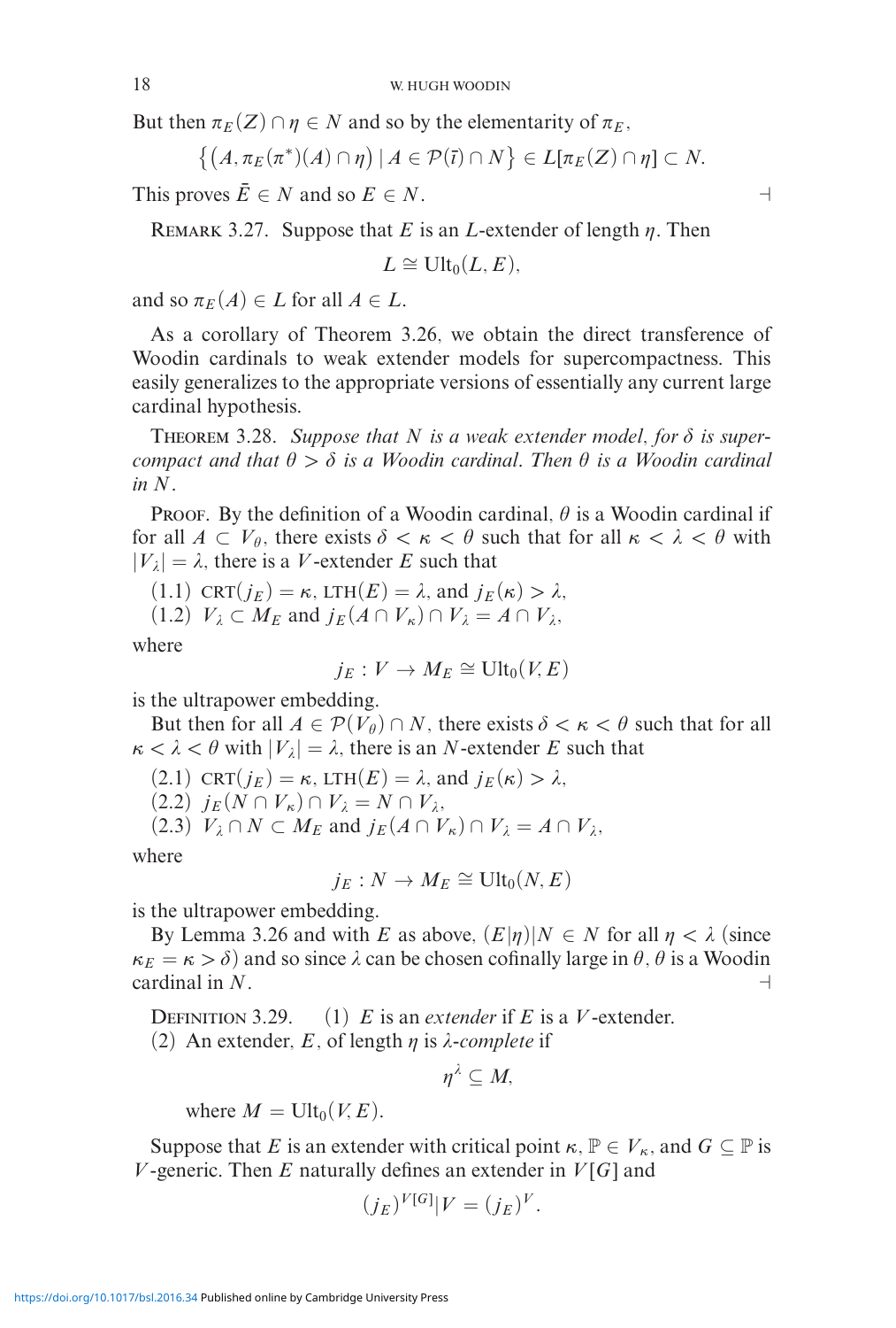But then $\pi_E(Z) \cap \eta \in N$ and so by the elementarity of $\pi_E$,

$$\{(A, \pi_E(\pi^*)(A) \cap \eta) \mid A \in \mathcal{P}(\bar{\iota}) \cap N\} \in L[\pi_E(Z) \cap \eta] \subset N.$$

This proves $\bar{E} \in N$ and so $E \in N$. ⊣

Remark 3.27. Suppose that $E$ is an $L$-extender of length $\eta$. Then

$$L \cong \mathrm{Ult}_0(L, E),$$

and so $\pi_E(A) \in L$ for all $A \in L$.

As a corollary of Theorem 3.26, we obtain the direct transference of Woodin cardinals to weak extender models for supercompactness. This easily generalizes to the appropriate versions of essentially any current large cardinal hypothesis.

Theorem 3.28. *Suppose that $N$ is a weak extender model, for $\delta$ is supercompact and that $\theta > \delta$ is a Woodin cardinal. Then $\theta$ is a Woodin cardinal in $N$.*

Proof. By the definition of a Woodin cardinal, $\theta$ is a Woodin cardinal if for all $A \subset V_\theta$, there exists $\delta < \kappa < \theta$ such that for all $\kappa < \lambda < \theta$ with $|V_\lambda| = \lambda$, there is a $V$-extender $E$ such that

(1.1) $\mathrm{CRT}(j_E) = \kappa$, $\mathrm{LTH}(E) = \lambda$, and $j_E(\kappa) > \lambda$,

(1.2) $V_\lambda \subset M_E$ and $j_E(A \cap V_\kappa) \cap V_\lambda = A \cap V_\lambda$,

where

$$j_E : V \to M_E \cong \mathrm{Ult}_0(V, E)$$

is the ultrapower embedding.

But then for all $A \in \mathcal{P}(V_\theta) \cap N$, there exists $\delta < \kappa < \theta$ such that for all $\kappa < \lambda < \theta$ with $|V_\lambda| = \lambda$, there is an $N$-extender $E$ such that

(2.1) $\mathrm{CRT}(j_E) = \kappa$, $\mathrm{LTH}(E) = \lambda$, and $j_E(\kappa) > \lambda$,

(2.2) $j_E(N \cap V_\kappa) \cap V_\lambda = N \cap V_\lambda$,

(2.3) $V_\lambda \cap N \subset M_E$ and $j_E(A \cap V_\kappa) \cap V_\lambda = A \cap V_\lambda$,

where

$$j_E : N \to M_E \cong \mathrm{Ult}_0(N, E)$$

is the ultrapower embedding.

By Lemma 3.26 and with $E$ as above, $(E|\eta)|N \in N$ for all $\eta < \lambda$ (since $\kappa_E = \kappa > \delta$) and so since $\lambda$ can be chosen cofinally large in $\theta$, $\theta$ is a Woodin cardinal in $N$. ⊣

Definition 3.29. (1) $E$ is an *extender* if $E$ is a $V$-extender.

(2) An extender, $E$, of length $\eta$ is *$\lambda$-complete* if

$$\eta^\lambda \subseteq M,$$

where $M = \mathrm{Ult}_0(V, E)$.

Suppose that $E$ is an extender with critical point $\kappa$, $\mathbb{P} \in V_\kappa$, and $G \subseteq \mathbb{P}$ is $V$-generic. Then $E$ naturally defines an extender in $V[G]$ and

$$(j_E)^{V[G]}|V = (j_E)^V.$$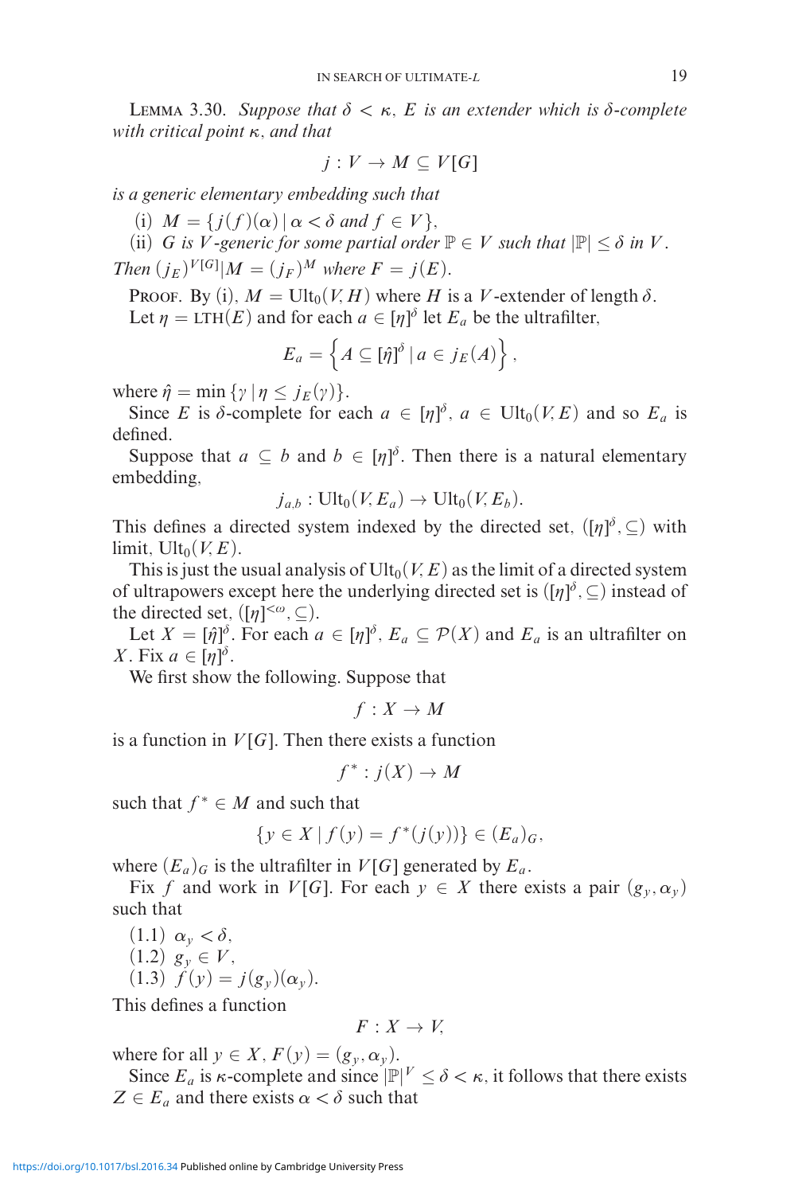Lemma 3.30. *Suppose that $\delta < \kappa$, $E$ is an extender which is $\delta$-complete with critical point $\kappa$, and that*

$$j : V \to M \subseteq V[G]$$

*is a generic elementary embedding such that*

(i) $M = \{j(f)(\alpha) \mid \alpha < \delta \text{ and } f \in V\}$,

(ii) *$G$ is $V$-generic for some partial order $\mathbb{P} \in V$ such that $|\mathbb{P}| \leq \delta$ in $V$.*

*Then $(j_E)^{V[G]}|M = (j_F)^M$ where $F = j(E)$.*

Proof. By (i), $M = \mathrm{Ult}_0(V, H)$ where $H$ is a $V$-extender of length $\delta$.

Let $\eta = \mathrm{LTH}(E)$ and for each $a \in [\eta]^\delta$ let $E_a$ be the ultrafilter,

$$E_a = \left\{ A \subseteq [\hat{\eta}]^\delta \mid a \in j_E(A) \right\},$$

where $\hat{\eta} = \min \{\gamma \mid \eta \leq j_E(\gamma)\}$.

Since $E$ is $\delta$-complete for each $a \in [\eta]^\delta$, $a \in \mathrm{Ult}_0(V, E)$ and so $E_a$ is defined.

Suppose that $a \subseteq b$ and $b \in [\eta]^\delta$. Then there is a natural elementary embedding,

$$j_{a,b} : \mathrm{Ult}_0(V, E_a) \to \mathrm{Ult}_0(V, E_b).$$

This defines a directed system indexed by the directed set, $([\eta]^\delta, \subseteq)$ with limit, $\mathrm{Ult}_0(V, E)$.

This is just the usual analysis of $\mathrm{Ult}_0(V, E)$ as the limit of a directed system of ultrapowers except here the underlying directed set is $([\eta]^\delta, \subseteq)$ instead of the directed set, $([\eta]^{<\omega}, \subseteq)$.

Let $X = [\hat{\eta}]^\delta$. For each $a \in [\eta]^\delta$, $E_a \subseteq \mathcal{P}(X)$ and $E_a$ is an ultrafilter on $X$. Fix $a \in [\eta]^\delta$.

We first show the following. Suppose that

$$f : X \to M$$

is a function in $V[G]$. Then there exists a function

$$f^* : j(X) \to M$$

such that $f^* \in M$ and such that

$$\{y \in X \mid f(y) = f^*(j(y))\} \in (E_a)_G,$$

where $(E_a)_G$ is the ultrafilter in $V[G]$ generated by $E_a$.

Fix $f$ and work in $V[G]$. For each $y \in X$ there exists a pair $(g_y, \alpha_y)$ such that

(1.1) $\alpha_y < \delta$,

(1.2) $g_y \in V$,

(1.3) $f(y) = j(g_y)(\alpha_y)$.

This defines a function

$$F : X \to V,$$

where for all $y \in X$, $F(y) = (g_y, \alpha_y)$.

Since $E_a$ is $\kappa$-complete and since $|\mathbb{P}|^V \leq \delta < \kappa$, it follows that there exists $Z \in E_a$ and there exists $\alpha < \delta$ such that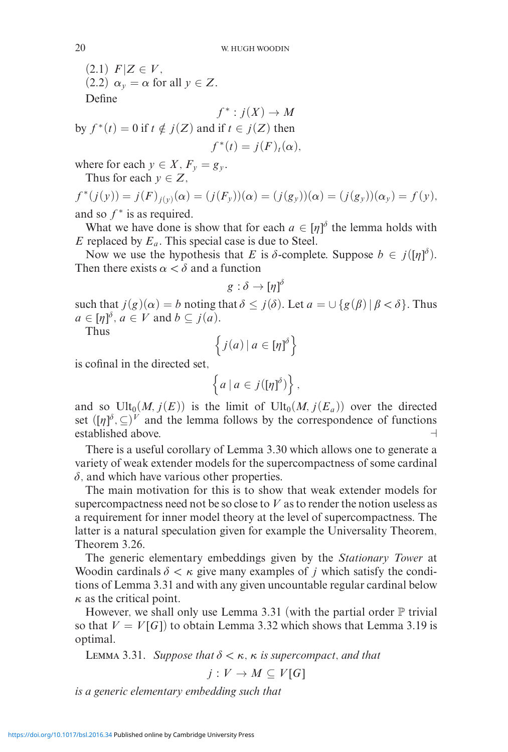(2.1) $F|Z \in V$,

(2.2) $\alpha_y = \alpha$ for all $y \in Z$.

Define

$$f^* : j(X) \to M$$

by $f^*(t) = 0$ if $t \notin j(Z)$ and if $t \in j(Z)$ then

$$f^*(t) = j(F)_t(\alpha),$$

where for each $y \in X$, $F_y = g_y$.

Thus for each $y \in Z$,

$$f^*(j(y)) = j(F)_{j(y)}(\alpha) = (j(F_y))(\alpha) = (j(g_y))(\alpha) = (j(g_y))(\alpha_y) = f(y),$$

and so $f^*$ is as required.

What we have done is show that for each $a \in [\eta]^\delta$ the lemma holds with $E$ replaced by $E_a$. This special case is due to Steel.

Now we use the hypothesis that $E$ is $\delta$-complete. Suppose $b \in j([\eta]^\delta)$. Then there exists $\alpha < \delta$ and a function

$$g : \delta \to [\eta]^\delta$$

such that $j(g)(\alpha) = b$ noting that $\delta \leq j(\delta)$. Let $a = \cup\{g(\beta) \mid \beta < \delta\}$. Thus $a \in [\eta]^\delta$, $a \in V$ and $b \subseteq j(a)$.

Thus

$$\left\{ j(a) \mid a \in [\eta]^\delta \right\}$$

is cofinal in the directed set,

$$\left\{ a \mid a \in j([\eta]^\delta) \right\},$$

and so $\mathrm{Ult}_0(M, j(E))$ is the limit of $\mathrm{Ult}_0(M, j(E_a))$ over the directed set $([\eta]^\delta, \subseteq)^V$ and the lemma follows by the correspondence of functions established above. ⊣

There is a useful corollary of Lemma 3.30 which allows one to generate a variety of weak extender models for the supercompactness of some cardinal $\delta$, and which have various other properties.

The main motivation for this is to show that weak extender models for supercompactness need not be so close to $V$ as to render the notion useless as a requirement for inner model theory at the level of supercompactness. The latter is a natural speculation given for example the Universality Theorem, Theorem 3.26.

The generic elementary embeddings given by the *Stationary Tower* at Woodin cardinals $\delta < \kappa$ give many examples of $j$ which satisfy the conditions of Lemma 3.31 and with any given uncountable regular cardinal below $\kappa$ as the critical point.

However, we shall only use Lemma 3.31 (with the partial order $\mathbb{P}$ trivial so that $V = V[G]$) to obtain Lemma 3.32 which shows that Lemma 3.19 is optimal.

LEMMA 3.31. *Suppose that $\delta < \kappa$, $\kappa$ is supercompact, and that*

$$j : V \to M \subseteq V[G]$$

*is a generic elementary embedding such that*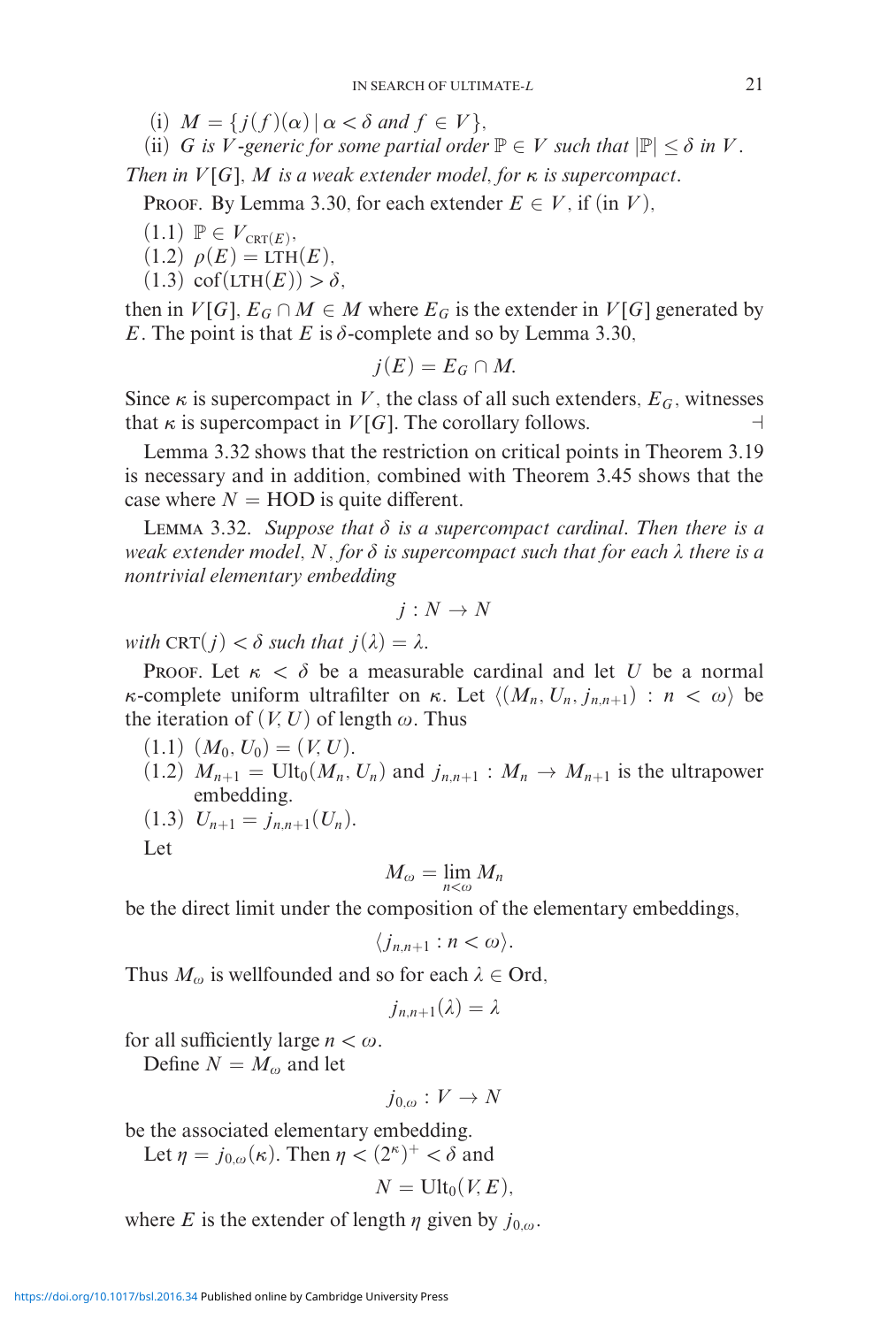(i) $M = \{j(f)(\alpha) \mid \alpha < \delta \text{ and } f \in V\}$,

(ii) $G$ is $V$-generic for some partial order $\mathbb{P} \in V$ such that $|\mathbb{P}| \leq \delta$ in $V$.

*Then in $V[G]$, $M$ is a weak extender model, for $\kappa$ is supercompact.*

Proof. By Lemma 3.30, for each extender $E \in V$, if (in $V$),

(1.1) $\mathbb{P} \in V_{\text{CRT}(E)}$,

(1.2) $\rho(E) = \text{LTH}(E)$,

(1.3) $\text{cof}(\text{LTH}(E)) > \delta$,

then in $V[G]$, $E_G \cap M \in M$ where $E_G$ is the extender in $V[G]$ generated by $E$. The point is that $E$ is $\delta$-complete and so by Lemma 3.30,

$$j(E) = E_G \cap M.$$

Since $\kappa$ is supercompact in $V$, the class of all such extenders, $E_G$, witnesses that $\kappa$ is supercompact in $V[G]$. The corollary follows. ⊣

Lemma 3.32 shows that the restriction on critical points in Theorem 3.19 is necessary and in addition, combined with Theorem 3.45 shows that the case where $N = \text{HOD}$ is quite different.

Lemma 3.32. *Suppose that $\delta$ is a supercompact cardinal. Then there is a weak extender model, $N$, for $\delta$ is supercompact such that for each $\lambda$ there is a nontrivial elementary embedding*

$$j : N \to N$$

*with $\text{CRT}(j) < \delta$ such that $j(\lambda) = \lambda$.*

Proof. Let $\kappa < \delta$ be a measurable cardinal and let $U$ be a normal $\kappa$-complete uniform ultrafilter on $\kappa$. Let $\langle (M_n, U_n, j_{n,n+1}) : n < \omega \rangle$ be the iteration of $(V, U)$ of length $\omega$. Thus

(1.1) $(M_0, U_0) = (V, U)$.

(1.2) $M_{n+1} = \text{Ult}_0(M_n, U_n)$ and $j_{n,n+1} : M_n \to M_{n+1}$ is the ultrapower embedding.

(1.3) $U_{n+1} = j_{n,n+1}(U_n)$.

Let

$$M_\omega = \lim_{n<\omega} M_n$$

be the direct limit under the composition of the elementary embeddings,

$$\langle j_{n,n+1} : n < \omega \rangle.$$

Thus $M_\omega$ is wellfounded and so for each $\lambda \in \text{Ord}$,

$$j_{n,n+1}(\lambda) = \lambda$$

for all sufficiently large $n < \omega$.

Define $N = M_\omega$ and let

$$j_{0,\omega} : V \to N$$

be the associated elementary embedding.

Let $\eta = j_{0,\omega}(\kappa)$. Then $\eta < (2^\kappa)^+ < \delta$ and

$$N = \text{Ult}_0(V, E),$$

where $E$ is the extender of length $\eta$ given by $j_{0,\omega}$.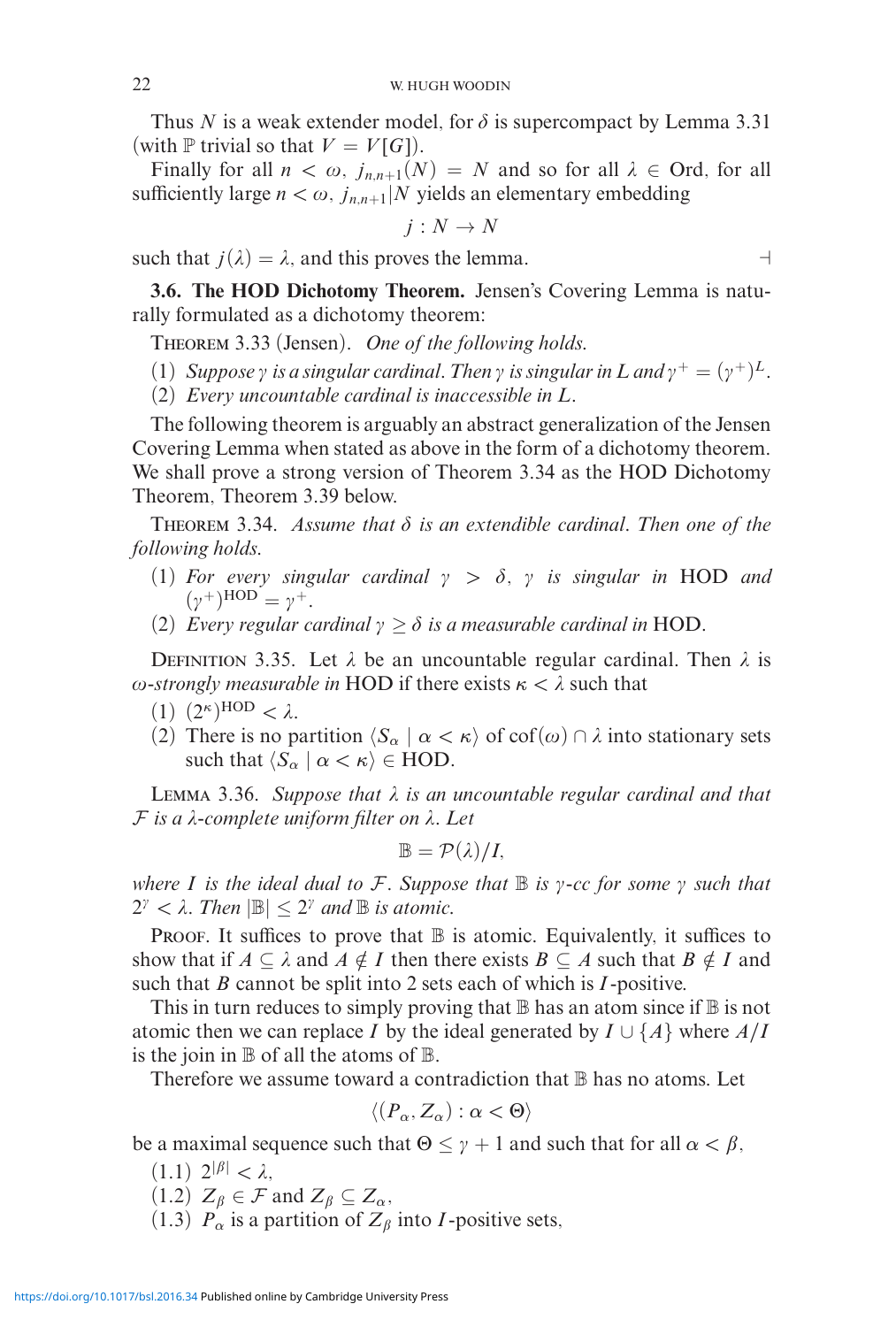Thus $N$ is a weak extender model, for $\delta$ is supercompact by Lemma 3.31 (with $\mathbb{P}$ trivial so that $V = V[G]$).

Finally for all $n < \omega$, $j_{n,n+1}(N) = N$ and so for all $\lambda \in \text{Ord}$, for all sufficiently large $n < \omega$, $j_{n,n+1}|N$ yields an elementary embedding

$$j : N \to N$$

such that $j(\lambda) = \lambda$, and this proves the lemma. ⊣

**3.6. The HOD Dichotomy Theorem.** Jensen's Covering Lemma is naturally formulated as a dichotomy theorem:

THEOREM 3.33 (Jensen). *One of the following holds.*

(1) *Suppose $\gamma$ is a singular cardinal. Then $\gamma$ is singular in $L$ and $\gamma^+ = (\gamma^+)^L$.*
(2) *Every uncountable cardinal is inaccessible in $L$.*

The following theorem is arguably an abstract generalization of the Jensen Covering Lemma when stated as above in the form of a dichotomy theorem. We shall prove a strong version of Theorem 3.34 as the HOD Dichotomy Theorem, Theorem 3.39 below.

THEOREM 3.34. *Assume that $\delta$ is an extendible cardinal. Then one of the following holds.*

(1) *For every singular cardinal $\gamma > \delta$, $\gamma$ is singular in* HOD *and $(\gamma^+)^{\text{HOD}} = \gamma^+$.*
(2) *Every regular cardinal $\gamma \geq \delta$ is a measurable cardinal in* HOD.

DEFINITION 3.35. Let $\lambda$ be an uncountable regular cardinal. Then $\lambda$ is *$\omega$-strongly measurable in* HOD if there exists $\kappa < \lambda$ such that

(1) $(2^\kappa)^{\text{HOD}} < \lambda$.
(2) There is no partition $\langle S_\alpha \mid \alpha < \kappa \rangle$ of $\text{cof}(\omega) \cap \lambda$ into stationary sets such that $\langle S_\alpha \mid \alpha < \kappa \rangle \in \text{HOD}$.

LEMMA 3.36. *Suppose that $\lambda$ is an uncountable regular cardinal and that $\mathcal{F}$ is a $\lambda$-complete uniform filter on $\lambda$. Let*

$$\mathbb{B} = \mathcal{P}(\lambda)/I,$$

*where $I$ is the ideal dual to $\mathcal{F}$. Suppose that $\mathbb{B}$ is $\gamma$-cc for some $\gamma$ such that $2^\gamma < \lambda$. Then $|\mathbb{B}| \leq 2^\gamma$ and $\mathbb{B}$ is atomic.*

PROOF. It suffices to prove that $\mathbb{B}$ is atomic. Equivalently, it suffices to show that if $A \subseteq \lambda$ and $A \notin I$ then there exists $B \subseteq A$ such that $B \notin I$ and such that $B$ cannot be split into 2 sets each of which is $I$-positive.

This in turn reduces to simply proving that $\mathbb{B}$ has an atom since if $\mathbb{B}$ is not atomic then we can replace $I$ by the ideal generated by $I \cup \{A\}$ where $A/I$ is the join in $\mathbb{B}$ of all the atoms of $\mathbb{B}$.

Therefore we assume toward a contradiction that $\mathbb{B}$ has no atoms. Let

$$\langle (P_\alpha, Z_\alpha) : \alpha < \Theta \rangle$$

be a maximal sequence such that $\Theta \leq \gamma + 1$ and such that for all $\alpha < \beta$,

(1.1) $2^{|\beta|} < \lambda$,
(1.2) $Z_\beta \in \mathcal{F}$ and $Z_\beta \subseteq Z_\alpha$,
(1.3) $P_\alpha$ is a partition of $Z_\beta$ into $I$-positive sets,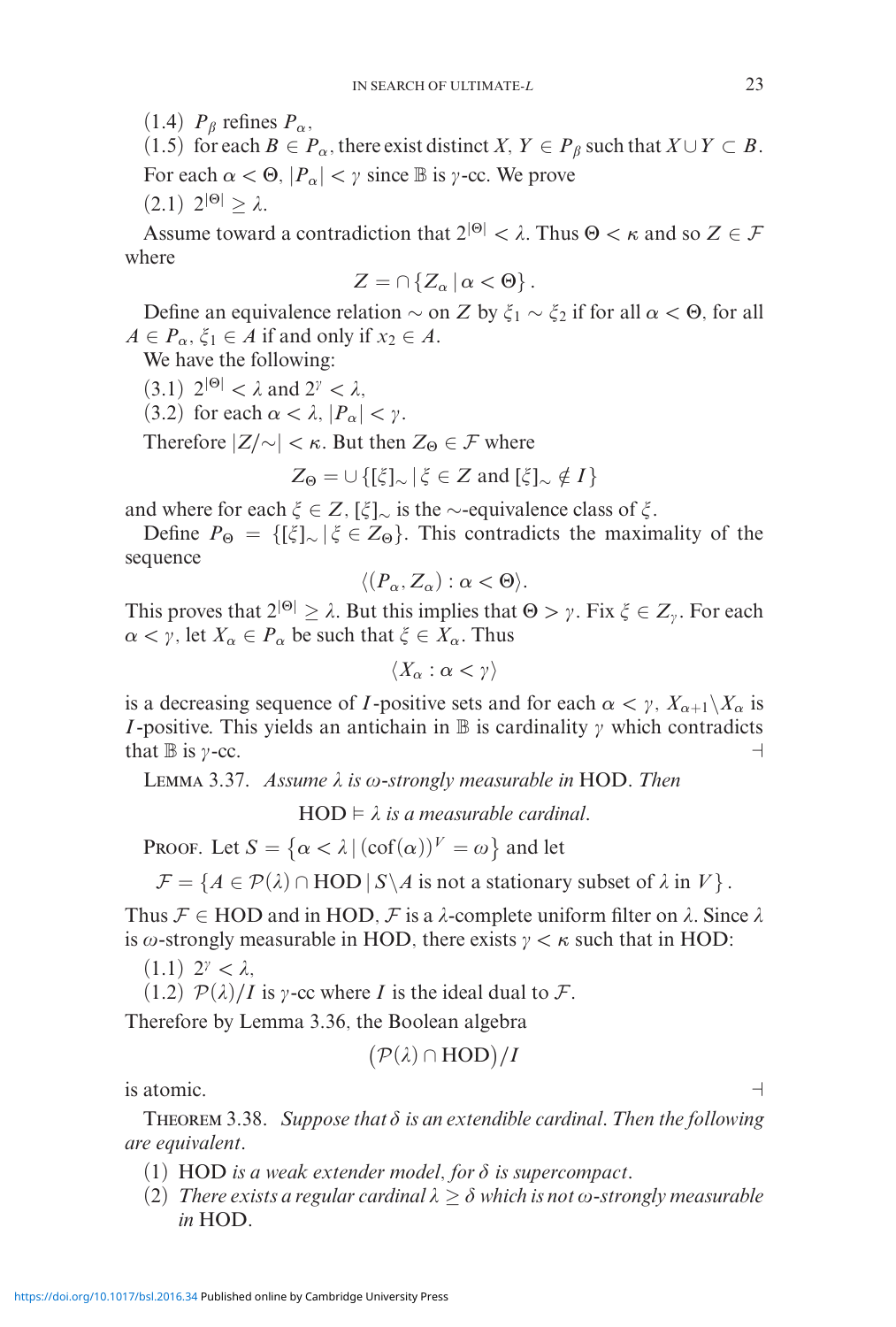(1.4) $P_\beta$ refines $P_\alpha$,

(1.5) for each $B \in P_\alpha$, there exist distinct $X, Y \in P_\beta$ such that $X \cup Y \subset B$.

For each $\alpha < \Theta$, $|P_\alpha| < \gamma$ since $\mathbb{B}$ is $\gamma$-cc. We prove

(2.1) $2^{|\Theta|} \geq \lambda$.

Assume toward a contradiction that $2^{|\Theta|} < \lambda$. Thus $\Theta < \kappa$ and so $Z \in \mathcal{F}$ where

$$Z = \cap \{Z_\alpha \mid \alpha < \Theta\}.$$

Define an equivalence relation $\sim$ on $Z$ by $\xi_1 \sim \xi_2$ if for all $\alpha < \Theta$, for all $A \in P_\alpha$, $\xi_1 \in A$ if and only if $x_2 \in A$.

We have the following:

(3.1) $2^{|\Theta|} < \lambda$ and $2^\gamma < \lambda$,

(3.2) for each $\alpha < \lambda$, $|P_\alpha| < \gamma$.

Therefore $|Z/{\sim}| < \kappa$. But then $Z_\Theta \in \mathcal{F}$ where

$$Z_\Theta = \cup \{[\xi]_\sim \mid \xi \in Z \text{ and } [\xi]_\sim \notin I\}$$

and where for each $\xi \in Z$, $[\xi]_\sim$ is the $\sim$-equivalence class of $\xi$.

Define $P_\Theta = \{[\xi]_\sim \mid \xi \in Z_\Theta\}$. This contradicts the maximality of the sequence

$$\langle (P_\alpha, Z_\alpha) : \alpha < \Theta \rangle.$$

This proves that $2^{|\Theta|} \geq \lambda$. But this implies that $\Theta > \gamma$. Fix $\xi \in Z_\gamma$. For each $\alpha < \gamma$, let $X_\alpha \in P_\alpha$ be such that $\xi \in X_\alpha$. Thus

$$\langle X_\alpha : \alpha < \gamma \rangle$$

is a decreasing sequence of $I$-positive sets and for each $\alpha < \gamma$, $X_{\alpha+1} \backslash X_\alpha$ is $I$-positive. This yields an antichain in $\mathbb{B}$ is cardinality $\gamma$ which contradicts that $\mathbb{B}$ is $\gamma$-cc. ⊣

Lemma 3.37. *Assume $\lambda$ is $\omega$-strongly measurable in* HOD. *Then*

$$\text{HOD} \vDash \lambda \textit{ is a measurable cardinal.}$$

Proof. Let $S = \{\alpha < \lambda \mid (\text{cof}(\alpha))^V = \omega\}$ and let

$$\mathcal{F} = \{A \in \mathcal{P}(\lambda) \cap \text{HOD} \mid S \backslash A \text{ is not a stationary subset of } \lambda \text{ in } V\}.$$

Thus $\mathcal{F} \in \text{HOD}$ and in HOD, $\mathcal{F}$ is a $\lambda$-complete uniform filter on $\lambda$. Since $\lambda$ is $\omega$-strongly measurable in HOD, there exists $\gamma < \kappa$ such that in HOD:

(1.1) $2^\gamma < \lambda$,

(1.2) $\mathcal{P}(\lambda)/I$ is $\gamma$-cc where $I$ is the ideal dual to $\mathcal{F}$.

Therefore by Lemma 3.36, the Boolean algebra

$$(\mathcal{P}(\lambda) \cap \text{HOD})/I$$

is atomic. ⊣

Theorem 3.38. *Suppose that $\delta$ is an extendible cardinal. Then the following are equivalent.*

(1) HOD *is a weak extender model, for $\delta$ is supercompact.*

(2) *There exists a regular cardinal $\lambda \geq \delta$ which is not $\omega$-strongly measurable in* HOD.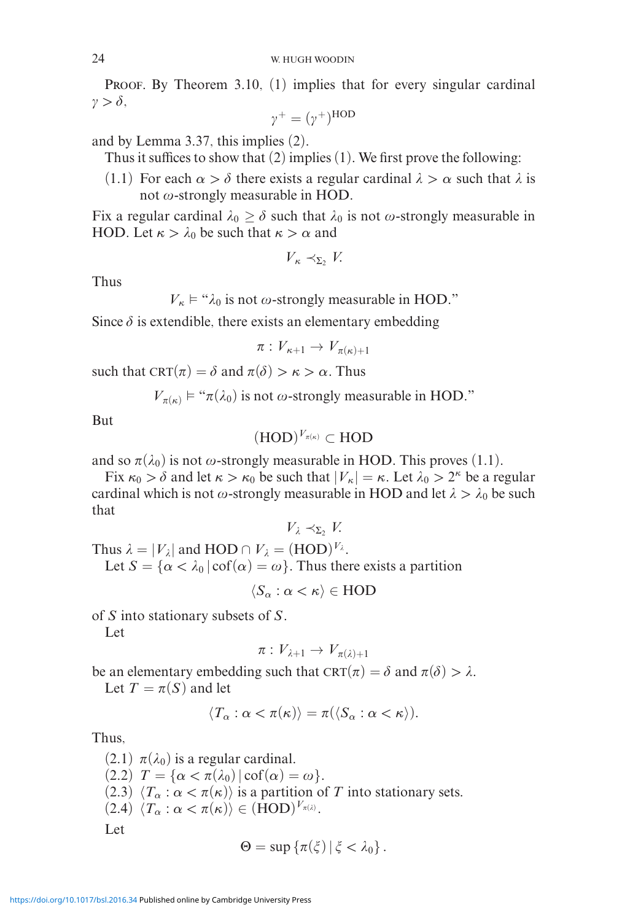PROOF. By Theorem 3.10, (1) implies that for every singular cardinal $\gamma > \delta$,

$$\gamma^+ = (\gamma^+)^{\text{HOD}}$$

and by Lemma 3.37, this implies (2).

Thus it suffices to show that (2) implies (1). We first prove the following:

(1.1) For each $\alpha > \delta$ there exists a regular cardinal $\lambda > \alpha$ such that $\lambda$ is not $\omega$-strongly measurable in HOD.

Fix a regular cardinal $\lambda_0 \geq \delta$ such that $\lambda_0$ is not $\omega$-strongly measurable in HOD. Let $\kappa > \lambda_0$ be such that $\kappa > \alpha$ and

$$V_\kappa \prec_{\Sigma_2} V.$$

Thus

$$V_\kappa \vDash \text{“}\lambda_0 \text{ is not } \omega\text{-strongly measurable in HOD.”}$$

Since $\delta$ is extendible, there exists an elementary embedding

$$\pi : V_{\kappa+1} \to V_{\pi(\kappa)+1}$$

such that $\text{CRT}(\pi) = \delta$ and $\pi(\delta) > \kappa > \alpha$. Thus

$$V_{\pi(\kappa)} \vDash \text{“}\pi(\lambda_0) \text{ is not } \omega\text{-strongly measurable in HOD.”}$$

But

$$(\text{HOD})^{V_{\pi(\kappa)}} \subset \text{HOD}$$

and so $\pi(\lambda_0)$ is not $\omega$-strongly measurable in HOD. This proves (1.1).

Fix $\kappa_0 > \delta$ and let $\kappa > \kappa_0$ be such that $|V_\kappa| = \kappa$. Let $\lambda_0 > 2^\kappa$ be a regular cardinal which is not $\omega$-strongly measurable in HOD and let $\lambda > \lambda_0$ be such that

$$V_\lambda \prec_{\Sigma_2} V.$$

Thus $\lambda = |V_\lambda|$ and $\text{HOD} \cap V_\lambda = (\text{HOD})^{V_\lambda}$.

Let $S = \{\alpha < \lambda_0 \mid \text{cof}(\alpha) = \omega\}$. Thus there exists a partition

$$\langle S_\alpha : \alpha < \kappa \rangle \in \text{HOD}$$

of $S$ into stationary subsets of $S$.

Let

$$\pi : V_{\lambda+1} \to V_{\pi(\lambda)+1}$$

be an elementary embedding such that $\text{CRT}(\pi) = \delta$ and $\pi(\delta) > \lambda$.

Let $T = \pi(S)$ and let

$$\langle T_\alpha : \alpha < \pi(\kappa) \rangle = \pi(\langle S_\alpha : \alpha < \kappa \rangle).$$

Thus,

(2.1) $\pi(\lambda_0)$ is a regular cardinal.
(2.2) $T = \{\alpha < \pi(\lambda_0) \mid \text{cof}(\alpha) = \omega\}$.
(2.3) $\langle T_\alpha : \alpha < \pi(\kappa) \rangle$ is a partition of $T$ into stationary sets.
(2.4) $\langle T_\alpha : \alpha < \pi(\kappa) \rangle \in (\text{HOD})^{V_{\pi(\lambda)}}$.

Let

$$\Theta = \sup \{\pi(\xi) \mid \xi < \lambda_0\}.$$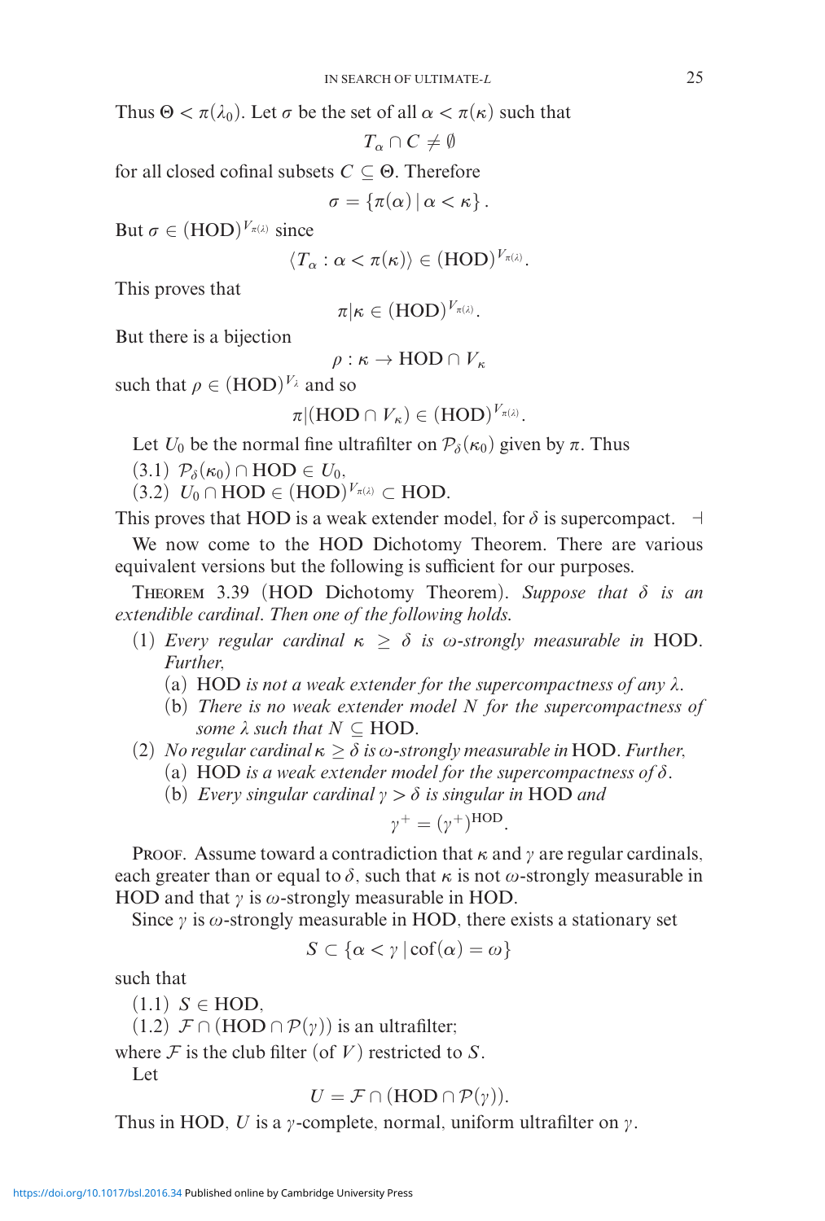Thus $\Theta < \pi(\lambda_0)$. Let $\sigma$ be the set of all $\alpha < \pi(\kappa)$ such that

$$T_\alpha \cap C \neq \emptyset$$

for all closed cofinal subsets $C \subseteq \Theta$. Therefore

$$\sigma = \{\pi(\alpha) \mid \alpha < \kappa\}.$$

But $\sigma \in (\mathrm{HOD})^{V_{\pi(\lambda)}}$ since

$$\langle T_\alpha : \alpha < \pi(\kappa)\rangle \in (\mathrm{HOD})^{V_{\pi(\lambda)}}.$$

This proves that

$$\pi|\kappa \in (\mathrm{HOD})^{V_{\pi(\lambda)}}.$$

But there is a bijection

$$\rho : \kappa \to \mathrm{HOD} \cap V_\kappa$$

such that $\rho \in (\mathrm{HOD})^{V_\lambda}$ and so

$$\pi|(\mathrm{HOD} \cap V_\kappa) \in (\mathrm{HOD})^{V_{\pi(\lambda)}}.$$

Let $U_0$ be the normal fine ultrafilter on $\mathcal{P}_\delta(\kappa_0)$ given by $\pi$. Thus

(3.1) $\mathcal{P}_\delta(\kappa_0) \cap \mathrm{HOD} \in U_0$,

(3.2) $U_0 \cap \mathrm{HOD} \in (\mathrm{HOD})^{V_{\pi(\lambda)}} \subset \mathrm{HOD}$.

This proves that HOD is a weak extender model, for $\delta$ is supercompact. $\dashv$

We now come to the HOD Dichotomy Theorem. There are various equivalent versions but the following is sufficient for our purposes.

Theorem 3.39 (HOD Dichotomy Theorem). *Suppose that $\delta$ is an extendible cardinal. Then one of the following holds.*

(1) *Every regular cardinal $\kappa \geq \delta$ is $\omega$-strongly measurable in* HOD. *Further,*
   - (a) HOD *is not a weak extender for the supercompactness of any $\lambda$.*
   - (b) *There is no weak extender model $N$ for the supercompactness of some $\lambda$ such that $N \subseteq$* HOD.

(2) *No regular cardinal $\kappa \geq \delta$ is $\omega$-strongly measurable in* HOD. *Further,*
   - (a) HOD *is a weak extender model for the supercompactness of $\delta$.*
   - (b) *Every singular cardinal $\gamma > \delta$ is singular in* HOD *and*

$$\gamma^+ = (\gamma^+)^{\mathrm{HOD}}.$$

Proof. Assume toward a contradiction that $\kappa$ and $\gamma$ are regular cardinals, each greater than or equal to $\delta$, such that $\kappa$ is not $\omega$-strongly measurable in HOD and that $\gamma$ is $\omega$-strongly measurable in HOD.

Since $\gamma$ is $\omega$-strongly measurable in HOD, there exists a stationary set

$$S \subset \{\alpha < \gamma \mid \mathrm{cof}(\alpha) = \omega\}$$

such that

(1.1) $S \in \mathrm{HOD}$,

(1.2) $\mathcal{F} \cap (\mathrm{HOD} \cap \mathcal{P}(\gamma))$ is an ultrafilter;

where $\mathcal{F}$ is the club filter (of $V$) restricted to $S$.

Let

$$U = \mathcal{F} \cap (\mathrm{HOD} \cap \mathcal{P}(\gamma)).$$

Thus in HOD, $U$ is a $\gamma$-complete, normal, uniform ultrafilter on $\gamma$.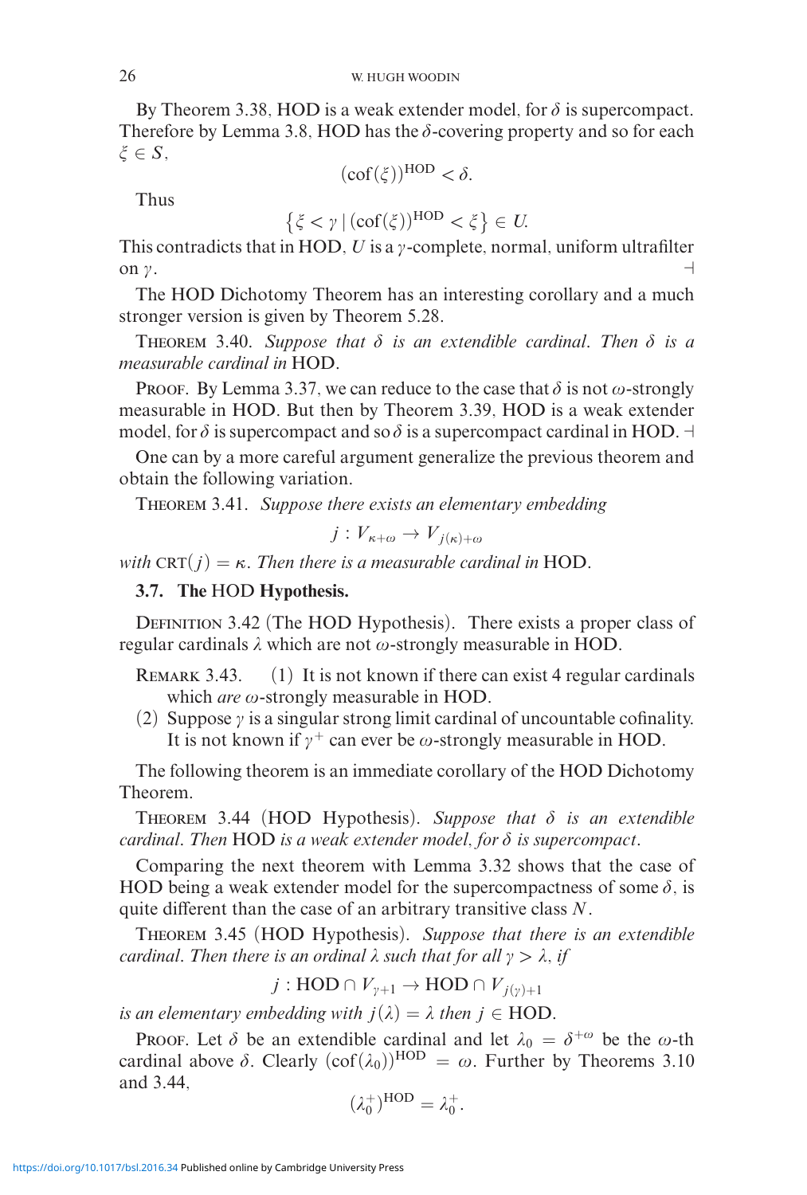By Theorem 3.38, HOD is a weak extender model, for $\delta$ is supercompact. Therefore by Lemma 3.8, HOD has the $\delta$-covering property and so for each $\xi \in S$,

$$(\mathrm{cof}(\xi))^{\mathrm{HOD}} < \delta.$$

Thus

$$\{\xi < \gamma \mid (\mathrm{cof}(\xi))^{\mathrm{HOD}} < \xi\} \in U.$$

This contradicts that in HOD, $U$ is a $\gamma$-complete, normal, uniform ultrafilter on $\gamma$. ⊣

The HOD Dichotomy Theorem has an interesting corollary and a much stronger version is given by Theorem 5.28.

Theorem 3.40. *Suppose that $\delta$ is an extendible cardinal. Then $\delta$ is a measurable cardinal in* HOD.

Proof. By Lemma 3.37, we can reduce to the case that $\delta$ is not $\omega$-strongly measurable in HOD. But then by Theorem 3.39, HOD is a weak extender model, for $\delta$ is supercompact and so $\delta$ is a supercompact cardinal in HOD. ⊣

One can by a more careful argument generalize the previous theorem and obtain the following variation.

Theorem 3.41. *Suppose there exists an elementary embedding*

$$j : V_{\kappa+\omega} \to V_{j(\kappa)+\omega}$$

*with* $\mathrm{CRT}(j) = \kappa$. *Then there is a measurable cardinal in* HOD.

### 3.7. The HOD Hypothesis.

Definition 3.42 (The HOD Hypothesis). There exists a proper class of regular cardinals $\lambda$ which are not $\omega$-strongly measurable in HOD.

Remark 3.43. (1) It is not known if there can exist 4 regular cardinals which *are* $\omega$-strongly measurable in HOD.

(2) Suppose $\gamma$ is a singular strong limit cardinal of uncountable cofinality. It is not known if $\gamma^+$ can ever be $\omega$-strongly measurable in HOD.

The following theorem is an immediate corollary of the HOD Dichotomy Theorem.

Theorem 3.44 (HOD Hypothesis). *Suppose that $\delta$ is an extendible cardinal. Then* HOD *is a weak extender model, for $\delta$ is supercompact.*

Comparing the next theorem with Lemma 3.32 shows that the case of HOD being a weak extender model for the supercompactness of some $\delta$, is quite different than the case of an arbitrary transitive class $N$.

Theorem 3.45 (HOD Hypothesis). *Suppose that there is an extendible cardinal. Then there is an ordinal $\lambda$ such that for all $\gamma > \lambda$, if*

$$j : \mathrm{HOD} \cap V_{\gamma+1} \to \mathrm{HOD} \cap V_{j(\gamma)+1}$$

*is an elementary embedding with $j(\lambda) = \lambda$ then $j \in$* HOD.

Proof. Let $\delta$ be an extendible cardinal and let $\lambda_0 = \delta^{+\omega}$ be the $\omega$-th cardinal above $\delta$. Clearly $(\mathrm{cof}(\lambda_0))^{\mathrm{HOD}} = \omega$. Further by Theorems 3.10 and 3.44,

$$(\lambda_0^+)^{\mathrm{HOD}} = \lambda_0^+.$$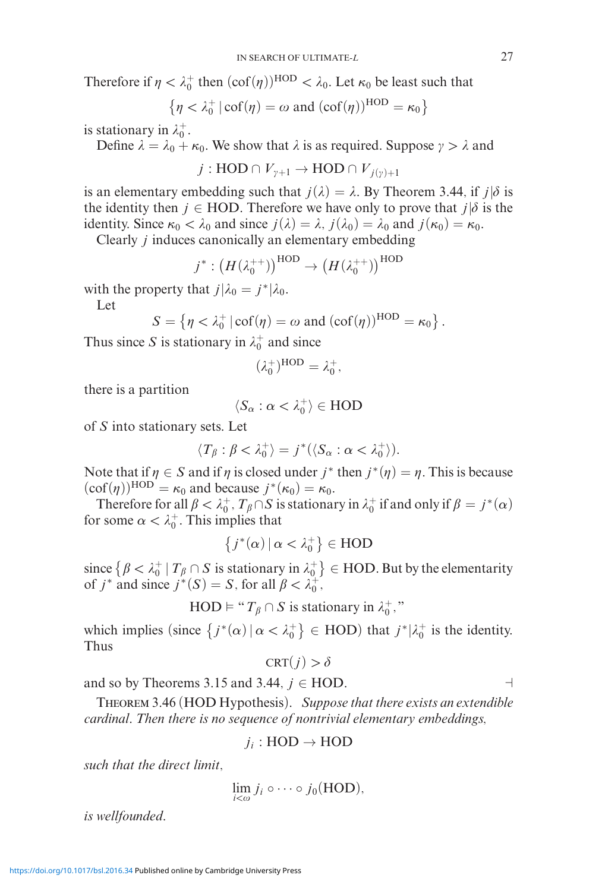Therefore if $\eta < \lambda_0^+$ then $(\mathrm{cof}(\eta))^{\mathrm{HOD}} < \lambda_0$. Let $\kappa_0$ be least such that

$$\left\{\eta < \lambda_0^+ \mid \mathrm{cof}(\eta) = \omega \text{ and } (\mathrm{cof}(\eta))^{\mathrm{HOD}} = \kappa_0\right\}$$

is stationary in $\lambda_0^+$.

Define $\lambda = \lambda_0 + \kappa_0$. We show that $\lambda$ is as required. Suppose $\gamma > \lambda$ and

$$j : \mathrm{HOD} \cap V_{\gamma+1} \to \mathrm{HOD} \cap V_{j(\gamma)+1}$$

is an elementary embedding such that $j(\lambda) = \lambda$. By Theorem 3.44, if $j|\delta$ is the identity then $j \in \mathrm{HOD}$. Therefore we have only to prove that $j|\delta$ is the identity. Since $\kappa_0 < \lambda_0$ and since $j(\lambda) = \lambda$, $j(\lambda_0) = \lambda_0$ and $j(\kappa_0) = \kappa_0$.

Clearly $j$ induces canonically an elementary embedding

$$j^* : \left(H(\lambda_0^{++})\right)^{\mathrm{HOD}} \to \left(H(\lambda_0^{++})\right)^{\mathrm{HOD}}$$

with the property that $j|\lambda_0 = j^*|\lambda_0$.

Let

$$S = \left\{\eta < \lambda_0^+ \mid \mathrm{cof}(\eta) = \omega \text{ and } (\mathrm{cof}(\eta))^{\mathrm{HOD}} = \kappa_0\right\}.$$

Thus since $S$ is stationary in $\lambda_0^+$ and since

$$(\lambda_0^+)^{\mathrm{HOD}} = \lambda_0^+,$$

there is a partition

$$\langle S_\alpha : \alpha < \lambda_0^+\rangle \in \mathrm{HOD}$$

of $S$ into stationary sets. Let

$$\langle T_\beta : \beta < \lambda_0^+\rangle = j^*(\langle S_\alpha : \alpha < \lambda_0^+\rangle).$$

Note that if $\eta \in S$ and if $\eta$ is closed under $j^*$ then $j^*(\eta) = \eta$. This is because $(\mathrm{cof}(\eta))^{\mathrm{HOD}} = \kappa_0$ and because $j^*(\kappa_0) = \kappa_0$.

Therefore for all $\beta < \lambda_0^+$, $T_\beta \cap S$ is stationary in $\lambda_0^+$ if and only if $\beta = j^*(\alpha)$ for some $\alpha < \lambda_0^+$. This implies that

$$\left\{j^*(\alpha) \mid \alpha < \lambda_0^+\right\} \in \mathrm{HOD}$$

since $\left\{\beta < \lambda_0^+ \mid T_\beta \cap S \text{ is stationary in } \lambda_0^+\right\} \in \mathrm{HOD}$. But by the elementarity of $j^*$ and since $j^*(S) = S$, for all $\beta < \lambda_0^+$,

$$\mathrm{HOD} \vDash \text{“}T_\beta \cap S \text{ is stationary in } \lambda_0^+,\text{”}$$

which implies (since $\left\{j^*(\alpha) \mid \alpha < \lambda_0^+\right\} \in \mathrm{HOD}$) that $j^*|\lambda_0^+$ is the identity. Thus

$$\mathrm{CRT}(j) > \delta$$

and so by Theorems 3.15 and 3.44, $j \in \mathrm{HOD}$. ⊣

Theorem 3.46 (HOD Hypothesis). *Suppose that there exists an extendible cardinal. Then there is no sequence of nontrivial elementary embeddings,*

$$j_i : \mathrm{HOD} \to \mathrm{HOD}$$

*such that the direct limit,*

$$\lim_{i<\omega} j_i \circ \cdots \circ j_0(\mathrm{HOD}),$$

*is wellfounded.*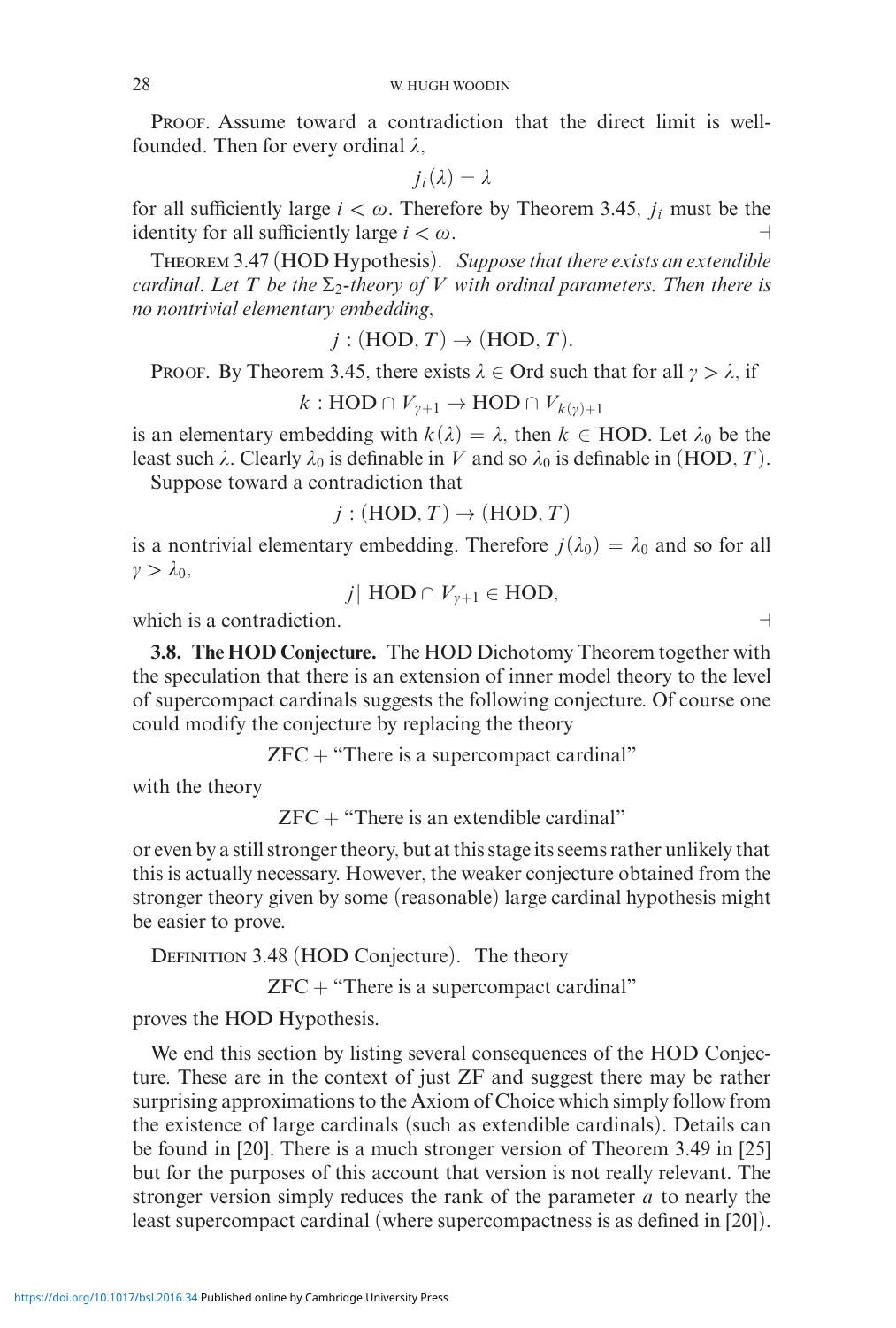Proof. Assume toward a contradiction that the direct limit is wellfounded. Then for every ordinal $\lambda$,

$$j_i(\lambda) = \lambda$$

for all sufficiently large $i < \omega$. Therefore by Theorem 3.45, $j_i$ must be the identity for all sufficiently large $i < \omega$. ⊣

Theorem 3.47 (HOD Hypothesis). *Suppose that there exists an extendible cardinal. Let $T$ be the $\Sigma_2$-theory of $V$ with ordinal parameters. Then there is no nontrivial elementary embedding,*

$$j : (\mathrm{HOD}, T) \to (\mathrm{HOD}, T).$$

Proof. By Theorem 3.45, there exists $\lambda \in \mathrm{Ord}$ such that for all $\gamma > \lambda$, if

$$k : \mathrm{HOD} \cap V_{\gamma+1} \to \mathrm{HOD} \cap V_{k(\gamma)+1}$$

is an elementary embedding with $k(\lambda) = \lambda$, then $k \in \mathrm{HOD}$. Let $\lambda_0$ be the least such $\lambda$. Clearly $\lambda_0$ is definable in $V$ and so $\lambda_0$ is definable in $(\mathrm{HOD}, T)$.

Suppose toward a contradiction that

$$j : (\mathrm{HOD}, T) \to (\mathrm{HOD}, T)$$

is a nontrivial elementary embedding. Therefore $j(\lambda_0) = \lambda_0$ and so for all $\gamma > \lambda_0$,

$$j | \ \mathrm{HOD} \cap V_{\gamma+1} \in \mathrm{HOD},$$

which is a contradiction. ⊣

**3.8. The HOD Conjecture.** The HOD Dichotomy Theorem together with the speculation that there is an extension of inner model theory to the level of supercompact cardinals suggests the following conjecture. Of course one could modify the conjecture by replacing the theory

$$\mathrm{ZFC} + \text{“There is a supercompact cardinal”}$$

with the theory

$$\mathrm{ZFC} + \text{“There is an extendible cardinal”}$$

or even by a still stronger theory, but at this stage its seems rather unlikely that this is actually necessary. However, the weaker conjecture obtained from the stronger theory given by some (reasonable) large cardinal hypothesis might be easier to prove.

Definition 3.48 (HOD Conjecture). The theory

$$\mathrm{ZFC} + \text{“There is a supercompact cardinal”}$$

proves the HOD Hypothesis.

We end this section by listing several consequences of the HOD Conjecture. These are in the context of just ZF and suggest there may be rather surprising approximations to the Axiom of Choice which simply follow from the existence of large cardinals (such as extendible cardinals). Details can be found in [20]. There is a much stronger version of Theorem 3.49 in [25] but for the purposes of this account that version is not really relevant. The stronger version simply reduces the rank of the parameter $a$ to nearly the least supercompact cardinal (where supercompactness is as defined in [20]).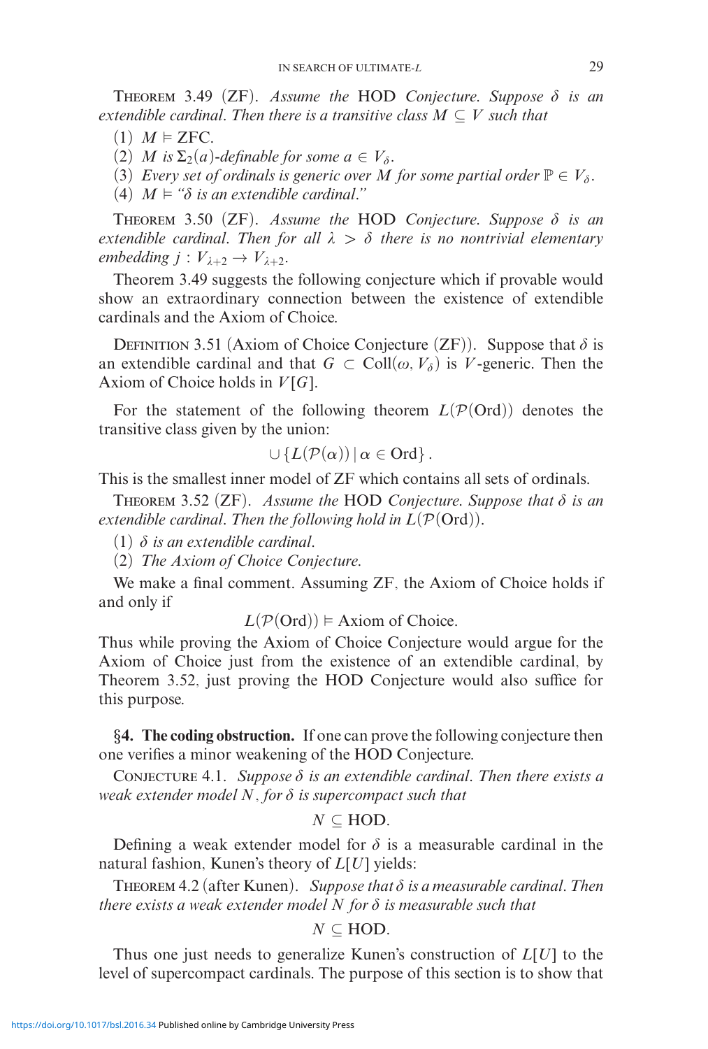THEOREM 3.49 (ZF). *Assume the* HOD *Conjecture. Suppose $\delta$ is an extendible cardinal. Then there is a transitive class $M \subseteq V$ such that*

(1) $M \vDash$ ZFC.
(2) *$M$ is $\Sigma_2(a)$-definable for some $a \in V_\delta$.*
(3) *Every set of ordinals is generic over $M$ for some partial order $\mathbb{P} \in V_\delta$.*
(4) *$M \vDash$ "$\delta$ is an extendible cardinal."*

THEOREM 3.50 (ZF). *Assume the* HOD *Conjecture. Suppose $\delta$ is an extendible cardinal. Then for all $\lambda > \delta$ there is no nontrivial elementary embedding $j : V_{\lambda+2} \to V_{\lambda+2}$.*

Theorem 3.49 suggests the following conjecture which if provable would show an extraordinary connection between the existence of extendible cardinals and the Axiom of Choice.

DEFINITION 3.51 (Axiom of Choice Conjecture (ZF)). Suppose that $\delta$ is an extendible cardinal and that $G \subset \mathrm{Coll}(\omega, V_\delta)$ is $V$-generic. Then the Axiom of Choice holds in $V[G]$.

For the statement of the following theorem $L(\mathcal{P}(\mathrm{Ord}))$ denotes the transitive class given by the union:

$$\cup \{L(\mathcal{P}(\alpha)) \mid \alpha \in \mathrm{Ord}\}.$$

This is the smallest inner model of ZF which contains all sets of ordinals.

THEOREM 3.52 (ZF). *Assume the* HOD *Conjecture. Suppose that $\delta$ is an extendible cardinal. Then the following hold in $L(\mathcal{P}(\mathrm{Ord}))$.*

(1) *$\delta$ is an extendible cardinal.*
(2) *The Axiom of Choice Conjecture.*

We make a final comment. Assuming ZF, the Axiom of Choice holds if and only if

$$L(\mathcal{P}(\mathrm{Ord})) \vDash \text{Axiom of Choice}.$$

Thus while proving the Axiom of Choice Conjecture would argue for the Axiom of Choice just from the existence of an extendible cardinal, by Theorem 3.52, just proving the HOD Conjecture would also suffice for this purpose.

## §4. The coding obstruction.

If one can prove the following conjecture then one verifies a minor weakening of the HOD Conjecture.

CONJECTURE 4.1. *Suppose $\delta$ is an extendible cardinal. Then there exists a weak extender model $N$, for $\delta$ is supercompact such that*

$$N \subseteq \mathrm{HOD}.$$

Defining a weak extender model for $\delta$ is a measurable cardinal in the natural fashion, Kunen's theory of $L[U]$ yields:

THEOREM 4.2 (after Kunen). *Suppose that $\delta$ is a measurable cardinal. Then there exists a weak extender model $N$ for $\delta$ is measurable such that*

$$N \subseteq \mathrm{HOD}.$$

Thus one just needs to generalize Kunen's construction of $L[U]$ to the level of supercompact cardinals. The purpose of this section is to show that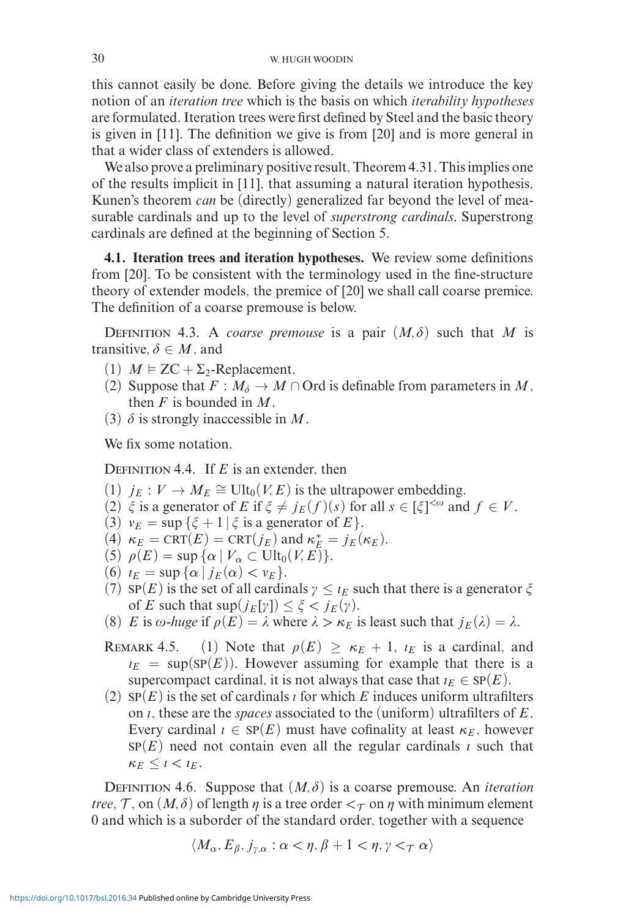this cannot easily be done. Before giving the details we introduce the key notion of an *iteration tree* which is the basis on which *iterability hypotheses* are formulated. Iteration trees were first defined by Steel and the basic theory is given in [11]. The definition we give is from [20] and is more general in that a wider class of extenders is allowed.

We also prove a preliminary positive result, Theorem 4.31. This implies one of the results implicit in [11], that assuming a natural iteration hypothesis, Kunen's theorem *can* be (directly) generalized far beyond the level of measurable cardinals and up to the level of *superstrong cardinals*. Superstrong cardinals are defined at the beginning of Section 5.

**4.1. Iteration trees and iteration hypotheses.** We review some definitions from [20]. To be consistent with the terminology used in the fine-structure theory of extender models, the premice of [20] we shall call coarse premice. The definition of a coarse premouse is below.

Definition 4.3. A *coarse premouse* is a pair $(M, \delta)$ such that $M$ is transitive, $\delta \in M$, and

1. $M \vDash \text{ZC} + \Sigma_2\text{-Replacement}$.
2. Suppose that $F : M_\delta \to M \cap \text{Ord}$ is definable from parameters in $M$, then $F$ is bounded in $M$.
3. $\delta$ is strongly inaccessible in $M$.

We fix some notation.

Definition 4.4. If $E$ is an extender, then

1. $j_E : V \to M_E \cong \text{Ult}_0(V, E)$ is the ultrapower embedding.
2. $\xi$ is a generator of $E$ if $\xi \neq j_E(f)(s)$ for all $s \in [\xi]^{<\omega}$ and $f \in V$.
3. $\nu_E = \sup\{\xi + 1 \mid \xi \text{ is a generator of } E\}$.
4. $\kappa_E = \text{CRT}(E) = \text{CRT}(j_E)$ and $\kappa_E^* = j_E(\kappa_E)$.
5. $\rho(E) = \sup\{\alpha \mid V_\alpha \subset \text{Ult}_0(V, E)\}$.
6. $\iota_E = \sup\{\alpha \mid j_E(\alpha) < \nu_E\}$.
7. $\text{SP}(E)$ is the set of all cardinals $\gamma \leq \iota_E$ such that there is a generator $\xi$ of $E$ such that $\sup(j_E[\gamma]) \leq \xi < j_E(\gamma)$.
8. $E$ is *$\omega$-huge* if $\rho(E) = \lambda$ where $\lambda > \kappa_E$ is least such that $j_E(\lambda) = \lambda$.

Remark 4.5.
1. Note that $\rho(E) \geq \kappa_E + 1$, $\iota_E$ is a cardinal, and $\iota_E = \sup(\text{SP}(E))$. However assuming for example that there is a supercompact cardinal, it is not always that case that $\iota_E \in \text{SP}(E)$.
2. $\text{SP}(E)$ is the set of cardinals $\iota$ for which $E$ induces uniform ultrafilters on $\iota$, these are the *spaces* associated to the (uniform) ultrafilters of $E$. Every cardinal $\iota \in \text{SP}(E)$ must have cofinality at least $\kappa_E$, however $\text{SP}(E)$ need not contain even all the regular cardinals $\iota$ such that $\kappa_E \leq \iota < \iota_E$.

Definition 4.6. Suppose that $(M, \delta)$ is a coarse premouse. An *iteration tree*, $\mathcal{T}$, on $(M, \delta)$ of length $\eta$ is a tree order $<_\mathcal{T}$ on $\eta$ with minimum element 0 and which is a suborder of the standard order, together with a sequence

$$\langle M_\alpha, E_\beta, j_{\gamma,\alpha} : \alpha < \eta, \beta + 1 < \eta, \gamma <_\mathcal{T} \alpha \rangle$$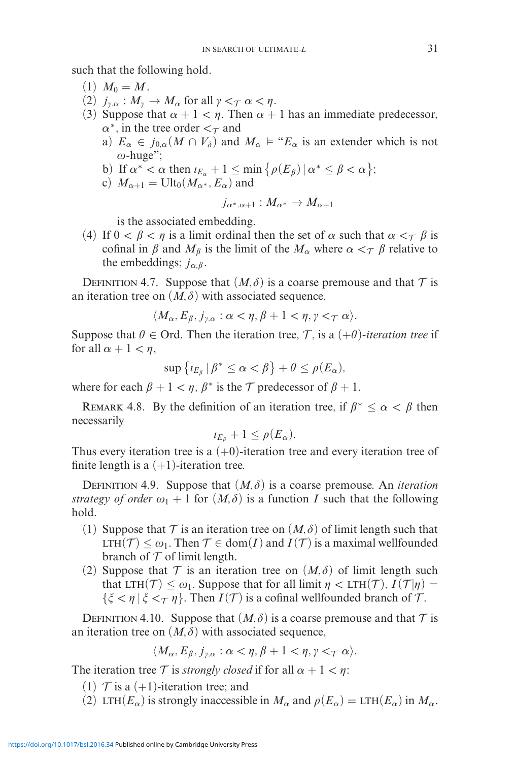such that the following hold.

(1) $M_0 = M$.
(2) $j_{\gamma,\alpha} : M_\gamma \to M_\alpha$ for all $\gamma <_{\mathcal{T}} \alpha < \eta$.
(3) Suppose that $\alpha + 1 < \eta$. Then $\alpha + 1$ has an immediate predecessor, $\alpha^*$, in the tree order $<_{\mathcal{T}}$ and
 a) $E_\alpha \in j_{0,\alpha}(M \cap V_\delta)$ and $M_\alpha \vDash$ "$E_\alpha$ is an extender which is not $\omega$-huge";
 b) If $\alpha^* < \alpha$ then $\imath_{E_\alpha} + 1 \le \min\{\rho(E_\beta) \mid \alpha^* \le \beta < \alpha\}$;
 c) $M_{\alpha+1} = \mathrm{Ult}_0(M_{\alpha^*}, E_\alpha)$ and

$$j_{\alpha^*,\alpha+1} : M_{\alpha^*} \to M_{\alpha+1}$$

 is the associated embedding.
(4) If $0 < \beta < \eta$ is a limit ordinal then the set of $\alpha$ such that $\alpha <_{\mathcal{T}} \beta$ is cofinal in $\beta$ and $M_\beta$ is the limit of the $M_\alpha$ where $\alpha <_{\mathcal{T}} \beta$ relative to the embeddings; $j_{\alpha,\beta}$.

Definition 4.7. Suppose that $(M, \delta)$ is a coarse premouse and that $\mathcal{T}$ is an iteration tree on $(M, \delta)$ with associated sequence,

$$\langle M_\alpha, E_\beta, j_{\gamma,\alpha} : \alpha < \eta, \beta + 1 < \eta, \gamma <_{\mathcal{T}} \alpha\rangle.$$

Suppose that $\theta \in \mathrm{Ord}$. Then the iteration tree, $\mathcal{T}$, is a *$(+\theta)$-iteration tree* if for all $\alpha + 1 < \eta$,

$$\sup\{\imath_{E_\beta} \mid \beta^* \le \alpha < \beta\} + \theta \le \rho(E_\alpha),$$

where for each $\beta + 1 < \eta$, $\beta^*$ is the $\mathcal{T}$ predecessor of $\beta + 1$.

Remark 4.8. By the definition of an iteration tree, if $\beta^* \le \alpha < \beta$ then necessarily

$$\imath_{E_\beta} + 1 \le \rho(E_\alpha).$$

Thus every iteration tree is a $(+0)$-iteration tree and every iteration tree of finite length is a $(+1)$-iteration tree.

Definition 4.9. Suppose that $(M, \delta)$ is a coarse premouse. An *iteration strategy of order $\omega_1 + 1$* for $(M, \delta)$ is a function $I$ such that the following hold.

(1) Suppose that $\mathcal{T}$ is an iteration tree on $(M, \delta)$ of limit length such that $\mathrm{LTH}(\mathcal{T}) \le \omega_1$. Then $\mathcal{T} \in \mathrm{dom}(I)$ and $I(\mathcal{T})$ is a maximal wellfounded branch of $\mathcal{T}$ of limit length.
(2) Suppose that $\mathcal{T}$ is an iteration tree on $(M, \delta)$ of limit length such that $\mathrm{LTH}(\mathcal{T}) \le \omega_1$. Suppose that for all limit $\eta < \mathrm{LTH}(\mathcal{T})$, $I(\mathcal{T}|\eta) = \{\xi < \eta \mid \xi <_{\mathcal{T}} \eta\}$. Then $I(\mathcal{T})$ is a cofinal wellfounded branch of $\mathcal{T}$.

Definition 4.10. Suppose that $(M, \delta)$ is a coarse premouse and that $\mathcal{T}$ is an iteration tree on $(M, \delta)$ with associated sequence,

$$\langle M_\alpha, E_\beta, j_{\gamma,\alpha} : \alpha < \eta, \beta + 1 < \eta, \gamma <_{\mathcal{T}} \alpha\rangle.$$

The iteration tree $\mathcal{T}$ is *strongly closed* if for all $\alpha + 1 < \eta$:

(1) $\mathcal{T}$ is a $(+1)$-iteration tree; and
(2) $\mathrm{LTH}(E_\alpha)$ is strongly inaccessible in $M_\alpha$ and $\rho(E_\alpha) = \mathrm{LTH}(E_\alpha)$ in $M_\alpha$.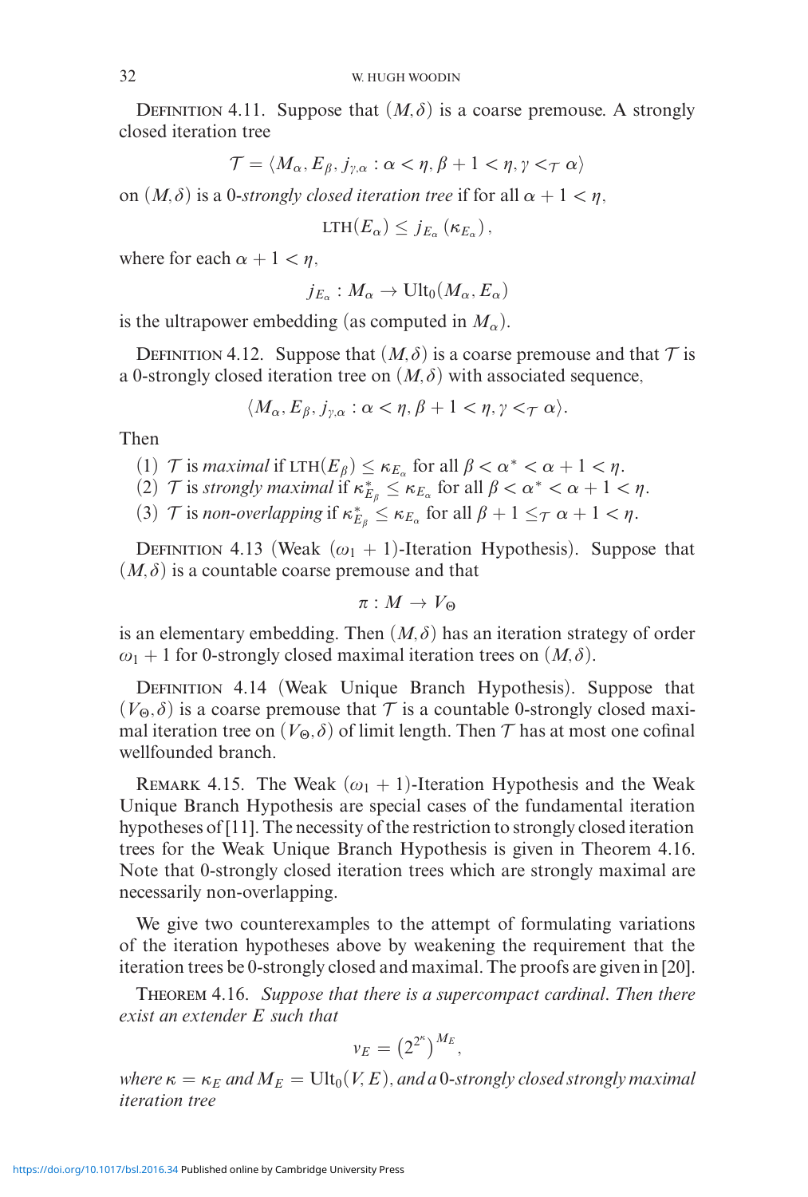Definition 4.11. Suppose that $(M, \delta)$ is a coarse premouse. A strongly closed iteration tree

$$\mathcal{T} = \langle M_\alpha, E_\beta, j_{\gamma,\alpha} : \alpha < \eta, \beta + 1 < \eta, \gamma <_{\mathcal{T}} \alpha \rangle$$

on $(M, \delta)$ is a 0-*strongly closed iteration tree* if for all $\alpha + 1 < \eta$,

$$\text{LTH}(E_\alpha) \leq j_{E_\alpha}(\kappa_{E_\alpha}),$$

where for each $\alpha + 1 < \eta$,

$$j_{E_\alpha} : M_\alpha \to \text{Ult}_0(M_\alpha, E_\alpha)$$

is the ultrapower embedding (as computed in $M_\alpha$).

Definition 4.12. Suppose that $(M, \delta)$ is a coarse premouse and that $\mathcal{T}$ is a 0-strongly closed iteration tree on $(M, \delta)$ with associated sequence,

$$\langle M_\alpha, E_\beta, j_{\gamma,\alpha} : \alpha < \eta, \beta + 1 < \eta, \gamma <_{\mathcal{T}} \alpha \rangle.$$

Then

(1) $\mathcal{T}$ is *maximal* if $\text{LTH}(E_\beta) \leq \kappa_{E_\alpha}$ for all $\beta < \alpha^* < \alpha + 1 < \eta$.
(2) $\mathcal{T}$ is *strongly maximal* if $\kappa^*_{E_\beta} \leq \kappa_{E_\alpha}$ for all $\beta < \alpha^* < \alpha + 1 < \eta$.
(3) $\mathcal{T}$ is *non-overlapping* if $\kappa^*_{E_\beta} \leq \kappa_{E_\alpha}$ for all $\beta + 1 \leq_{\mathcal{T}} \alpha + 1 < \eta$.

Definition 4.13 (Weak $(\omega_1 + 1)$-Iteration Hypothesis). Suppose that $(M, \delta)$ is a countable coarse premouse and that

$$\pi : M \to V_\Theta$$

is an elementary embedding. Then $(M, \delta)$ has an iteration strategy of order $\omega_1 + 1$ for 0-strongly closed maximal iteration trees on $(M, \delta)$.

Definition 4.14 (Weak Unique Branch Hypothesis). Suppose that $(V_\Theta, \delta)$ is a coarse premouse that $\mathcal{T}$ is a countable 0-strongly closed maximal iteration tree on $(V_\Theta, \delta)$ of limit length. Then $\mathcal{T}$ has at most one cofinal wellfounded branch.

Remark 4.15. The Weak $(\omega_1 + 1)$-Iteration Hypothesis and the Weak Unique Branch Hypothesis are special cases of the fundamental iteration hypotheses of [11]. The necessity of the restriction to strongly closed iteration trees for the Weak Unique Branch Hypothesis is given in Theorem 4.16. Note that 0-strongly closed iteration trees which are strongly maximal are necessarily non-overlapping.

We give two counterexamples to the attempt of formulating variations of the iteration hypotheses above by weakening the requirement that the iteration trees be 0-strongly closed and maximal. The proofs are given in [20].

Theorem 4.16. *Suppose that there is a supercompact cardinal. Then there exist an extender $E$ such that*

$$\nu_E = \left(2^{2^\kappa}\right)^{M_E},$$

*where $\kappa = \kappa_E$ and $M_E = \text{Ult}_0(V, E)$, and a 0-strongly closed strongly maximal iteration tree*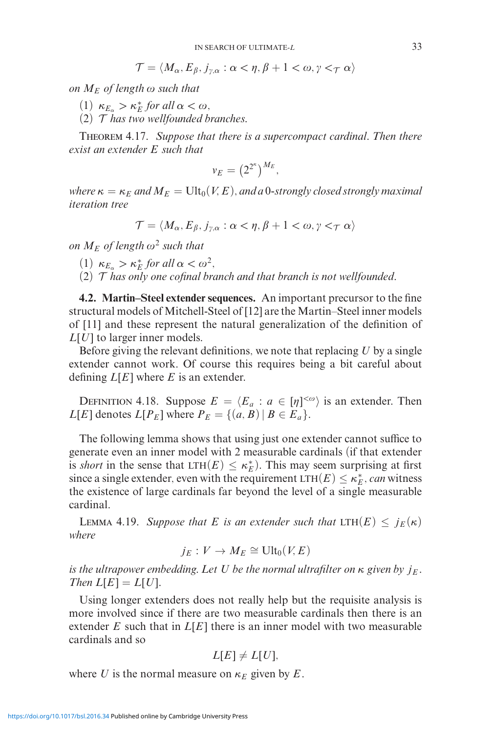$$\mathcal{T} = \langle M_\alpha, E_\beta, j_{\gamma,\alpha} : \alpha < \eta, \beta + 1 < \omega, \gamma <_{\mathcal{T}} \alpha \rangle$$

*on $M_E$ of length $\omega$ such that*

(1) $\kappa_{E_\alpha} > \kappa_E^*$ *for all* $\alpha < \omega$,
(2) $\mathcal{T}$ *has two wellfounded branches.*

Theorem 4.17. *Suppose that there is a supercompact cardinal. Then there exist an extender $E$ such that*

$$\nu_E = \left(2^{2^\kappa}\right)^{M_E},$$

*where $\kappa = \kappa_E$ and $M_E = \mathrm{Ult}_0(V, E)$, and a 0-strongly closed strongly maximal iteration tree*

$$\mathcal{T} = \langle M_\alpha, E_\beta, j_{\gamma,\alpha} : \alpha < \eta, \beta + 1 < \omega, \gamma <_{\mathcal{T}} \alpha \rangle$$

*on $M_E$ of length $\omega^2$ such that*

(1) $\kappa_{E_\alpha} > \kappa_E^*$ *for all* $\alpha < \omega^2$,
(2) $\mathcal{T}$ *has only one cofinal branch and that branch is not wellfounded.*

**4.2. Martin–Steel extender sequences.** An important precursor to the fine structural models of Mitchell-Steel of [12] are the Martin–Steel inner models of [11] and these represent the natural generalization of the definition of $L[U]$ to larger inner models.

Before giving the relevant definitions, we note that replacing $U$ by a single extender cannot work. Of course this requires being a bit careful about defining $L[E]$ where $E$ is an extender.

Definition 4.18. Suppose $E = \langle E_a : a \in [\eta]^{<\omega} \rangle$ is an extender. Then $L[E]$ denotes $L[P_E]$ where $P_E = \{(a, B) \mid B \in E_a\}$.

The following lemma shows that using just one extender cannot suffice to generate even an inner model with 2 measurable cardinals (if that extender is *short* in the sense that $\mathrm{LTH}(E) \leq \kappa_E^*$). This may seem surprising at first since a single extender, even with the requirement $\mathrm{LTH}(E) \leq \kappa_E^*$, *can* witness the existence of large cardinals far beyond the level of a single measurable cardinal.

Lemma 4.19. *Suppose that $E$ is an extender such that $\mathrm{LTH}(E) \leq j_E(\kappa)$ where*

$$j_E : V \to M_E \cong \mathrm{Ult}_0(V, E)$$

*is the ultrapower embedding. Let $U$ be the normal ultrafilter on $\kappa$ given by $j_E$. Then $L[E] = L[U]$.*

Using longer extenders does not really help but the requisite analysis is more involved since if there are two measurable cardinals then there is an extender $E$ such that in $L[E]$ there is an inner model with two measurable cardinals and so

$$L[E] \neq L[U],$$

where $U$ is the normal measure on $\kappa_E$ given by $E$.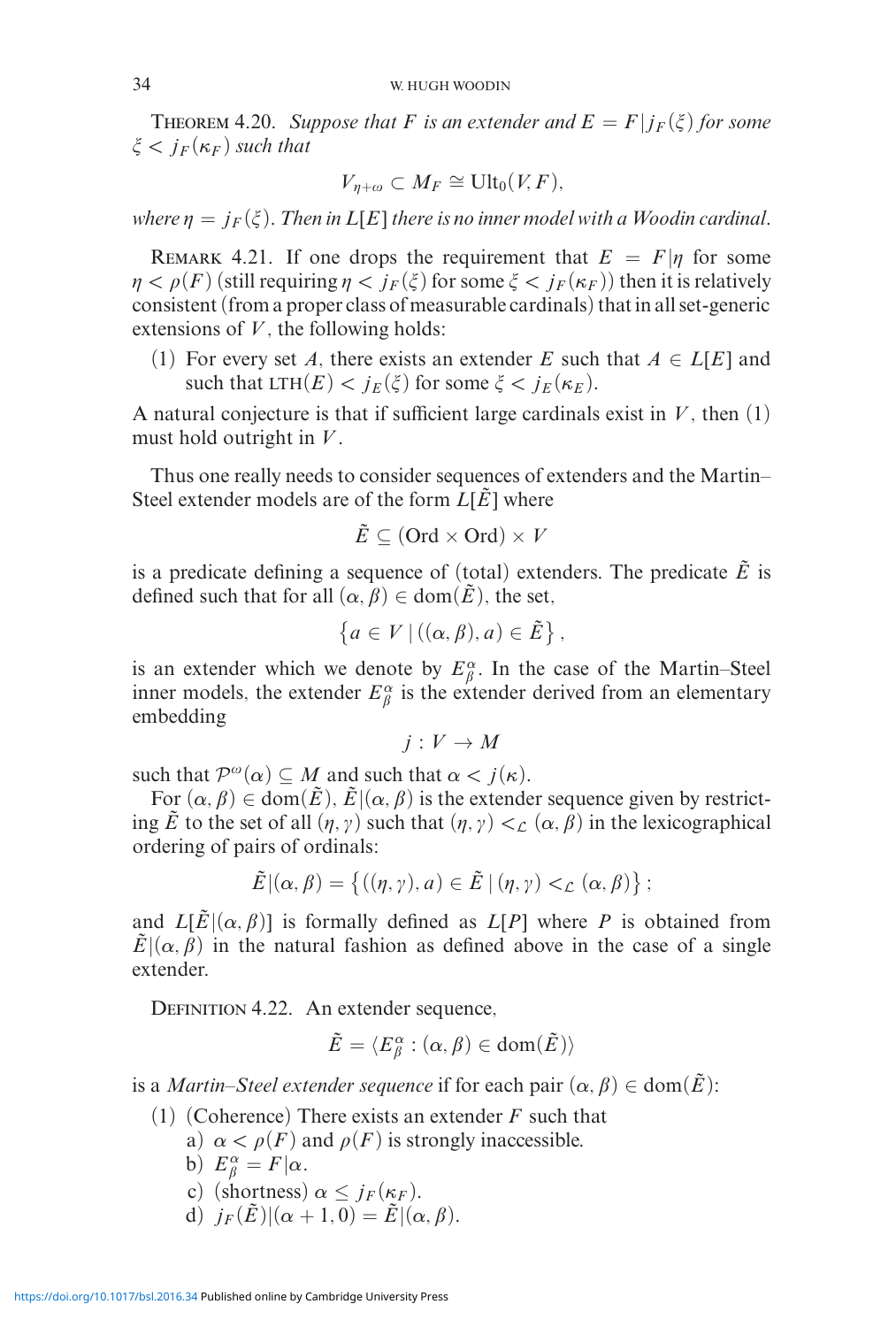**Theorem 4.20.** *Suppose that $F$ is an extender and $E = F|j_F(\xi)$ for some $\xi < j_F(\kappa_F)$ such that*

$$V_{\eta+\omega} \subset M_F \cong \mathrm{Ult}_0(V, F),$$

*where $\eta = j_F(\xi)$. Then in $L[E]$ there is no inner model with a Woodin cardinal.*

Remark 4.21. If one drops the requirement that $E = F|\eta$ for some $\eta < \rho(F)$ (still requiring $\eta < j_F(\xi)$ for some $\xi < j_F(\kappa_F)$) then it is relatively consistent (from a proper class of measurable cardinals) that in all set-generic extensions of $V$, the following holds:

(1) For every set $A$, there exists an extender $E$ such that $A \in L[E]$ and such that $\mathrm{LTH}(E) < j_E(\xi)$ for some $\xi < j_E(\kappa_E)$.

A natural conjecture is that if sufficient large cardinals exist in $V$, then (1) must hold outright in $V$.

Thus one really needs to consider sequences of extenders and the Martin–Steel extender models are of the form $L[\tilde{E}]$ where

$$\tilde{E} \subseteq (\mathrm{Ord} \times \mathrm{Ord}) \times V$$

is a predicate defining a sequence of (total) extenders. The predicate $\tilde{E}$ is defined such that for all $(\alpha, \beta) \in \mathrm{dom}(\tilde{E})$, the set,

$$\left\{a \in V \mid ((\alpha, \beta), a) \in \tilde{E}\right\},$$

is an extender which we denote by $E^\alpha_\beta$. In the case of the Martin–Steel inner models, the extender $E^\alpha_\beta$ is the extender derived from an elementary embedding

$$j : V \to M$$

such that $\mathcal{P}^\omega(\alpha) \subseteq M$ and such that $\alpha < j(\kappa)$.

For $(\alpha, \beta) \in \mathrm{dom}(\tilde{E})$, $\tilde{E}|(\alpha, \beta)$ is the extender sequence given by restricting $\tilde{E}$ to the set of all $(\eta, \gamma)$ such that $(\eta, \gamma) <_{\mathcal{L}} (\alpha, \beta)$ in the lexicographical ordering of pairs of ordinals:

$$\tilde{E}|(\alpha, \beta) = \left\{((\eta, \gamma), a) \in \tilde{E} \mid (\eta, \gamma) <_{\mathcal{L}} (\alpha, \beta)\right\};$$

and $L[\tilde{E}|(\alpha, \beta)]$ is formally defined as $L[P]$ where $P$ is obtained from $\tilde{E}|(\alpha, \beta)$ in the natural fashion as defined above in the case of a single extender.

Definition 4.22. An extender sequence,

$$\tilde{E} = \langle E^\alpha_\beta : (\alpha, \beta) \in \mathrm{dom}(\tilde{E})\rangle$$

is a *Martin–Steel extender sequence* if for each pair $(\alpha, \beta) \in \mathrm{dom}(\tilde{E})$:

(1) (Coherence) There exists an extender $F$ such that
  a) $\alpha < \rho(F)$ and $\rho(F)$ is strongly inaccessible.
  b) $E^\alpha_\beta = F|\alpha$.
  c) (shortness) $\alpha \leq j_F(\kappa_F)$.
  d) $j_F(\tilde{E})|(\alpha + 1, 0) = \tilde{E}|(\alpha, \beta)$.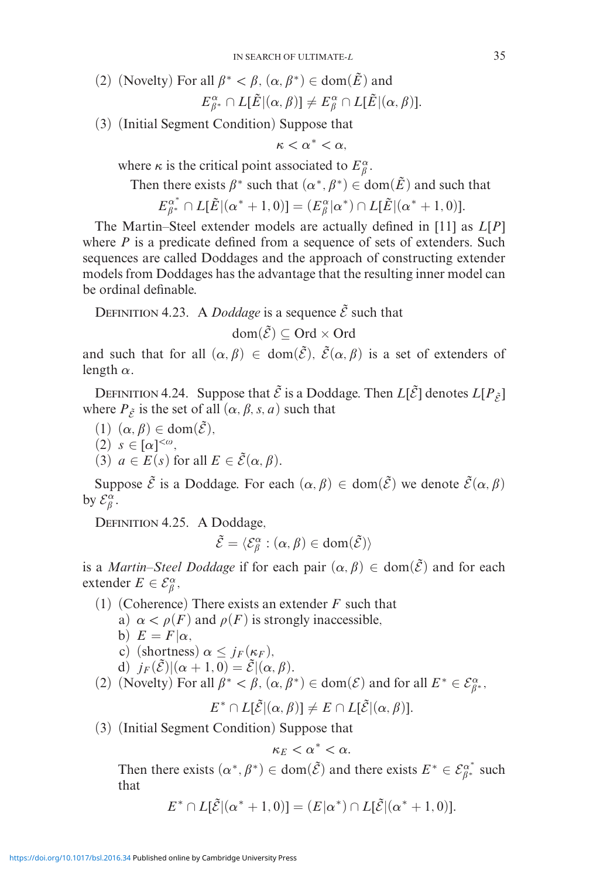(2) (Novelty) For all $\beta^* < \beta$, $(\alpha, \beta^*) \in \mathrm{dom}(\tilde{E})$ and

$$E^\alpha_{\beta^*} \cap L[\tilde{E}|(\alpha, \beta)] \neq E^\alpha_\beta \cap L[\tilde{E}|(\alpha, \beta)].$$

(3) (Initial Segment Condition) Suppose that

$$\kappa < \alpha^* < \alpha,$$

where $\kappa$ is the critical point associated to $E^\alpha_\beta$.

Then there exists $\beta^*$ such that $(\alpha^*, \beta^*) \in \mathrm{dom}(\tilde{E})$ and such that

$$E^{\alpha^*}_{\beta^*} \cap L[\tilde{E}|(\alpha^* + 1, 0)] = (E^\alpha_\beta | \alpha^*) \cap L[\tilde{E}|(\alpha^* + 1, 0)].$$

The Martin–Steel extender models are actually defined in [11] as $L[P]$ where $P$ is a predicate defined from a sequence of sets of extenders. Such sequences are called Doddages and the approach of constructing extender models from Doddages has the advantage that the resulting inner model can be ordinal definable.

Definition 4.23. A *Doddage* is a sequence $\tilde{\mathcal{E}}$ such that

$$\mathrm{dom}(\tilde{\mathcal{E}}) \subseteq \mathrm{Ord} \times \mathrm{Ord}$$

and such that for all $(\alpha, \beta) \in \mathrm{dom}(\tilde{\mathcal{E}})$, $\tilde{\mathcal{E}}(\alpha, \beta)$ is a set of extenders of length $\alpha$.

Definition 4.24. Suppose that $\tilde{\mathcal{E}}$ is a Doddage. Then $L[\tilde{\mathcal{E}}]$ denotes $L[P_{\tilde{\mathcal{E}}}]$ where $P_{\tilde{\mathcal{E}}}$ is the set of all $(\alpha, \beta, s, a)$ such that

(1) $(\alpha, \beta) \in \mathrm{dom}(\tilde{\mathcal{E}})$,
(2) $s \in [\alpha]^{<\omega}$,
(3) $a \in E(s)$ for all $E \in \tilde{\mathcal{E}}(\alpha, \beta)$.

Suppose $\tilde{\mathcal{E}}$ is a Doddage. For each $(\alpha, \beta) \in \mathrm{dom}(\tilde{\mathcal{E}})$ we denote $\tilde{\mathcal{E}}(\alpha, \beta)$ by $\mathcal{E}^\alpha_\beta$.

Definition 4.25. A Doddage,

$$\tilde{\mathcal{E}} = \langle \mathcal{E}^\alpha_\beta : (\alpha, \beta) \in \mathrm{dom}(\tilde{\mathcal{E}}) \rangle$$

is a *Martin–Steel Doddage* if for each pair $(\alpha, \beta) \in \mathrm{dom}(\tilde{\mathcal{E}})$ and for each extender $E \in \mathcal{E}^\alpha_\beta$,

(1) (Coherence) There exists an extender $F$ such that
   a) $\alpha < \rho(F)$ and $\rho(F)$ is strongly inaccessible,
   b) $E = F|\alpha$,
   c) (shortness) $\alpha \leq j_F(\kappa_F)$,
   d) $j_F(\tilde{\mathcal{E}})|(\alpha + 1, 0) = \tilde{\mathcal{E}}|(\alpha, \beta)$.
(2) (Novelty) For all $\beta^* < \beta$, $(\alpha, \beta^*) \in \mathrm{dom}(\mathcal{E})$ and for all $E^* \in \mathcal{E}^\alpha_{\beta^*}$,

$$E^* \cap L[\tilde{\mathcal{E}}|(\alpha, \beta)] \neq E \cap L[\tilde{\mathcal{E}}|(\alpha, \beta)].$$

(3) (Initial Segment Condition) Suppose that

$$\kappa_E < \alpha^* < \alpha.$$

Then there exists $(\alpha^*, \beta^*) \in \mathrm{dom}(\tilde{\mathcal{E}})$ and there exists $E^* \in \mathcal{E}^{\alpha^*}_{\beta^*}$ such that

$$E^* \cap L[\tilde{\mathcal{E}}|(\alpha^* + 1, 0)] = (E|\alpha^*) \cap L[\tilde{\mathcal{E}}|(\alpha^* + 1, 0)].$$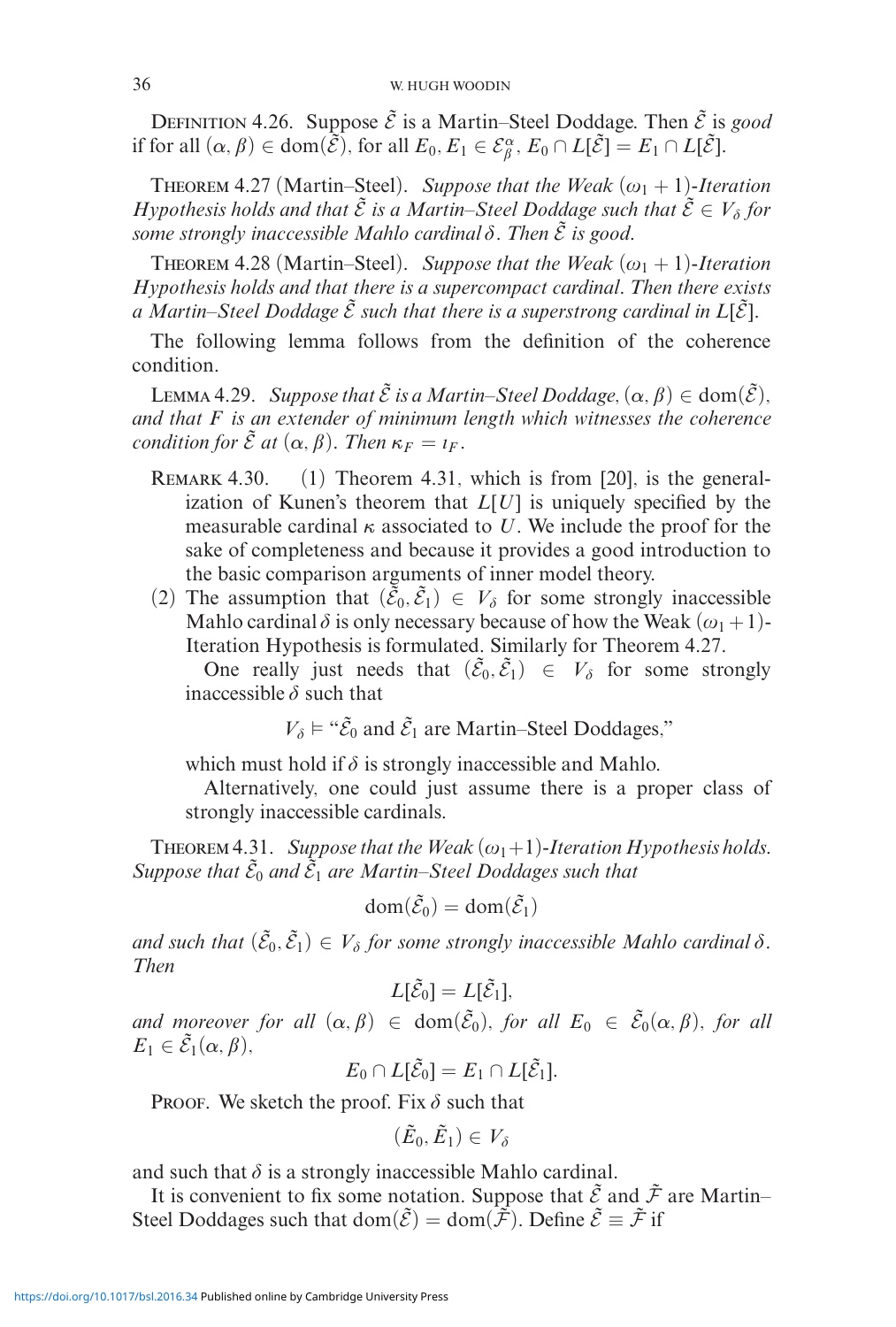**Definition 4.26.** Suppose $\tilde{\mathcal{E}}$ is a Martin–Steel Doddage. Then $\tilde{\mathcal{E}}$ is *good* if for all $(\alpha, \beta) \in \mathrm{dom}(\tilde{\mathcal{E}})$, for all $E_0, E_1 \in \mathcal{E}^{\alpha}_{\beta}$, $E_0 \cap L[\tilde{\mathcal{E}}] = E_1 \cap L[\tilde{\mathcal{E}}]$.

**Theorem 4.27** (Martin–Steel). *Suppose that the Weak $(\omega_1 + 1)$-Iteration Hypothesis holds and that $\tilde{\mathcal{E}}$ is a Martin–Steel Doddage such that $\tilde{\mathcal{E}} \in V_\delta$ for some strongly inaccessible Mahlo cardinal $\delta$. Then $\tilde{\mathcal{E}}$ is good.*

**Theorem 4.28** (Martin–Steel). *Suppose that the Weak $(\omega_1 + 1)$-Iteration Hypothesis holds and that there is a supercompact cardinal. Then there exists a Martin–Steel Doddage $\tilde{\mathcal{E}}$ such that there is a superstrong cardinal in $L[\tilde{\mathcal{E}}]$.*

The following lemma follows from the definition of the coherence condition.

**Lemma 4.29.** *Suppose that $\tilde{\mathcal{E}}$ is a Martin–Steel Doddage, $(\alpha, \beta) \in \mathrm{dom}(\tilde{\mathcal{E}})$, and that $F$ is an extender of minimum length which witnesses the coherence condition for $\tilde{\mathcal{E}}$ at $(\alpha, \beta)$. Then $\kappa_F = \iota_F$.*

**Remark 4.30.** (1) Theorem 4.31, which is from [20], is the generalization of Kunen's theorem that $L[U]$ is uniquely specified by the measurable cardinal $\kappa$ associated to $U$. We include the proof for the sake of completeness and because it provides a good introduction to the basic comparison arguments of inner model theory.

(2) The assumption that $(\tilde{\mathcal{E}}_0, \tilde{\mathcal{E}}_1) \in V_\delta$ for some strongly inaccessible Mahlo cardinal $\delta$ is only necessary because of how the Weak $(\omega_1+1)$-Iteration Hypothesis is formulated. Similarly for Theorem 4.27.

One really just needs that $(\tilde{\mathcal{E}}_0, \tilde{\mathcal{E}}_1) \in V_\delta$ for some strongly inaccessible $\delta$ such that

$$V_\delta \vDash \text{“}\tilde{\mathcal{E}}_0 \text{ and } \tilde{\mathcal{E}}_1 \text{ are Martin–Steel Doddages,”}$$

which must hold if $\delta$ is strongly inaccessible and Mahlo.

Alternatively, one could just assume there is a proper class of strongly inaccessible cardinals.

**Theorem 4.31.** *Suppose that the Weak $(\omega_1+1)$-Iteration Hypothesis holds. Suppose that $\tilde{\mathcal{E}}_0$ and $\tilde{\mathcal{E}}_1$ are Martin–Steel Doddages such that*

$$\mathrm{dom}(\tilde{\mathcal{E}}_0) = \mathrm{dom}(\tilde{\mathcal{E}}_1)$$

*and such that $(\tilde{\mathcal{E}}_0, \tilde{\mathcal{E}}_1) \in V_\delta$ for some strongly inaccessible Mahlo cardinal $\delta$. Then*

$$L[\tilde{\mathcal{E}}_0] = L[\tilde{\mathcal{E}}_1],$$

*and moreover for all $(\alpha, \beta) \in \mathrm{dom}(\tilde{\mathcal{E}}_0)$, for all $E_0 \in \tilde{\mathcal{E}}_0(\alpha, \beta)$, for all $E_1 \in \tilde{\mathcal{E}}_1(\alpha, \beta)$,*

$$E_0 \cap L[\tilde{\mathcal{E}}_0] = E_1 \cap L[\tilde{\mathcal{E}}_1].$$

Proof. We sketch the proof. Fix $\delta$ such that

$$(\tilde{E}_0, \tilde{E}_1) \in V_\delta$$

and such that $\delta$ is a strongly inaccessible Mahlo cardinal.

It is convenient to fix some notation. Suppose that $\tilde{\mathcal{E}}$ and $\tilde{\mathcal{F}}$ are Martin–Steel Doddages such that $\mathrm{dom}(\tilde{\mathcal{E}}) = \mathrm{dom}(\tilde{\mathcal{F}})$. Define $\tilde{\mathcal{E}} \equiv \tilde{\mathcal{F}}$ if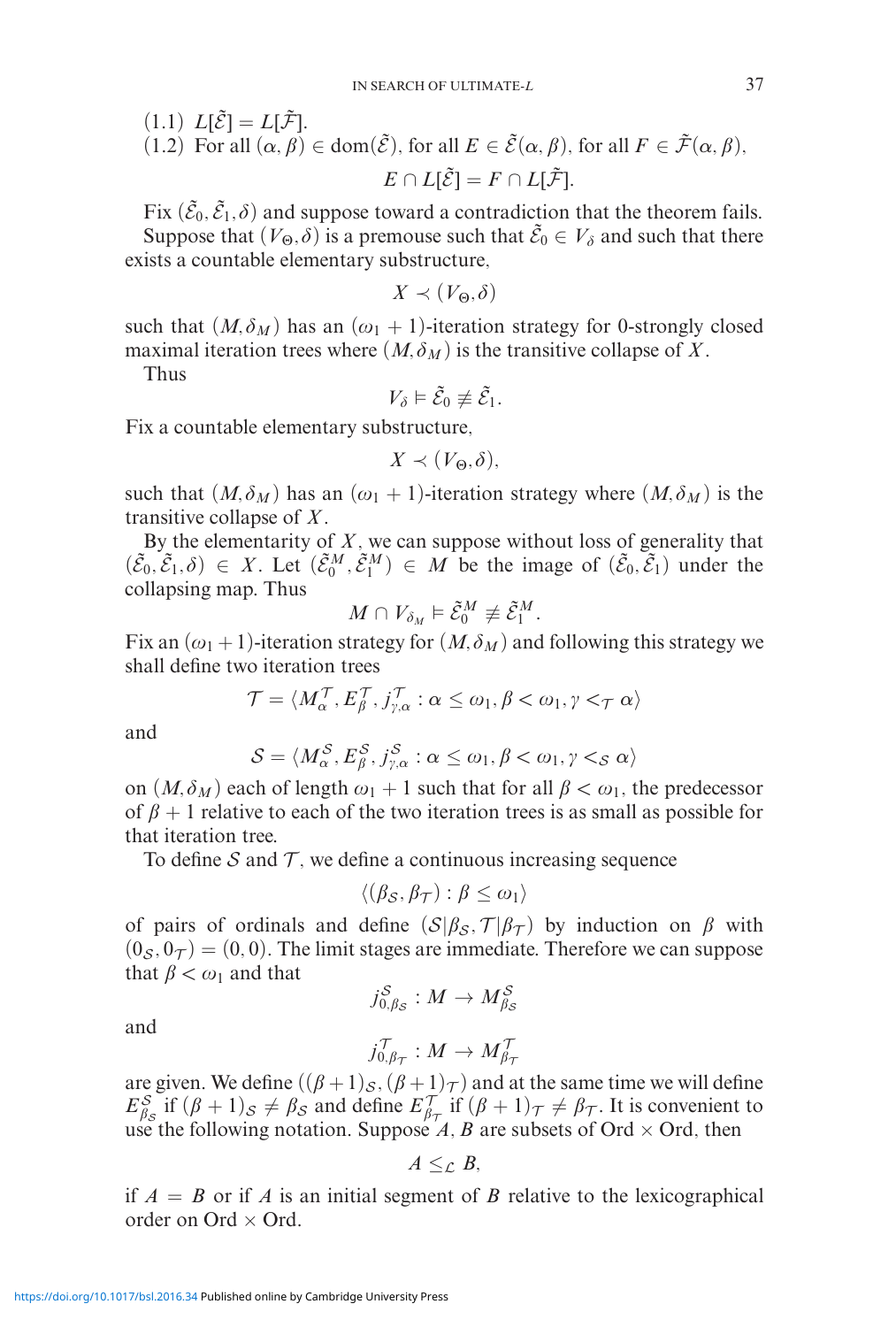(1.1) $L[\tilde{\mathcal{E}}] = L[\tilde{\mathcal{F}}]$.
(1.2) For all $(\alpha, \beta) \in \mathrm{dom}(\tilde{\mathcal{E}})$, for all $E \in \tilde{\mathcal{E}}(\alpha, \beta)$, for all $F \in \tilde{\mathcal{F}}(\alpha, \beta)$,

$$E \cap L[\tilde{\mathcal{E}}] = F \cap L[\tilde{\mathcal{F}}].$$

Fix $(\tilde{\mathcal{E}}_0, \tilde{\mathcal{E}}_1, \delta)$ and suppose toward a contradiction that the theorem fails.

Suppose that $(V_\Theta, \delta)$ is a premouse such that $\tilde{\mathcal{E}}_0 \in V_\delta$ and such that there exists a countable elementary substructure,

$$X \prec (V_\Theta, \delta)$$

such that $(M, \delta_M)$ has an $(\omega_1 + 1)$-iteration strategy for 0-strongly closed maximal iteration trees where $(M, \delta_M)$ is the transitive collapse of $X$.

Thus

$$V_\delta \vDash \tilde{\mathcal{E}}_0 \not\equiv \tilde{\mathcal{E}}_1.$$

Fix a countable elementary substructure,

$$X \prec (V_\Theta, \delta),$$

such that $(M, \delta_M)$ has an $(\omega_1 + 1)$-iteration strategy where $(M, \delta_M)$ is the transitive collapse of $X$.

By the elementarity of $X$, we can suppose without loss of generality that $(\tilde{\mathcal{E}}_0, \tilde{\mathcal{E}}_1, \delta) \in X$. Let $(\tilde{\mathcal{E}}_0^M, \tilde{\mathcal{E}}_1^M) \in M$ be the image of $(\tilde{\mathcal{E}}_0, \tilde{\mathcal{E}}_1)$ under the collapsing map. Thus

$$M \cap V_{\delta_M} \vDash \tilde{\mathcal{E}}_0^M \not\equiv \tilde{\mathcal{E}}_1^M.$$

Fix an $(\omega_1 + 1)$-iteration strategy for $(M, \delta_M)$ and following this strategy we shall define two iteration trees

$$\mathcal{T} = \langle M_\alpha^{\mathcal{T}}, E_\beta^{\mathcal{T}}, j_{\gamma,\alpha}^{\mathcal{T}} : \alpha \leq \omega_1, \beta < \omega_1, \gamma <_{\mathcal{T}} \alpha \rangle$$

and

$$\mathcal{S} = \langle M_\alpha^{\mathcal{S}}, E_\beta^{\mathcal{S}}, j_{\gamma,\alpha}^{\mathcal{S}} : \alpha \leq \omega_1, \beta < \omega_1, \gamma <_{\mathcal{S}} \alpha \rangle$$

on $(M, \delta_M)$ each of length $\omega_1 + 1$ such that for all $\beta < \omega_1$, the predecessor of $\beta + 1$ relative to each of the two iteration trees is as small as possible for that iteration tree.

To define $\mathcal{S}$ and $\mathcal{T}$, we define a continuous increasing sequence

$$\langle (\beta_{\mathcal{S}}, \beta_{\mathcal{T}}) : \beta \leq \omega_1 \rangle$$

of pairs of ordinals and define $(\mathcal{S}|\beta_{\mathcal{S}}, \mathcal{T}|\beta_{\mathcal{T}})$ by induction on $\beta$ with $(0_{\mathcal{S}}, 0_{\mathcal{T}}) = (0, 0)$. The limit stages are immediate. Therefore we can suppose that $\beta < \omega_1$ and that

$$j_{0,\beta_{\mathcal{S}}}^{\mathcal{S}} : M \to M_{\beta_{\mathcal{S}}}^{\mathcal{S}}$$

and

$$j_{0,\beta_{\mathcal{T}}}^{\mathcal{T}} : M \to M_{\beta_{\mathcal{T}}}^{\mathcal{T}}$$

are given. We define $((\beta+1)_{\mathcal{S}}, (\beta+1)_{\mathcal{T}})$ and at the same time we will define $E_{\beta_{\mathcal{S}}}^{\mathcal{S}}$ if $(\beta+1)_{\mathcal{S}} \neq \beta_{\mathcal{S}}$ and define $E_{\beta_{\mathcal{T}}}^{\mathcal{T}}$ if $(\beta+1)_{\mathcal{T}} \neq \beta_{\mathcal{T}}$. It is convenient to use the following notation. Suppose $A$, $B$ are subsets of $\mathrm{Ord} \times \mathrm{Ord}$, then

$$A \leq_{\mathcal{L}} B,$$

if $A = B$ or if $A$ is an initial segment of $B$ relative to the lexicographical order on $\mathrm{Ord} \times \mathrm{Ord}$.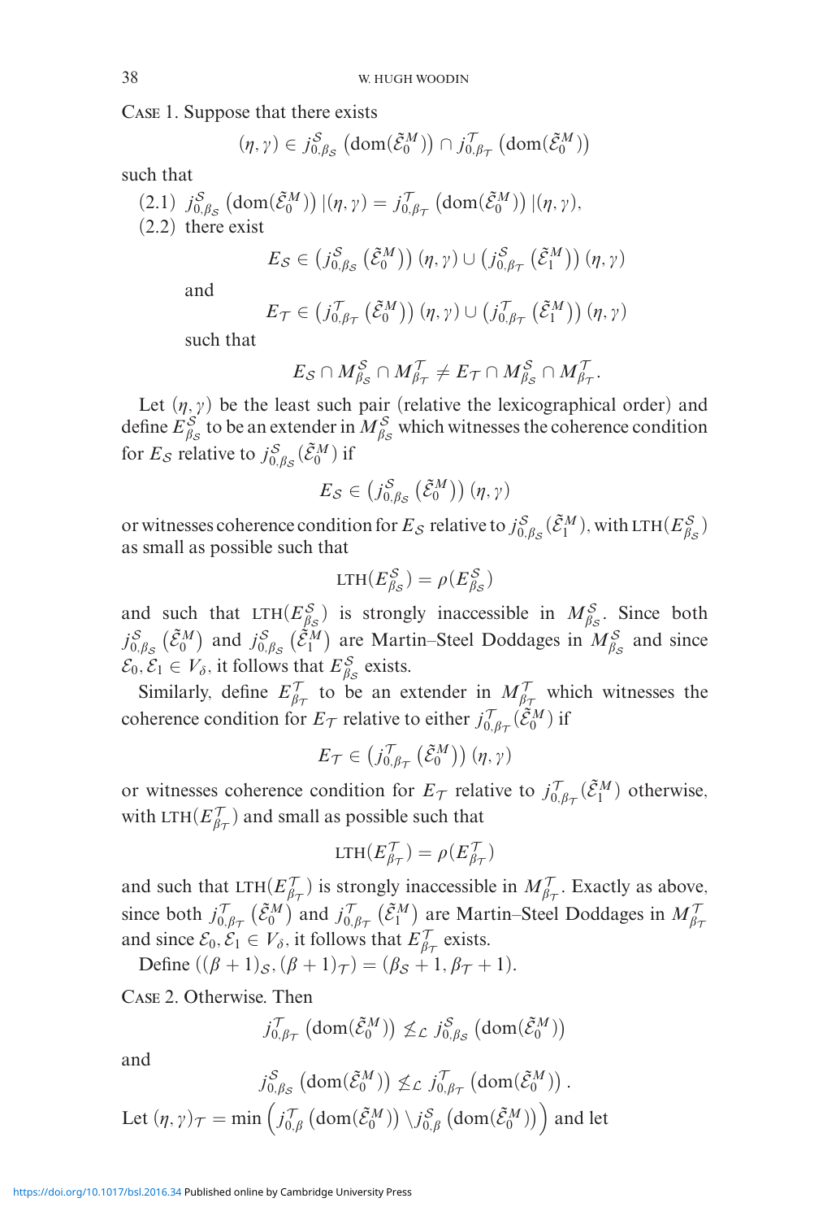Case 1. Suppose that there exists

$$(\eta, \gamma) \in j^{\mathcal{S}}_{0,\beta_{\mathcal{S}}}\left(\mathrm{dom}(\tilde{\mathcal{E}}^M_0)\right) \cap j^{\mathcal{T}}_{0,\beta_{\mathcal{T}}}\left(\mathrm{dom}(\tilde{\mathcal{E}}^M_0)\right)$$

such that

(2.1) $j^{\mathcal{S}}_{0,\beta_{\mathcal{S}}}\left(\mathrm{dom}(\tilde{\mathcal{E}}^M_0)\right)|(\eta, \gamma) = j^{\mathcal{T}}_{0,\beta_{\mathcal{T}}}\left(\mathrm{dom}(\tilde{\mathcal{E}}^M_0)\right)|(\eta, \gamma)$,

(2.2) there exist

$$E_{\mathcal{S}} \in \left(j^{\mathcal{S}}_{0,\beta_{\mathcal{S}}}\left(\tilde{\mathcal{E}}^M_0\right)\right)(\eta, \gamma) \cup \left(j^{\mathcal{S}}_{0,\beta_{\mathcal{T}}}\left(\tilde{\mathcal{E}}^M_1\right)\right)(\eta, \gamma)$$

and

$$E_{\mathcal{T}} \in \left(j^{\mathcal{T}}_{0,\beta_{\mathcal{T}}}\left(\tilde{\mathcal{E}}^M_0\right)\right)(\eta, \gamma) \cup \left(j^{\mathcal{T}}_{0,\beta_{\mathcal{T}}}\left(\tilde{\mathcal{E}}^M_1\right)\right)(\eta, \gamma)$$

such that

$$E_{\mathcal{S}} \cap M^{\mathcal{S}}_{\beta_{\mathcal{S}}} \cap M^{\mathcal{T}}_{\beta_{\mathcal{T}}} \neq E_{\mathcal{T}} \cap M^{\mathcal{S}}_{\beta_{\mathcal{S}}} \cap M^{\mathcal{T}}_{\beta_{\mathcal{T}}}.$$

Let $(\eta, \gamma)$ be the least such pair (relative the lexicographical order) and define $E^{\mathcal{S}}_{\beta_{\mathcal{S}}}$ to be an extender in $M^{\mathcal{S}}_{\beta_{\mathcal{S}}}$ which witnesses the coherence condition for $E_{\mathcal{S}}$ relative to $j^{\mathcal{S}}_{0,\beta_{\mathcal{S}}}(\tilde{\mathcal{E}}^M_0)$ if

$$E_{\mathcal{S}} \in \left(j^{\mathcal{S}}_{0,\beta_{\mathcal{S}}}\left(\tilde{\mathcal{E}}^M_0\right)\right)(\eta, \gamma)$$

or witnesses coherence condition for $E_{\mathcal{S}}$ relative to $j^{\mathcal{S}}_{0,\beta_{\mathcal{S}}}(\tilde{\mathcal{E}}^M_1)$, with $\mathrm{LTH}(E^{\mathcal{S}}_{\beta_{\mathcal{S}}})$ as small as possible such that

$$\mathrm{LTH}(E^{\mathcal{S}}_{\beta_{\mathcal{S}}}) = \rho(E^{\mathcal{S}}_{\beta_{\mathcal{S}}})$$

and such that $\mathrm{LTH}(E^{\mathcal{S}}_{\beta_{\mathcal{S}}})$ is strongly inaccessible in $M^{\mathcal{S}}_{\beta_{\mathcal{S}}}$. Since both $j^{\mathcal{S}}_{0,\beta_{\mathcal{S}}}\left(\tilde{\mathcal{E}}^M_0\right)$ and $j^{\mathcal{S}}_{0,\beta_{\mathcal{S}}}\left(\tilde{\mathcal{E}}^M_1\right)$ are Martin–Steel Doddages in $M^{\mathcal{S}}_{\beta_{\mathcal{S}}}$ and since $\mathcal{E}_0, \mathcal{E}_1 \in V_\delta$, it follows that $E^{\mathcal{S}}_{\beta_{\mathcal{S}}}$ exists.

Similarly, define $E^{\mathcal{T}}_{\beta_{\mathcal{T}}}$ to be an extender in $M^{\mathcal{T}}_{\beta_{\mathcal{T}}}$ which witnesses the coherence condition for $E_{\mathcal{T}}$ relative to either $j^{\mathcal{T}}_{0,\beta_{\mathcal{T}}}(\tilde{\mathcal{E}}^M_0)$ if

$$E_{\mathcal{T}} \in \left(j^{\mathcal{T}}_{0,\beta_{\mathcal{T}}}\left(\tilde{\mathcal{E}}^M_0\right)\right)(\eta, \gamma)$$

or witnesses coherence condition for $E_{\mathcal{T}}$ relative to $j^{\mathcal{T}}_{0,\beta_{\mathcal{T}}}(\tilde{\mathcal{E}}^M_1)$ otherwise, with $\mathrm{LTH}(E^{\mathcal{T}}_{\beta_{\mathcal{T}}})$ and small as possible such that

$$\mathrm{LTH}(E^{\mathcal{T}}_{\beta_{\mathcal{T}}}) = \rho(E^{\mathcal{T}}_{\beta_{\mathcal{T}}})$$

and such that $\mathrm{LTH}(E^{\mathcal{T}}_{\beta_{\mathcal{T}}})$ is strongly inaccessible in $M^{\mathcal{T}}_{\beta_{\mathcal{T}}}$. Exactly as above, since both $j^{\mathcal{T}}_{0,\beta_{\mathcal{T}}}\left(\tilde{\mathcal{E}}^M_0\right)$ and $j^{\mathcal{T}}_{0,\beta_{\mathcal{T}}}\left(\tilde{\mathcal{E}}^M_1\right)$ are Martin–Steel Doddages in $M^{\mathcal{T}}_{\beta_{\mathcal{T}}}$ and since $\mathcal{E}_0, \mathcal{E}_1 \in V_\delta$, it follows that $E^{\mathcal{T}}_{\beta_{\mathcal{T}}}$ exists.

Define $((\beta + 1)_{\mathcal{S}}, (\beta + 1)_{\mathcal{T}}) = (\beta_{\mathcal{S}} + 1, \beta_{\mathcal{T}} + 1)$.

Case 2. Otherwise. Then

$$j^{\mathcal{T}}_{0,\beta_{\mathcal{T}}}\left(\mathrm{dom}(\tilde{\mathcal{E}}^M_0)\right) \not\leq_{\mathcal{L}} j^{\mathcal{S}}_{0,\beta_{\mathcal{S}}}\left(\mathrm{dom}(\tilde{\mathcal{E}}^M_0)\right)$$

and

$$j^{\mathcal{S}}_{0,\beta_{\mathcal{S}}}\left(\mathrm{dom}(\tilde{\mathcal{E}}^M_0)\right) \not\leq_{\mathcal{L}} j^{\mathcal{T}}_{0,\beta_{\mathcal{T}}}\left(\mathrm{dom}(\tilde{\mathcal{E}}^M_0)\right).$$

Let $(\eta, \gamma)_{\mathcal{T}} = \min\left(j^{\mathcal{T}}_{0,\beta}\left(\mathrm{dom}(\tilde{\mathcal{E}}^M_0)\right) \setminus j^{\mathcal{S}}_{0,\beta}\left(\mathrm{dom}(\tilde{\mathcal{E}}^M_0)\right)\right)$ and let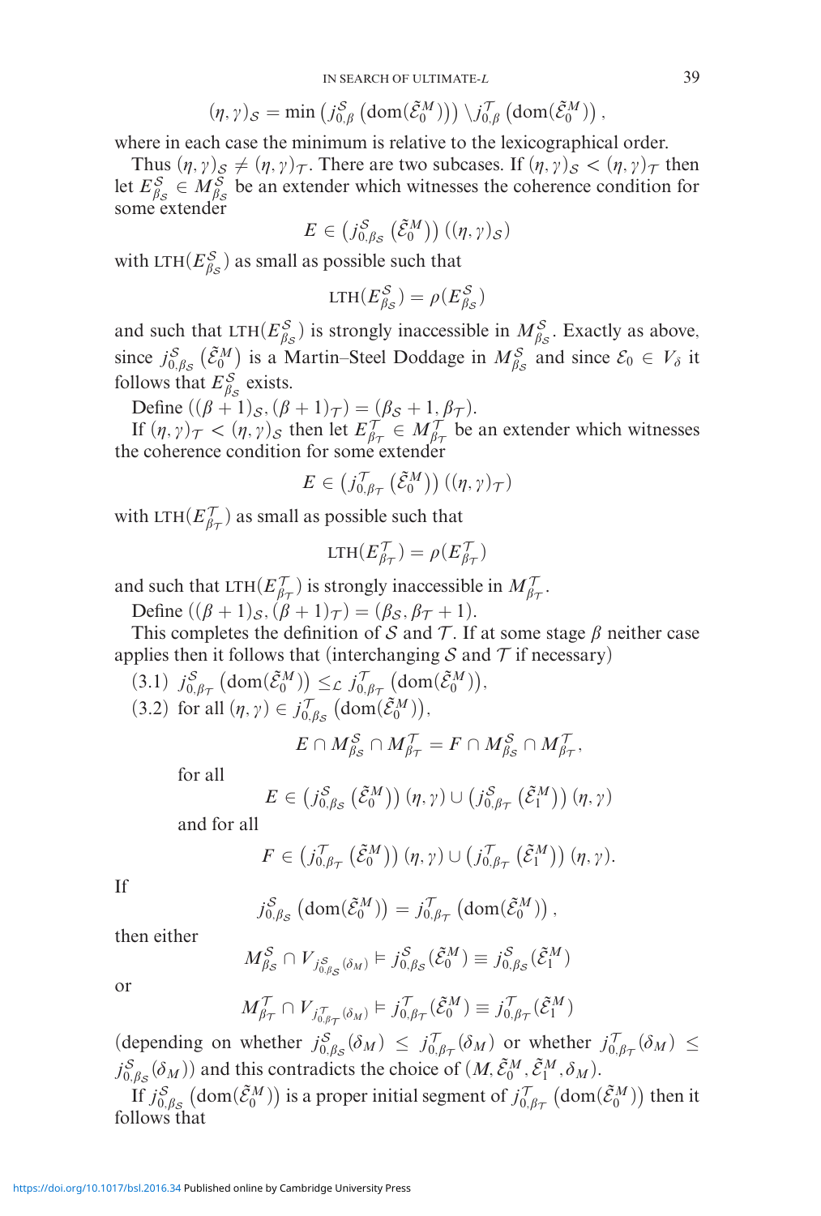$$(\eta, \gamma)_{\mathcal{S}} = \min\left(j^{\mathcal{S}}_{0,\beta}\left(\mathrm{dom}(\tilde{\mathcal{E}}^M_0)\right)\right) \setminus j^{\mathcal{T}}_{0,\beta}\left(\mathrm{dom}(\tilde{\mathcal{E}}^M_0)\right),$$

where in each case the minimum is relative to the lexicographical order.

Thus $(\eta, \gamma)_{\mathcal{S}} \neq (\eta, \gamma)_{\mathcal{T}}$. There are two subcases. If $(\eta, \gamma)_{\mathcal{S}} < (\eta, \gamma)_{\mathcal{T}}$ then let $E^{\mathcal{S}}_{\beta_{\mathcal{S}}} \in M^{\mathcal{S}}_{\beta_{\mathcal{S}}}$ be an extender which witnesses the coherence condition for some extender

$$E \in \left(j^{\mathcal{S}}_{0,\beta_{\mathcal{S}}}\left(\tilde{\mathcal{E}}^M_0\right)\right)\left((\eta, \gamma)_{\mathcal{S}}\right)$$

with $\mathrm{LTH}(E^{\mathcal{S}}_{\beta_{\mathcal{S}}})$ as small as possible such that

$$\mathrm{LTH}(E^{\mathcal{S}}_{\beta_{\mathcal{S}}}) = \rho(E^{\mathcal{S}}_{\beta_{\mathcal{S}}})$$

and such that $\mathrm{LTH}(E^{\mathcal{S}}_{\beta_{\mathcal{S}}})$ is strongly inaccessible in $M^{\mathcal{S}}_{\beta_{\mathcal{S}}}$. Exactly as above, since $j^{\mathcal{S}}_{0,\beta_{\mathcal{S}}}\left(\tilde{\mathcal{E}}^M_0\right)$ is a Martin–Steel Doddage in $M^{\mathcal{S}}_{\beta_{\mathcal{S}}}$ and since $\mathcal{E}_0 \in V_\delta$ it follows that $E^{\mathcal{S}}_{\beta_{\mathcal{S}}}$ exists.

Define $((\beta + 1)_{\mathcal{S}}, (\beta + 1)_{\mathcal{T}}) = (\beta_{\mathcal{S}} + 1, \beta_{\mathcal{T}})$.

If $(\eta, \gamma)_{\mathcal{T}} < (\eta, \gamma)_{\mathcal{S}}$ then let $E^{\mathcal{T}}_{\beta_{\mathcal{T}}} \in M^{\mathcal{T}}_{\beta_{\mathcal{T}}}$ be an extender which witnesses the coherence condition for some extender

$$E \in \left(j^{\mathcal{T}}_{0,\beta_{\mathcal{T}}}\left(\tilde{\mathcal{E}}^M_0\right)\right)\left((\eta, \gamma)_{\mathcal{T}}\right)$$

with $\mathrm{LTH}(E^{\mathcal{T}}_{\beta_{\mathcal{T}}})$ as small as possible such that

$$\mathrm{LTH}(E^{\mathcal{T}}_{\beta_{\mathcal{T}}}) = \rho(E^{\mathcal{T}}_{\beta_{\mathcal{T}}})$$

and such that $\mathrm{LTH}(E^{\mathcal{T}}_{\beta_{\mathcal{T}}})$ is strongly inaccessible in $M^{\mathcal{T}}_{\beta_{\mathcal{T}}}$.

Define $((\beta + 1)_{\mathcal{S}}, (\beta + 1)_{\mathcal{T}}) = (\beta_{\mathcal{S}}, \beta_{\mathcal{T}} + 1)$.

This completes the definition of $\mathcal{S}$ and $\mathcal{T}$. If at some stage $\beta$ neither case applies then it follows that (interchanging $\mathcal{S}$ and $\mathcal{T}$ if necessary)

(3.1) $j^{\mathcal{S}}_{0,\beta_{\mathcal{T}}}\left(\mathrm{dom}(\tilde{\mathcal{E}}^M_0)\right) \leq_{\mathcal{L}} j^{\mathcal{T}}_{0,\beta_{\mathcal{T}}}\left(\mathrm{dom}(\tilde{\mathcal{E}}^M_0)\right)$,

(3.2) for all $(\eta, \gamma) \in j^{\mathcal{T}}_{0,\beta_{\mathcal{S}}}\left(\mathrm{dom}(\tilde{\mathcal{E}}^M_0)\right)$,

$$E \cap M^{\mathcal{S}}_{\beta_{\mathcal{S}}} \cap M^{\mathcal{T}}_{\beta_{\mathcal{T}}} = F \cap M^{\mathcal{S}}_{\beta_{\mathcal{S}}} \cap M^{\mathcal{T}}_{\beta_{\mathcal{T}}},$$

for all

$$E \in \left(j^{\mathcal{S}}_{0,\beta_{\mathcal{S}}}\left(\tilde{\mathcal{E}}^M_0\right)\right)(\eta, \gamma) \cup \left(j^{\mathcal{S}}_{0,\beta_{\mathcal{T}}}\left(\tilde{\mathcal{E}}^M_1\right)\right)(\eta, \gamma)$$

and for all

$$F \in \left(j^{\mathcal{T}}_{0,\beta_{\mathcal{T}}}\left(\tilde{\mathcal{E}}^M_0\right)\right)(\eta, \gamma) \cup \left(j^{\mathcal{T}}_{0,\beta_{\mathcal{T}}}\left(\tilde{\mathcal{E}}^M_1\right)\right)(\eta, \gamma).$$

If

$$j^{\mathcal{S}}_{0,\beta_{\mathcal{S}}}\left(\mathrm{dom}(\tilde{\mathcal{E}}^M_0)\right) = j^{\mathcal{T}}_{0,\beta_{\mathcal{T}}}\left(\mathrm{dom}(\tilde{\mathcal{E}}^M_0)\right),$$

then either

$$M^{\mathcal{S}}_{\beta_{\mathcal{S}}} \cap V_{j^{\mathcal{S}}_{0,\beta_{\mathcal{S}}}(\delta_M)} \vDash j^{\mathcal{S}}_{0,\beta_{\mathcal{S}}}(\tilde{\mathcal{E}}^M_0) \equiv j^{\mathcal{S}}_{0,\beta_{\mathcal{S}}}(\tilde{\mathcal{E}}^M_1)$$

or

$$M^{\mathcal{T}}_{\beta_{\mathcal{T}}} \cap V_{j^{\mathcal{T}}_{0,\beta_{\mathcal{T}}}(\delta_M)} \vDash j^{\mathcal{T}}_{0,\beta_{\mathcal{T}}}(\tilde{\mathcal{E}}^M_0) \equiv j^{\mathcal{T}}_{0,\beta_{\mathcal{T}}}(\tilde{\mathcal{E}}^M_1)$$

(depending on whether $j^{\mathcal{S}}_{0,\beta_{\mathcal{S}}}(\delta_M) \leq j^{\mathcal{T}}_{0,\beta_{\mathcal{T}}}(\delta_M)$ or whether $j^{\mathcal{T}}_{0,\beta_{\mathcal{T}}}(\delta_M) \leq j^{\mathcal{S}}_{0,\beta_{\mathcal{S}}}(\delta_M)$) and this contradicts the choice of $(M, \tilde{\mathcal{E}}^M_0, \tilde{\mathcal{E}}^M_1, \delta_M)$.

If $j^{\mathcal{S}}_{0,\beta_{\mathcal{S}}}\left(\mathrm{dom}(\tilde{\mathcal{E}}^M_0)\right)$ is a proper initial segment of $j^{\mathcal{T}}_{0,\beta_{\mathcal{T}}}\left(\mathrm{dom}(\tilde{\mathcal{E}}^M_0)\right)$ then it follows that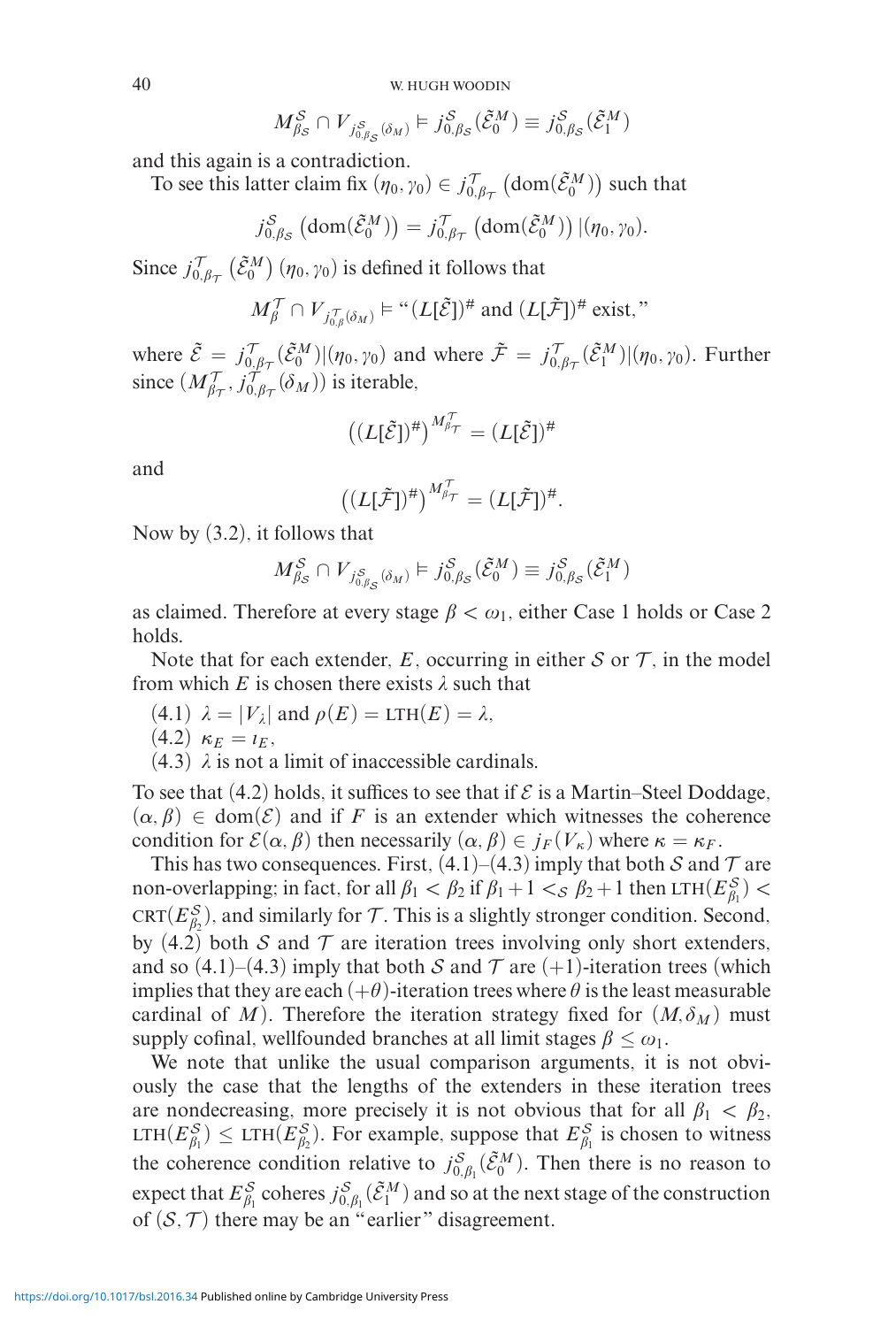$$M^{\mathcal{S}}_{\beta_{\mathcal{S}}} \cap V_{j^{\mathcal{S}}_{0,\beta_{\mathcal{S}}}(\delta_M)} \vDash j^{\mathcal{S}}_{0,\beta_{\mathcal{S}}}(\tilde{\mathcal{E}}^M_0) \equiv j^{\mathcal{S}}_{0,\beta_{\mathcal{S}}}(\tilde{\mathcal{E}}^M_1)$$

and this again is a contradiction.

To see this latter claim fix $(\eta_0, \gamma_0) \in j^{\mathcal{T}}_{0,\beta_{\mathcal{T}}}\left(\mathrm{dom}(\tilde{\mathcal{E}}^M_0)\right)$ such that

$$j^{\mathcal{S}}_{0,\beta_{\mathcal{S}}}\left(\mathrm{dom}(\tilde{\mathcal{E}}^M_0)\right) = j^{\mathcal{T}}_{0,\beta_{\mathcal{T}}}\left(\mathrm{dom}(\tilde{\mathcal{E}}^M_0)\right)|(\eta_0, \gamma_0).$$

Since $j^{\mathcal{T}}_{0,\beta_{\mathcal{T}}}\left(\tilde{\mathcal{E}}^M_0\right)(\eta_0, \gamma_0)$ is defined it follows that

$$M^{\mathcal{T}}_{\beta} \cap V_{j^{\mathcal{T}}_{0,\beta}(\delta_M)} \vDash \text{"}(L[\tilde{\mathcal{E}}])^{\#} \text{ and } (L[\tilde{\mathcal{F}}])^{\#} \text{ exist,"}$$

where $\tilde{\mathcal{E}} = j^{\mathcal{T}}_{0,\beta_{\mathcal{T}}}(\tilde{\mathcal{E}}^M_0)|(\eta_0, \gamma_0)$ and where $\tilde{\mathcal{F}} = j^{\mathcal{T}}_{0,\beta_{\mathcal{T}}}(\tilde{\mathcal{E}}^M_1)|(\eta_0, \gamma_0)$. Further since $(M^{\mathcal{T}}_{\beta_{\mathcal{T}}}, j^{\mathcal{T}}_{0,\beta_{\mathcal{T}}}(\delta_M))$ is iterable,

$$\left((L[\tilde{\mathcal{E}}])^{\#}\right)^{M^{\mathcal{T}}_{\beta_{\mathcal{T}}}} = (L[\tilde{\mathcal{E}}])^{\#}$$

and

$$\left((L[\tilde{\mathcal{F}}])^{\#}\right)^{M^{\mathcal{T}}_{\beta_{\mathcal{T}}}} = (L[\tilde{\mathcal{F}}])^{\#}.$$

Now by (3.2), it follows that

$$M^{\mathcal{S}}_{\beta_{\mathcal{S}}} \cap V_{j^{\mathcal{S}}_{0,\beta_{\mathcal{S}}}(\delta_M)} \vDash j^{\mathcal{S}}_{0,\beta_{\mathcal{S}}}(\tilde{\mathcal{E}}^M_0) \equiv j^{\mathcal{S}}_{0,\beta_{\mathcal{S}}}(\tilde{\mathcal{E}}^M_1)$$

as claimed. Therefore at every stage $\beta < \omega_1$, either Case 1 holds or Case 2 holds.

Note that for each extender, $E$, occurring in either $\mathcal{S}$ or $\mathcal{T}$, in the model from which $E$ is chosen there exists $\lambda$ such that

(4.1) $\lambda = |V_\lambda|$ and $\rho(E) = \mathrm{LTH}(E) = \lambda$,
(4.2) $\kappa_E = \iota_E$,
(4.3) $\lambda$ is not a limit of inaccessible cardinals.

To see that (4.2) holds, it suffices to see that if $\mathcal{E}$ is a Martin–Steel Doddage, $(\alpha, \beta) \in \mathrm{dom}(\mathcal{E})$ and if $F$ is an extender which witnesses the coherence condition for $\mathcal{E}(\alpha, \beta)$ then necessarily $(\alpha, \beta) \in j_F(V_\kappa)$ where $\kappa = \kappa_F$.

This has two consequences. First, (4.1)–(4.3) imply that both $\mathcal{S}$ and $\mathcal{T}$ are non-overlapping; in fact, for all $\beta_1 < \beta_2$ if $\beta_1 + 1 <_{\mathcal{S}} \beta_2 + 1$ then $\mathrm{LTH}(E^{\mathcal{S}}_{\beta_1}) < \mathrm{CRT}(E^{\mathcal{S}}_{\beta_2})$, and similarly for $\mathcal{T}$. This is a slightly stronger condition. Second, by (4.2) both $\mathcal{S}$ and $\mathcal{T}$ are iteration trees involving only short extenders, and so (4.1)–(4.3) imply that both $\mathcal{S}$ and $\mathcal{T}$ are $(+1)$-iteration trees (which implies that they are each $(+\theta)$-iteration trees where $\theta$ is the least measurable cardinal of $M$). Therefore the iteration strategy fixed for $(M, \delta_M)$ must supply cofinal, wellfounded branches at all limit stages $\beta \leq \omega_1$.

We note that unlike the usual comparison arguments, it is not obviously the case that the lengths of the extenders in these iteration trees are nondecreasing, more precisely it is not obvious that for all $\beta_1 < \beta_2$, $\mathrm{LTH}(E^{\mathcal{S}}_{\beta_1}) \leq \mathrm{LTH}(E^{\mathcal{S}}_{\beta_2})$. For example, suppose that $E^{\mathcal{S}}_{\beta_1}$ is chosen to witness the coherence condition relative to $j^{\mathcal{S}}_{0,\beta_1}(\tilde{\mathcal{E}}^M_0)$. Then there is no reason to expect that $E^{\mathcal{S}}_{\beta_1}$ coheres $j^{\mathcal{S}}_{0,\beta_1}(\tilde{\mathcal{E}}^M_1)$ and so at the next stage of the construction of $(\mathcal{S}, \mathcal{T})$ there may be an "earlier" disagreement.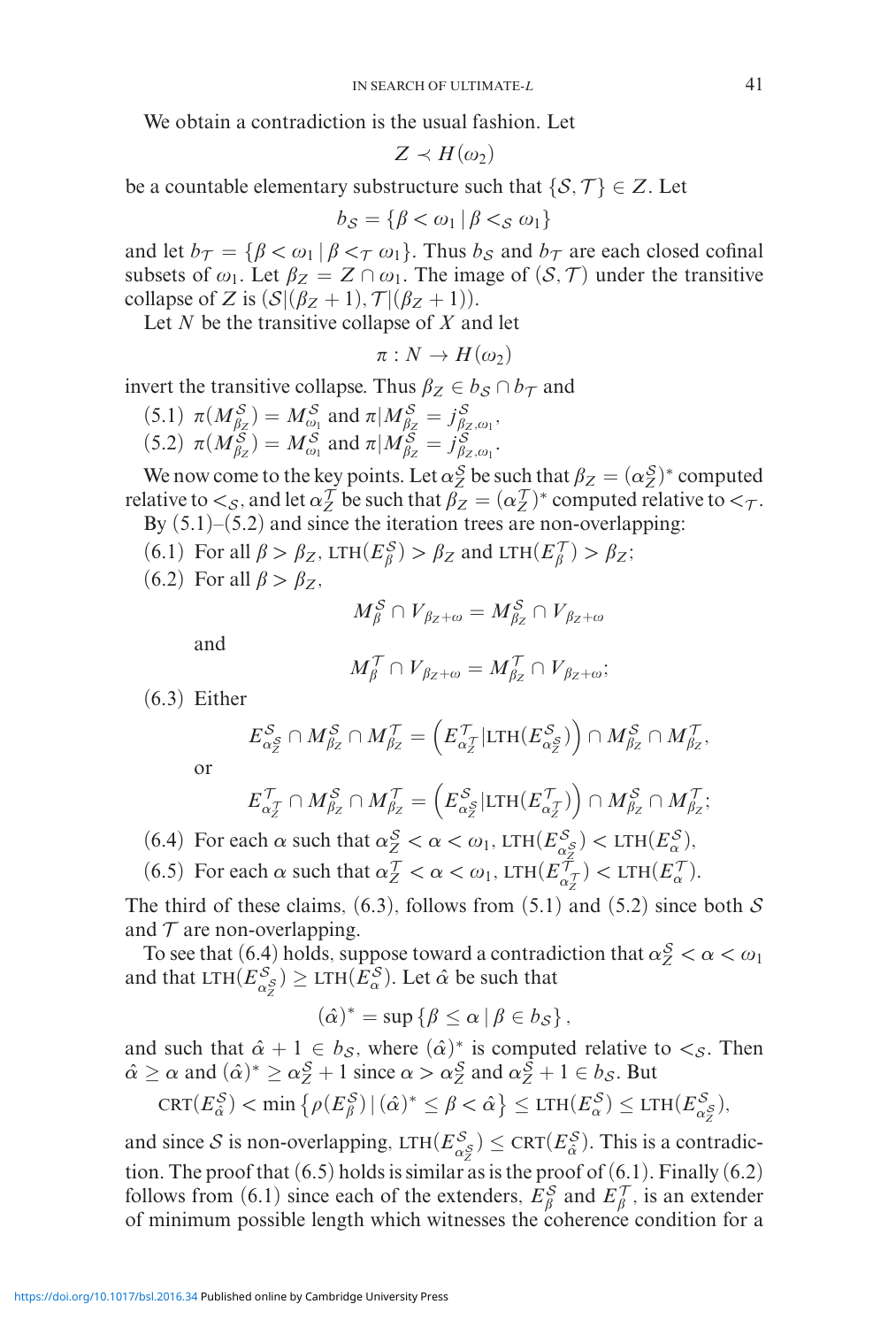We obtain a contradiction is the usual fashion. Let

$$Z \prec H(\omega_2)$$

be a countable elementary substructure such that $\{\mathcal{S}, \mathcal{T}\} \in Z$. Let

$$b_{\mathcal{S}} = \{\beta < \omega_1 \mid \beta <_{\mathcal{S}} \omega_1\}$$

and let $b_{\mathcal{T}} = \{\beta < \omega_1 \mid \beta <_{\mathcal{T}} \omega_1\}$. Thus $b_{\mathcal{S}}$ and $b_{\mathcal{T}}$ are each closed cofinal subsets of $\omega_1$. Let $\beta_Z = Z \cap \omega_1$. The image of $(\mathcal{S}, \mathcal{T})$ under the transitive collapse of $Z$ is $(\mathcal{S}|(\beta_Z + 1), \mathcal{T}|(\beta_Z + 1))$.

Let $N$ be the transitive collapse of $X$ and let

$$\pi : N \to H(\omega_2)$$

invert the transitive collapse. Thus $\beta_Z \in b_{\mathcal{S}} \cap b_{\mathcal{T}}$ and

(5.1) $\pi(M^{\mathcal{S}}_{\beta_Z}) = M^{\mathcal{S}}_{\omega_1}$ and $\pi|M^{\mathcal{S}}_{\beta_Z} = j^{\mathcal{S}}_{\beta_Z,\omega_1}$,

(5.2) $\pi(M^{\mathcal{S}}_{\beta_Z}) = M^{\mathcal{S}}_{\omega_1}$ and $\pi|M^{\mathcal{S}}_{\beta_Z} = j^{\mathcal{S}}_{\beta_Z,\omega_1}$.

We now come to the key points. Let $\alpha^{\mathcal{S}}_Z$ be such that $\beta_Z = (\alpha^{\mathcal{S}}_Z)^*$ computed relative to $<_{\mathcal{S}}$, and let $\alpha^{\mathcal{T}}_Z$ be such that $\beta_Z = (\alpha^{\mathcal{T}}_Z)^*$ computed relative to $<_{\mathcal{T}}$.

By (5.1)–(5.2) and since the iteration trees are non-overlapping:

(6.1) For all $\beta > \beta_Z$, $\text{LTH}(E^{\mathcal{S}}_\beta) > \beta_Z$ and $\text{LTH}(E^{\mathcal{T}}_\beta) > \beta_Z$;

(6.2) For all $\beta > \beta_Z$,

$$M^{\mathcal{S}}_\beta \cap V_{\beta_Z+\omega} = M^{\mathcal{S}}_{\beta_Z} \cap V_{\beta_Z+\omega}$$

and

$$M^{\mathcal{T}}_\beta \cap V_{\beta_Z+\omega} = M^{\mathcal{T}}_{\beta_Z} \cap V_{\beta_Z+\omega};$$

(6.3) Either

$$E^{\mathcal{S}}_{\alpha^{\mathcal{S}}_Z} \cap M^{\mathcal{S}}_{\beta_Z} \cap M^{\mathcal{T}}_{\beta_Z} = \left(E^{\mathcal{T}}_{\alpha^{\mathcal{T}}_Z}|\text{LTH}(E^{\mathcal{S}}_{\alpha^{\mathcal{S}}_Z})\right) \cap M^{\mathcal{S}}_{\beta_Z} \cap M^{\mathcal{T}}_{\beta_Z},$$

or

$$E^{\mathcal{T}}_{\alpha^{\mathcal{T}}_Z} \cap M^{\mathcal{S}}_{\beta_Z} \cap M^{\mathcal{T}}_{\beta_Z} = \left(E^{\mathcal{S}}_{\alpha^{\mathcal{S}}_Z}|\text{LTH}(E^{\mathcal{T}}_{\alpha^{\mathcal{T}}_Z})\right) \cap M^{\mathcal{S}}_{\beta_Z} \cap M^{\mathcal{T}}_{\beta_Z};$$

(6.4) For each $\alpha$ such that $\alpha^{\mathcal{S}}_Z < \alpha < \omega_1$, $\text{LTH}(E^{\mathcal{S}}_{\alpha^{\mathcal{S}}_Z}) < \text{LTH}(E^{\mathcal{S}}_\alpha)$,

(6.5) For each $\alpha$ such that $\alpha^{\mathcal{T}}_Z < \alpha < \omega_1$, $\text{LTH}(E^{\mathcal{T}}_{\alpha^{\mathcal{T}}_Z}) < \text{LTH}(E^{\mathcal{T}}_\alpha)$.

The third of these claims, (6.3), follows from (5.1) and (5.2) since both $\mathcal{S}$ and $\mathcal{T}$ are non-overlapping.

To see that (6.4) holds, suppose toward a contradiction that $\alpha^{\mathcal{S}}_Z < \alpha < \omega_1$ and that $\text{LTH}(E^{\mathcal{S}}_{\alpha^{\mathcal{S}}_Z}) \geq \text{LTH}(E^{\mathcal{S}}_\alpha)$. Let $\hat{\alpha}$ be such that

$$(\hat{\alpha})^* = \sup\{\beta \leq \alpha \mid \beta \in b_{\mathcal{S}}\},$$

and such that $\hat{\alpha} + 1 \in b_{\mathcal{S}}$, where $(\hat{\alpha})^*$ is computed relative to $<_{\mathcal{S}}$. Then $\hat{\alpha} \geq \alpha$ and $(\hat{\alpha})^* \geq \alpha^{\mathcal{S}}_Z + 1$ since $\alpha > \alpha^{\mathcal{S}}_Z$ and $\alpha^{\mathcal{S}}_Z + 1 \in b_{\mathcal{S}}$. But

$$\text{CRT}(E^{\mathcal{S}}_{\hat{\alpha}}) < \min\left\{\rho(E^{\mathcal{S}}_\beta) \mid (\hat{\alpha})^* \leq \beta < \hat{\alpha}\right\} \leq \text{LTH}(E^{\mathcal{S}}_\alpha) \leq \text{LTH}(E^{\mathcal{S}}_{\alpha^{\mathcal{S}}_Z}),$$

and since $\mathcal{S}$ is non-overlapping, $\text{LTH}(E^{\mathcal{S}}_{\alpha^{\mathcal{S}}_Z}) \leq \text{CRT}(E^{\mathcal{S}}_{\hat{\alpha}})$. This is a contradiction. The proof that (6.5) holds is similar as is the proof of (6.1). Finally (6.2) follows from (6.1) since each of the extenders, $E^{\mathcal{S}}_\beta$ and $E^{\mathcal{T}}_\beta$, is an extender of minimum possible length which witnesses the coherence condition for a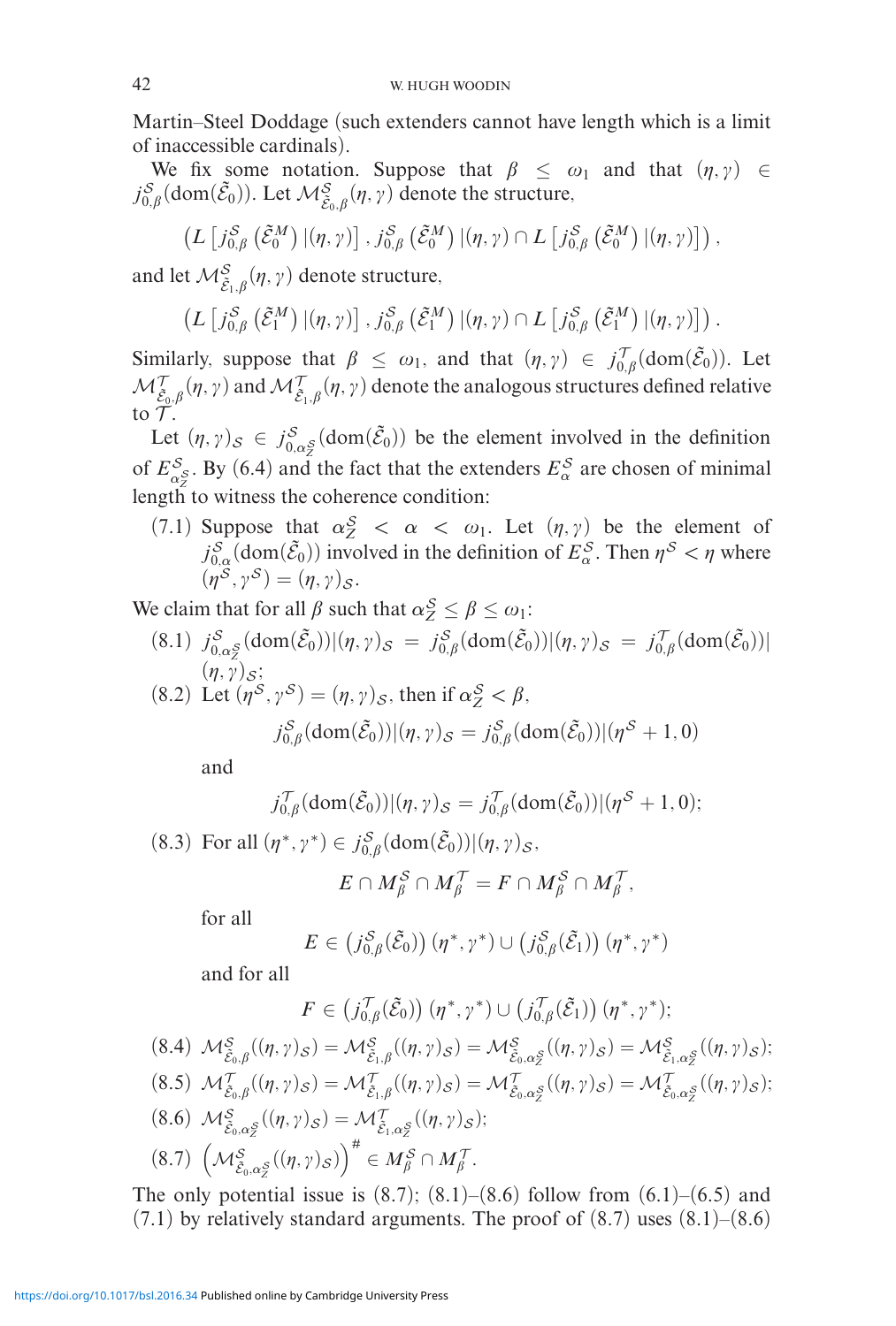Martin–Steel Doddage (such extenders cannot have length which is a limit of inaccessible cardinals).

We fix some notation. Suppose that $\beta \leq \omega_1$ and that $(\eta, \gamma) \in j^{\mathcal{S}}_{0,\beta}(\mathrm{dom}(\tilde{\mathcal{E}}_0))$. Let $\mathcal{M}^{\mathcal{S}}_{\tilde{\mathcal{E}}_0,\beta}(\eta,\gamma)$ denote the structure,

$$\left(L\left[j^{\mathcal{S}}_{0,\beta}\left(\tilde{\mathcal{E}}^M_0\right)|(\eta,\gamma)\right], j^{\mathcal{S}}_{0,\beta}\left(\tilde{\mathcal{E}}^M_0\right)|(\eta,\gamma) \cap L\left[j^{\mathcal{S}}_{0,\beta}\left(\tilde{\mathcal{E}}^M_0\right)|(\eta,\gamma)\right]\right),$$

and let $\mathcal{M}^{\mathcal{S}}_{\tilde{\mathcal{E}}_1,\beta}(\eta,\gamma)$ denote structure,

$$\left(L\left[j^{\mathcal{S}}_{0,\beta}\left(\tilde{\mathcal{E}}^M_1\right)|(\eta,\gamma)\right], j^{\mathcal{S}}_{0,\beta}\left(\tilde{\mathcal{E}}^M_1\right)|(\eta,\gamma) \cap L\left[j^{\mathcal{S}}_{0,\beta}\left(\tilde{\mathcal{E}}^M_1\right)|(\eta,\gamma)\right]\right).$$

Similarly, suppose that $\beta \leq \omega_1$, and that $(\eta,\gamma) \in j^{\mathcal{T}}_{0,\beta}(\mathrm{dom}(\tilde{\mathcal{E}}_0))$. Let $\mathcal{M}^{\mathcal{T}}_{\tilde{\mathcal{E}}_0,\beta}(\eta,\gamma)$ and $\mathcal{M}^{\mathcal{T}}_{\tilde{\mathcal{E}}_1,\beta}(\eta,\gamma)$ denote the analogous structures defined relative to $\mathcal{T}$.

Let $(\eta,\gamma)_{\mathcal{S}} \in j^{\mathcal{S}}_{0,\alpha^{\mathcal{S}}_Z}(\mathrm{dom}(\tilde{\mathcal{E}}_0))$ be the element involved in the definition of $E^{\mathcal{S}}_{\alpha^{\mathcal{S}}_Z}$. By (6.4) and the fact that the extenders $E^{\mathcal{S}}_\alpha$ are chosen of minimal length to witness the coherence condition:

(7.1) Suppose that $\alpha^{\mathcal{S}}_Z < \alpha < \omega_1$. Let $(\eta,\gamma)$ be the element of $j^{\mathcal{S}}_{0,\alpha}(\mathrm{dom}(\tilde{\mathcal{E}}_0))$ involved in the definition of $E^{\mathcal{S}}_\alpha$. Then $\eta^{\mathcal{S}} < \eta$ where $(\eta^{\mathcal{S}},\gamma^{\mathcal{S}}) = (\eta,\gamma)_{\mathcal{S}}$.

We claim that for all $\beta$ such that $\alpha^{\mathcal{S}}_Z \leq \beta \leq \omega_1$:

(8.1) $j^{\mathcal{S}}_{0,\alpha^{\mathcal{S}}_Z}(\mathrm{dom}(\tilde{\mathcal{E}}_0))|(\eta,\gamma)_{\mathcal{S}} = j^{\mathcal{S}}_{0,\beta}(\mathrm{dom}(\tilde{\mathcal{E}}_0))|(\eta,\gamma)_{\mathcal{S}} = j^{\mathcal{T}}_{0,\beta}(\mathrm{dom}(\tilde{\mathcal{E}}_0))|(\eta,\gamma)_{\mathcal{S}}$;

(8.2) Let $(\eta^{\mathcal{S}},\gamma^{\mathcal{S}}) = (\eta,\gamma)_{\mathcal{S}}$, then if $\alpha^{\mathcal{S}}_Z < \beta$,

$$j^{\mathcal{S}}_{0,\beta}(\mathrm{dom}(\tilde{\mathcal{E}}_0))|(\eta,\gamma)_{\mathcal{S}} = j^{\mathcal{S}}_{0,\beta}(\mathrm{dom}(\tilde{\mathcal{E}}_0))|(\eta^{\mathcal{S}}+1,0)$$

and

$$j^{\mathcal{T}}_{0,\beta}(\mathrm{dom}(\tilde{\mathcal{E}}_0))|(\eta,\gamma)_{\mathcal{S}} = j^{\mathcal{T}}_{0,\beta}(\mathrm{dom}(\tilde{\mathcal{E}}_0))|(\eta^{\mathcal{S}}+1,0);$$

(8.3) For all $(\eta^*,\gamma^*) \in j^{\mathcal{S}}_{0,\beta}(\mathrm{dom}(\tilde{\mathcal{E}}_0))|(\eta,\gamma)_{\mathcal{S}}$,

$$E \cap M^{\mathcal{S}}_\beta \cap M^{\mathcal{T}}_\beta = F \cap M^{\mathcal{S}}_\beta \cap M^{\mathcal{T}}_\beta,$$

for all

$$E \in \left(j^{\mathcal{S}}_{0,\beta}(\tilde{\mathcal{E}}_0)\right)(\eta^*,\gamma^*) \cup \left(j^{\mathcal{S}}_{0,\beta}(\tilde{\mathcal{E}}_1)\right)(\eta^*,\gamma^*)$$

and for all

$$F \in \left(j^{\mathcal{T}}_{0,\beta}(\tilde{\mathcal{E}}_0)\right)(\eta^*,\gamma^*) \cup \left(j^{\mathcal{T}}_{0,\beta}(\tilde{\mathcal{E}}_1)\right)(\eta^*,\gamma^*);$$

(8.4) $\mathcal{M}^{\mathcal{S}}_{\tilde{\mathcal{E}}_0,\beta}((\eta,\gamma)_{\mathcal{S}}) = \mathcal{M}^{\mathcal{S}}_{\tilde{\mathcal{E}}_1,\beta}((\eta,\gamma)_{\mathcal{S}}) = \mathcal{M}^{\mathcal{S}}_{\tilde{\mathcal{E}}_0,\alpha^{\mathcal{S}}_Z}((\eta,\gamma)_{\mathcal{S}}) = \mathcal{M}^{\mathcal{S}}_{\tilde{\mathcal{E}}_1,\alpha^{\mathcal{S}}_Z}((\eta,\gamma)_{\mathcal{S}})$;

(8.5) $\mathcal{M}^{\mathcal{T}}_{\tilde{\mathcal{E}}_0,\beta}((\eta,\gamma)_{\mathcal{S}}) = \mathcal{M}^{\mathcal{T}}_{\tilde{\mathcal{E}}_1,\beta}((\eta,\gamma)_{\mathcal{S}}) = \mathcal{M}^{\mathcal{T}}_{\tilde{\mathcal{E}}_0,\alpha^{\mathcal{S}}_Z}((\eta,\gamma)_{\mathcal{S}}) = \mathcal{M}^{\mathcal{T}}_{\tilde{\mathcal{E}}_0,\alpha^{\mathcal{S}}_Z}((\eta,\gamma)_{\mathcal{S}})$;

(8.6) $\mathcal{M}^{\mathcal{S}}_{\tilde{\mathcal{E}}_0,\alpha^{\mathcal{S}}_Z}((\eta,\gamma)_{\mathcal{S}}) = \mathcal{M}^{\mathcal{T}}_{\tilde{\mathcal{E}}_1,\alpha^{\mathcal{S}}_Z}((\eta,\gamma)_{\mathcal{S}})$;

(8.7) $\left(\mathcal{M}^{\mathcal{S}}_{\tilde{\mathcal{E}}_0,\alpha^{\mathcal{S}}_Z}((\eta,\gamma)_{\mathcal{S}})\right)^{\#} \in M^{\mathcal{S}}_\beta \cap M^{\mathcal{T}}_\beta$.

The only potential issue is (8.7); (8.1)–(8.6) follow from (6.1)–(6.5) and (7.1) by relatively standard arguments. The proof of (8.7) uses (8.1)–(8.6)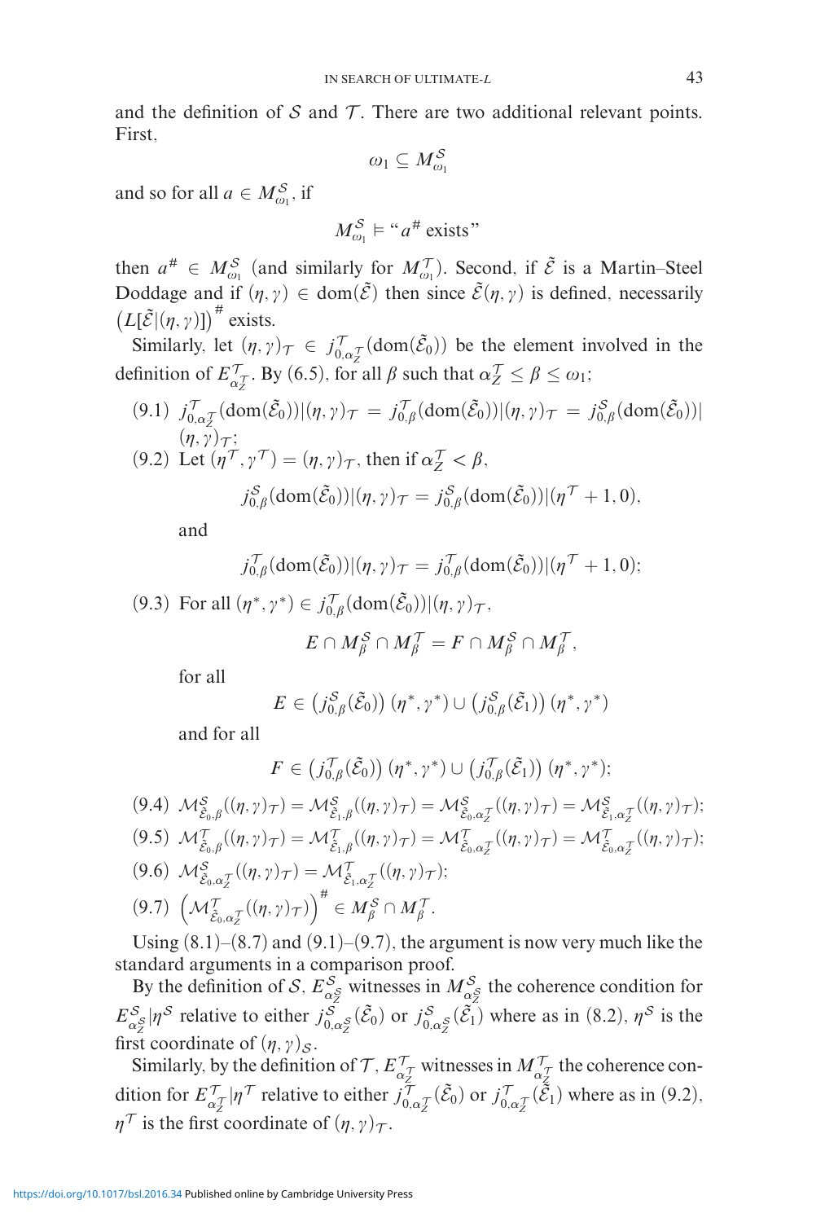and the definition of $\mathcal{S}$ and $\mathcal{T}$. There are two additional relevant points. First,

$$\omega_1 \subseteq M^{\mathcal{S}}_{\omega_1}$$

and so for all $a \in M^{\mathcal{S}}_{\omega_1}$, if

$$M^{\mathcal{S}}_{\omega_1} \vDash \text{“}a^{\#} \text{ exists”}$$

then $a^{\#} \in M^{\mathcal{S}}_{\omega_1}$ (and similarly for $M^{\mathcal{T}}_{\omega_1}$). Second, if $\tilde{\mathcal{E}}$ is a Martin–Steel Doddage and if $(\eta, \gamma) \in \mathrm{dom}(\tilde{\mathcal{E}})$ then since $\tilde{\mathcal{E}}(\eta, \gamma)$ is defined, necessarily $\left(L[\tilde{\mathcal{E}}|(\eta,\gamma)]\right)^{\#}$ exists.

Similarly, let $(\eta, \gamma)_{\mathcal{T}} \in j^{\mathcal{T}}_{0,\alpha^{\mathcal{T}}_Z}(\mathrm{dom}(\tilde{\mathcal{E}}_0))$ be the element involved in the definition of $E^{\mathcal{T}}_{\alpha^{\mathcal{T}}_Z}$. By (6.5), for all $\beta$ such that $\alpha^{\mathcal{T}}_Z \leq \beta \leq \omega_1$;

(9.1) $j^{\mathcal{T}}_{0,\alpha^{\mathcal{T}}_Z}(\mathrm{dom}(\tilde{\mathcal{E}}_0))|(\eta,\gamma)_{\mathcal{T}} = j^{\mathcal{T}}_{0,\beta}(\mathrm{dom}(\tilde{\mathcal{E}}_0))|(\eta,\gamma)_{\mathcal{T}} = j^{\mathcal{S}}_{0,\beta}(\mathrm{dom}(\tilde{\mathcal{E}}_0))|(\eta,\gamma)_{\mathcal{T}}$;

(9.2) Let $(\eta^{\mathcal{T}}, \gamma^{\mathcal{T}}) = (\eta, \gamma)_{\mathcal{T}}$, then if $\alpha^{\mathcal{T}}_Z < \beta$,

$$j^{\mathcal{S}}_{0,\beta}(\mathrm{dom}(\tilde{\mathcal{E}}_0))|(\eta,\gamma)_{\mathcal{T}} = j^{\mathcal{S}}_{0,\beta}(\mathrm{dom}(\tilde{\mathcal{E}}_0))|(\eta^{\mathcal{T}}+1, 0),$$

and

$$j^{\mathcal{T}}_{0,\beta}(\mathrm{dom}(\tilde{\mathcal{E}}_0))|(\eta,\gamma)_{\mathcal{T}} = j^{\mathcal{T}}_{0,\beta}(\mathrm{dom}(\tilde{\mathcal{E}}_0))|(\eta^{\mathcal{T}}+1, 0);$$

(9.3) For all $(\eta^*, \gamma^*) \in j^{\mathcal{T}}_{0,\beta}(\mathrm{dom}(\tilde{\mathcal{E}}_0))|(\eta,\gamma)_{\mathcal{T}}$,

$$E \cap M^{\mathcal{S}}_{\beta} \cap M^{\mathcal{T}}_{\beta} = F \cap M^{\mathcal{S}}_{\beta} \cap M^{\mathcal{T}}_{\beta},$$

for all

$$E \in \left(j^{\mathcal{S}}_{0,\beta}(\tilde{\mathcal{E}}_0)\right)(\eta^*,\gamma^*) \cup \left(j^{\mathcal{S}}_{0,\beta}(\tilde{\mathcal{E}}_1)\right)(\eta^*,\gamma^*)$$

and for all

$$F \in \left(j^{\mathcal{T}}_{0,\beta}(\tilde{\mathcal{E}}_0)\right)(\eta^*,\gamma^*) \cup \left(j^{\mathcal{T}}_{0,\beta}(\tilde{\mathcal{E}}_1)\right)(\eta^*,\gamma^*);$$

(9.4) $\mathcal{M}^{\mathcal{S}}_{\tilde{\mathcal{E}}_0,\beta}((\eta,\gamma)_{\mathcal{T}}) = \mathcal{M}^{\mathcal{S}}_{\tilde{\mathcal{E}}_1,\beta}((\eta,\gamma)_{\mathcal{T}}) = \mathcal{M}^{\mathcal{S}}_{\tilde{\mathcal{E}}_0,\alpha^{\mathcal{T}}_Z}((\eta,\gamma)_{\mathcal{T}}) = \mathcal{M}^{\mathcal{S}}_{\tilde{\mathcal{E}}_1,\alpha^{\mathcal{T}}_Z}((\eta,\gamma)_{\mathcal{T}})$;

(9.5) $\mathcal{M}^{\mathcal{T}}_{\tilde{\mathcal{E}}_0,\beta}((\eta,\gamma)_{\mathcal{T}}) = \mathcal{M}^{\mathcal{T}}_{\tilde{\mathcal{E}}_1,\beta}((\eta,\gamma)_{\mathcal{T}}) = \mathcal{M}^{\mathcal{T}}_{\tilde{\mathcal{E}}_0,\alpha^{\mathcal{T}}_Z}((\eta,\gamma)_{\mathcal{T}}) = \mathcal{M}^{\mathcal{T}}_{\tilde{\mathcal{E}}_0,\alpha^{\mathcal{T}}_Z}((\eta,\gamma)_{\mathcal{T}})$;

(9.6) $\mathcal{M}^{\mathcal{S}}_{\tilde{\mathcal{E}}_0,\alpha^{\mathcal{T}}_Z}((\eta,\gamma)_{\mathcal{T}}) = \mathcal{M}^{\mathcal{T}}_{\tilde{\mathcal{E}}_1,\alpha^{\mathcal{T}}_Z}((\eta,\gamma)_{\mathcal{T}})$;

(9.7) $\left(\mathcal{M}^{\mathcal{T}}_{\tilde{\mathcal{E}}_0,\alpha^{\mathcal{T}}_Z}((\eta,\gamma)_{\mathcal{T}})\right)^{\#} \in M^{\mathcal{S}}_{\beta} \cap M^{\mathcal{T}}_{\beta}$.

Using (8.1)–(8.7) and (9.1)–(9.7), the argument is now very much like the standard arguments in a comparison proof.

By the definition of $\mathcal{S}$, $E^{\mathcal{S}}_{\alpha^{\mathcal{S}}_Z}$ witnesses in $M^{\mathcal{S}}_{\alpha^{\mathcal{S}}_Z}$ the coherence condition for $E^{\mathcal{S}}_{\alpha^{\mathcal{S}}_Z}|\eta^{\mathcal{S}}$ relative to either $j^{\mathcal{S}}_{0,\alpha^{\mathcal{S}}_Z}(\tilde{\mathcal{E}}_0)$ or $j^{\mathcal{S}}_{0,\alpha^{\mathcal{S}}_Z}(\tilde{\mathcal{E}}_1)$ where as in (8.2), $\eta^{\mathcal{S}}$ is the first coordinate of $(\eta,\gamma)_{\mathcal{S}}$.

Similarly, by the definition of $\mathcal{T}$, $E^{\mathcal{T}}_{\alpha^{\mathcal{T}}_Z}$ witnesses in $M^{\mathcal{T}}_{\alpha^{\mathcal{T}}_Z}$ the coherence condition for $E^{\mathcal{T}}_{\alpha^{\mathcal{T}}_Z}|\eta^{\mathcal{T}}$ relative to either $j^{\mathcal{T}}_{0,\alpha^{\mathcal{T}}_Z}(\tilde{\mathcal{E}}_0)$ or $j^{\mathcal{T}}_{0,\alpha^{\mathcal{T}}_Z}(\tilde{\mathcal{E}}_1)$ where as in (9.2), $\eta^{\mathcal{T}}$ is the first coordinate of $(\eta,\gamma)_{\mathcal{T}}$.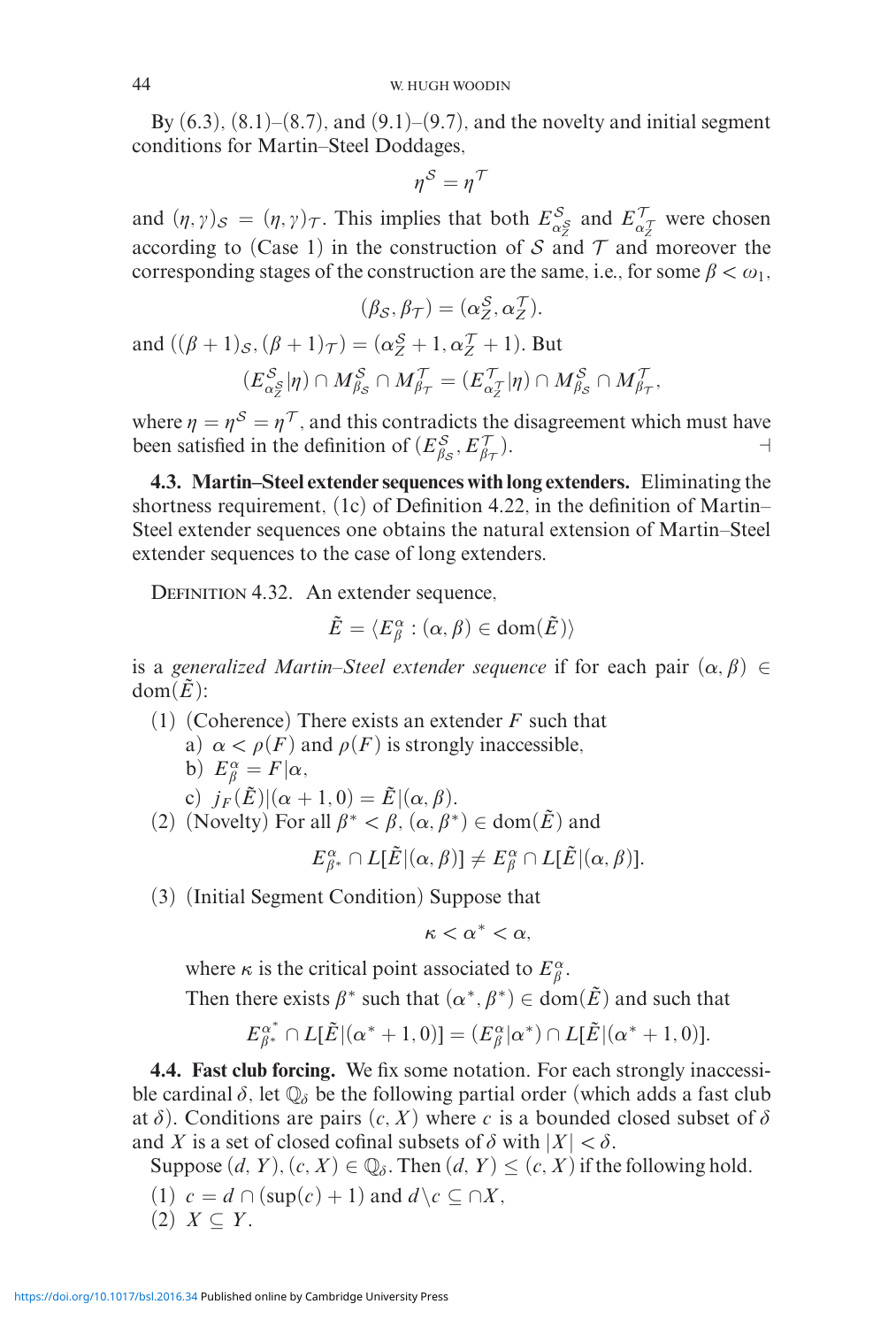By (6.3), (8.1)–(8.7), and (9.1)–(9.7), and the novelty and initial segment conditions for Martin–Steel Doddages,

$$\eta^{\mathcal{S}} = \eta^{\mathcal{T}}$$

and $(\eta, \gamma)_{\mathcal{S}} = (\eta, \gamma)_{\mathcal{T}}$. This implies that both $E^{\mathcal{S}}_{\alpha^{\mathcal{S}}_Z}$ and $E^{\mathcal{T}}_{\alpha^{\mathcal{T}}_Z}$ were chosen according to (Case 1) in the construction of $\mathcal{S}$ and $\mathcal{T}$ and moreover the corresponding stages of the construction are the same, i.e., for some $\beta < \omega_1$,

$$(\beta_{\mathcal{S}}, \beta_{\mathcal{T}}) = (\alpha^{\mathcal{S}}_Z, \alpha^{\mathcal{T}}_Z).$$

and $((\beta+1)_{\mathcal{S}}, (\beta+1)_{\mathcal{T}}) = (\alpha^{\mathcal{S}}_Z + 1, \alpha^{\mathcal{T}}_Z + 1)$. But

$$(E^{\mathcal{S}}_{\alpha^{\mathcal{S}}_Z}|\eta) \cap M^{\mathcal{S}}_{\beta_{\mathcal{S}}} \cap M^{\mathcal{T}}_{\beta_{\mathcal{T}}} = (E^{\mathcal{T}}_{\alpha^{\mathcal{T}}_Z}|\eta) \cap M^{\mathcal{S}}_{\beta_{\mathcal{S}}} \cap M^{\mathcal{T}}_{\beta_{\mathcal{T}}},$$

where $\eta = \eta^{\mathcal{S}} = \eta^{\mathcal{T}}$, and this contradicts the disagreement which must have been satisfied in the definition of $(E^{\mathcal{S}}_{\beta_{\mathcal{S}}}, E^{\mathcal{T}}_{\beta_{\mathcal{T}}})$. ⊣

**4.3. Martin–Steel extender sequences with long extenders.** Eliminating the shortness requirement, (1c) of Definition 4.22, in the definition of Martin–Steel extender sequences one obtains the natural extension of Martin–Steel extender sequences to the case of long extenders.

Definition 4.32. An extender sequence,

$$\tilde{E} = \langle E^{\alpha}_{\beta} : (\alpha, \beta) \in \mathrm{dom}(\tilde{E}) \rangle$$

is a *generalized Martin–Steel extender sequence* if for each pair $(\alpha, \beta) \in \mathrm{dom}(\tilde{E})$:

(1) (Coherence) There exists an extender $F$ such that
  a) $\alpha < \rho(F)$ and $\rho(F)$ is strongly inaccessible,
  b) $E^{\alpha}_{\beta} = F|\alpha$,
  c) $j_F(\tilde{E})|(\alpha+1, 0) = \tilde{E}|(\alpha, \beta)$.

(2) (Novelty) For all $\beta^* < \beta$, $(\alpha, \beta^*) \in \mathrm{dom}(\tilde{E})$ and

$$E^{\alpha}_{\beta^*} \cap L[\tilde{E}|(\alpha, \beta)] \neq E^{\alpha}_{\beta} \cap L[\tilde{E}|(\alpha, \beta)].$$

(3) (Initial Segment Condition) Suppose that

$$\kappa < \alpha^* < \alpha,$$

where $\kappa$ is the critical point associated to $E^{\alpha}_{\beta}$.

Then there exists $\beta^*$ such that $(\alpha^*, \beta^*) \in \mathrm{dom}(\tilde{E})$ and such that

$$E^{\alpha^*}_{\beta^*} \cap L[\tilde{E}|(\alpha^*+1, 0)] = (E^{\alpha}_{\beta}|\alpha^*) \cap L[\tilde{E}|(\alpha^*+1, 0)].$$

**4.4. Fast club forcing.** We fix some notation. For each strongly inaccessible cardinal $\delta$, let $\mathbb{Q}_{\delta}$ be the following partial order (which adds a fast club at $\delta$). Conditions are pairs $(c, X)$ where $c$ is a bounded closed subset of $\delta$ and $X$ is a set of closed cofinal subsets of $\delta$ with $|X| < \delta$.

Suppose $(d, Y), (c, X) \in \mathbb{Q}_{\delta}$. Then $(d, Y) \leq (c, X)$ if the following hold.

(1) $c = d \cap (\sup(c) + 1)$ and $d \backslash c \subseteq \cap X$,
(2) $X \subseteq Y$.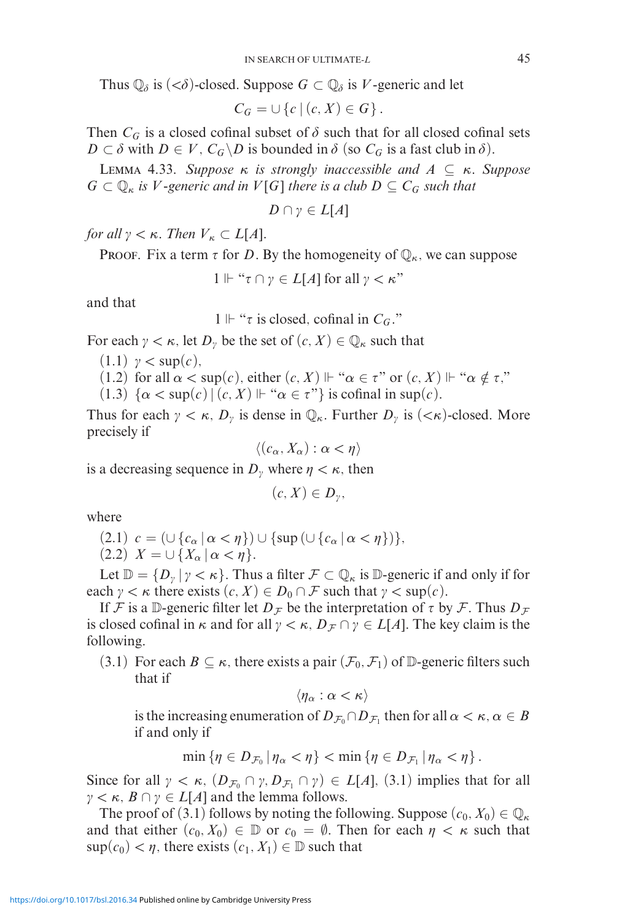Thus $\mathbb{Q}_\delta$ is $(<\delta)$-closed. Suppose $G \subset \mathbb{Q}_\delta$ is $V$-generic and let

$$C_G = \cup \{c \mid (c, X) \in G\}.$$

Then $C_G$ is a closed cofinal subset of $\delta$ such that for all closed cofinal sets $D \subset \delta$ with $D \in V$, $C_G \backslash D$ is bounded in $\delta$ (so $C_G$ is a fast club in $\delta$).

Lemma 4.33. *Suppose $\kappa$ is strongly inaccessible and $A \subseteq \kappa$. Suppose $G \subset \mathbb{Q}_\kappa$ is $V$-generic and in $V[G]$ there is a club $D \subseteq C_G$ such that*

$$D \cap \gamma \in L[A]$$

*for all $\gamma < \kappa$. Then $V_\kappa \subset L[A]$.*

Proof. Fix a term $\tau$ for $D$. By the homogeneity of $\mathbb{Q}_\kappa$, we can suppose

$$1 \Vdash \text{“}\tau \cap \gamma \in L[A] \text{ for all } \gamma < \kappa\text{”}$$

and that

$$1 \Vdash \text{“}\tau \text{ is closed, cofinal in } C_G.\text{”}$$

For each $\gamma < \kappa$, let $D_\gamma$ be the set of $(c, X) \in \mathbb{Q}_\kappa$ such that

(1.1) $\gamma < \sup(c)$,
(1.2) for all $\alpha < \sup(c)$, either $(c, X) \Vdash$ “$\alpha \in \tau$” or $(c, X) \Vdash$ “$\alpha \notin \tau$,”
(1.3) $\{\alpha < \sup(c) \mid (c, X) \Vdash \text{“}\alpha \in \tau\text{”}\}$ is cofinal in $\sup(c)$.

Thus for each $\gamma < \kappa$, $D_\gamma$ is dense in $\mathbb{Q}_\kappa$. Further $D_\gamma$ is $(<\kappa)$-closed. More precisely if

$$\langle (c_\alpha, X_\alpha) : \alpha < \eta \rangle$$

is a decreasing sequence in $D_\gamma$ where $\eta < \kappa$, then

$$(c, X) \in D_\gamma,$$

where

(2.1) $c = (\cup \{c_\alpha \mid \alpha < \eta\}) \cup \{\sup (\cup \{c_\alpha \mid \alpha < \eta\})\}$,
(2.2) $X = \cup \{X_\alpha \mid \alpha < \eta\}$.

Let $\mathbb{D} = \{D_\gamma \mid \gamma < \kappa\}$. Thus a filter $\mathcal{F} \subset \mathbb{Q}_\kappa$ is $\mathbb{D}$-generic if and only if for each $\gamma < \kappa$ there exists $(c, X) \in D_0 \cap \mathcal{F}$ such that $\gamma < \sup(c)$.

If $\mathcal{F}$ is a $\mathbb{D}$-generic filter let $D_\mathcal{F}$ be the interpretation of $\tau$ by $\mathcal{F}$. Thus $D_\mathcal{F}$ is closed cofinal in $\kappa$ and for all $\gamma < \kappa$, $D_\mathcal{F} \cap \gamma \in L[A]$. The key claim is the following.

(3.1) For each $B \subseteq \kappa$, there exists a pair $(\mathcal{F}_0, \mathcal{F}_1)$ of $\mathbb{D}$-generic filters such that if

$$\langle \eta_\alpha : \alpha < \kappa \rangle$$

is the increasing enumeration of $D_{\mathcal{F}_0} \cap D_{\mathcal{F}_1}$ then for all $\alpha < \kappa$, $\alpha \in B$ if and only if

$$\min \{\eta \in D_{\mathcal{F}_0} \mid \eta_\alpha < \eta\} < \min \{\eta \in D_{\mathcal{F}_1} \mid \eta_\alpha < \eta\}.$$

Since for all $\gamma < \kappa$, $(D_{\mathcal{F}_0} \cap \gamma, D_{\mathcal{F}_1} \cap \gamma) \in L[A]$, (3.1) implies that for all $\gamma < \kappa$, $B \cap \gamma \in L[A]$ and the lemma follows.

The proof of (3.1) follows by noting the following. Suppose $(c_0, X_0) \in \mathbb{Q}_\kappa$ and that either $(c_0, X_0) \in \mathbb{D}$ or $c_0 = \emptyset$. Then for each $\eta < \kappa$ such that $\sup(c_0) < \eta$, there exists $(c_1, X_1) \in \mathbb{D}$ such that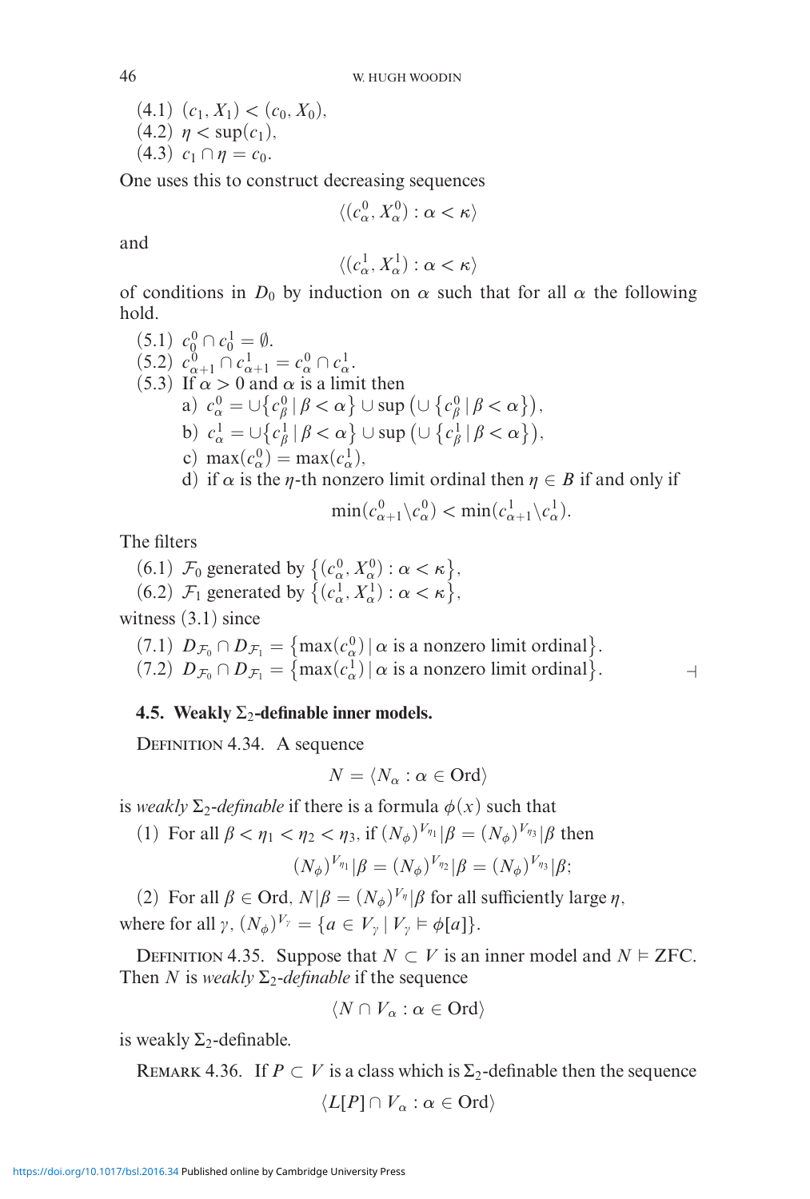(4.1) $(c_1, X_1) < (c_0, X_0)$,
(4.2) $\eta < \sup(c_1)$,
(4.3) $c_1 \cap \eta = c_0$.

One uses this to construct decreasing sequences

$$\langle (c^0_\alpha, X^0_\alpha) : \alpha < \kappa \rangle$$

and

$$\langle (c^1_\alpha, X^1_\alpha) : \alpha < \kappa \rangle$$

of conditions in $D_0$ by induction on $\alpha$ such that for all $\alpha$ the following hold.

(5.1) $c^0_0 \cap c^1_0 = \emptyset$.
(5.2) $c^0_{\alpha+1} \cap c^1_{\alpha+1} = c^0_\alpha \cap c^1_\alpha$.
(5.3) If $\alpha > 0$ and $\alpha$ is a limit then
  a) $c^0_\alpha = \cup\{c^0_\beta \mid \beta < \alpha\} \cup \sup\left(\cup\{c^0_\beta \mid \beta < \alpha\}\right)$,
  b) $c^1_\alpha = \cup\{c^1_\beta \mid \beta < \alpha\} \cup \sup\left(\cup\{c^1_\beta \mid \beta < \alpha\}\right)$,
  c) $\max(c^0_\alpha) = \max(c^1_\alpha)$,
  d) if $\alpha$ is the $\eta$-th nonzero limit ordinal then $\eta \in B$ if and only if

$$\min(c^0_{\alpha+1} \backslash c^0_\alpha) < \min(c^1_{\alpha+1} \backslash c^1_\alpha).$$

The filters

(6.1) $\mathcal{F}_0$ generated by $\{(c^0_\alpha, X^0_\alpha) : \alpha < \kappa\}$,
(6.2) $\mathcal{F}_1$ generated by $\{(c^1_\alpha, X^1_\alpha) : \alpha < \kappa\}$,

witness (3.1) since

(7.1) $D_{\mathcal{F}_0} \cap D_{\mathcal{F}_1} = \{\max(c^0_\alpha) \mid \alpha \text{ is a nonzero limit ordinal}\}$.
(7.2) $D_{\mathcal{F}_0} \cap D_{\mathcal{F}_1} = \{\max(c^1_\alpha) \mid \alpha \text{ is a nonzero limit ordinal}\}$. ⊣

### 4.5. Weakly $\Sigma_2$-definable inner models.

Definition 4.34. A sequence

$$N = \langle N_\alpha : \alpha \in \mathrm{Ord} \rangle$$

is *weakly $\Sigma_2$-definable* if there is a formula $\phi(x)$ such that

(1) For all $\beta < \eta_1 < \eta_2 < \eta_3$, if $(N_\phi)^{V_{\eta_1}}|\beta = (N_\phi)^{V_{\eta_3}}|\beta$ then

$$(N_\phi)^{V_{\eta_1}}|\beta = (N_\phi)^{V_{\eta_2}}|\beta = (N_\phi)^{V_{\eta_3}}|\beta;$$

(2) For all $\beta \in \mathrm{Ord}$, $N|\beta = (N_\phi)^{V_\eta}|\beta$ for all sufficiently large $\eta$,

where for all $\gamma$, $(N_\phi)^{V_\gamma} = \{a \in V_\gamma \mid V_\gamma \vDash \phi[a]\}$.

Definition 4.35. Suppose that $N \subset V$ is an inner model and $N \vDash \mathrm{ZFC}$. Then $N$ is *weakly $\Sigma_2$-definable* if the sequence

$$\langle N \cap V_\alpha : \alpha \in \mathrm{Ord} \rangle$$

is weakly $\Sigma_2$-definable.

Remark 4.36. If $P \subset V$ is a class which is $\Sigma_2$-definable then the sequence

$$\langle L[P] \cap V_\alpha : \alpha \in \mathrm{Ord} \rangle$$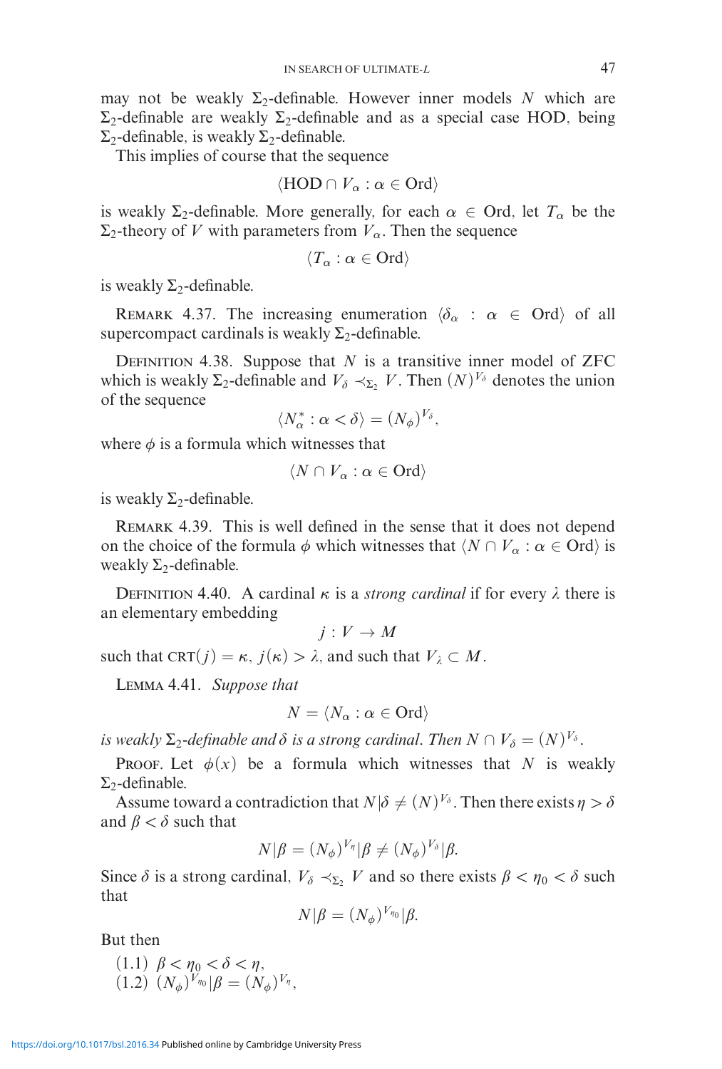may not be weakly $\Sigma_2$-definable. However inner models $N$ which are $\Sigma_2$-definable are weakly $\Sigma_2$-definable and as a special case HOD, being $\Sigma_2$-definable, is weakly $\Sigma_2$-definable.

This implies of course that the sequence

$$\langle \text{HOD} \cap V_\alpha : \alpha \in \text{Ord} \rangle$$

is weakly $\Sigma_2$-definable. More generally, for each $\alpha \in \text{Ord}$, let $T_\alpha$ be the $\Sigma_2$-theory of $V$ with parameters from $V_\alpha$. Then the sequence

$$\langle T_\alpha : \alpha \in \text{Ord} \rangle$$

is weakly $\Sigma_2$-definable.

Remark 4.37. The increasing enumeration $\langle \delta_\alpha : \alpha \in \text{Ord} \rangle$ of all supercompact cardinals is weakly $\Sigma_2$-definable.

Definition 4.38. Suppose that $N$ is a transitive inner model of ZFC which is weakly $\Sigma_2$-definable and $V_\delta \prec_{\Sigma_2} V$. Then $(N)^{V_\delta}$ denotes the union of the sequence

$$\langle N^*_\alpha : \alpha < \delta \rangle = (N_\phi)^{V_\delta},$$

where $\phi$ is a formula which witnesses that

$$\langle N \cap V_\alpha : \alpha \in \text{Ord} \rangle$$

is weakly $\Sigma_2$-definable.

Remark 4.39. This is well defined in the sense that it does not depend on the choice of the formula $\phi$ which witnesses that $\langle N \cap V_\alpha : \alpha \in \text{Ord} \rangle$ is weakly $\Sigma_2$-definable.

Definition 4.40. A cardinal $\kappa$ is a *strong cardinal* if for every $\lambda$ there is an elementary embedding

$$j : V \to M$$

such that $\text{CRT}(j) = \kappa$, $j(\kappa) > \lambda$, and such that $V_\lambda \subset M$.

Lemma 4.41. *Suppose that*

$$N = \langle N_\alpha : \alpha \in \text{Ord} \rangle$$

*is weakly $\Sigma_2$-definable and $\delta$ is a strong cardinal. Then $N \cap V_\delta = (N)^{V_\delta}$.*

Proof. Let $\phi(x)$ be a formula which witnesses that $N$ is weakly $\Sigma_2$-definable.

Assume toward a contradiction that $N|\delta \neq (N)^{V_\delta}$. Then there exists $\eta > \delta$ and $\beta < \delta$ such that

$$N|\beta = (N_\phi)^{V_\eta}|\beta \neq (N_\phi)^{V_\delta}|\beta.$$

Since $\delta$ is a strong cardinal, $V_\delta \prec_{\Sigma_2} V$ and so there exists $\beta < \eta_0 < \delta$ such that

$$N|\beta = (N_\phi)^{V_{\eta_0}}|\beta.$$

But then

(1.1) $\beta < \eta_0 < \delta < \eta$,
(1.2) $(N_\phi)^{V_{\eta_0}}|\beta = (N_\phi)^{V_\eta}$,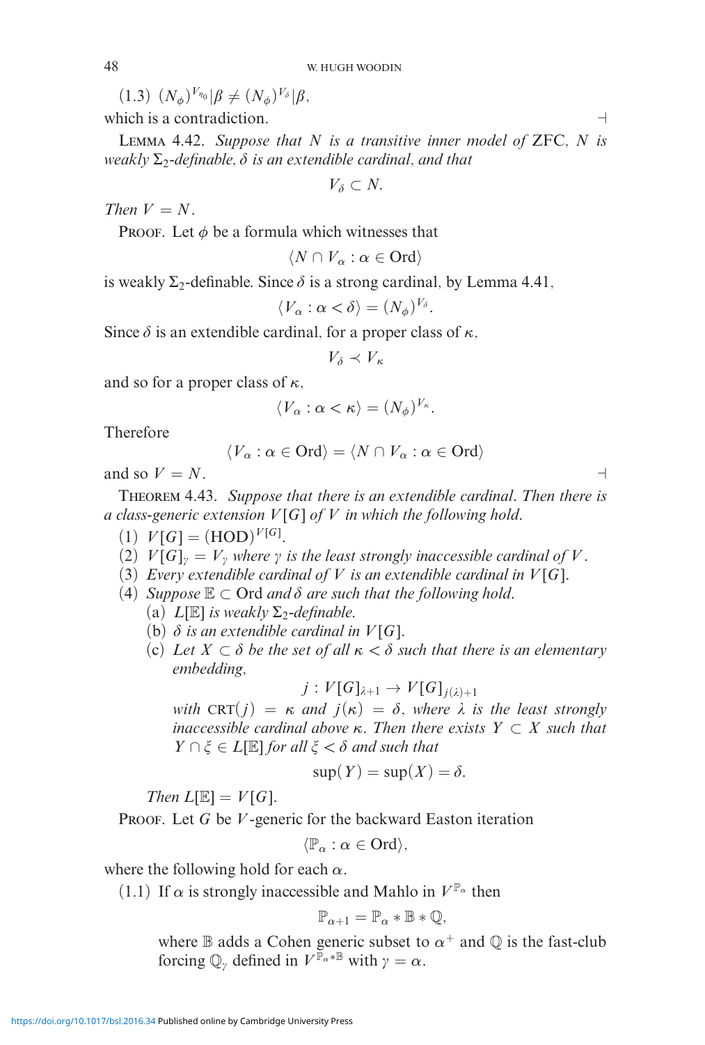(1.3) $(N_\phi)^{V_{\eta_0}}|\beta \neq (N_\phi)^{V_\delta}|\beta$,

which is a contradiction. ⊣

**Lemma 4.42.** *Suppose that $N$ is a transitive inner model of* ZFC, *$N$ is weakly $\Sigma_2$-definable, $\delta$ is an extendible cardinal, and that*

$$V_\delta \subset N.$$

*Then $V = N$.*

Proof. Let $\phi$ be a formula which witnesses that

$$\langle N \cap V_\alpha : \alpha \in \mathrm{Ord}\rangle$$

is weakly $\Sigma_2$-definable. Since $\delta$ is a strong cardinal, by Lemma 4.41,

$$\langle V_\alpha : \alpha < \delta\rangle = (N_\phi)^{V_\delta}.$$

Since $\delta$ is an extendible cardinal, for a proper class of $\kappa$,

$$V_\delta \prec V_\kappa$$

and so for a proper class of $\kappa$,

$$\langle V_\alpha : \alpha < \kappa\rangle = (N_\phi)^{V_\kappa}.$$

Therefore

$$\langle V_\alpha : \alpha \in \mathrm{Ord}\rangle = \langle N \cap V_\alpha : \alpha \in \mathrm{Ord}\rangle$$

and so $V = N$. ⊣

**Theorem 4.43.** *Suppose that there is an extendible cardinal. Then there is a class-generic extension $V[G]$ of $V$ in which the following hold.*

1. $V[G] = (\mathrm{HOD})^{V[G]}$.
2. $V[G]_\gamma = V_\gamma$ *where $\gamma$ is the least strongly inaccessible cardinal of $V$.*
3. *Every extendible cardinal of $V$ is an extendible cardinal in $V[G]$.*
4. *Suppose $\mathbb{E} \subset \mathrm{Ord}$ and $\delta$ are such that the following hold.*
   (a) *$L[\mathbb{E}]$ is weakly $\Sigma_2$-definable.*
   (b) *$\delta$ is an extendible cardinal in $V[G]$.*
   (c) *Let $X \subset \delta$ be the set of all $\kappa < \delta$ such that there is an elementary embedding,*
   $$j : V[G]_{\lambda+1} \to V[G]_{j(\lambda)+1}$$
   *with $\mathrm{CRT}(j) = \kappa$ and $j(\kappa) = \delta$, where $\lambda$ is the least strongly inaccessible cardinal above $\kappa$. Then there exists $Y \subset X$ such that $Y \cap \xi \in L[\mathbb{E}]$ for all $\xi < \delta$ and such that*
   $$\sup(Y) = \sup(X) = \delta.$$

   *Then $L[\mathbb{E}] = V[G]$.*

Proof. Let $G$ be $V$-generic for the backward Easton iteration

$$\langle \mathbb{P}_\alpha : \alpha \in \mathrm{Ord}\rangle,$$

where the following hold for each $\alpha$.

(1.1) If $\alpha$ is strongly inaccessible and Mahlo in $V^{\mathbb{P}_\alpha}$ then

$$\mathbb{P}_{\alpha+1} = \mathbb{P}_\alpha * \mathbb{B} * \mathbb{Q},$$

where $\mathbb{B}$ adds a Cohen generic subset to $\alpha^+$ and $\mathbb{Q}$ is the fast-club forcing $\mathbb{Q}_\gamma$ defined in $V^{\mathbb{P}_\alpha * \mathbb{B}}$ with $\gamma = \alpha$.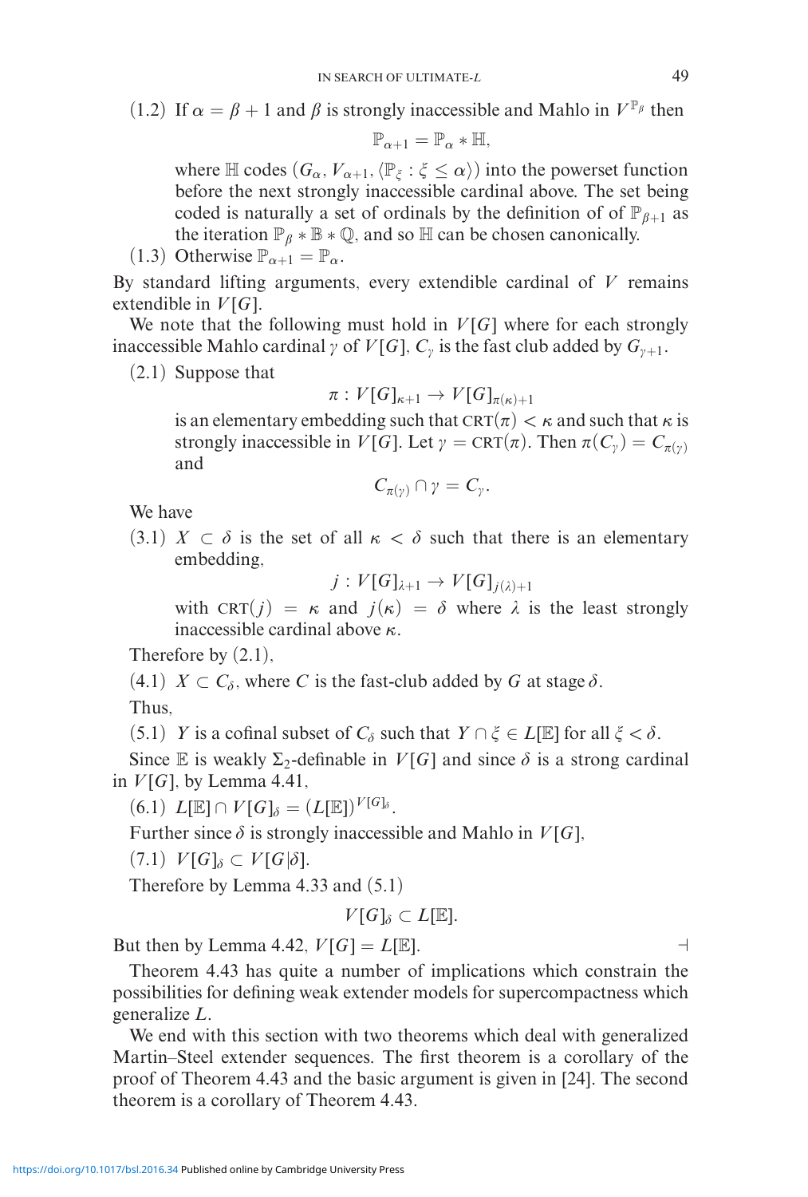(1.2) If $\alpha = \beta + 1$ and $\beta$ is strongly inaccessible and Mahlo in $V^{\mathbb{P}_\beta}$ then

$$\mathbb{P}_{\alpha+1} = \mathbb{P}_\alpha * \mathbb{H},$$

where $\mathbb{H}$ codes $(G_\alpha, V_{\alpha+1}, \langle \mathbb{P}_\xi : \xi \leq \alpha \rangle)$ into the powerset function before the next strongly inaccessible cardinal above. The set being coded is naturally a set of ordinals by the definition of of $\mathbb{P}_{\beta+1}$ as the iteration $\mathbb{P}_\beta * \mathbb{B} * \mathbb{Q}$, and so $\mathbb{H}$ can be chosen canonically.

(1.3) Otherwise $\mathbb{P}_{\alpha+1} = \mathbb{P}_\alpha$.

By standard lifting arguments, every extendible cardinal of $V$ remains extendible in $V[G]$.

We note that the following must hold in $V[G]$ where for each strongly inaccessible Mahlo cardinal $\gamma$ of $V[G]$, $C_\gamma$ is the fast club added by $G_{\gamma+1}$.

(2.1) Suppose that

$$\pi : V[G]_{\kappa+1} \to V[G]_{\pi(\kappa)+1}$$

is an elementary embedding such that $\text{CRT}(\pi) < \kappa$ and such that $\kappa$ is strongly inaccessible in $V[G]$. Let $\gamma = \text{CRT}(\pi)$. Then $\pi(C_\gamma) = C_{\pi(\gamma)}$ and

$$C_{\pi(\gamma)} \cap \gamma = C_\gamma.$$

We have

(3.1) $X \subset \delta$ is the set of all $\kappa < \delta$ such that there is an elementary embedding,

$$j : V[G]_{\lambda+1} \to V[G]_{j(\lambda)+1}$$

with $\text{CRT}(j) = \kappa$ and $j(\kappa) = \delta$ where $\lambda$ is the least strongly inaccessible cardinal above $\kappa$.

Therefore by (2.1),

(4.1) $X \subset C_\delta$, where $C$ is the fast-club added by $G$ at stage $\delta$.

Thus,

(5.1) $Y$ is a cofinal subset of $C_\delta$ such that $Y \cap \xi \in L[\mathbb{E}]$ for all $\xi < \delta$.

Since $\mathbb{E}$ is weakly $\Sigma_2$-definable in $V[G]$ and since $\delta$ is a strong cardinal in $V[G]$, by Lemma 4.41,

(6.1) $L[\mathbb{E}] \cap V[G]_\delta = (L[\mathbb{E}])^{V[G]_\delta}$.

Further since $\delta$ is strongly inaccessible and Mahlo in $V[G]$,

(7.1) $V[G]_\delta \subset V[G|\delta]$.

Therefore by Lemma 4.33 and (5.1)

$$V[G]_\delta \subset L[\mathbb{E}].$$

But then by Lemma 4.42, $V[G] = L[\mathbb{E}]$. ⊣

Theorem 4.43 has quite a number of implications which constrain the possibilities for defining weak extender models for supercompactness which generalize $L$.

We end with this section with two theorems which deal with generalized Martin–Steel extender sequences. The first theorem is a corollary of the proof of Theorem 4.43 and the basic argument is given in [24]. The second theorem is a corollary of Theorem 4.43.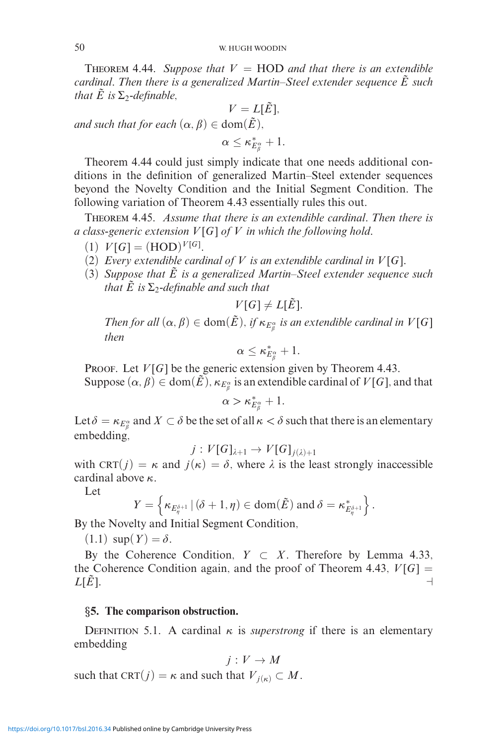**Theorem 4.44.** *Suppose that $V = \mathrm{HOD}$ and that there is an extendible cardinal. Then there is a generalized Martin–Steel extender sequence $\tilde{E}$ such that $\tilde{E}$ is $\Sigma_2$-definable,*

$$V = L[\tilde{E}],$$

*and such that for each $(\alpha, \beta) \in \mathrm{dom}(\tilde{E})$,*

$$\alpha \leq \kappa^*_{E^\alpha_\beta} + 1.$$

Theorem 4.44 could just simply indicate that one needs additional conditions in the definition of generalized Martin–Steel extender sequences beyond the Novelty Condition and the Initial Segment Condition. The following variation of Theorem 4.43 essentially rules this out.

**Theorem 4.45.** *Assume that there is an extendible cardinal. Then there is a class-generic extension $V[G]$ of $V$ in which the following hold.*

1. *$V[G] = (\mathrm{HOD})^{V[G]}$.*
2. *Every extendible cardinal of $V$ is an extendible cardinal in $V[G]$.*
3. *Suppose that $\tilde{E}$ is a generalized Martin–Steel extender sequence such that $\tilde{E}$ is $\Sigma_2$-definable and such that*

   $$V[G] \neq L[\tilde{E}].$$

   *Then for all $(\alpha, \beta) \in \mathrm{dom}(\tilde{E})$, if $\kappa_{E^\alpha_\beta}$ is an extendible cardinal in $V[G]$ then*

   $$\alpha \leq \kappa^*_{E^\alpha_\beta} + 1.$$

Proof. Let $V[G]$ be the generic extension given by Theorem 4.43.

Suppose $(\alpha, \beta) \in \mathrm{dom}(\tilde{E})$, $\kappa_{E^\alpha_\beta}$ is an extendible cardinal of $V[G]$, and that

$$\alpha > \kappa^*_{E^\alpha_\beta} + 1.$$

Let $\delta = \kappa_{E^\alpha_\beta}$ and $X \subset \delta$ be the set of all $\kappa < \delta$ such that there is an elementary embedding,

$$j : V[G]_{\lambda+1} \to V[G]_{j(\lambda)+1}$$

with $\mathrm{CRT}(j) = \kappa$ and $j(\kappa) = \delta$, where $\lambda$ is the least strongly inaccessible cardinal above $\kappa$.

Let

$$Y = \left\{ \kappa_{E^{\delta+1}_\eta} \mid (\delta + 1, \eta) \in \mathrm{dom}(\tilde{E}) \text{ and } \delta = \kappa^*_{E^{\delta+1}_\eta} \right\}.$$

By the Novelty and Initial Segment Condition,

(1.1) $\sup(Y) = \delta$.

By the Coherence Condition, $Y \subset X$. Therefore by Lemma 4.33, the Coherence Condition again, and the proof of Theorem 4.43, $V[G] = L[\tilde{E}]$. ⊣

## §5. The comparison obstruction.

**Definition 5.1.** A cardinal $\kappa$ is *superstrong* if there is an elementary embedding

$$j : V \to M$$

such that $\mathrm{CRT}(j) = \kappa$ and such that $V_{j(\kappa)} \subset M$.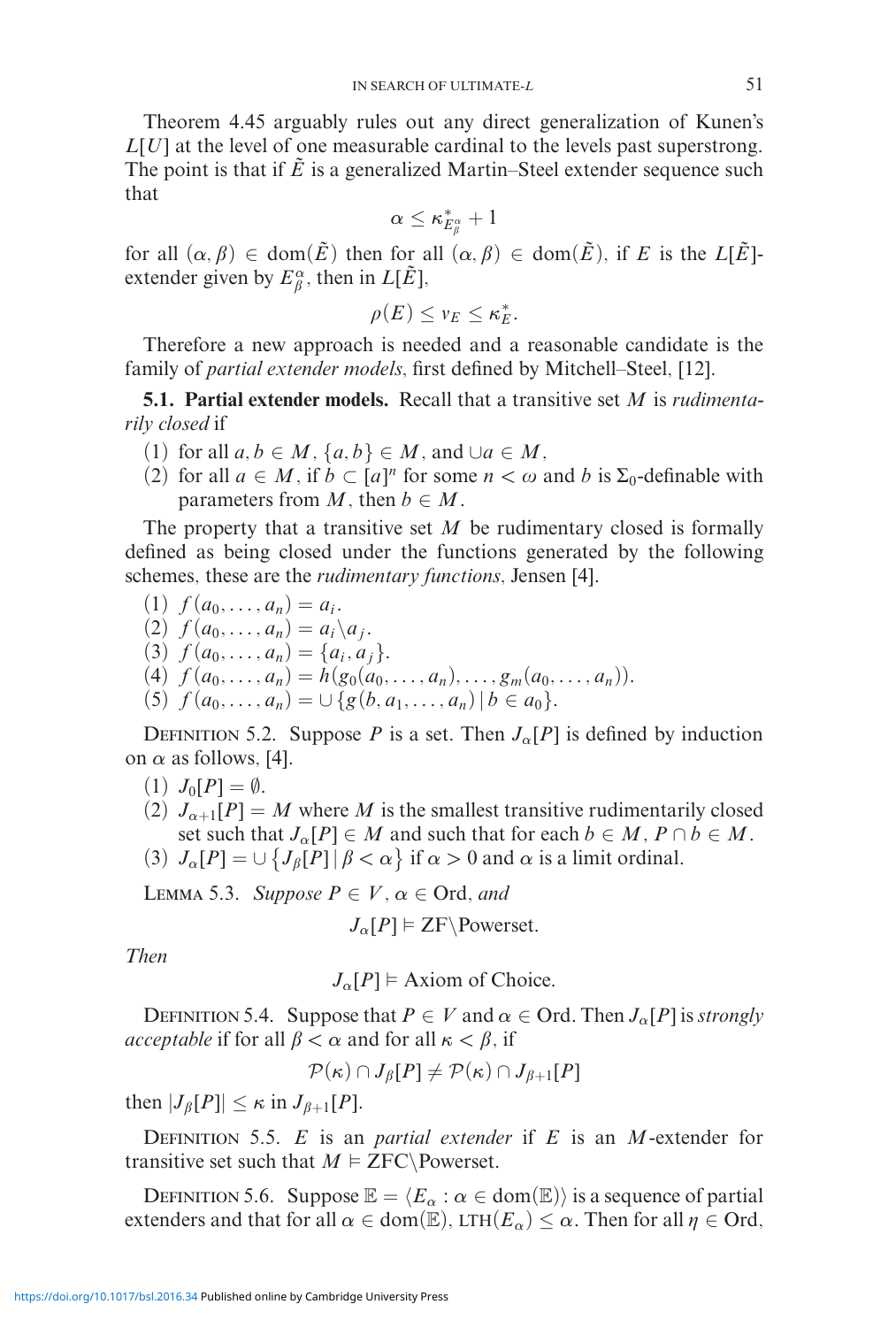Theorem 4.45 arguably rules out any direct generalization of Kunen's $L[U]$ at the level of one measurable cardinal to the levels past superstrong. The point is that if $\tilde{E}$ is a generalized Martin–Steel extender sequence such that

$$\alpha \leq \kappa^*_{E^\alpha_\beta} + 1$$

for all $(\alpha, \beta) \in \mathrm{dom}(\tilde{E})$ then for all $(\alpha, \beta) \in \mathrm{dom}(\tilde{E})$, if $E$ is the $L[\tilde{E}]$-extender given by $E^\alpha_\beta$, then in $L[\tilde{E}]$,

$$\rho(E) \leq \nu_E \leq \kappa^*_E.$$

Therefore a new approach is needed and a reasonable candidate is the family of *partial extender models*, first defined by Mitchell–Steel, [12].

**5.1. Partial extender models.** Recall that a transitive set $M$ is *rudimentarily closed* if

(1) for all $a, b \in M$, $\{a, b\} \in M$, and $\cup a \in M$,
(2) for all $a \in M$, if $b \subset [a]^n$ for some $n < \omega$ and $b$ is $\Sigma_0$-definable with parameters from $M$, then $b \in M$.

The property that a transitive set $M$ be rudimentary closed is formally defined as being closed under the functions generated by the following schemes, these are the *rudimentary functions*, Jensen [4].

(1) $f(a_0, \ldots, a_n) = a_i$.
(2) $f(a_0, \ldots, a_n) = a_i \backslash a_j$.
(3) $f(a_0, \ldots, a_n) = \{a_i, a_j\}$.
(4) $f(a_0, \ldots, a_n) = h(g_0(a_0, \ldots, a_n), \ldots, g_m(a_0, \ldots, a_n))$.
(5) $f(a_0, \ldots, a_n) = \cup\{g(b, a_1, \ldots, a_n) \mid b \in a_0\}$.

Definition 5.2. Suppose $P$ is a set. Then $J_\alpha[P]$ is defined by induction on $\alpha$ as follows, [4].

(1) $J_0[P] = \emptyset$.
(2) $J_{\alpha+1}[P] = M$ where $M$ is the smallest transitive rudimentarily closed set such that $J_\alpha[P] \in M$ and such that for each $b \in M$, $P \cap b \in M$.
(3) $J_\alpha[P] = \cup\{J_\beta[P] \mid \beta < \alpha\}$ if $\alpha > 0$ and $\alpha$ is a limit ordinal.

Lemma 5.3. *Suppose $P \in V$, $\alpha \in \mathrm{Ord}$, and*

$$J_\alpha[P] \vDash \mathrm{ZF}\backslash\mathrm{Powerset}.$$

*Then*

$$J_\alpha[P] \vDash \text{Axiom of Choice}.$$

Definition 5.4. Suppose that $P \in V$ and $\alpha \in \mathrm{Ord}$. Then $J_\alpha[P]$ is *strongly acceptable* if for all $\beta < \alpha$ and for all $\kappa < \beta$, if

$$\mathcal{P}(\kappa) \cap J_\beta[P] \neq \mathcal{P}(\kappa) \cap J_{\beta+1}[P]$$

then $|J_\beta[P]| \leq \kappa$ in $J_{\beta+1}[P]$.

Definition 5.5. $E$ is an *partial extender* if $E$ is an $M$-extender for transitive set such that $M \vDash \mathrm{ZFC}\backslash\mathrm{Powerset}$.

Definition 5.6. Suppose $\mathbb{E} = \langle E_\alpha : \alpha \in \mathrm{dom}(\mathbb{E})\rangle$ is a sequence of partial extenders and that for all $\alpha \in \mathrm{dom}(\mathbb{E})$, $\mathrm{LTH}(E_\alpha) \leq \alpha$. Then for all $\eta \in \mathrm{Ord}$,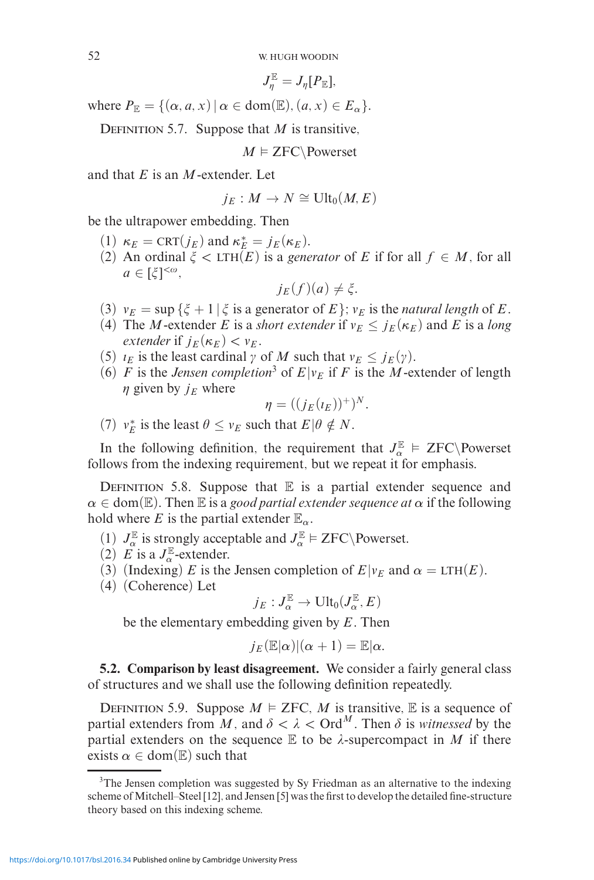$$J_\eta^{\mathbb{E}} = J_\eta[P_{\mathbb{E}}],$$

where $P_{\mathbb{E}} = \{(\alpha, a, x) \mid \alpha \in \text{dom}(\mathbb{E}), (a, x) \in E_\alpha\}$.

DEFINITION 5.7. Suppose that $M$ is transitive,

$$M \vDash \text{ZFC}\backslash\text{Powerset}$$

and that $E$ is an $M$-extender. Let

$$j_E : M \to N \cong \text{Ult}_0(M, E)$$

be the ultrapower embedding. Then

(1) $\kappa_E = \text{CRT}(j_E)$ and $\kappa_E^* = j_E(\kappa_E)$.
(2) An ordinal $\xi < \text{LTH}(E)$ is a *generator* of $E$ if for all $f \in M$, for all $a \in [\xi]^{<\omega}$,
$$j_E(f)(a) \neq \xi.$$
(3) $\nu_E = \sup\{\xi + 1 \mid \xi \text{ is a generator of } E\}$; $\nu_E$ is the *natural length* of $E$.
(4) The $M$-extender $E$ is a *short extender* if $\nu_E \leq j_E(\kappa_E)$ and $E$ is a *long extender* if $j_E(\kappa_E) < \nu_E$.
(5) $\iota_E$ is the least cardinal $\gamma$ of $M$ such that $\nu_E \leq j_E(\gamma)$.
(6) $F$ is the *Jensen completion*[3] of $E|\nu_E$ if $F$ is the $M$-extender of length $\eta$ given by $j_E$ where
$$\eta = ((j_E(\iota_E))^+)^N.$$
(7) $\nu_E^*$ is the least $\theta \leq \nu_E$ such that $E|\theta \notin N$.

In the following definition, the requirement that $J_\alpha^{\mathbb{E}} \vDash \text{ZFC}\backslash\text{Powerset}$ follows from the indexing requirement, but we repeat it for emphasis.

DEFINITION 5.8. Suppose that $\mathbb{E}$ is a partial extender sequence and $\alpha \in \text{dom}(\mathbb{E})$. Then $\mathbb{E}$ is a *good partial extender sequence at* $\alpha$ if the following hold where $E$ is the partial extender $\mathbb{E}_\alpha$.

(1) $J_\alpha^{\mathbb{E}}$ is strongly acceptable and $J_\alpha^{\mathbb{E}} \vDash \text{ZFC}\backslash\text{Powerset}$.
(2) $E$ is a $J_\alpha^{\mathbb{E}}$-extender.
(3) (Indexing) $E$ is the Jensen completion of $E|\nu_E$ and $\alpha = \text{LTH}(E)$.
(4) (Coherence) Let
$$j_E : J_\alpha^{\mathbb{E}} \to \text{Ult}_0(J_\alpha^{\mathbb{E}}, E)$$
be the elementary embedding given by $E$. Then
$$j_E(\mathbb{E}|\alpha)|(\alpha + 1) = \mathbb{E}|\alpha.$$

**5.2. Comparison by least disagreement.** We consider a fairly general class of structures and we shall use the following definition repeatedly.

DEFINITION 5.9. Suppose $M \vDash \text{ZFC}$, $M$ is transitive, $\mathbb{E}$ is a sequence of partial extenders from $M$, and $\delta < \lambda < \text{Ord}^M$. Then $\delta$ is *witnessed* by the partial extenders on the sequence $\mathbb{E}$ to be $\lambda$-supercompact in $M$ if there exists $\alpha \in \text{dom}(\mathbb{E})$ such that

[3]The Jensen completion was suggested by Sy Friedman as an alternative to the indexing scheme of Mitchell–Steel [12], and Jensen [5] was the first to develop the detailed fine-structure theory based on this indexing scheme.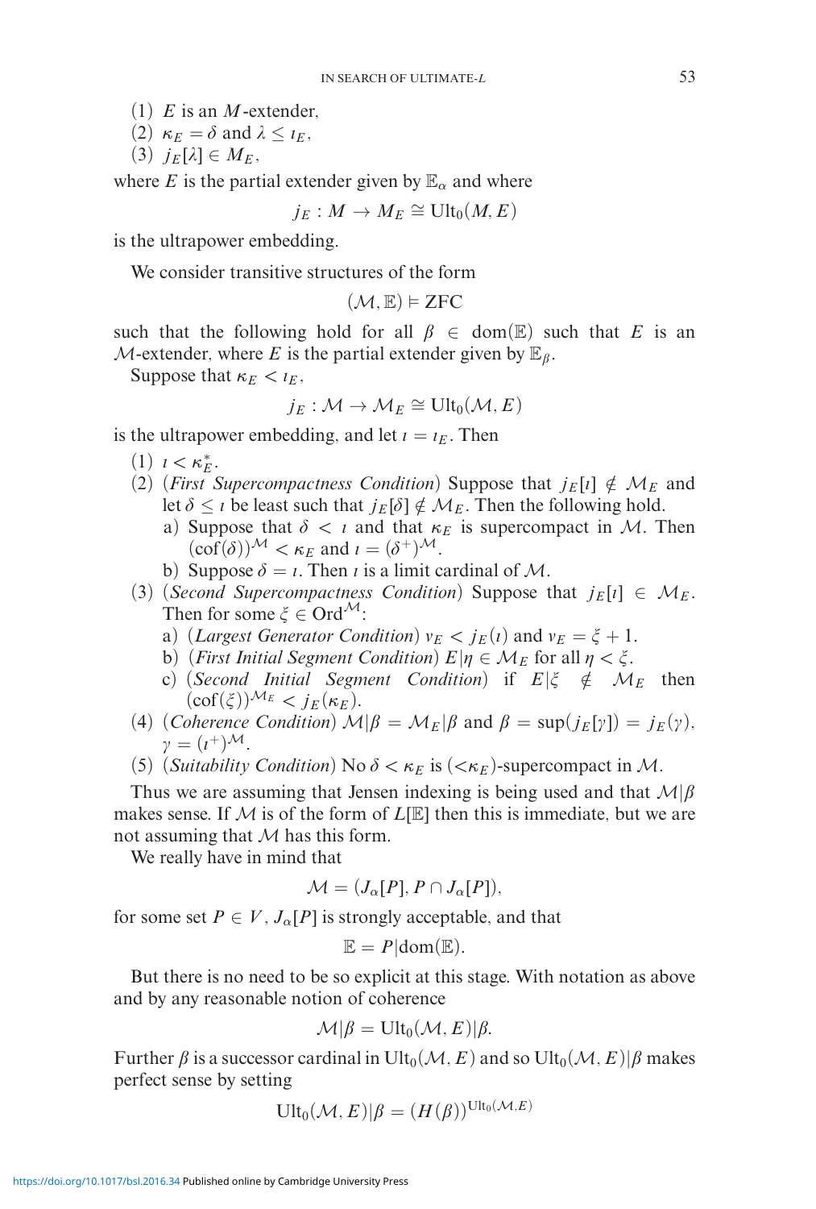(1) $E$ is an $M$-extender,
(2) $\kappa_E = \delta$ and $\lambda \leq \iota_E$,
(3) $j_E[\lambda] \in M_E$,

where $E$ is the partial extender given by $\mathbb{E}_\alpha$ and where

$$j_E : M \to M_E \cong \mathrm{Ult}_0(M, E)$$

is the ultrapower embedding.

We consider transitive structures of the form

$$(\mathcal{M}, \mathbb{E}) \vDash \mathrm{ZFC}$$

such that the following hold for all $\beta \in \mathrm{dom}(\mathbb{E})$ such that $E$ is an $\mathcal{M}$-extender, where $E$ is the partial extender given by $\mathbb{E}_\beta$.

Suppose that $\kappa_E < \iota_E$,

$$j_E : \mathcal{M} \to \mathcal{M}_E \cong \mathrm{Ult}_0(\mathcal{M}, E)$$

is the ultrapower embedding, and let $\iota = \iota_E$. Then

(1) $\iota < \kappa_E^*$.
(2) (*First Supercompactness Condition*) Suppose that $j_E[\iota] \notin \mathcal{M}_E$ and let $\delta \leq \iota$ be least such that $j_E[\delta] \notin \mathcal{M}_E$. Then the following hold.
   a) Suppose that $\delta < \iota$ and that $\kappa_E$ is supercompact in $\mathcal{M}$. Then $(\mathrm{cof}(\delta))^{\mathcal{M}} < \kappa_E$ and $\iota = (\delta^+)^{\mathcal{M}}$.
   b) Suppose $\delta = \iota$. Then $\iota$ is a limit cardinal of $\mathcal{M}$.
(3) (*Second Supercompactness Condition*) Suppose that $j_E[\iota] \in \mathcal{M}_E$. Then for some $\xi \in \mathrm{Ord}^{\mathcal{M}}$:
   a) (*Largest Generator Condition*) $\nu_E < j_E(\iota)$ and $\nu_E = \xi + 1$.
   b) (*First Initial Segment Condition*) $E|\eta \in \mathcal{M}_E$ for all $\eta < \xi$.
   c) (*Second Initial Segment Condition*) if $E|\xi \notin \mathcal{M}_E$ then $(\mathrm{cof}(\xi))^{\mathcal{M}_E} < j_E(\kappa_E)$.
(4) (*Coherence Condition*) $\mathcal{M}|\beta = \mathcal{M}_E|\beta$ and $\beta = \sup(j_E[\gamma]) = j_E(\gamma)$, $\gamma = (\iota^+)^{\mathcal{M}}$.
(5) (*Suitability Condition*) No $\delta < \kappa_E$ is $({<}\kappa_E)$-supercompact in $\mathcal{M}$.

Thus we are assuming that Jensen indexing is being used and that $\mathcal{M}|\beta$ makes sense. If $\mathcal{M}$ is of the form of $L[\mathbb{E}]$ then this is immediate, but we are not assuming that $\mathcal{M}$ has this form.

We really have in mind that

$$\mathcal{M} = (J_\alpha[P], P \cap J_\alpha[P]),$$

for some set $P \in V$, $J_\alpha[P]$ is strongly acceptable, and that

$$\mathbb{E} = P|\mathrm{dom}(\mathbb{E}).$$

But there is no need to be so explicit at this stage. With notation as above and by any reasonable notion of coherence

$$\mathcal{M}|\beta = \mathrm{Ult}_0(\mathcal{M}, E)|\beta.$$

Further $\beta$ is a successor cardinal in $\mathrm{Ult}_0(\mathcal{M}, E)$ and so $\mathrm{Ult}_0(\mathcal{M}, E)|\beta$ makes perfect sense by setting

$$\mathrm{Ult}_0(\mathcal{M}, E)|\beta = (H(\beta))^{\mathrm{Ult}_0(\mathcal{M}, E)}$$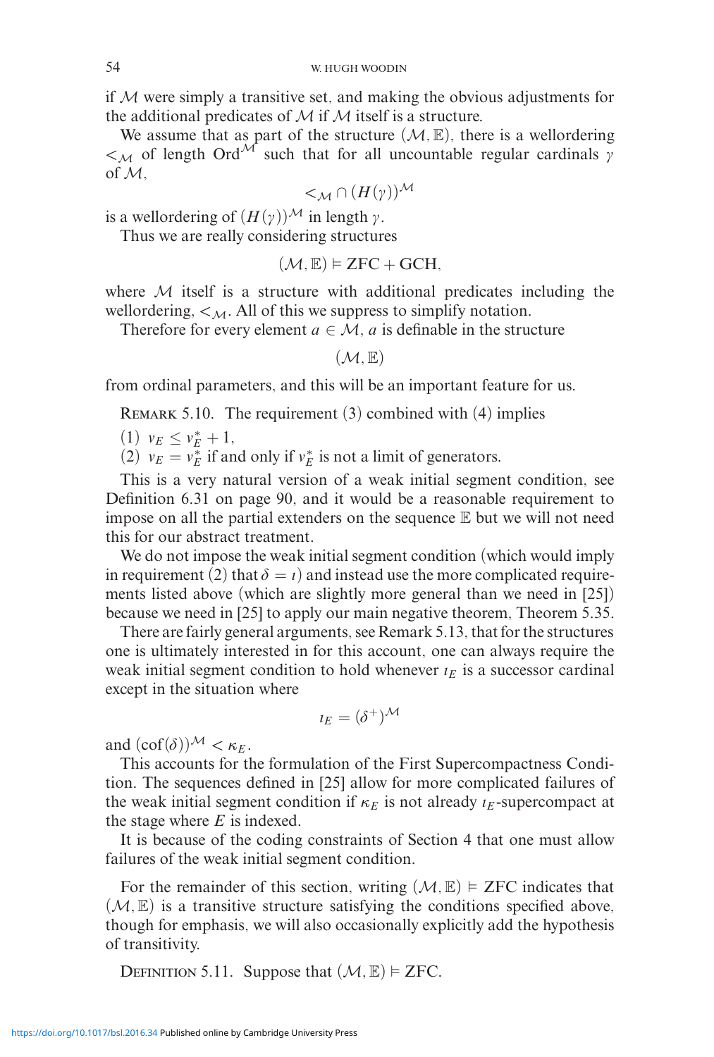if $\mathcal{M}$ were simply a transitive set, and making the obvious adjustments for the additional predicates of $\mathcal{M}$ if $\mathcal{M}$ itself is a structure.

We assume that as part of the structure $(\mathcal{M}, \mathbb{E})$, there is a wellordering $<_{\mathcal{M}}$ of length $\mathrm{Ord}^{\mathcal{M}}$ such that for all uncountable regular cardinals $\gamma$ of $\mathcal{M}$,

$$<_{\mathcal{M}} \cap (H(\gamma))^{\mathcal{M}}$$

is a wellordering of $(H(\gamma))^{\mathcal{M}}$ in length $\gamma$.

Thus we are really considering structures

$$(\mathcal{M}, \mathbb{E}) \vDash \mathrm{ZFC} + \mathrm{GCH},$$

where $\mathcal{M}$ itself is a structure with additional predicates including the wellordering, $<_{\mathcal{M}}$. All of this we suppress to simplify notation.

Therefore for every element $a \in \mathcal{M}$, $a$ is definable in the structure

$$(\mathcal{M}, \mathbb{E})$$

from ordinal parameters, and this will be an important feature for us.

Remark 5.10. The requirement (3) combined with (4) implies

(1) $\nu_E \leq \nu_E^* + 1$,
(2) $\nu_E = \nu_E^*$ if and only if $\nu_E^*$ is not a limit of generators.

This is a very natural version of a weak initial segment condition, see Definition 6.31 on page 90, and it would be a reasonable requirement to impose on all the partial extenders on the sequence $\mathbb{E}$ but we will not need this for our abstract treatment.

We do not impose the weak initial segment condition (which would imply in requirement (2) that $\delta = \iota$) and instead use the more complicated requirements listed above (which are slightly more general than we need in [25]) because we need in [25] to apply our main negative theorem, Theorem 5.35.

There are fairly general arguments, see Remark 5.13, that for the structures one is ultimately interested in for this account, one can always require the weak initial segment condition to hold whenever $\iota_E$ is a successor cardinal except in the situation where

$$\iota_E = (\delta^+)^{\mathcal{M}}$$

and $(\mathrm{cof}(\delta))^{\mathcal{M}} < \kappa_E$.

This accounts for the formulation of the First Supercompactness Condition. The sequences defined in [25] allow for more complicated failures of the weak initial segment condition if $\kappa_E$ is not already $\iota_E$-supercompact at the stage where $E$ is indexed.

It is because of the coding constraints of Section 4 that one must allow failures of the weak initial segment condition.

For the remainder of this section, writing $(\mathcal{M}, \mathbb{E}) \vDash \mathrm{ZFC}$ indicates that $(\mathcal{M}, \mathbb{E})$ is a transitive structure satisfying the conditions specified above, though for emphasis, we will also occasionally explicitly add the hypothesis of transitivity.

Definition 5.11. Suppose that $(\mathcal{M}, \mathbb{E}) \vDash \mathrm{ZFC}$.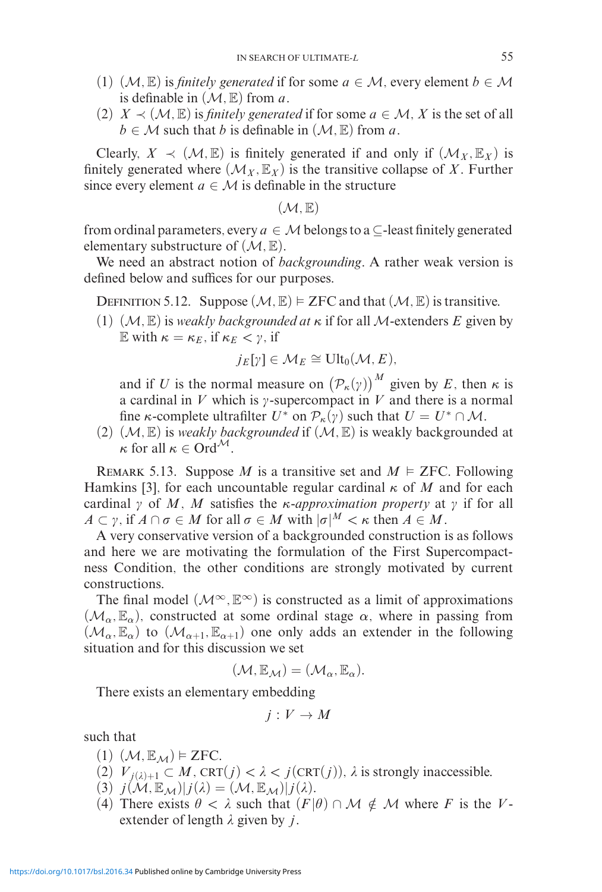(1) $(\mathcal{M}, \mathbb{E})$ is *finitely generated* if for some $a \in \mathcal{M}$, every element $b \in \mathcal{M}$ is definable in $(\mathcal{M}, \mathbb{E})$ from $a$.

(2) $X \prec (\mathcal{M}, \mathbb{E})$ is *finitely generated* if for some $a \in \mathcal{M}$, $X$ is the set of all $b \in \mathcal{M}$ such that $b$ is definable in $(\mathcal{M}, \mathbb{E})$ from $a$.

Clearly, $X \prec (\mathcal{M}, \mathbb{E})$ is finitely generated if and only if $(\mathcal{M}_X, \mathbb{E}_X)$ is finitely generated where $(\mathcal{M}_X, \mathbb{E}_X)$ is the transitive collapse of $X$. Further since every element $a \in \mathcal{M}$ is definable in the structure

$$(\mathcal{M}, \mathbb{E})$$

from ordinal parameters, every $a \in \mathcal{M}$ belongs to a $\subseteq$-least finitely generated elementary substructure of $(\mathcal{M}, \mathbb{E})$.

We need an abstract notion of *backgrounding*. A rather weak version is defined below and suffices for our purposes.

Definition 5.12. Suppose $(\mathcal{M}, \mathbb{E}) \vDash \text{ZFC}$ and that $(\mathcal{M}, \mathbb{E})$ is transitive.

(1) $(\mathcal{M}, \mathbb{E})$ is *weakly backgrounded at* $\kappa$ if for all $\mathcal{M}$-extenders $E$ given by $\mathbb{E}$ with $\kappa = \kappa_E$, if $\kappa_E < \gamma$, if

$$j_E[\gamma] \in \mathcal{M}_E \cong \text{Ult}_0(\mathcal{M}, E),$$

and if $U$ is the normal measure on $\left(\mathcal{P}_\kappa(\gamma)\right)^M$ given by $E$, then $\kappa$ is a cardinal in $V$ which is $\gamma$-supercompact in $V$ and there is a normal fine $\kappa$-complete ultrafilter $U^*$ on $\mathcal{P}_\kappa(\gamma)$ such that $U = U^* \cap \mathcal{M}$.

(2) $(\mathcal{M}, \mathbb{E})$ is *weakly backgrounded* if $(\mathcal{M}, \mathbb{E})$ is weakly backgrounded at $\kappa$ for all $\kappa \in \text{Ord}^{\mathcal{M}}$.

Remark 5.13. Suppose $M$ is a transitive set and $M \vDash \text{ZFC}$. Following Hamkins [3], for each uncountable regular cardinal $\kappa$ of $M$ and for each cardinal $\gamma$ of $M$, $M$ satisfies the *$\kappa$-approximation property* at $\gamma$ if for all $A \subset \gamma$, if $A \cap \sigma \in M$ for all $\sigma \in M$ with $|\sigma|^M < \kappa$ then $A \in M$.

A very conservative version of a backgrounded construction is as follows and here we are motivating the formulation of the First Supercompactness Condition, the other conditions are strongly motivated by current constructions.

The final model $(\mathcal{M}^\infty, \mathbb{E}^\infty)$ is constructed as a limit of approximations $(\mathcal{M}_\alpha, \mathbb{E}_\alpha)$, constructed at some ordinal stage $\alpha$, where in passing from $(\mathcal{M}_\alpha, \mathbb{E}_\alpha)$ to $(\mathcal{M}_{\alpha+1}, \mathbb{E}_{\alpha+1})$ one only adds an extender in the following situation and for this discussion we set

$$(\mathcal{M}, \mathbb{E}_{\mathcal{M}}) = (\mathcal{M}_\alpha, \mathbb{E}_\alpha).$$

There exists an elementary embedding

$$j : V \to M$$

such that

(1) $(\mathcal{M}, \mathbb{E}_{\mathcal{M}}) \vDash \text{ZFC}$.
(2) $V_{j(\lambda)+1} \subset M$, $\text{CRT}(j) < \lambda < j(\text{CRT}(j))$, $\lambda$ is strongly inaccessible.
(3) $j(\mathcal{M}, \mathbb{E}_{\mathcal{M}})|j(\lambda) = (\mathcal{M}, \mathbb{E}_{\mathcal{M}})|j(\lambda)$.
(4) There exists $\theta < \lambda$ such that $(F|\theta) \cap \mathcal{M} \notin \mathcal{M}$ where $F$ is the $V$-extender of length $\lambda$ given by $j$.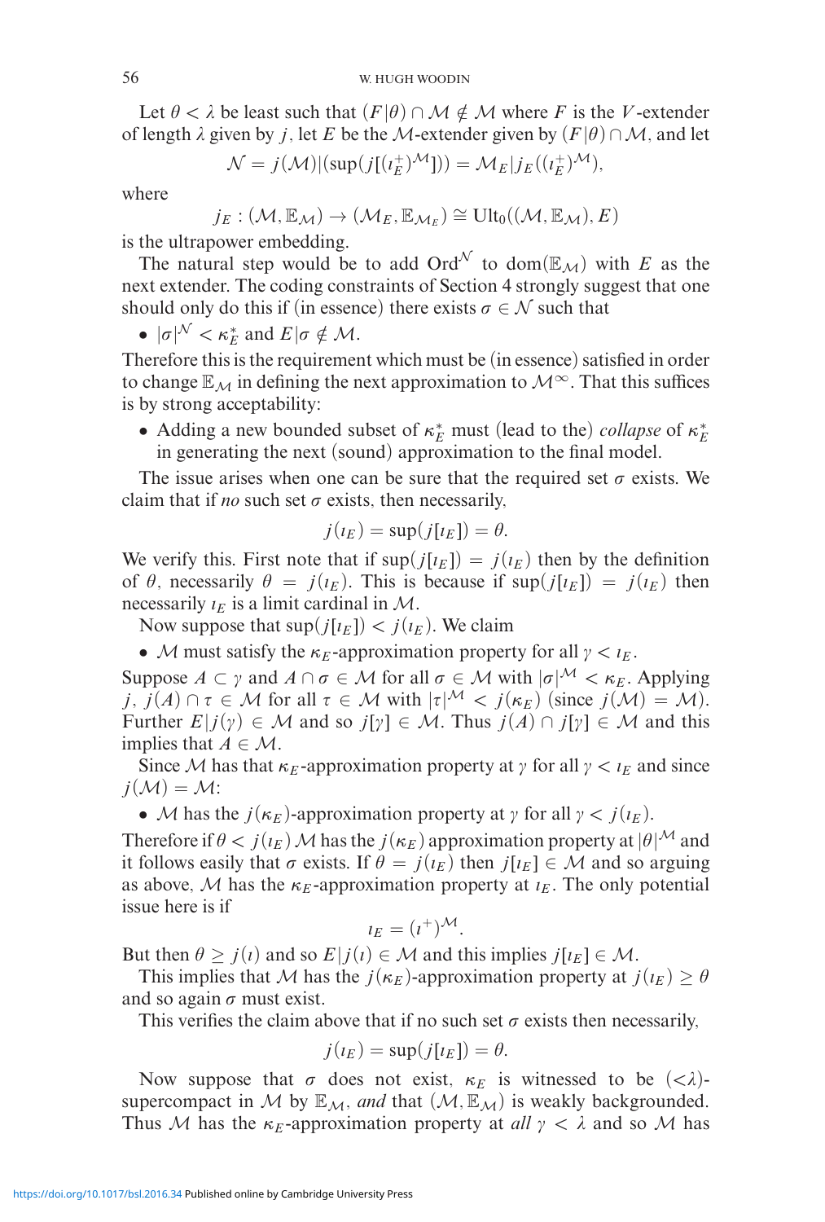Let $\theta < \lambda$ be least such that $(F|\theta) \cap \mathcal{M} \notin \mathcal{M}$ where $F$ is the $V$-extender of length $\lambda$ given by $j$, let $E$ be the $\mathcal{M}$-extender given by $(F|\theta) \cap \mathcal{M}$, and let

$$\mathcal{N} = j(\mathcal{M})|(\sup(j[(\iota_E^+)^{\mathcal{M}}])) = \mathcal{M}_E|j_E((\iota_E^+)^{\mathcal{M}}),$$

where

$$j_E : (\mathcal{M}, \mathbb{E}_{\mathcal{M}}) \to (\mathcal{M}_E, \mathbb{E}_{\mathcal{M}_E}) \cong \mathrm{Ult}_0((\mathcal{M}, \mathbb{E}_{\mathcal{M}}), E)$$

is the ultrapower embedding.

The natural step would be to add $\mathrm{Ord}^{\mathcal{N}}$ to $\mathrm{dom}(\mathbb{E}_{\mathcal{M}})$ with $E$ as the next extender. The coding constraints of Section 4 strongly suggest that one should only do this if (in essence) there exists $\sigma \in \mathcal{N}$ such that

- $|\sigma|^{\mathcal{N}} < \kappa_E^*$ and $E|\sigma \notin \mathcal{M}$.

Therefore this is the requirement which must be (in essence) satisfied in order to change $\mathbb{E}_{\mathcal{M}}$ in defining the next approximation to $\mathcal{M}^\infty$. That this suffices is by strong acceptability:

- Adding a new bounded subset of $\kappa_E^*$ must (lead to the) *collapse* of $\kappa_E^*$ in generating the next (sound) approximation to the final model.

The issue arises when one can be sure that the required set $\sigma$ exists. We claim that if *no* such set $\sigma$ exists, then necessarily,

$$j(\iota_E) = \sup(j[\iota_E]) = \theta.$$

We verify this. First note that if $\sup(j[\iota_E]) = j(\iota_E)$ then by the definition of $\theta$, necessarily $\theta = j(\iota_E)$. This is because if $\sup(j[\iota_E]) = j(\iota_E)$ then necessarily $\iota_E$ is a limit cardinal in $\mathcal{M}$.

Now suppose that $\sup(j[\iota_E]) < j(\iota_E)$. We claim

- $\mathcal{M}$ must satisfy the $\kappa_E$-approximation property for all $\gamma < \iota_E$.

Suppose $A \subset \gamma$ and $A \cap \sigma \in \mathcal{M}$ for all $\sigma \in \mathcal{M}$ with $|\sigma|^{\mathcal{M}} < \kappa_E$. Applying $j$, $j(A) \cap \tau \in \mathcal{M}$ for all $\tau \in \mathcal{M}$ with $|\tau|^{\mathcal{M}} < j(\kappa_E)$ (since $j(\mathcal{M}) = \mathcal{M}$). Further $E|j(\gamma) \in \mathcal{M}$ and so $j[\gamma] \in \mathcal{M}$. Thus $j(A) \cap j[\gamma] \in \mathcal{M}$ and this implies that $A \in \mathcal{M}$.

Since $\mathcal{M}$ has that $\kappa_E$-approximation property at $\gamma$ for all $\gamma < \iota_E$ and since $j(\mathcal{M}) = \mathcal{M}$:

- $\mathcal{M}$ has the $j(\kappa_E)$-approximation property at $\gamma$ for all $\gamma < j(\iota_E)$.

Therefore if $\theta < j(\iota_E)$ $\mathcal{M}$ has the $j(\kappa_E)$ approximation property at $|\theta|^{\mathcal{M}}$ and it follows easily that $\sigma$ exists. If $\theta = j(\iota_E)$ then $j[\iota_E] \in \mathcal{M}$ and so arguing as above, $\mathcal{M}$ has the $\kappa_E$-approximation property at $\iota_E$. The only potential issue here is if

$$\iota_E = (\iota^+)^{\mathcal{M}}.$$

But then $\theta \geq j(\iota)$ and so $E|j(\iota) \in \mathcal{M}$ and this implies $j[\iota_E] \in \mathcal{M}$.

This implies that $\mathcal{M}$ has the $j(\kappa_E)$-approximation property at $j(\iota_E) \geq \theta$ and so again $\sigma$ must exist.

This verifies the claim above that if no such set $\sigma$ exists then necessarily,

$$j(\iota_E) = \sup(j[\iota_E]) = \theta.$$

Now suppose that $\sigma$ does not exist, $\kappa_E$ is witnessed to be $(<\lambda)$-supercompact in $\mathcal{M}$ by $\mathbb{E}_{\mathcal{M}}$, *and* that $(\mathcal{M}, \mathbb{E}_{\mathcal{M}})$ is weakly backgrounded. Thus $\mathcal{M}$ has the $\kappa_E$-approximation property at *all* $\gamma < \lambda$ and so $\mathcal{M}$ has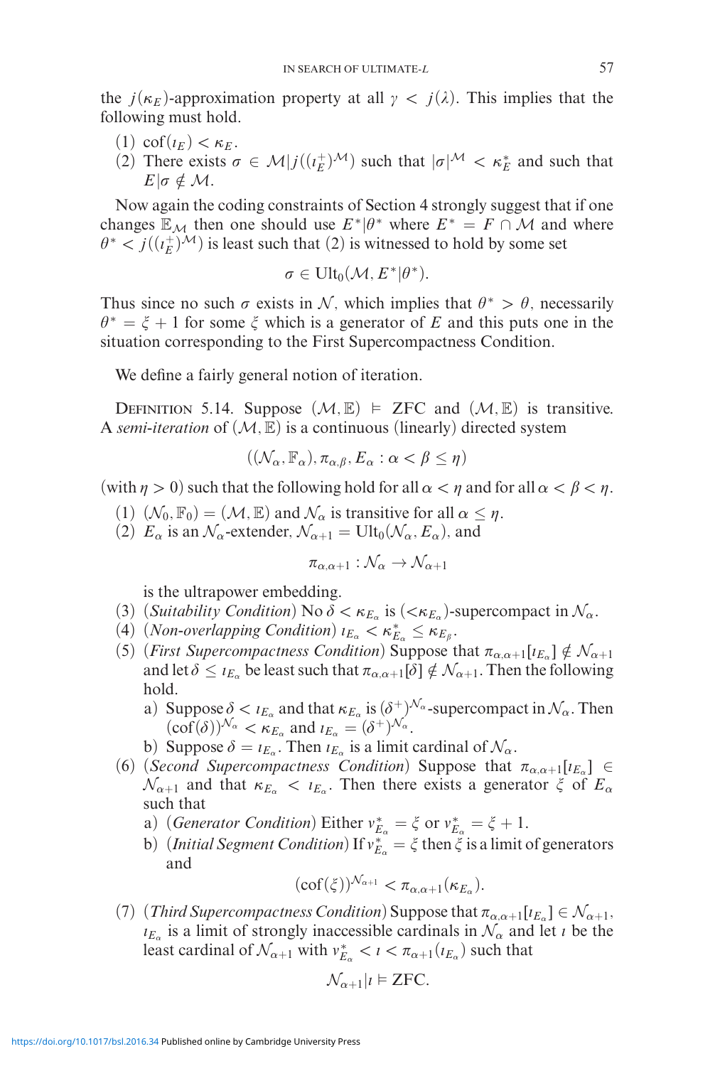the $j(\kappa_E)$-approximation property at all $\gamma < j(\lambda)$. This implies that the following must hold.

1. $\mathrm{cof}(\iota_E) < \kappa_E$.
2. There exists $\sigma \in \mathcal{M}|j((\iota_E^+)^{\mathcal{M}})$ such that $|\sigma|^{\mathcal{M}} < \kappa_E^*$ and such that $E|\sigma \notin \mathcal{M}$.

Now again the coding constraints of Section 4 strongly suggest that if one changes $\mathbb{E}_{\mathcal{M}}$ then one should use $E^*|\theta^*$ where $E^* = F \cap \mathcal{M}$ and where $\theta^* < j((\iota_E^+)^{\mathcal{M}})$ is least such that (2) is witnessed to hold by some set

$$\sigma \in \mathrm{Ult}_0(\mathcal{M}, E^*|\theta^*).$$

Thus since no such $\sigma$ exists in $\mathcal{N}$, which implies that $\theta^* > \theta$, necessarily $\theta^* = \xi + 1$ for some $\xi$ which is a generator of $E$ and this puts one in the situation corresponding to the First Supercompactness Condition.

We define a fairly general notion of iteration.

Definition 5.14. Suppose $(\mathcal{M}, \mathbb{E}) \vDash$ ZFC and $(\mathcal{M}, \mathbb{E})$ is transitive. A *semi-iteration* of $(\mathcal{M}, \mathbb{E})$ is a continuous (linearly) directed system

$$((\mathcal{N}_\alpha, \mathbb{F}_\alpha), \pi_{\alpha,\beta}, E_\alpha : \alpha < \beta \leq \eta)$$

(with $\eta > 0$) such that the following hold for all $\alpha < \eta$ and for all $\alpha < \beta < \eta$.

1. $(\mathcal{N}_0, \mathbb{F}_0) = (\mathcal{M}, \mathbb{E})$ and $\mathcal{N}_\alpha$ is transitive for all $\alpha \leq \eta$.
2. $E_\alpha$ is an $\mathcal{N}_\alpha$-extender, $\mathcal{N}_{\alpha+1} = \mathrm{Ult}_0(\mathcal{N}_\alpha, E_\alpha)$, and
$$\pi_{\alpha,\alpha+1} : \mathcal{N}_\alpha \to \mathcal{N}_{\alpha+1}$$
is the ultrapower embedding.
3. (*Suitability Condition*) No $\delta < \kappa_{E_\alpha}$ is $(<\kappa_{E_\alpha})$-supercompact in $\mathcal{N}_\alpha$.
4. (*Non-overlapping Condition*) $\iota_{E_\alpha} < \kappa^*_{E_\alpha} \leq \kappa_{E_\beta}$.
5. (*First Supercompactness Condition*) Suppose that $\pi_{\alpha,\alpha+1}[\iota_{E_\alpha}] \notin \mathcal{N}_{\alpha+1}$ and let $\delta \leq \iota_{E_\alpha}$ be least such that $\pi_{\alpha,\alpha+1}[\delta] \notin \mathcal{N}_{\alpha+1}$. Then the following hold.
   a) Suppose $\delta < \iota_{E_\alpha}$ and that $\kappa_{E_\alpha}$ is $(\delta^+)^{\mathcal{N}_\alpha}$-supercompact in $\mathcal{N}_\alpha$. Then $(\mathrm{cof}(\delta))^{\mathcal{N}_\alpha} < \kappa_{E_\alpha}$ and $\iota_{E_\alpha} = (\delta^+)^{\mathcal{N}_\alpha}$.
   b) Suppose $\delta = \iota_{E_\alpha}$. Then $\iota_{E_\alpha}$ is a limit cardinal of $\mathcal{N}_\alpha$.
6. (*Second Supercompactness Condition*) Suppose that $\pi_{\alpha,\alpha+1}[\iota_{E_\alpha}] \in \mathcal{N}_{\alpha+1}$ and that $\kappa_{E_\alpha} < \iota_{E_\alpha}$. Then there exists a generator $\xi$ of $E_\alpha$ such that
   a) (*Generator Condition*) Either $\nu^*_{E_\alpha} = \xi$ or $\nu^*_{E_\alpha} = \xi + 1$.
   b) (*Initial Segment Condition*) If $\nu^*_{E_\alpha} = \xi$ then $\xi$ is a limit of generators and
   $$(\mathrm{cof}(\xi))^{\mathcal{N}_{\alpha+1}} < \pi_{\alpha,\alpha+1}(\kappa_{E_\alpha}).$$
7. (*Third Supercompactness Condition*) Suppose that $\pi_{\alpha,\alpha+1}[\iota_{E_\alpha}] \in \mathcal{N}_{\alpha+1}$, $\iota_{E_\alpha}$ is a limit of strongly inaccessible cardinals in $\mathcal{N}_\alpha$ and let $\iota$ be the least cardinal of $\mathcal{N}_{\alpha+1}$ with $\nu^*_{E_\alpha} < \iota < \pi_{\alpha+1}(\iota_{E_\alpha})$ such that
$$\mathcal{N}_{\alpha+1}|\iota \vDash \text{ZFC}.$$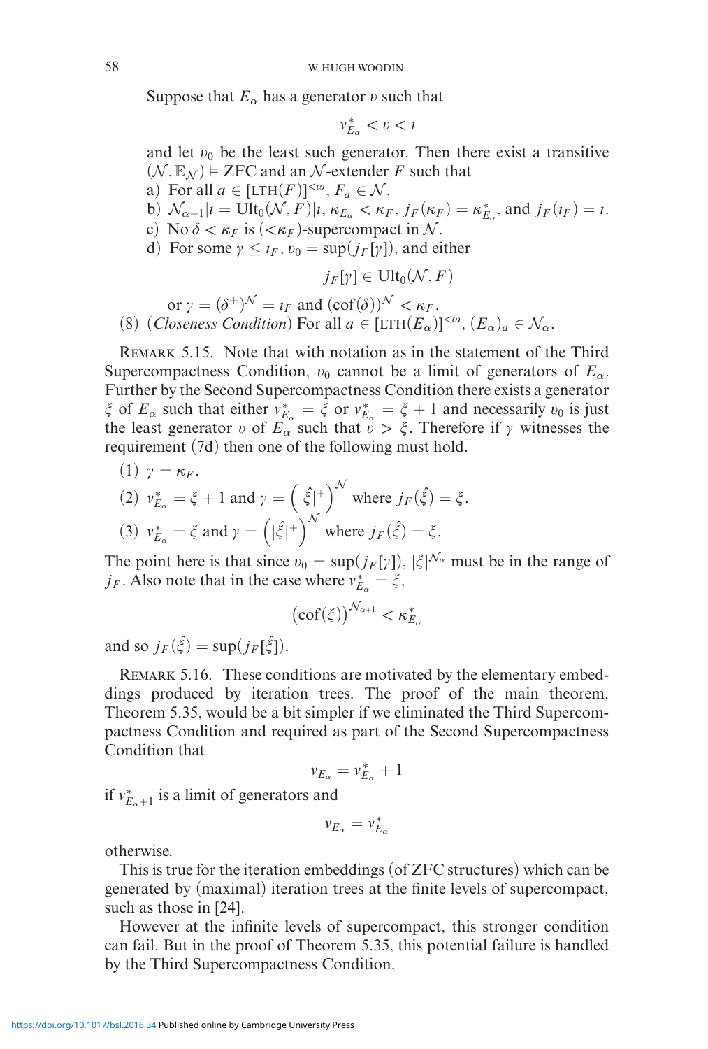Suppose that $E_\alpha$ has a generator $\upsilon$ such that

$$\nu^*_{E_\alpha} < \upsilon < \iota$$

and let $\upsilon_0$ be the least such generator. Then there exist a transitive $(\mathcal{N}, \mathbb{E}_\mathcal{N}) \vDash \text{ZFC}$ and an $\mathcal{N}$-extender $F$ such that

a) For all $a \in [\text{LTH}(F)]^{<\omega}$, $F_a \in \mathcal{N}$.

b) $\mathcal{N}_{\alpha+1}|\iota = \text{Ult}_0(\mathcal{N}, F)|\iota$, $\kappa_{E_\alpha} < \kappa_F$, $j_F(\kappa_F) = \kappa^*_{E_\alpha}$, and $j_F(\iota_F) = \iota$.

c) No $\delta < \kappa_F$ is $(<\kappa_F)$-supercompact in $\mathcal{N}$.

d) For some $\gamma \leq \iota_F$, $\upsilon_0 = \sup(j_F[\gamma])$, and either

$$j_F[\gamma] \in \text{Ult}_0(\mathcal{N}, F)$$

or $\gamma = (\delta^+)^\mathcal{N} = \iota_F$ and $(\text{cof}(\delta))^\mathcal{N} < \kappa_F$.

(8) (*Closeness Condition*) For all $a \in [\text{LTH}(E_\alpha)]^{<\omega}$, $(E_\alpha)_a \in \mathcal{N}_\alpha$.

Remark 5.15. Note that with notation as in the statement of the Third Supercompactness Condition, $\upsilon_0$ cannot be a limit of generators of $E_\alpha$. Further by the Second Supercompactness Condition there exists a generator $\xi$ of $E_\alpha$ such that either $\nu^*_{E_\alpha} = \xi$ or $\nu^*_{E_\alpha} = \xi + 1$ and necessarily $\upsilon_0$ is just the least generator $\upsilon$ of $E_\alpha$ such that $\upsilon > \xi$. Therefore if $\gamma$ witnesses the requirement (7d) then one of the following must hold.

(1) $\gamma = \kappa_F$.

(2) $\nu^*_{E_\alpha} = \xi + 1$ and $\gamma = \left(|\hat{\xi}|^+\right)^\mathcal{N}$ where $j_F(\hat{\xi}) = \xi$.

(3) $\nu^*_{E_\alpha} = \xi$ and $\gamma = \left(|\hat{\xi}|^+\right)^\mathcal{N}$ where $j_F(\hat{\xi}) = \xi$.

The point here is that since $\upsilon_0 = \sup(j_F[\gamma])$, $|\xi|^{\mathcal{N}_\alpha}$ must be in the range of $j_F$. Also note that in the case where $\nu^*_{E_\alpha} = \xi$,

$$\left(\text{cof}(\xi)\right)^{\mathcal{N}_{\alpha+1}} < \kappa^*_{E_\alpha}$$

and so $j_F(\hat{\xi}) = \sup(j_F[\hat{\xi}])$.

Remark 5.16. These conditions are motivated by the elementary embeddings produced by iteration trees. The proof of the main theorem, Theorem 5.35, would be a bit simpler if we eliminated the Third Supercompactness Condition and required as part of the Second Supercompactness Condition that

$$\nu_{E_\alpha} = \nu^*_{E_\alpha} + 1$$

if $\nu^*_{E_\alpha+1}$ is a limit of generators and

$$\nu_{E_\alpha} = \nu^*_{E_\alpha}$$

otherwise.

This is true for the iteration embeddings (of ZFC structures) which can be generated by (maximal) iteration trees at the finite levels of supercompact, such as those in [24].

However at the infinite levels of supercompact, this stronger condition can fail. But in the proof of Theorem 5.35, this potential failure is handled by the Third Supercompactness Condition.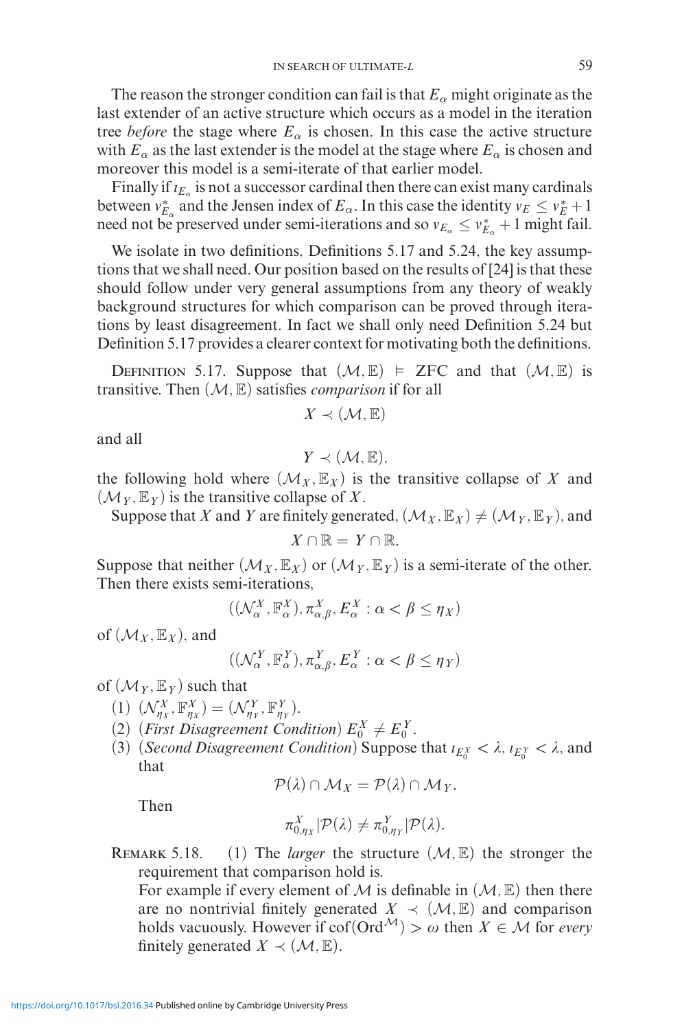The reason the stronger condition can fail is that $E_\alpha$ might originate as the last extender of an active structure which occurs as a model in the iteration tree *before* the stage where $E_\alpha$ is chosen. In this case the active structure with $E_\alpha$ as the last extender is the model at the stage where $E_\alpha$ is chosen and moreover this model is a semi-iterate of that earlier model.

Finally if $\iota_{E_\alpha}$ is not a successor cardinal then there can exist many cardinals between $\nu^*_{E_\alpha}$ and the Jensen index of $E_\alpha$. In this case the identity $\nu_E \leq \nu^*_E + 1$ need not be preserved under semi-iterations and so $\nu_{E_\alpha} \leq \nu^*_{E_\alpha} + 1$ might fail.

We isolate in two definitions, Definitions 5.17 and 5.24, the key assumptions that we shall need. Our position based on the results of [24] is that these should follow under very general assumptions from any theory of weakly background structures for which comparison can be proved through iterations by least disagreement. In fact we shall only need Definition 5.24 but Definition 5.17 provides a clearer context for motivating both the definitions.

Definition 5.17. Suppose that $(\mathcal{M}, \mathbb{E}) \vDash$ ZFC and that $(\mathcal{M}, \mathbb{E})$ is transitive. Then $(\mathcal{M}, \mathbb{E})$ satisfies *comparison* if for all

$$X \prec (\mathcal{M}, \mathbb{E})$$

and all

$$Y \prec (\mathcal{M}, \mathbb{E}),$$

the following hold where $(\mathcal{M}_X, \mathbb{E}_X)$ is the transitive collapse of $X$ and $(\mathcal{M}_Y, \mathbb{E}_Y)$ is the transitive collapse of $X$.

Suppose that $X$ and $Y$ are finitely generated, $(\mathcal{M}_X, \mathbb{E}_X) \neq (\mathcal{M}_Y, \mathbb{E}_Y)$, and

$$X \cap \mathbb{R} = Y \cap \mathbb{R}.$$

Suppose that neither $(\mathcal{M}_X, \mathbb{E}_X)$ or $(\mathcal{M}_Y, \mathbb{E}_Y)$ is a semi-iterate of the other. Then there exists semi-iterations,

$$((\mathcal{N}^X_\alpha, \mathbb{F}^X_\alpha), \pi^X_{\alpha,\beta}, E^X_\alpha : \alpha < \beta \leq \eta_X)$$

of $(\mathcal{M}_X, \mathbb{E}_X)$, and

$$((\mathcal{N}^Y_\alpha, \mathbb{F}^Y_\alpha), \pi^Y_{\alpha,\beta}, E^Y_\alpha : \alpha < \beta \leq \eta_Y)$$

of $(\mathcal{M}_Y, \mathbb{E}_Y)$ such that

(1) $(\mathcal{N}^X_{\eta_X}, \mathbb{F}^X_{\eta_X}) = (\mathcal{N}^Y_{\eta_Y}, \mathbb{F}^Y_{\eta_Y})$.

(2) (*First Disagreement Condition*) $E^X_0 \neq E^Y_0$.

(3) (*Second Disagreement Condition*) Suppose that $\iota_{E^X_0} < \lambda$, $\iota_{E^Y_0} < \lambda$, and that

$$\mathcal{P}(\lambda) \cap \mathcal{M}_X = \mathcal{P}(\lambda) \cap \mathcal{M}_Y.$$

Then

$$\pi^X_{0,\eta_X} | \mathcal{P}(\lambda) \neq \pi^Y_{0,\eta_Y} | \mathcal{P}(\lambda).$$

Remark 5.18. (1) The *larger* the structure $(\mathcal{M}, \mathbb{E})$ the stronger the requirement that comparison hold is.

For example if every element of $\mathcal{M}$ is definable in $(\mathcal{M}, \mathbb{E})$ then there are no nontrivial finitely generated $X \prec (\mathcal{M}, \mathbb{E})$ and comparison holds vacuously. However if $\text{cof}(\text{Ord}^{\mathcal{M}}) > \omega$ then $X \in \mathcal{M}$ for *every* finitely generated $X \prec (\mathcal{M}, \mathbb{E})$.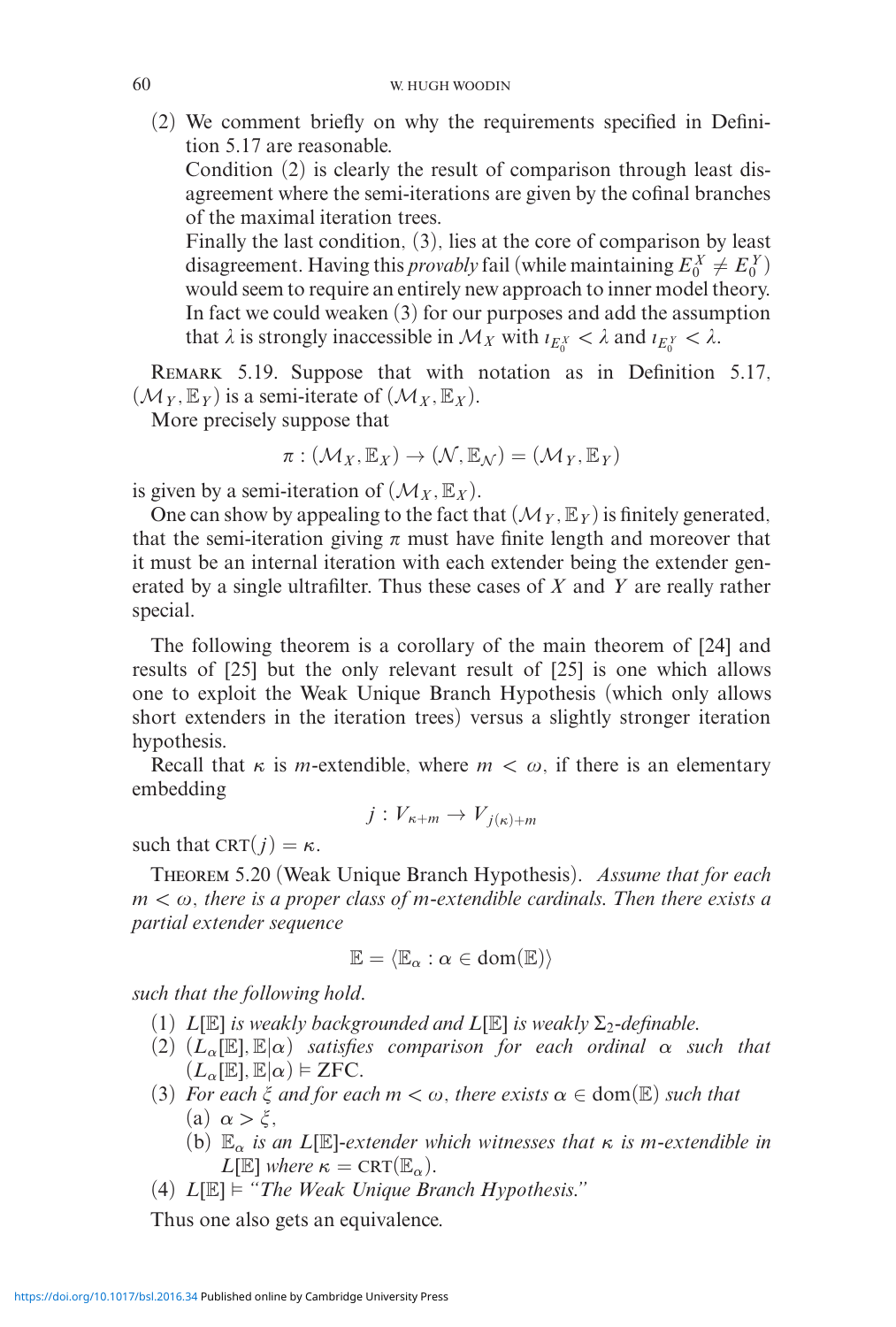(2) We comment briefly on why the requirements specified in Definition 5.17 are reasonable.

Condition (2) is clearly the result of comparison through least disagreement where the semi-iterations are given by the cofinal branches of the maximal iteration trees.

Finally the last condition, (3), lies at the core of comparison by least disagreement. Having this *provably* fail (while maintaining $E_0^X \neq E_0^Y$) would seem to require an entirely new approach to inner model theory. In fact we could weaken (3) for our purposes and add the assumption that $\lambda$ is strongly inaccessible in $\mathcal{M}_X$ with $\iota_{E_0^X} < \lambda$ and $\iota_{E_0^Y} < \lambda$.

Remark 5.19. Suppose that with notation as in Definition 5.17, $(\mathcal{M}_Y, \mathbb{E}_Y)$ is a semi-iterate of $(\mathcal{M}_X, \mathbb{E}_X)$.

More precisely suppose that

$$\pi : (\mathcal{M}_X, \mathbb{E}_X) \to (\mathcal{N}, \mathbb{E}_\mathcal{N}) = (\mathcal{M}_Y, \mathbb{E}_Y)$$

is given by a semi-iteration of $(\mathcal{M}_X, \mathbb{E}_X)$.

One can show by appealing to the fact that $(\mathcal{M}_Y, \mathbb{E}_Y)$ is finitely generated, that the semi-iteration giving $\pi$ must have finite length and moreover that it must be an internal iteration with each extender being the extender generated by a single ultrafilter. Thus these cases of $X$ and $Y$ are really rather special.

The following theorem is a corollary of the main theorem of [24] and results of [25] but the only relevant result of [25] is one which allows one to exploit the Weak Unique Branch Hypothesis (which only allows short extenders in the iteration trees) versus a slightly stronger iteration hypothesis.

Recall that $\kappa$ is $m$-extendible, where $m < \omega$, if there is an elementary embedding

$$j : V_{\kappa+m} \to V_{j(\kappa)+m}$$

such that $\text{CRT}(j) = \kappa$.

Theorem 5.20 (Weak Unique Branch Hypothesis). *Assume that for each $m < \omega$, there is a proper class of $m$-extendible cardinals. Then there exists a partial extender sequence*

$$\mathbb{E} = \langle \mathbb{E}_\alpha : \alpha \in \text{dom}(\mathbb{E}) \rangle$$

*such that the following hold.*

1. *$L[\mathbb{E}]$ is weakly backgrounded and $L[\mathbb{E}]$ is weakly $\Sigma_2$-definable.*
2. *$(L_\alpha[\mathbb{E}], \mathbb{E}|\alpha)$ satisfies comparison for each ordinal $\alpha$ such that $(L_\alpha[\mathbb{E}], \mathbb{E}|\alpha) \vDash \text{ZFC}$.*
3. *For each $\xi$ and for each $m < \omega$, there exists $\alpha \in \text{dom}(\mathbb{E})$ such that*
   (a) *$\alpha > \xi$,*
   (b) *$\mathbb{E}_\alpha$ is an $L[\mathbb{E}]$-extender which witnesses that $\kappa$ is $m$-extendible in $L[\mathbb{E}]$ where $\kappa = \text{CRT}(\mathbb{E}_\alpha)$.*
4. *$L[\mathbb{E}] \vDash$ "The Weak Unique Branch Hypothesis."*

Thus one also gets an equivalence.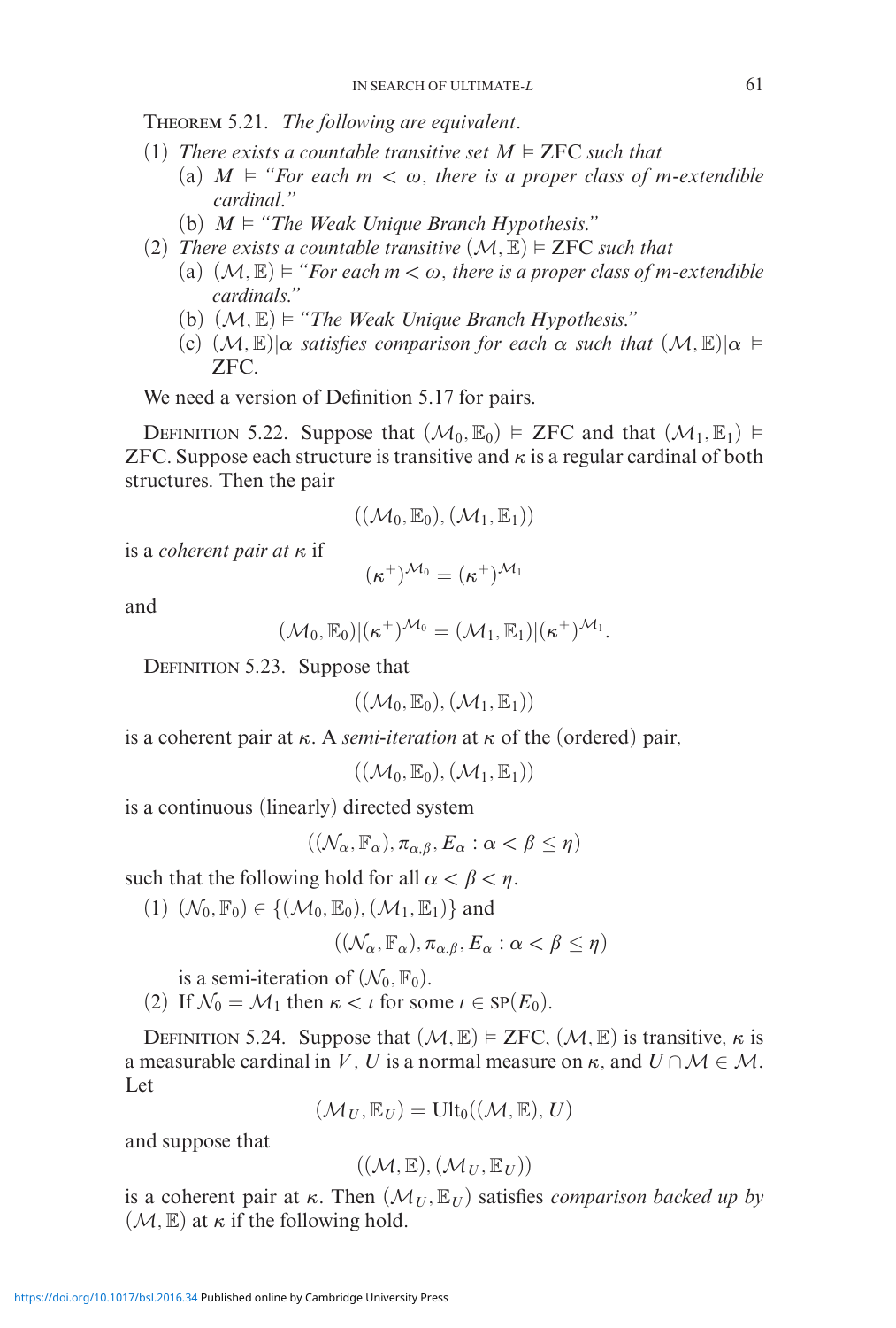Theorem 5.21. *The following are equivalent.*

(1) *There exists a countable transitive set $M \vDash$ ZFC such that*
  (a) $M \vDash$ *"For each $m < \omega$, there is a proper class of $m$-extendible cardinal."*
  (b) $M \vDash$ *"The Weak Unique Branch Hypothesis."*
(2) *There exists a countable transitive $(\mathcal{M}, \mathbb{E}) \vDash$ ZFC such that*
  (a) $(\mathcal{M}, \mathbb{E}) \vDash$ *"For each $m < \omega$, there is a proper class of $m$-extendible cardinals."*
  (b) $(\mathcal{M}, \mathbb{E}) \vDash$ *"The Weak Unique Branch Hypothesis."*
  (c) $(\mathcal{M}, \mathbb{E})|\alpha$ *satisfies comparison for each $\alpha$ such that $(\mathcal{M}, \mathbb{E})|\alpha \vDash$ ZFC.*

We need a version of Definition 5.17 for pairs.

Definition 5.22. Suppose that $(\mathcal{M}_0, \mathbb{E}_0) \vDash$ ZFC and that $(\mathcal{M}_1, \mathbb{E}_1) \vDash$ ZFC. Suppose each structure is transitive and $\kappa$ is a regular cardinal of both structures. Then the pair

$$((\mathcal{M}_0, \mathbb{E}_0), (\mathcal{M}_1, \mathbb{E}_1))$$

is a *coherent pair at $\kappa$* if

$$(\kappa^+)^{\mathcal{M}_0} = (\kappa^+)^{\mathcal{M}_1}$$

and

$$(\mathcal{M}_0, \mathbb{E}_0)|(\kappa^+)^{\mathcal{M}_0} = (\mathcal{M}_1, \mathbb{E}_1)|(\kappa^+)^{\mathcal{M}_1}.$$

Definition 5.23. Suppose that

$$((\mathcal{M}_0, \mathbb{E}_0), (\mathcal{M}_1, \mathbb{E}_1))$$

is a coherent pair at $\kappa$. A *semi-iteration* at $\kappa$ of the (ordered) pair,

$$((\mathcal{M}_0, \mathbb{E}_0), (\mathcal{M}_1, \mathbb{E}_1))$$

is a continuous (linearly) directed system

$$((\mathcal{N}_\alpha, \mathbb{F}_\alpha), \pi_{\alpha,\beta}, E_\alpha : \alpha < \beta \leq \eta)$$

such that the following hold for all $\alpha < \beta < \eta$.

(1) $(\mathcal{N}_0, \mathbb{F}_0) \in \{(\mathcal{M}_0, \mathbb{E}_0), (\mathcal{M}_1, \mathbb{E}_1)\}$ and

$$((\mathcal{N}_\alpha, \mathbb{F}_\alpha), \pi_{\alpha,\beta}, E_\alpha : \alpha < \beta \leq \eta)$$

is a semi-iteration of $(\mathcal{N}_0, \mathbb{F}_0)$.
(2) If $\mathcal{N}_0 = \mathcal{M}_1$ then $\kappa < \iota$ for some $\iota \in \text{SP}(E_0)$.

Definition 5.24. Suppose that $(\mathcal{M}, \mathbb{E}) \vDash$ ZFC, $(\mathcal{M}, \mathbb{E})$ is transitive, $\kappa$ is a measurable cardinal in $V$, $U$ is a normal measure on $\kappa$, and $U \cap \mathcal{M} \in \mathcal{M}$. Let

$$(\mathcal{M}_U, \mathbb{E}_U) = \text{Ult}_0((\mathcal{M}, \mathbb{E}), U)$$

and suppose that

$$((\mathcal{M}, \mathbb{E}), (\mathcal{M}_U, \mathbb{E}_U))$$

is a coherent pair at $\kappa$. Then $(\mathcal{M}_U, \mathbb{E}_U)$ satisfies *comparison backed up by* $(\mathcal{M}, \mathbb{E})$ *at* $\kappa$ if the following hold.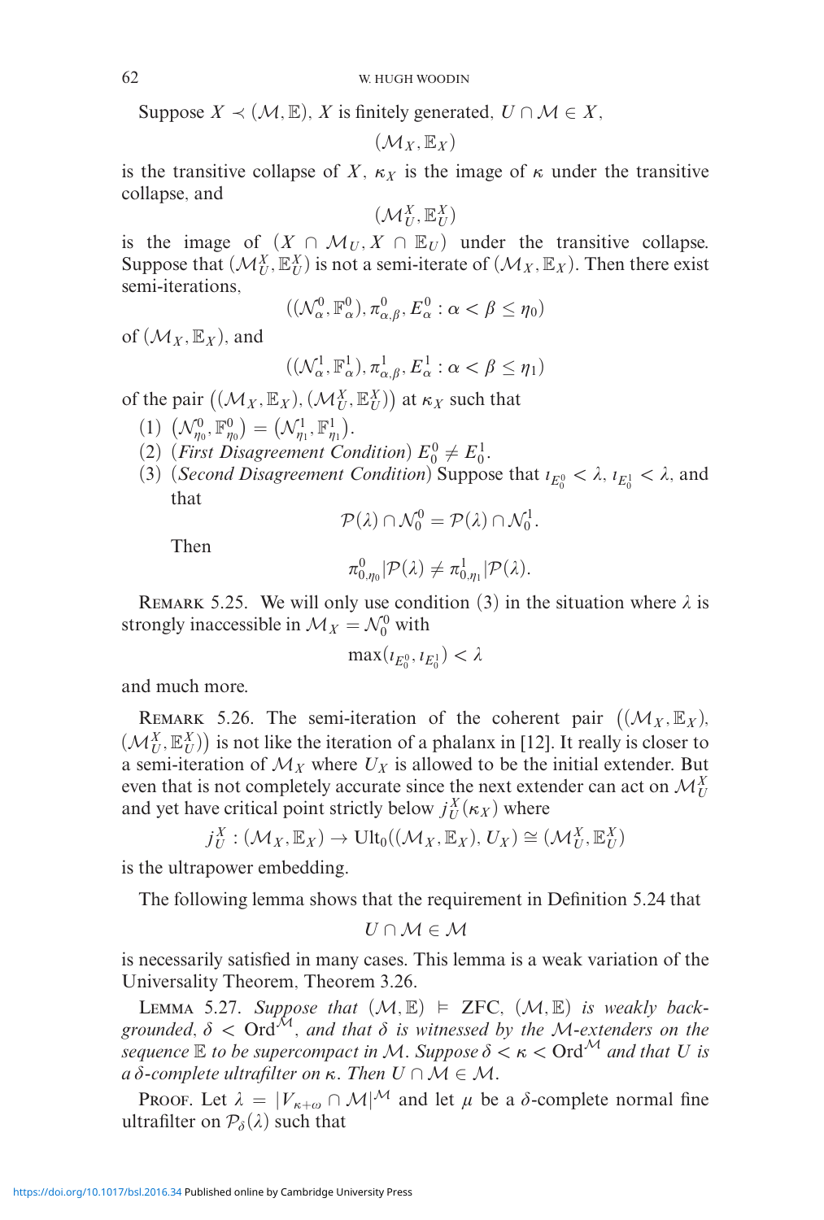Suppose $X \prec (\mathcal{M}, \mathbb{E})$, $X$ is finitely generated, $U \cap \mathcal{M} \in X$,

$$(\mathcal{M}_X, \mathbb{E}_X)$$

is the transitive collapse of $X$, $\kappa_X$ is the image of $\kappa$ under the transitive collapse, and

$$(\mathcal{M}_U^X, \mathbb{E}_U^X)$$

is the image of $(X \cap \mathcal{M}_U, X \cap \mathbb{E}_U)$ under the transitive collapse. Suppose that $(\mathcal{M}_U^X, \mathbb{E}_U^X)$ is not a semi-iterate of $(\mathcal{M}_X, \mathbb{E}_X)$. Then there exist semi-iterations,

$$((\mathcal{N}_\alpha^0, \mathbb{F}_\alpha^0), \pi_{\alpha,\beta}^0, E_\alpha^0 : \alpha < \beta \leq \eta_0)$$

of $(\mathcal{M}_X, \mathbb{E}_X)$, and

$$((\mathcal{N}_\alpha^1, \mathbb{F}_\alpha^1), \pi_{\alpha,\beta}^1, E_\alpha^1 : \alpha < \beta \leq \eta_1)$$

of the pair $\left((\mathcal{M}_X, \mathbb{E}_X), (\mathcal{M}_U^X, \mathbb{E}_U^X)\right)$ at $\kappa_X$ such that

(1) $\left(\mathcal{N}_{\eta_0}^0, \mathbb{F}_{\eta_0}^0\right) = \left(\mathcal{N}_{\eta_1}^1, \mathbb{F}_{\eta_1}^1\right)$.

(2) (*First Disagreement Condition*) $E_0^0 \neq E_0^1$.

(3) (*Second Disagreement Condition*) Suppose that $\iota_{E_0^0} < \lambda$, $\iota_{E_0^1} < \lambda$, and that

$$\mathcal{P}(\lambda) \cap \mathcal{N}_0^0 = \mathcal{P}(\lambda) \cap \mathcal{N}_0^1.$$

Then

$$\pi_{0,\eta_0}^0 | \mathcal{P}(\lambda) \neq \pi_{0,\eta_1}^1 | \mathcal{P}(\lambda).$$

Remark 5.25. We will only use condition (3) in the situation where $\lambda$ is strongly inaccessible in $\mathcal{M}_X = \mathcal{N}_0^0$ with

$$\max(\iota_{E_0^0}, \iota_{E_0^1}) < \lambda$$

and much more.

Remark 5.26. The semi-iteration of the coherent pair $\left((\mathcal{M}_X, \mathbb{E}_X), (\mathcal{M}_U^X, \mathbb{E}_U^X)\right)$ is not like the iteration of a phalanx in [12]. It really is closer to a semi-iteration of $\mathcal{M}_X$ where $U_X$ is allowed to be the initial extender. But even that is not completely accurate since the next extender can act on $\mathcal{M}_U^X$ and yet have critical point strictly below $j_U^X(\kappa_X)$ where

$$j_U^X : (\mathcal{M}_X, \mathbb{E}_X) \to \mathrm{Ult}_0((\mathcal{M}_X, \mathbb{E}_X), U_X) \cong (\mathcal{M}_U^X, \mathbb{E}_U^X)$$

is the ultrapower embedding.

The following lemma shows that the requirement in Definition 5.24 that

$$U \cap \mathcal{M} \in \mathcal{M}$$

is necessarily satisfied in many cases. This lemma is a weak variation of the Universality Theorem, Theorem 3.26.

Lemma 5.27. *Suppose that $(\mathcal{M}, \mathbb{E}) \vDash$ ZFC, $(\mathcal{M}, \mathbb{E})$ is weakly backgrounded, $\delta < \mathrm{Ord}^{\mathcal{M}}$, and that $\delta$ is witnessed by the $\mathcal{M}$-extenders on the sequence $\mathbb{E}$ to be supercompact in $\mathcal{M}$. Suppose $\delta < \kappa < \mathrm{Ord}^{\mathcal{M}}$ and that $U$ is a $\delta$-complete ultrafilter on $\kappa$. Then $U \cap \mathcal{M} \in \mathcal{M}$.*

Proof. Let $\lambda = |V_{\kappa+\omega} \cap \mathcal{M}|^{\mathcal{M}}$ and let $\mu$ be a $\delta$-complete normal fine ultrafilter on $\mathcal{P}_\delta(\lambda)$ such that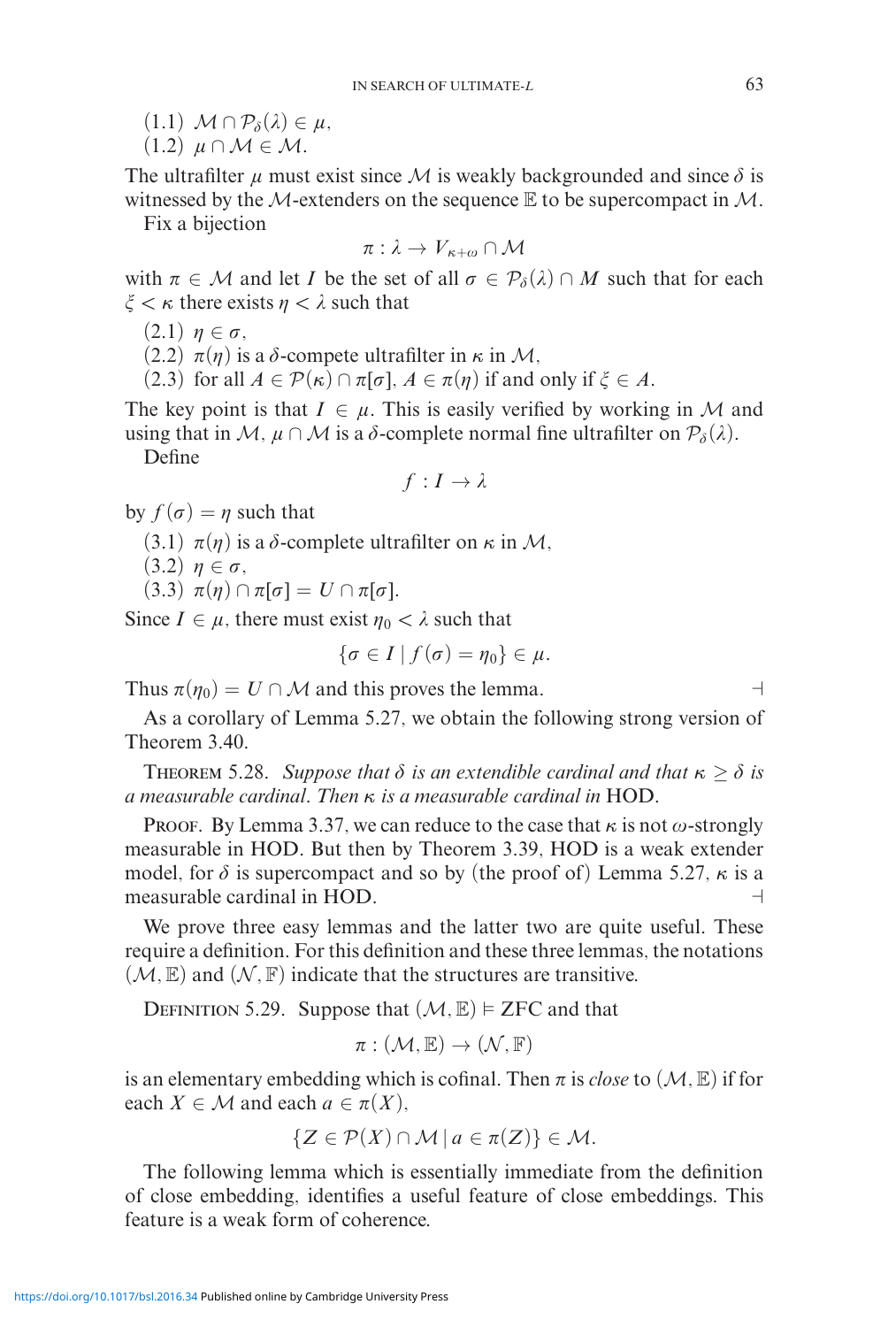(1.1) $\mathcal{M} \cap \mathcal{P}_\delta(\lambda) \in \mu$,

(1.2) $\mu \cap \mathcal{M} \in \mathcal{M}$.

The ultrafilter $\mu$ must exist since $\mathcal{M}$ is weakly backgrounded and since $\delta$ is witnessed by the $\mathcal{M}$-extenders on the sequence $\mathbb{E}$ to be supercompact in $\mathcal{M}$.

Fix a bijection

$$\pi : \lambda \to V_{\kappa+\omega} \cap \mathcal{M}$$

with $\pi \in \mathcal{M}$ and let $I$ be the set of all $\sigma \in \mathcal{P}_\delta(\lambda) \cap M$ such that for each $\xi < \kappa$ there exists $\eta < \lambda$ such that

(2.1) $\eta \in \sigma$,

(2.2) $\pi(\eta)$ is a $\delta$-compete ultrafilter in $\kappa$ in $\mathcal{M}$,

(2.3) for all $A \in \mathcal{P}(\kappa) \cap \pi[\sigma]$, $A \in \pi(\eta)$ if and only if $\xi \in A$.

The key point is that $I \in \mu$. This is easily verified by working in $\mathcal{M}$ and using that in $\mathcal{M}$, $\mu \cap \mathcal{M}$ is a $\delta$-complete normal fine ultrafilter on $\mathcal{P}_\delta(\lambda)$.

Define

$$f : I \to \lambda$$

by $f(\sigma) = \eta$ such that

(3.1) $\pi(\eta)$ is a $\delta$-complete ultrafilter on $\kappa$ in $\mathcal{M}$,

(3.2) $\eta \in \sigma$,

(3.3) $\pi(\eta) \cap \pi[\sigma] = U \cap \pi[\sigma]$.

Since $I \in \mu$, there must exist $\eta_0 < \lambda$ such that

$$\{\sigma \in I \mid f(\sigma) = \eta_0\} \in \mu.$$

Thus $\pi(\eta_0) = U \cap \mathcal{M}$ and this proves the lemma. ⊣

As a corollary of Lemma 5.27, we obtain the following strong version of Theorem 3.40.

THEOREM 5.28. *Suppose that $\delta$ is an extendible cardinal and that $\kappa \geq \delta$ is a measurable cardinal. Then $\kappa$ is a measurable cardinal in* HOD.

PROOF. By Lemma 3.37, we can reduce to the case that $\kappa$ is not $\omega$-strongly measurable in HOD. But then by Theorem 3.39, HOD is a weak extender model, for $\delta$ is supercompact and so by (the proof of) Lemma 5.27, $\kappa$ is a measurable cardinal in HOD. ⊣

We prove three easy lemmas and the latter two are quite useful. These require a definition. For this definition and these three lemmas, the notations $(\mathcal{M}, \mathbb{E})$ and $(\mathcal{N}, \mathbb{F})$ indicate that the structures are transitive.

DEFINITION 5.29. Suppose that $(\mathcal{M}, \mathbb{E}) \vDash \text{ZFC}$ and that

$$\pi : (\mathcal{M}, \mathbb{E}) \to (\mathcal{N}, \mathbb{F})$$

is an elementary embedding which is cofinal. Then $\pi$ is *close* to $(\mathcal{M}, \mathbb{E})$ if for each $X \in \mathcal{M}$ and each $a \in \pi(X)$,

$$\{Z \in \mathcal{P}(X) \cap \mathcal{M} \mid a \in \pi(Z)\} \in \mathcal{M}.$$

The following lemma which is essentially immediate from the definition of close embedding, identifies a useful feature of close embeddings. This feature is a weak form of coherence.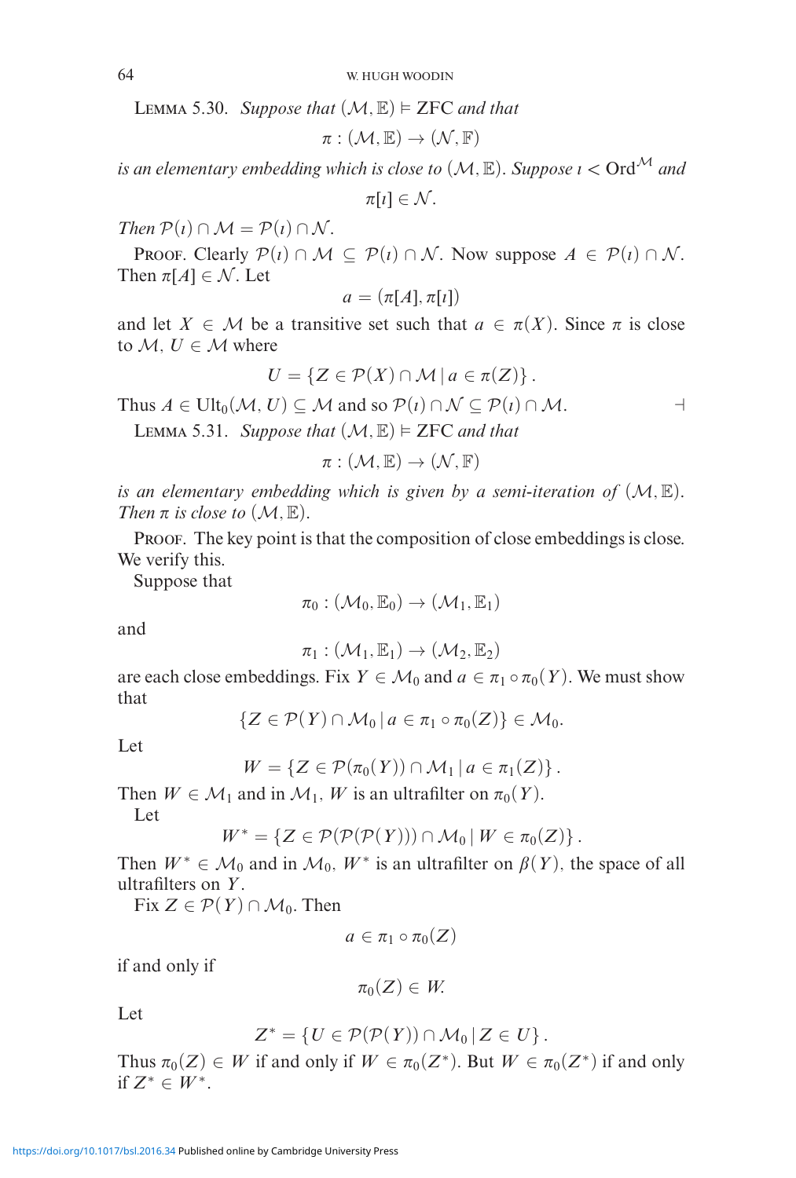**Lemma 5.30.** *Suppose that* $(\mathcal{M}, \mathbb{E}) \vDash \mathrm{ZFC}$ *and that*

$$\pi : (\mathcal{M}, \mathbb{E}) \to (\mathcal{N}, \mathbb{F})$$

*is an elementary embedding which is close to* $(\mathcal{M}, \mathbb{E})$. *Suppose* $\iota < \mathrm{Ord}^{\mathcal{M}}$ *and*

$$\pi[\iota] \in \mathcal{N}.$$

*Then* $\mathcal{P}(\iota) \cap \mathcal{M} = \mathcal{P}(\iota) \cap \mathcal{N}$.

Proof. Clearly $\mathcal{P}(\iota) \cap \mathcal{M} \subseteq \mathcal{P}(\iota) \cap \mathcal{N}$. Now suppose $A \in \mathcal{P}(\iota) \cap \mathcal{N}$. Then $\pi[A] \in \mathcal{N}$. Let

$$a = (\pi[A], \pi[\iota])$$

and let $X \in \mathcal{M}$ be a transitive set such that $a \in \pi(X)$. Since $\pi$ is close to $\mathcal{M}$, $U \in \mathcal{M}$ where

$$U = \{Z \in \mathcal{P}(X) \cap \mathcal{M} \mid a \in \pi(Z)\}.$$

Thus $A \in \mathrm{Ult}_0(\mathcal{M}, U) \subseteq \mathcal{M}$ and so $\mathcal{P}(\iota) \cap \mathcal{N} \subseteq \mathcal{P}(\iota) \cap \mathcal{M}$. ⊣

**Lemma 5.31.** *Suppose that* $(\mathcal{M}, \mathbb{E}) \vDash \mathrm{ZFC}$ *and that*

$$\pi : (\mathcal{M}, \mathbb{E}) \to (\mathcal{N}, \mathbb{F})$$

*is an elementary embedding which is given by a semi-iteration of* $(\mathcal{M}, \mathbb{E})$. *Then* $\pi$ *is close to* $(\mathcal{M}, \mathbb{E})$.

Proof. The key point is that the composition of close embeddings is close. We verify this.

Suppose that

$$\pi_0 : (\mathcal{M}_0, \mathbb{E}_0) \to (\mathcal{M}_1, \mathbb{E}_1)$$

and

$$\pi_1 : (\mathcal{M}_1, \mathbb{E}_1) \to (\mathcal{M}_2, \mathbb{E}_2)$$

are each close embeddings. Fix $Y \in \mathcal{M}_0$ and $a \in \pi_1 \circ \pi_0(Y)$. We must show that

$$\{Z \in \mathcal{P}(Y) \cap \mathcal{M}_0 \mid a \in \pi_1 \circ \pi_0(Z)\} \in \mathcal{M}_0.$$

Let

$$W = \{Z \in \mathcal{P}(\pi_0(Y)) \cap \mathcal{M}_1 \mid a \in \pi_1(Z)\}.$$

Then $W \in \mathcal{M}_1$ and in $\mathcal{M}_1$, $W$ is an ultrafilter on $\pi_0(Y)$.

Let

$$W^* = \{Z \in \mathcal{P}(\mathcal{P}(\mathcal{P}(Y))) \cap \mathcal{M}_0 \mid W \in \pi_0(Z)\}.$$

Then $W^* \in \mathcal{M}_0$ and in $\mathcal{M}_0$, $W^*$ is an ultrafilter on $\beta(Y)$, the space of all ultrafilters on $Y$.

Fix $Z \in \mathcal{P}(Y) \cap \mathcal{M}_0$. Then

$$a \in \pi_1 \circ \pi_0(Z)$$

if and only if

$$\pi_0(Z) \in W.$$

Let

$$Z^* = \{U \in \mathcal{P}(\mathcal{P}(Y)) \cap \mathcal{M}_0 \mid Z \in U\}.$$

Thus $\pi_0(Z) \in W$ if and only if $W \in \pi_0(Z^*)$. But $W \in \pi_0(Z^*)$ if and only if $Z^* \in W^*$.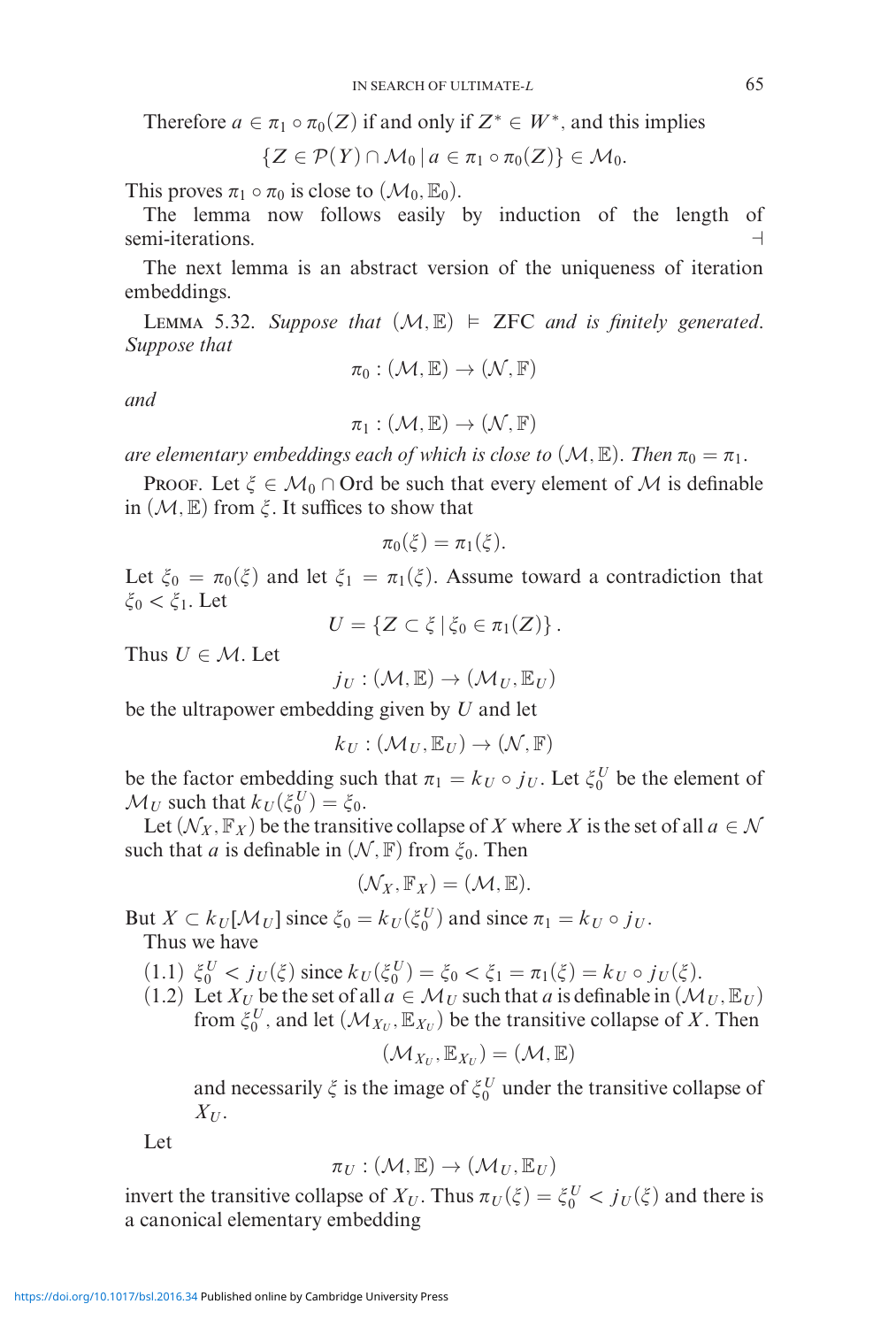Therefore $a \in \pi_1 \circ \pi_0(Z)$ if and only if $Z^* \in W^*$, and this implies

$$\{Z \in \mathcal{P}(Y) \cap \mathcal{M}_0 \mid a \in \pi_1 \circ \pi_0(Z)\} \in \mathcal{M}_0.$$

This proves $\pi_1 \circ \pi_0$ is close to $(\mathcal{M}_0, \mathbb{E}_0)$.

The lemma now follows easily by induction of the length of semi-iterations. ⊣

The next lemma is an abstract version of the uniqueness of iteration embeddings.

Lemma 5.32. *Suppose that* $(\mathcal{M}, \mathbb{E}) \vDash$ ZFC *and is finitely generated. Suppose that*

$$\pi_0 : (\mathcal{M}, \mathbb{E}) \to (\mathcal{N}, \mathbb{F})$$

*and*

$$\pi_1 : (\mathcal{M}, \mathbb{E}) \to (\mathcal{N}, \mathbb{F})$$

*are elementary embeddings each of which is close to* $(\mathcal{M}, \mathbb{E})$. *Then* $\pi_0 = \pi_1$.

Proof. Let $\xi \in \mathcal{M}_0 \cap \mathrm{Ord}$ be such that every element of $\mathcal{M}$ is definable in $(\mathcal{M}, \mathbb{E})$ from $\xi$. It suffices to show that

$$\pi_0(\xi) = \pi_1(\xi).$$

Let $\xi_0 = \pi_0(\xi)$ and let $\xi_1 = \pi_1(\xi)$. Assume toward a contradiction that $\xi_0 < \xi_1$. Let

$$U = \{Z \subset \xi \mid \xi_0 \in \pi_1(Z)\}.$$

Thus $U \in \mathcal{M}$. Let

$$j_U : (\mathcal{M}, \mathbb{E}) \to (\mathcal{M}_U, \mathbb{E}_U)$$

be the ultrapower embedding given by $U$ and let

$$k_U : (\mathcal{M}_U, \mathbb{E}_U) \to (\mathcal{N}, \mathbb{F})$$

be the factor embedding such that $\pi_1 = k_U \circ j_U$. Let $\xi_0^U$ be the element of $\mathcal{M}_U$ such that $k_U(\xi_0^U) = \xi_0$.

Let $(\mathcal{N}_X, \mathbb{F}_X)$ be the transitive collapse of $X$ where $X$ is the set of all $a \in \mathcal{N}$ such that $a$ is definable in $(\mathcal{N}, \mathbb{F})$ from $\xi_0$. Then

$$(\mathcal{N}_X, \mathbb{F}_X) = (\mathcal{M}, \mathbb{E}).$$

But $X \subset k_U[\mathcal{M}_U]$ since $\xi_0 = k_U(\xi_0^U)$ and since $\pi_1 = k_U \circ j_U$.

Thus we have

(1.1) $\xi_0^U < j_U(\xi)$ since $k_U(\xi_0^U) = \xi_0 < \xi_1 = \pi_1(\xi) = k_U \circ j_U(\xi)$.

(1.2) Let $X_U$ be the set of all $a \in \mathcal{M}_U$ such that $a$ is definable in $(\mathcal{M}_U, \mathbb{E}_U)$ from $\xi_0^U$, and let $(\mathcal{M}_{X_U}, \mathbb{E}_{X_U})$ be the transitive collapse of $X$. Then

$$(\mathcal{M}_{X_U}, \mathbb{E}_{X_U}) = (\mathcal{M}, \mathbb{E})$$

and necessarily $\xi$ is the image of $\xi_0^U$ under the transitive collapse of $X_U$.

Let

$$\pi_U : (\mathcal{M}, \mathbb{E}) \to (\mathcal{M}_U, \mathbb{E}_U)$$

invert the transitive collapse of $X_U$. Thus $\pi_U(\xi) = \xi_0^U < j_U(\xi)$ and there is a canonical elementary embedding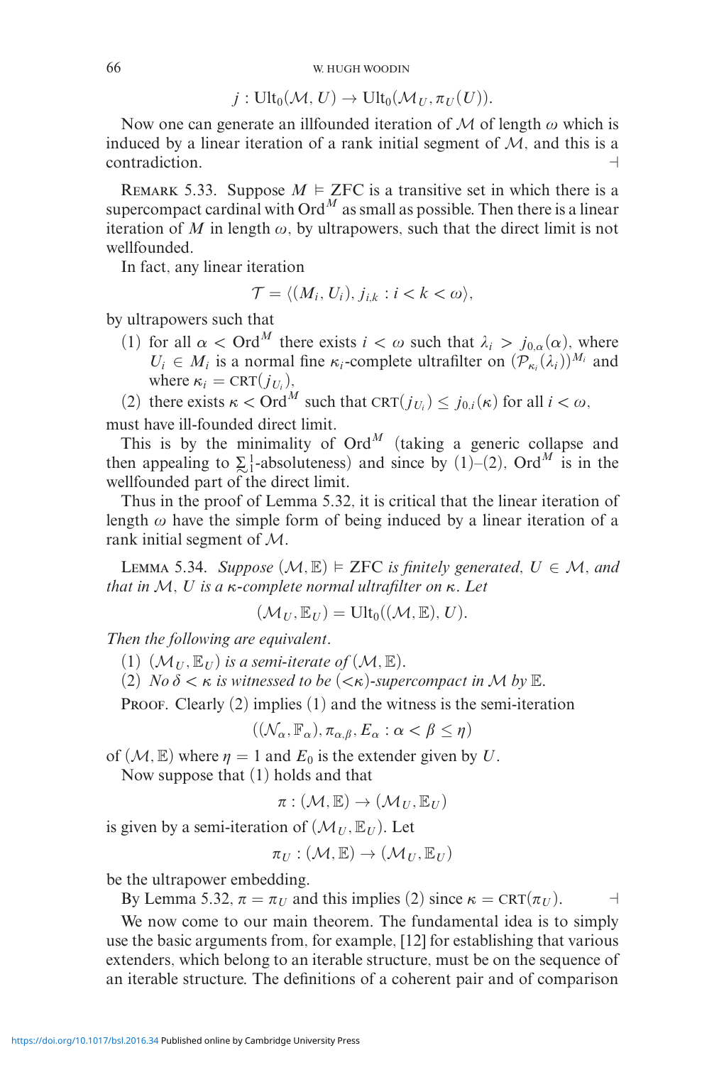$$j : \mathrm{Ult}_0(\mathcal{M}, U) \to \mathrm{Ult}_0(\mathcal{M}_U, \pi_U(U)).$$

Now one can generate an illfounded iteration of $\mathcal{M}$ of length $\omega$ which is induced by a linear iteration of a rank initial segment of $\mathcal{M}$, and this is a contradiction. ⊣

REMARK 5.33. Suppose $M \vDash \mathrm{ZFC}$ is a transitive set in which there is a supercompact cardinal with $\mathrm{Ord}^M$ as small as possible. Then there is a linear iteration of $M$ in length $\omega$, by ultrapowers, such that the direct limit is not wellfounded.

In fact, any linear iteration

$$\mathcal{T} = \langle (M_i, U_i), j_{i,k} : i < k < \omega \rangle,$$

by ultrapowers such that

(1) for all $\alpha < \mathrm{Ord}^M$ there exists $i < \omega$ such that $\lambda_i > j_{0,\alpha}(\alpha)$, where $U_i \in M_i$ is a normal fine $\kappa_i$-complete ultrafilter on $(\mathcal{P}_{\kappa_i}(\lambda_i))^{M_i}$ and where $\kappa_i = \mathrm{CRT}(j_{U_i})$,

(2) there exists $\kappa < \mathrm{Ord}^M$ such that $\mathrm{CRT}(j_{U_i}) \leq j_{0,i}(\kappa)$ for all $i < \omega$,

must have ill-founded direct limit.

This is by the minimality of $\mathrm{Ord}^M$ (taking a generic collapse and then appealing to $\underset{\sim}{\Sigma}^1_1$-absoluteness) and since by (1)–(2), $\mathrm{Ord}^M$ is in the wellfounded part of the direct limit.

Thus in the proof of Lemma 5.32, it is critical that the linear iteration of length $\omega$ have the simple form of being induced by a linear iteration of a rank initial segment of $\mathcal{M}$.

LEMMA 5.34. *Suppose $(\mathcal{M}, \mathbb{E}) \vDash \mathrm{ZFC}$ is finitely generated, $U \in \mathcal{M}$, and that in $\mathcal{M}$, $U$ is a $\kappa$-complete normal ultrafilter on $\kappa$. Let*

$$(\mathcal{M}_U, \mathbb{E}_U) = \mathrm{Ult}_0((\mathcal{M}, \mathbb{E}), U).$$

*Then the following are equivalent.*

(1) *$(\mathcal{M}_U, \mathbb{E}_U)$ is a semi-iterate of $(\mathcal{M}, \mathbb{E})$.*

(2) *No $\delta < \kappa$ is witnessed to be $({<}\kappa)$-supercompact in $\mathcal{M}$ by $\mathbb{E}$.*

PROOF. Clearly (2) implies (1) and the witness is the semi-iteration

$$((\mathcal{N}_\alpha, \mathbb{F}_\alpha), \pi_{\alpha,\beta}, E_\alpha : \alpha < \beta \leq \eta)$$

of $(\mathcal{M}, \mathbb{E})$ where $\eta = 1$ and $E_0$ is the extender given by $U$.

Now suppose that (1) holds and that

$$\pi : (\mathcal{M}, \mathbb{E}) \to (\mathcal{M}_U, \mathbb{E}_U)$$

is given by a semi-iteration of $(\mathcal{M}_U, \mathbb{E}_U)$. Let

$$\pi_U : (\mathcal{M}, \mathbb{E}) \to (\mathcal{M}_U, \mathbb{E}_U)$$

be the ultrapower embedding.

By Lemma 5.32, $\pi = \pi_U$ and this implies (2) since $\kappa = \mathrm{CRT}(\pi_U)$. ⊣

We now come to our main theorem. The fundamental idea is to simply use the basic arguments from, for example, [12] for establishing that various extenders, which belong to an iterable structure, must be on the sequence of an iterable structure. The definitions of a coherent pair and of comparison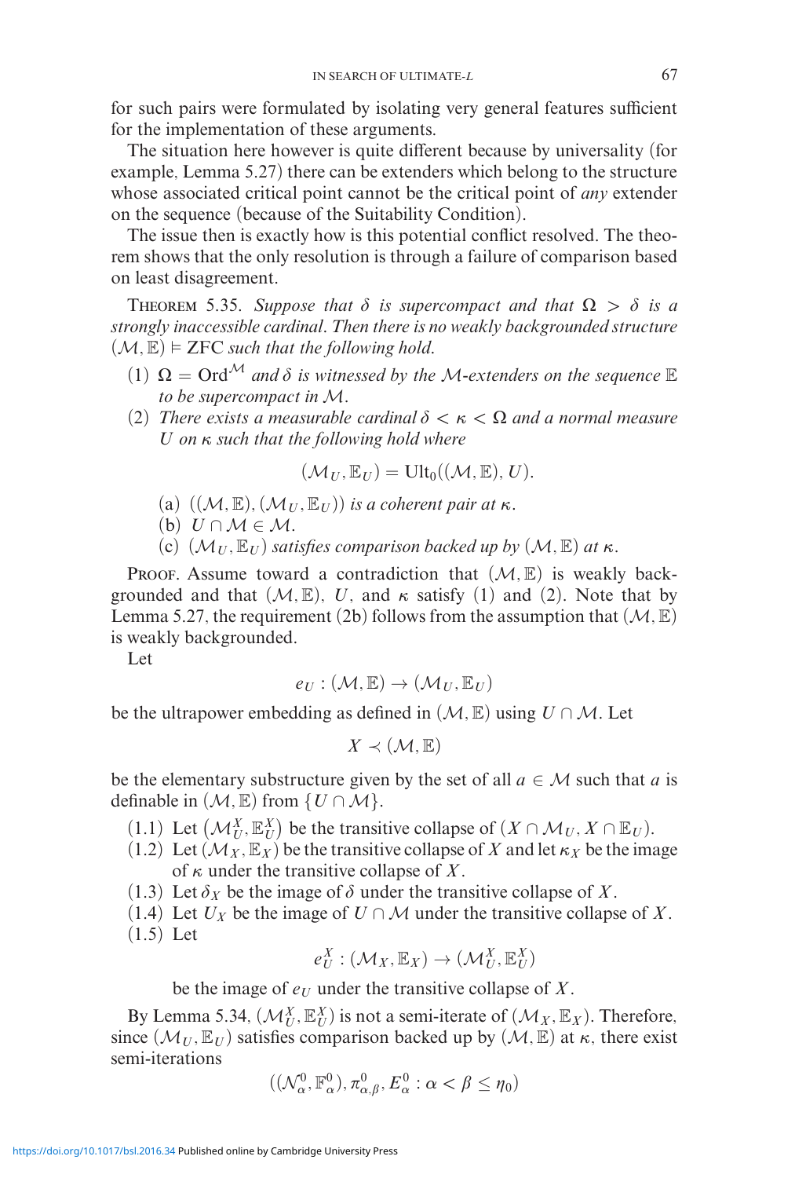for such pairs were formulated by isolating very general features sufficient for the implementation of these arguments.

The situation here however is quite different because by universality (for example, Lemma 5.27) there can be extenders which belong to the structure whose associated critical point cannot be the critical point of *any* extender on the sequence (because of the Suitability Condition).

The issue then is exactly how is this potential conflict resolved. The theorem shows that the only resolution is through a failure of comparison based on least disagreement.

THEOREM 5.35. *Suppose that $\delta$ is supercompact and that $\Omega > \delta$ is a strongly inaccessible cardinal. Then there is no weakly backgrounded structure $(\mathcal{M}, \mathbb{E}) \vDash \mathrm{ZFC}$ such that the following hold.*

(1) *$\Omega = \mathrm{Ord}^{\mathcal{M}}$ and $\delta$ is witnessed by the $\mathcal{M}$-extenders on the sequence $\mathbb{E}$ to be supercompact in $\mathcal{M}$.*

(2) *There exists a measurable cardinal $\delta < \kappa < \Omega$ and a normal measure $U$ on $\kappa$ such that the following hold where*

$$(\mathcal{M}_U, \mathbb{E}_U) = \mathrm{Ult}_0((\mathcal{M}, \mathbb{E}), U).$$

(a) *$((\mathcal{M}, \mathbb{E}), (\mathcal{M}_U, \mathbb{E}_U))$ is a coherent pair at $\kappa$.*

(b) *$U \cap \mathcal{M} \in \mathcal{M}$.*

(c) *$(\mathcal{M}_U, \mathbb{E}_U)$ satisfies comparison backed up by $(\mathcal{M}, \mathbb{E})$ at $\kappa$.*

PROOF. Assume toward a contradiction that $(\mathcal{M}, \mathbb{E})$ is weakly backgrounded and that $(\mathcal{M}, \mathbb{E})$, $U$, and $\kappa$ satisfy (1) and (2). Note that by Lemma 5.27, the requirement (2b) follows from the assumption that $(\mathcal{M}, \mathbb{E})$ is weakly backgrounded.

Let

$$e_U : (\mathcal{M}, \mathbb{E}) \to (\mathcal{M}_U, \mathbb{E}_U)$$

be the ultrapower embedding as defined in $(\mathcal{M}, \mathbb{E})$ using $U \cap \mathcal{M}$. Let

$$X \prec (\mathcal{M}, \mathbb{E})$$

be the elementary substructure given by the set of all $a \in \mathcal{M}$ such that $a$ is definable in $(\mathcal{M}, \mathbb{E})$ from $\{U \cap \mathcal{M}\}$.

(1.1) Let $(\mathcal{M}_U^X, \mathbb{E}_U^X)$ be the transitive collapse of $(X \cap \mathcal{M}_U, X \cap \mathbb{E}_U)$.

(1.2) Let $(\mathcal{M}_X, \mathbb{E}_X)$ be the transitive collapse of $X$ and let $\kappa_X$ be the image of $\kappa$ under the transitive collapse of $X$.

(1.3) Let $\delta_X$ be the image of $\delta$ under the transitive collapse of $X$.

(1.4) Let $U_X$ be the image of $U \cap \mathcal{M}$ under the transitive collapse of $X$.

(1.5) Let

$$e_U^X : (\mathcal{M}_X, \mathbb{E}_X) \to (\mathcal{M}_U^X, \mathbb{E}_U^X)$$

be the image of $e_U$ under the transitive collapse of $X$.

By Lemma 5.34, $(\mathcal{M}_U^X, \mathbb{E}_U^X)$ is not a semi-iterate of $(\mathcal{M}_X, \mathbb{E}_X)$. Therefore, since $(\mathcal{M}_U, \mathbb{E}_U)$ satisfies comparison backed up by $(\mathcal{M}, \mathbb{E})$ at $\kappa$, there exist semi-iterations

$$((\mathcal{N}_\alpha^0, \mathbb{F}_\alpha^0), \pi_{\alpha,\beta}^0, E_\alpha^0 : \alpha < \beta \leq \eta_0)$$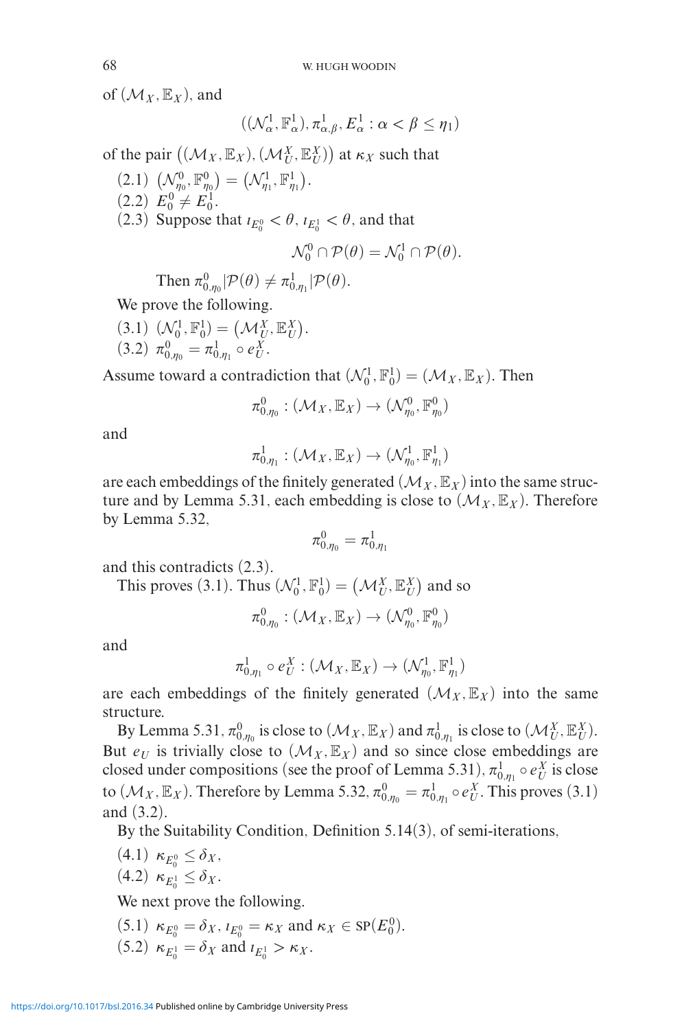of $(\mathcal{M}_X, \mathbb{E}_X)$, and

$$((\mathcal{N}^1_\alpha, \mathbb{F}^1_\alpha), \pi^1_{\alpha,\beta}, E^1_\alpha : \alpha < \beta \leq \eta_1)$$

of the pair $((\mathcal{M}_X, \mathbb{E}_X), (\mathcal{M}^X_U, \mathbb{E}^X_U))$ at $\kappa_X$ such that

(2.1) $(\mathcal{N}^0_{\eta_0}, \mathbb{F}^0_{\eta_0}) = (\mathcal{N}^1_{\eta_1}, \mathbb{F}^1_{\eta_1})$.

(2.2) $E^0_0 \neq E^1_0$.

(2.3) Suppose that $\iota_{E^0_0} < \theta$, $\iota_{E^1_0} < \theta$, and that

$$\mathcal{N}^0_0 \cap \mathcal{P}(\theta) = \mathcal{N}^1_0 \cap \mathcal{P}(\theta).$$

Then $\pi^0_{0,\eta_0}|\mathcal{P}(\theta) \neq \pi^1_{0,\eta_1}|\mathcal{P}(\theta)$.

We prove the following.

(3.1) $(\mathcal{N}^1_0, \mathbb{F}^1_0) = (\mathcal{M}^X_U, \mathbb{E}^X_U)$.

(3.2) $\pi^0_{0,\eta_0} = \pi^1_{0,\eta_1} \circ e^X_U$.

Assume toward a contradiction that $(\mathcal{N}^1_0, \mathbb{F}^1_0) = (\mathcal{M}_X, \mathbb{E}_X)$. Then

$$\pi^0_{0,\eta_0} : (\mathcal{M}_X, \mathbb{E}_X) \to (\mathcal{N}^0_{\eta_0}, \mathbb{F}^0_{\eta_0})$$

and

$$\pi^1_{0,\eta_1} : (\mathcal{M}_X, \mathbb{E}_X) \to (\mathcal{N}^1_{\eta_0}, \mathbb{F}^1_{\eta_1})$$

are each embeddings of the finitely generated $(\mathcal{M}_X, \mathbb{E}_X)$ into the same structure and by Lemma 5.31, each embedding is close to $(\mathcal{M}_X, \mathbb{E}_X)$. Therefore by Lemma 5.32,

$$\pi^0_{0,\eta_0} = \pi^1_{0,\eta_1}$$

and this contradicts (2.3).

This proves (3.1). Thus $(\mathcal{N}^1_0, \mathbb{F}^1_0) = (\mathcal{M}^X_U, \mathbb{E}^X_U)$ and so

$$\pi^0_{0,\eta_0} : (\mathcal{M}_X, \mathbb{E}_X) \to (\mathcal{N}^0_{\eta_0}, \mathbb{F}^0_{\eta_0})$$

and

$$\pi^1_{0,\eta_1} \circ e^X_U : (\mathcal{M}_X, \mathbb{E}_X) \to (\mathcal{N}^1_{\eta_0}, \mathbb{F}^1_{\eta_1})$$

are each embeddings of the finitely generated $(\mathcal{M}_X, \mathbb{E}_X)$ into the same structure.

By Lemma 5.31, $\pi^0_{0,\eta_0}$ is close to $(\mathcal{M}_X, \mathbb{E}_X)$ and $\pi^1_{0,\eta_1}$ is close to $(\mathcal{M}^X_U, \mathbb{E}^X_U)$. But $e_U$ is trivially close to $(\mathcal{M}_X, \mathbb{E}_X)$ and so since close embeddings are closed under compositions (see the proof of Lemma 5.31), $\pi^1_{0,\eta_1} \circ e^X_U$ is close to $(\mathcal{M}_X, \mathbb{E}_X)$. Therefore by Lemma 5.32, $\pi^0_{0,\eta_0} = \pi^1_{0,\eta_1} \circ e^X_U$. This proves (3.1) and (3.2).

By the Suitability Condition, Definition 5.14(3), of semi-iterations,

(4.1) $\kappa_{E^0_0} \leq \delta_X$,

(4.2) $\kappa_{E^1_0} \leq \delta_X$.

We next prove the following.

(5.1) $\kappa_{E^0_0} = \delta_X$, $\iota_{E^0_0} = \kappa_X$ and $\kappa_X \in \mathrm{SP}(E^0_0)$.

(5.2) $\kappa_{E^1_0} = \delta_X$ and $\iota_{E^1_0} > \kappa_X$.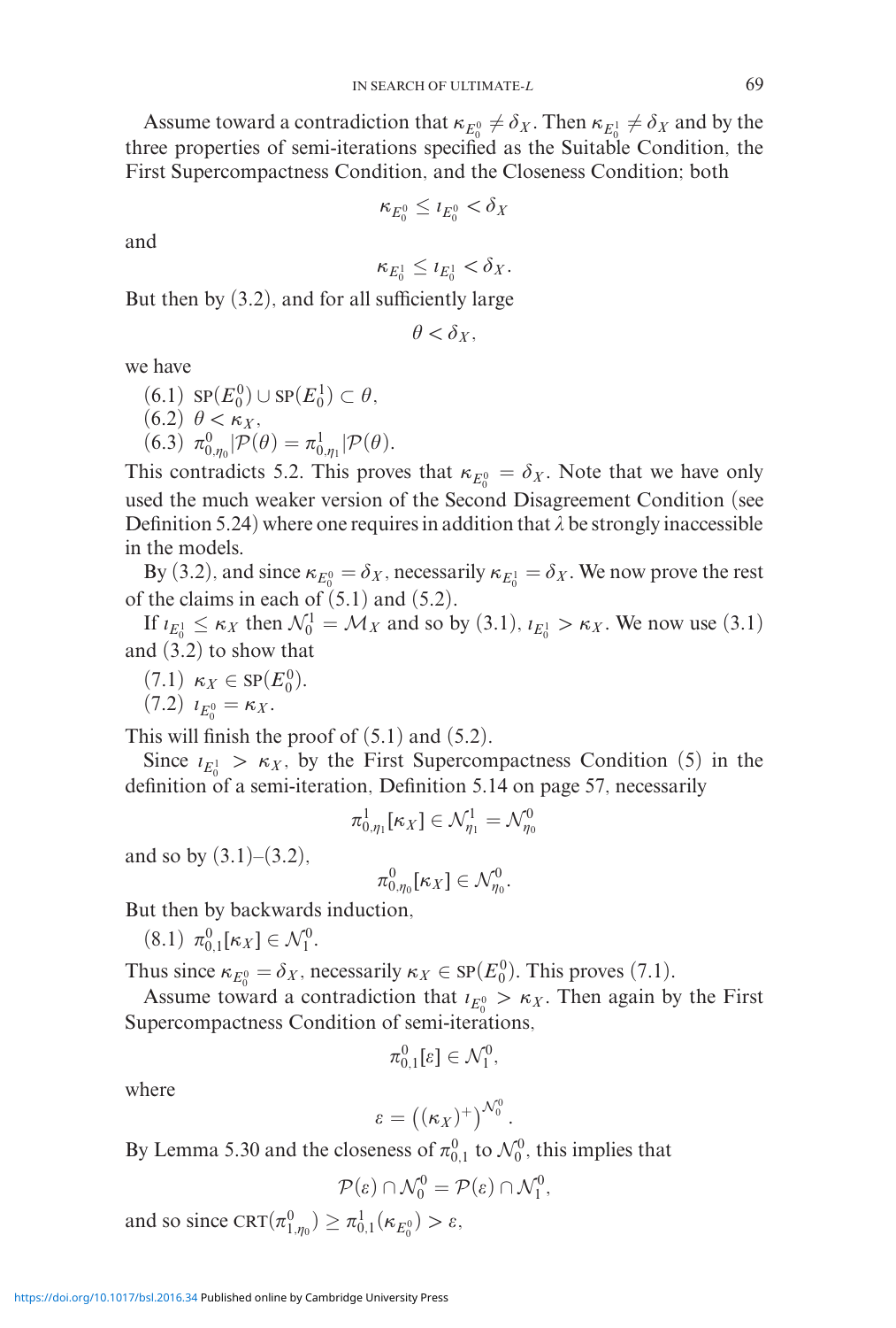Assume toward a contradiction that $\kappa_{E_0^0} \neq \delta_X$. Then $\kappa_{E_0^1} \neq \delta_X$ and by the three properties of semi-iterations specified as the Suitable Condition, the First Supercompactness Condition, and the Closeness Condition; both

$$\kappa_{E_0^0} \leq \iota_{E_0^0} < \delta_X$$

and

$$\kappa_{E_0^1} \leq \iota_{E_0^1} < \delta_X.$$

But then by (3.2), and for all sufficiently large

$$\theta < \delta_X,$$

we have

(6.1) $\text{SP}(E_0^0) \cup \text{SP}(E_0^1) \subset \theta$,
(6.2) $\theta < \kappa_X$,
(6.3) $\pi^0_{0,\eta_0}|\mathcal{P}(\theta) = \pi^1_{0,\eta_1}|\mathcal{P}(\theta)$.

This contradicts 5.2. This proves that $\kappa_{E_0^0} = \delta_X$. Note that we have only used the much weaker version of the Second Disagreement Condition (see Definition 5.24) where one requires in addition that $\lambda$ be strongly inaccessible in the models.

By (3.2), and since $\kappa_{E_0^0} = \delta_X$, necessarily $\kappa_{E_0^1} = \delta_X$. We now prove the rest of the claims in each of (5.1) and (5.2).

If $\iota_{E_0^1} \leq \kappa_X$ then $\mathcal{N}_0^1 = \mathcal{M}_X$ and so by (3.1), $\iota_{E_0^1} > \kappa_X$. We now use (3.1) and (3.2) to show that

(7.1) $\kappa_X \in \text{SP}(E_0^0)$.
(7.2) $\iota_{E_0^0} = \kappa_X$.

This will finish the proof of (5.1) and (5.2).

Since $\iota_{E_0^1} > \kappa_X$, by the First Supercompactness Condition (5) in the definition of a semi-iteration, Definition 5.14 on page 57, necessarily

$$\pi^1_{0,\eta_1}[\kappa_X] \in \mathcal{N}^1_{\eta_1} = \mathcal{N}^0_{\eta_0}$$

and so by (3.1)–(3.2),

$$\pi^0_{0,\eta_0}[\kappa_X] \in \mathcal{N}^0_{\eta_0}.$$

But then by backwards induction,

(8.1) $\pi^0_{0,1}[\kappa_X] \in \mathcal{N}^0_1$.

Thus since $\kappa_{E_0^0} = \delta_X$, necessarily $\kappa_X \in \text{SP}(E_0^0)$. This proves (7.1).

Assume toward a contradiction that $\iota_{E_0^0} > \kappa_X$. Then again by the First Supercompactness Condition of semi-iterations,

$$\pi^0_{0,1}[\varepsilon] \in \mathcal{N}^0_1,$$

where

$$\varepsilon = \left((\kappa_X)^+\right)^{\mathcal{N}^0_0}.$$

By Lemma 5.30 and the closeness of $\pi^0_{0,1}$ to $\mathcal{N}^0_0$, this implies that

$$\mathcal{P}(\varepsilon) \cap \mathcal{N}^0_0 = \mathcal{P}(\varepsilon) \cap \mathcal{N}^0_1,$$

and so since $\text{CRT}(\pi^0_{1,\eta_0}) \geq \pi^1_{0,1}(\kappa_{E_0^0}) > \varepsilon$,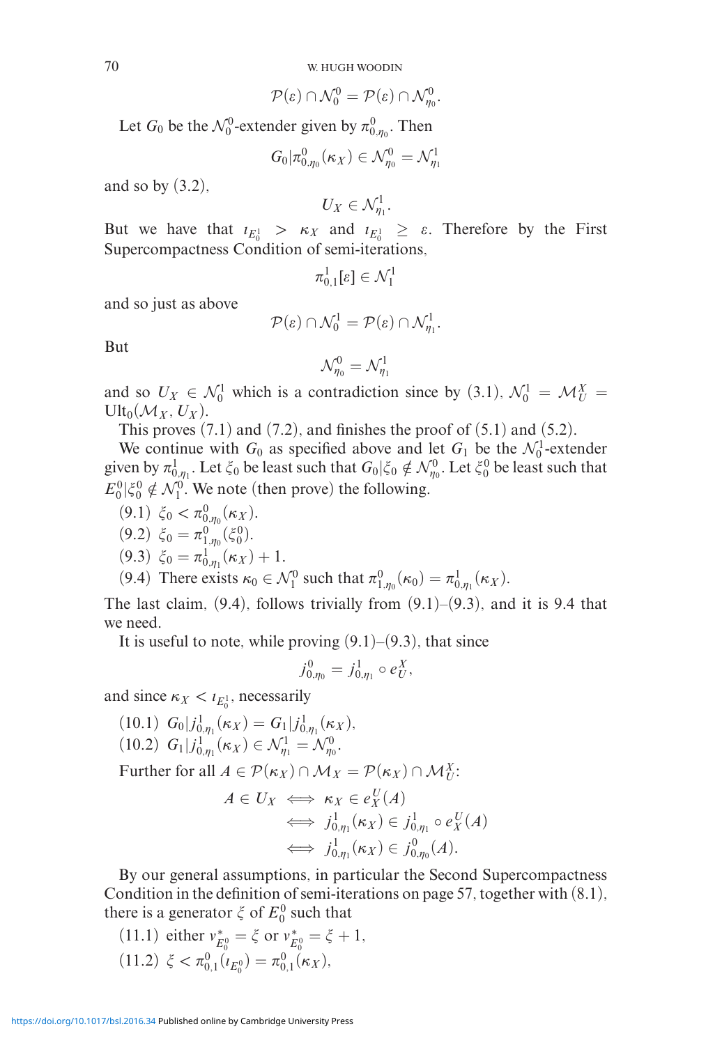$$\mathcal{P}(\varepsilon) \cap \mathcal{N}_0^0 = \mathcal{P}(\varepsilon) \cap \mathcal{N}_{\eta_0}^0.$$

Let $G_0$ be the $\mathcal{N}_0^0$-extender given by $\pi^0_{0,\eta_0}$. Then

$$G_0|\pi^0_{0,\eta_0}(\kappa_X) \in \mathcal{N}^0_{\eta_0} = \mathcal{N}^1_{\eta_1}$$

and so by (3.2),

$$U_X \in \mathcal{N}^1_{\eta_1}.$$

But we have that $\iota_{E_0^1} > \kappa_X$ and $\iota_{E_0^1} \geq \varepsilon$. Therefore by the First Supercompactness Condition of semi-iterations,

$$\pi^1_{0,1}[\varepsilon] \in \mathcal{N}^1_1$$

and so just as above

$$\mathcal{P}(\varepsilon) \cap \mathcal{N}^1_0 = \mathcal{P}(\varepsilon) \cap \mathcal{N}^1_{\eta_1}.$$

But

$$\mathcal{N}^0_{\eta_0} = \mathcal{N}^1_{\eta_1}$$

and so $U_X \in \mathcal{N}^1_0$ which is a contradiction since by (3.1), $\mathcal{N}^1_0 = \mathcal{M}^X_U = \mathrm{Ult}_0(\mathcal{M}_X, U_X)$.

This proves (7.1) and (7.2), and finishes the proof of (5.1) and (5.2).

We continue with $G_0$ as specified above and let $G_1$ be the $\mathcal{N}^1_0$-extender given by $\pi^1_{0,\eta_1}$. Let $\xi_0$ be least such that $G_0|\xi_0 \notin \mathcal{N}^0_{\eta_0}$. Let $\xi^0_0$ be least such that $E^0_0|\xi^0_0 \notin \mathcal{N}^0_1$. We note (then prove) the following.

(9.1) $\xi_0 < \pi^0_{0,\eta_0}(\kappa_X)$.

(9.2) $\xi_0 = \pi^0_{1,\eta_0}(\xi^0_0)$.

(9.3) $\xi_0 = \pi^1_{0,\eta_1}(\kappa_X) + 1$.

(9.4) There exists $\kappa_0 \in \mathcal{N}^0_1$ such that $\pi^0_{1,\eta_0}(\kappa_0) = \pi^1_{0,\eta_1}(\kappa_X)$.

The last claim, (9.4), follows trivially from (9.1)–(9.3), and it is 9.4 that we need.

It is useful to note, while proving (9.1)–(9.3), that since

$$j^0_{0,\eta_0} = j^1_{0,\eta_1} \circ e^X_U,$$

and since $\kappa_X < \iota_{E_0^1}$, necessarily

(10.1) $G_0|j^1_{0,\eta_1}(\kappa_X) = G_1|j^1_{0,\eta_1}(\kappa_X)$,

(10.2) $G_1|j^1_{0,\eta_1}(\kappa_X) \in \mathcal{N}^1_{\eta_1} = \mathcal{N}^0_{\eta_0}$.

Further for all $A \in \mathcal{P}(\kappa_X) \cap \mathcal{M}_X = \mathcal{P}(\kappa_X) \cap \mathcal{M}^X_U$:

$$\begin{aligned} A \in U_X &\iff \kappa_X \in e^U_X(A) \\ &\iff j^1_{0,\eta_1}(\kappa_X) \in j^1_{0,\eta_1} \circ e^U_X(A) \\ &\iff j^1_{0,\eta_1}(\kappa_X) \in j^0_{0,\eta_0}(A). \end{aligned}$$

By our general assumptions, in particular the Second Supercompactness Condition in the definition of semi-iterations on page 57, together with (8.1), there is a generator $\xi$ of $E^0_0$ such that

(11.1) either $\nu^*_{E^0_0} = \xi$ or $\nu^*_{E^0_0} = \xi + 1$,

(11.2) $\xi < \pi^0_{0,1}(\iota_{E^0_0}) = \pi^0_{0,1}(\kappa_X)$,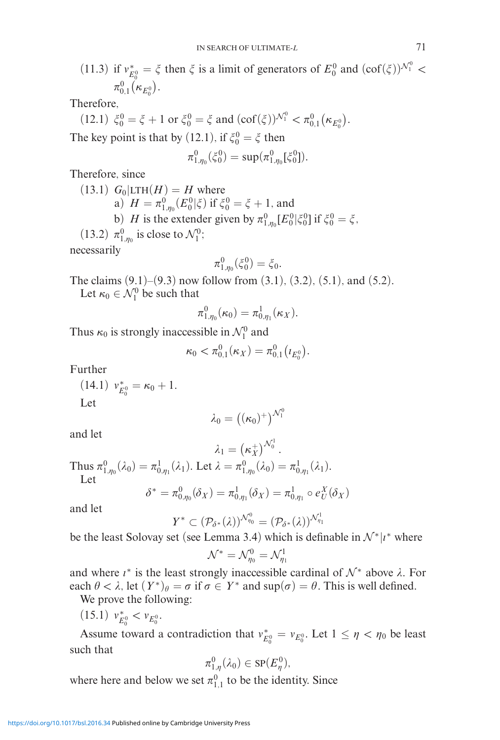(11.3) if $\nu^*_{E^0_0} = \xi$ then $\xi$ is a limit of generators of $E^0_0$ and $(\mathrm{cof}(\xi))^{\mathcal{N}^0_1} < \pi^0_{0,1}(\kappa_{E^0_0})$.

Therefore,

(12.1) $\xi^0_0 = \xi + 1$ or $\xi^0_0 = \xi$ and $(\mathrm{cof}(\xi))^{\mathcal{N}^0_1} < \pi^0_{0,1}(\kappa_{E^0_0})$.

The key point is that by (12.1), if $\xi^0_0 = \xi$ then

$$\pi^0_{1,\eta_0}(\xi^0_0) = \sup(\pi^0_{1,\eta_0}[\xi^0_0]).$$

Therefore, since

(13.1) $G_0|\mathrm{LTH}(H) = H$ where
 a) $H = \pi^0_{1,\eta_0}(E^0_0|\xi)$ if $\xi^0_0 = \xi + 1$, and
 b) $H$ is the extender given by $\pi^0_{1,\eta_0}[E^0_0|\xi^0_0]$ if $\xi^0_0 = \xi$,

(13.2) $\pi^0_{1,\eta_0}$ is close to $\mathcal{N}^0_1$;

necessarily

$$\pi^0_{1,\eta_0}(\xi^0_0) = \xi_0.$$

The claims (9.1)–(9.3) now follow from (3.1), (3.2), (5.1), and (5.2).

Let $\kappa_0 \in \mathcal{N}^0_1$ be such that

$$\pi^0_{1,\eta_0}(\kappa_0) = \pi^1_{0,\eta_1}(\kappa_X).$$

Thus $\kappa_0$ is strongly inaccessible in $\mathcal{N}^0_1$ and

$$\kappa_0 < \pi^0_{0,1}(\kappa_X) = \pi^0_{0,1}(\iota_{E^0_0}).$$

Further

(14.1) $\nu^*_{E^0_0} = \kappa_0 + 1$.

Let

$$\lambda_0 = ((\kappa_0)^+)^{\mathcal{N}^0_1}$$

and let

$$\lambda_1 = (\kappa_X^+)^{\mathcal{N}^1_0}.$$

Thus $\pi^0_{1,\eta_0}(\lambda_0) = \pi^1_{0,\eta_1}(\lambda_1)$. Let $\lambda = \pi^0_{1,\eta_0}(\lambda_0) = \pi^1_{0,\eta_1}(\lambda_1)$.

Let

$$\delta^* = \pi^0_{0,\eta_0}(\delta_X) = \pi^1_{0,\eta_1}(\delta_X) = \pi^1_{0,\eta_1} \circ e^X_U(\delta_X)$$

and let

$$Y^* \subset (\mathcal{P}_{\delta^*}(\lambda))^{\mathcal{N}^0_{\eta_0}} = (\mathcal{P}_{\delta^*}(\lambda))^{\mathcal{N}^1_{\eta_1}}$$

be the least Solovay set (see Lemma 3.4) which is definable in $\mathcal{N}^*|\iota^*$ where

$$\mathcal{N}^* = \mathcal{N}^0_{\eta_0} = \mathcal{N}^1_{\eta_1}$$

and where $\iota^*$ is the least strongly inaccessible cardinal of $\mathcal{N}^*$ above $\lambda$. For each $\theta < \lambda$, let $(Y^*)_\theta = \sigma$ if $\sigma \in Y^*$ and $\sup(\sigma) = \theta$. This is well defined.

We prove the following:

(15.1) $\nu^*_{E^0_0} < \nu_{E^0_0}$.

Assume toward a contradiction that $\nu^*_{E^0_0} = \nu_{E^0_0}$. Let $1 \leq \eta < \eta_0$ be least such that

$$\pi^0_{1,\eta}(\lambda_0) \in \mathrm{SP}(E^0_\eta),$$

where here and below we set $\pi^0_{1,1}$ to be the identity. Since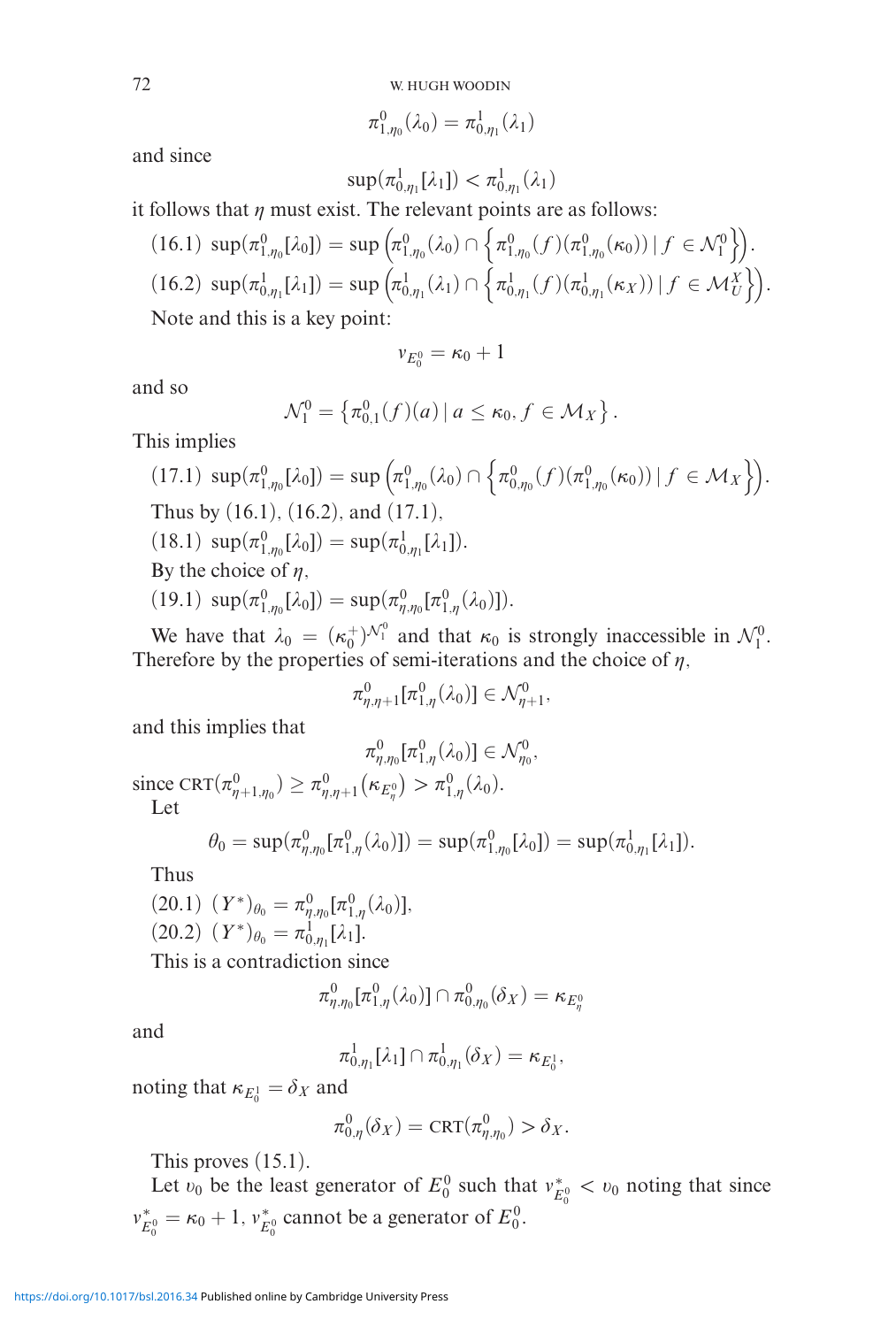$$\pi^0_{1,\eta_0}(\lambda_0) = \pi^1_{0,\eta_1}(\lambda_1)$$

and since

$$\sup(\pi^1_{0,\eta_1}[\lambda_1]) < \pi^1_{0,\eta_1}(\lambda_1)$$

it follows that $\eta$ must exist. The relevant points are as follows:

(16.1) $\sup(\pi^0_{1,\eta_0}[\lambda_0]) = \sup\left(\pi^0_{1,\eta_0}(\lambda_0) \cap \left\{\pi^0_{1,\eta_0}(f)(\pi^0_{1,\eta_0}(\kappa_0)) \mid f \in \mathcal{N}^0_1\right\}\right)$.

(16.2) $\sup(\pi^1_{0,\eta_1}[\lambda_1]) = \sup\left(\pi^1_{0,\eta_1}(\lambda_1) \cap \left\{\pi^1_{0,\eta_1}(f)(\pi^1_{0,\eta_1}(\kappa_X)) \mid f \in \mathcal{M}^X_U\right\}\right)$.

Note and this is a key point:

$$\nu_{E^0_0} = \kappa_0 + 1$$

and so

$$\mathcal{N}^0_1 = \left\{\pi^0_{0,1}(f)(a) \mid a \leq \kappa_0, f \in \mathcal{M}_X\right\}.$$

This implies

(17.1) $\sup(\pi^0_{1,\eta_0}[\lambda_0]) = \sup\left(\pi^0_{1,\eta_0}(\lambda_0) \cap \left\{\pi^0_{0,\eta_0}(f)(\pi^0_{1,\eta_0}(\kappa_0)) \mid f \in \mathcal{M}_X\right\}\right)$.

Thus by (16.1), (16.2), and (17.1),

(18.1) $\sup(\pi^0_{1,\eta_0}[\lambda_0]) = \sup(\pi^1_{0,\eta_1}[\lambda_1])$.

By the choice of $\eta$,

(19.1) $\sup(\pi^0_{1,\eta_0}[\lambda_0]) = \sup(\pi^0_{\eta,\eta_0}[\pi^0_{1,\eta}(\lambda_0)])$.

We have that $\lambda_0 = (\kappa_0^+)^{\mathcal{N}^0_1}$ and that $\kappa_0$ is strongly inaccessible in $\mathcal{N}^0_1$. Therefore by the properties of semi-iterations and the choice of $\eta$,

$$\pi^0_{\eta,\eta+1}[\pi^0_{1,\eta}(\lambda_0)] \in \mathcal{N}^0_{\eta+1},$$

and this implies that

$$\pi^0_{\eta,\eta_0}[\pi^0_{1,\eta}(\lambda_0)] \in \mathcal{N}^0_{\eta_0},$$

since $\mathrm{CRT}(\pi^0_{\eta+1,\eta_0}) \geq \pi^0_{\eta,\eta+1}(\kappa_{E^0_\eta}) > \pi^0_{1,\eta}(\lambda_0)$.

Let

$$\theta_0 = \sup(\pi^0_{\eta,\eta_0}[\pi^0_{1,\eta}(\lambda_0)]) = \sup(\pi^0_{1,\eta_0}[\lambda_0]) = \sup(\pi^1_{0,\eta_1}[\lambda_1]).$$

Thus

(20.1) $(Y^*)_{\theta_0} = \pi^0_{\eta,\eta_0}[\pi^0_{1,\eta}(\lambda_0)]$,

(20.2) $(Y^*)_{\theta_0} = \pi^1_{0,\eta_1}[\lambda_1]$.

This is a contradiction since

$$\pi^0_{\eta,\eta_0}[\pi^0_{1,\eta}(\lambda_0)] \cap \pi^0_{0,\eta_0}(\delta_X) = \kappa_{E^0_\eta}$$

and

$$\pi^1_{0,\eta_1}[\lambda_1] \cap \pi^1_{0,\eta_1}(\delta_X) = \kappa_{E^1_0},$$

noting that $\kappa_{E^1_0} = \delta_X$ and

$$\pi^0_{0,\eta}(\delta_X) = \mathrm{CRT}(\pi^0_{\eta,\eta_0}) > \delta_X.$$

This proves (15.1).

Let $\upsilon_0$ be the least generator of $E^0_0$ such that $\nu^*_{E^0_0} < \upsilon_0$ noting that since $\nu^*_{E^0_0} = \kappa_0 + 1$, $\nu^*_{E^0_0}$ cannot be a generator of $E^0_0$.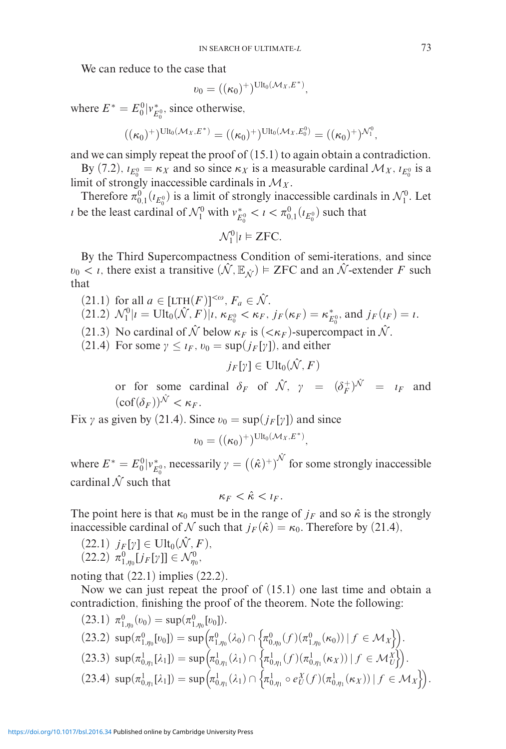We can reduce to the case that

$$\upsilon_0 = ((\kappa_0)^+)^{\mathrm{Ult}_0(\mathcal{M}_X, E^*)},$$

where $E^* = E_0^0 | \nu^*_{E_0^0}$, since otherwise,

$$((\kappa_0)^+)^{\mathrm{Ult}_0(\mathcal{M}_X, E^*)} = ((\kappa_0)^+)^{\mathrm{Ult}_0(\mathcal{M}_X, E_0^0)} = ((\kappa_0)^+)^{\mathcal{N}_1^0},$$

and we can simply repeat the proof of (15.1) to again obtain a contradiction.

By (7.2), $\iota_{E_0^0} = \kappa_X$ and so since $\kappa_X$ is a measurable cardinal $\mathcal{M}_X$, $\iota_{E_0^0}$ is a limit of strongly inaccessible cardinals in $\mathcal{M}_X$.

Therefore $\pi^0_{0,1}(\iota_{E_0^0})$ is a limit of strongly inaccessible cardinals in $\mathcal{N}_1^0$. Let $\iota$ be the least cardinal of $\mathcal{N}_1^0$ with $\nu^*_{E_0^0} < \iota < \pi^0_{0,1}(\iota_{E_0^0})$ such that

$$\mathcal{N}_1^0 | \iota \vDash \mathrm{ZFC}.$$

By the Third Supercompactness Condition of semi-iterations, and since $\upsilon_0 < \iota$, there exist a transitive $(\hat{\mathcal{N}}, \mathbb{E}_{\hat{\mathcal{N}}}) \vDash \mathrm{ZFC}$ and an $\hat{\mathcal{N}}$-extender $F$ such that

(21.1) for all $a \in [\mathrm{LTH}(F)]^{<\omega}$, $F_a \in \hat{\mathcal{N}}$.

(21.2) $\mathcal{N}_1^0 | \iota = \mathrm{Ult}_0(\hat{\mathcal{N}}, F) | \iota$, $\kappa_{E_0^0} < \kappa_F$, $j_F(\kappa_F) = \kappa^*_{E_0^0}$, and $j_F(\iota_F) = \iota$.

(21.3) No cardinal of $\hat{\mathcal{N}}$ below $\kappa_F$ is $(<\kappa_F)$-supercompact in $\hat{\mathcal{N}}$.

(21.4) For some $\gamma \leq \iota_F$, $\upsilon_0 = \sup(j_F[\gamma])$, and either

$$j_F[\gamma] \in \mathrm{Ult}_0(\hat{\mathcal{N}}, F)$$

or for some cardinal $\delta_F$ of $\hat{\mathcal{N}}$, $\gamma = (\delta_F^+)^{\hat{\mathcal{N}}} = \iota_F$ and $(\mathrm{cof}(\delta_F))^{\hat{\mathcal{N}}} < \kappa_F$.

Fix $\gamma$ as given by (21.4). Since $\upsilon_0 = \sup(j_F[\gamma])$ and since

$$\upsilon_0 = ((\kappa_0)^+)^{\mathrm{Ult}_0(\mathcal{M}_X, E^*)},$$

where $E^* = E_0^0 | \nu^*_{E_0^0}$, necessarily $\gamma = \left((\hat{\kappa})^+\right)^{\hat{\mathcal{N}}}$ for some strongly inaccessible cardinal $\hat{\mathcal{N}}$ such that

$$\kappa_F < \hat{\kappa} < \iota_F.$$

The point here is that $\kappa_0$ must be in the range of $j_F$ and so $\hat{\kappa}$ is the strongly inaccessible cardinal of $\mathcal{N}$ such that $j_F(\hat{\kappa}) = \kappa_0$. Therefore by (21.4),

(22.1) $j_F[\gamma] \in \mathrm{Ult}_0(\hat{\mathcal{N}}, F)$,

(22.2) $\pi^0_{1,\eta_0}[j_F[\gamma]] \in \mathcal{N}^0_{\eta_0}$,

noting that (22.1) implies (22.2).

Now we can just repeat the proof of (15.1) one last time and obtain a contradiction, finishing the proof of the theorem. Note the following:

(23.1) $\pi^0_{1,\eta_0}(\upsilon_0) = \sup(\pi^0_{1,\eta_0}[\upsilon_0])$.

(23.2) $\sup(\pi^0_{1,\eta_0}[\upsilon_0]) = \sup\left(\pi^0_{1,\eta_0}(\lambda_0) \cap \left\{\pi^0_{0,\eta_0}(f)(\pi^0_{1,\eta_0}(\kappa_0)) \mid f \in \mathcal{M}_X\right\}\right)$.

(23.3) $\sup(\pi^1_{0,\eta_1}[\lambda_1]) = \sup\left(\pi^1_{0,\eta_1}(\lambda_1) \cap \left\{\pi^1_{0,\eta_1}(f)(\pi^1_{0,\eta_1}(\kappa_X)) \mid f \in \mathcal{M}^X_U\right\}\right)$.

(23.4) $\sup(\pi^1_{0,\eta_1}[\lambda_1]) = \sup\left(\pi^1_{0,\eta_1}(\lambda_1) \cap \left\{\pi^1_{0,\eta_1} \circ e^X_U(f)(\pi^1_{0,\eta_1}(\kappa_X)) \mid f \in \mathcal{M}_X\right\}\right)$.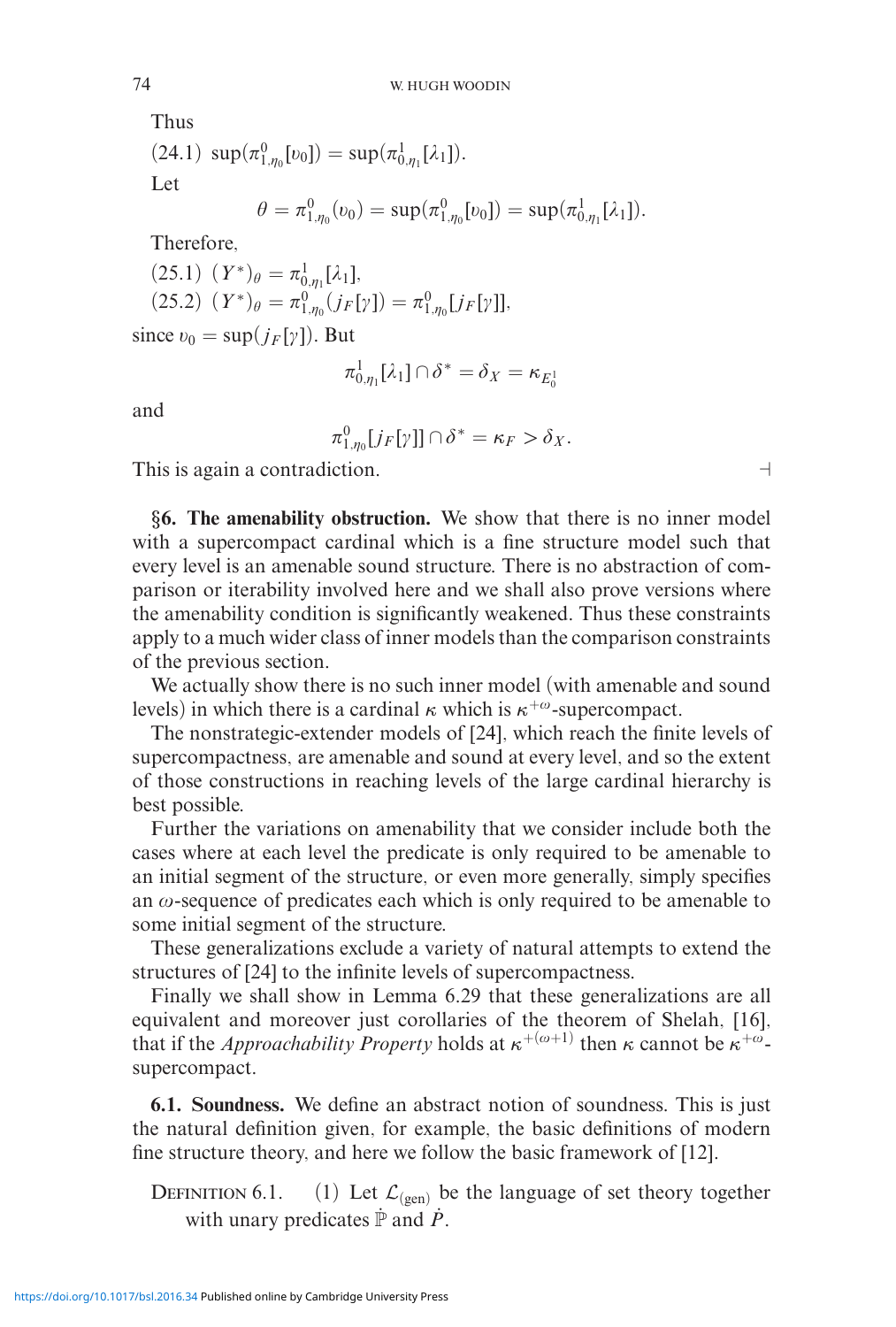Thus

(24.1) $\sup(\pi^0_{1,\eta_0}[\upsilon_0]) = \sup(\pi^1_{0,\eta_1}[\lambda_1])$.

Let

$$\theta = \pi^0_{1,\eta_0}(\upsilon_0) = \sup(\pi^0_{1,\eta_0}[\upsilon_0]) = \sup(\pi^1_{0,\eta_1}[\lambda_1]).$$

Therefore,

(25.1) $(Y^*)_\theta = \pi^1_{0,\eta_1}[\lambda_1]$,

(25.2) $(Y^*)_\theta = \pi^0_{1,\eta_0}(j_F[\gamma]) = \pi^0_{1,\eta_0}[j_F[\gamma]]$,

since $\upsilon_0 = \sup(j_F[\gamma])$. But

$$\pi^1_{0,\eta_1}[\lambda_1] \cap \delta^* = \delta_X = \kappa_{E^1_0}$$

and

$$\pi^0_{1,\eta_0}[j_F[\gamma]] \cap \delta^* = \kappa_F > \delta_X.$$

This is again a contradiction. ⊣

**§6. The amenability obstruction.** We show that there is no inner model with a supercompact cardinal which is a fine structure model such that every level is an amenable sound structure. There is no abstraction of comparison or iterability involved here and we shall also prove versions where the amenability condition is significantly weakened. Thus these constraints apply to a much wider class of inner models than the comparison constraints of the previous section.

We actually show there is no such inner model (with amenable and sound levels) in which there is a cardinal $\kappa$ which is $\kappa^{+\omega}$-supercompact.

The nonstrategic-extender models of [24], which reach the finite levels of supercompactness, are amenable and sound at every level, and so the extent of those constructions in reaching levels of the large cardinal hierarchy is best possible.

Further the variations on amenability that we consider include both the cases where at each level the predicate is only required to be amenable to an initial segment of the structure, or even more generally, simply specifies an $\omega$-sequence of predicates each which is only required to be amenable to some initial segment of the structure.

These generalizations exclude a variety of natural attempts to extend the structures of [24] to the infinite levels of supercompactness.

Finally we shall show in Lemma 6.29 that these generalizations are all equivalent and moreover just corollaries of the theorem of Shelah, [16], that if the *Approachability Property* holds at $\kappa^{+(\omega+1)}$ then $\kappa$ cannot be $\kappa^{+\omega}$-supercompact.

**6.1. Soundness.** We define an abstract notion of soundness. This is just the natural definition given, for example, the basic definitions of modern fine structure theory, and here we follow the basic framework of [12].

DEFINITION 6.1. (1) Let $\mathcal{L}_{(\text{gen})}$ be the language of set theory together with unary predicates $\dot{\mathbb{P}}$ and $\dot{P}$.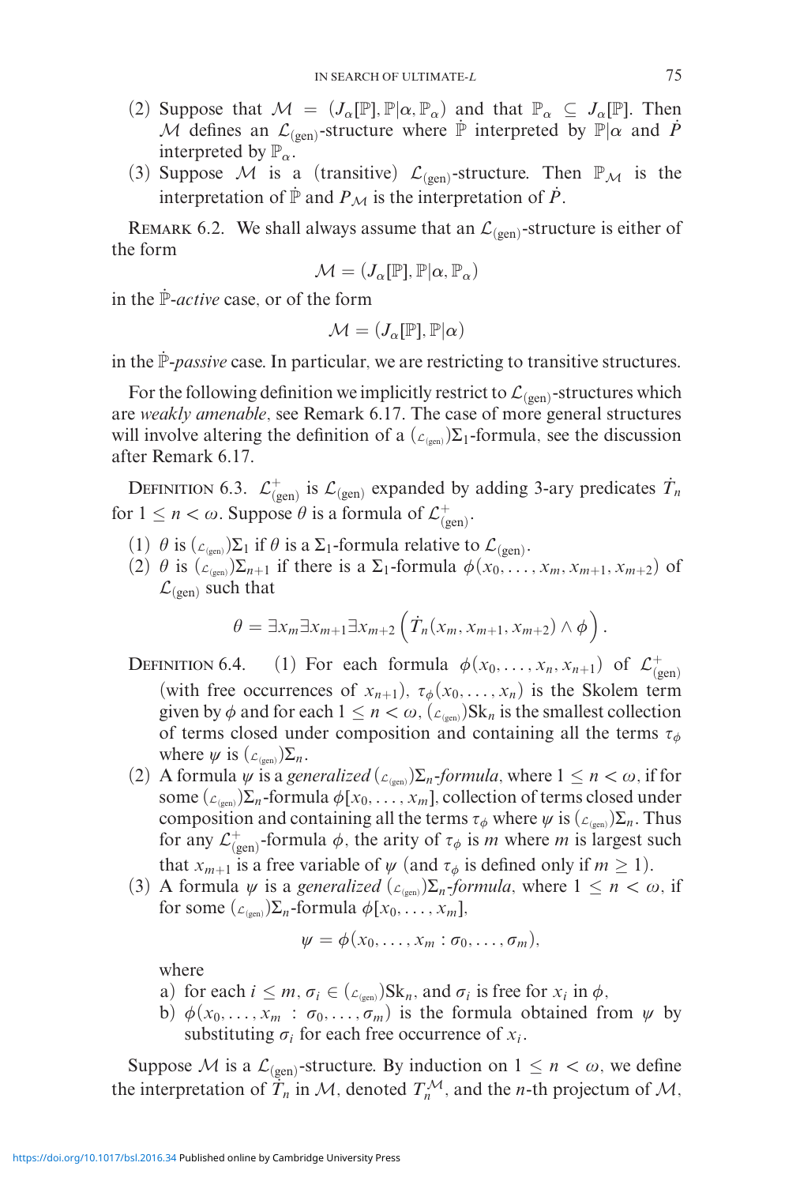(2) Suppose that $\mathcal{M} = (J_\alpha[\mathbb{P}], \mathbb{P}|\alpha, \mathbb{P}_\alpha)$ and that $\mathbb{P}_\alpha \subseteq J_\alpha[\mathbb{P}]$. Then $\mathcal{M}$ defines an $\mathcal{L}_{(\text{gen})}$-structure where $\dot{\mathbb{P}}$ interpreted by $\mathbb{P}|\alpha$ and $\dot{P}$ interpreted by $\mathbb{P}_\alpha$.

(3) Suppose $\mathcal{M}$ is a (transitive) $\mathcal{L}_{(\text{gen})}$-structure. Then $\mathbb{P}_{\mathcal{M}}$ is the interpretation of $\dot{\mathbb{P}}$ and $P_{\mathcal{M}}$ is the interpretation of $\dot{P}$.

Remark 6.2. We shall always assume that an $\mathcal{L}_{(\text{gen})}$-structure is either of the form

$$\mathcal{M} = (J_\alpha[\mathbb{P}], \mathbb{P}|\alpha, \mathbb{P}_\alpha)$$

in the $\dot{\mathbb{P}}$-*active* case, or of the form

$$\mathcal{M} = (J_\alpha[\mathbb{P}], \mathbb{P}|\alpha)$$

in the $\dot{\mathbb{P}}$-*passive* case. In particular, we are restricting to transitive structures.

For the following definition we implicitly restrict to $\mathcal{L}_{(\text{gen})}$-structures which are *weakly amenable*, see Remark 6.17. The case of more general structures will involve altering the definition of a $({}_{\mathcal{L}_{(\text{gen})}})\Sigma_1$-formula, see the discussion after Remark 6.17.

Definition 6.3. $\mathcal{L}^+_{(\text{gen})}$ is $\mathcal{L}_{(\text{gen})}$ expanded by adding 3-ary predicates $\dot{T}_n$ for $1 \leq n < \omega$. Suppose $\theta$ is a formula of $\mathcal{L}^+_{(\text{gen})}$.

(1) $\theta$ is $({}_{\mathcal{L}_{(\text{gen})}})\Sigma_1$ if $\theta$ is a $\Sigma_1$-formula relative to $\mathcal{L}_{(\text{gen})}$.

(2) $\theta$ is $({}_{\mathcal{L}_{(\text{gen})}})\Sigma_{n+1}$ if there is a $\Sigma_1$-formula $\phi(x_0, \ldots, x_m, x_{m+1}, x_{m+2})$ of $\mathcal{L}_{(\text{gen})}$ such that

$$\theta = \exists x_m \exists x_{m+1} \exists x_{m+2} \left( \dot{T}_n(x_m, x_{m+1}, x_{m+2}) \wedge \phi \right).$$

Definition 6.4. (1) For each formula $\phi(x_0, \ldots, x_n, x_{n+1})$ of $\mathcal{L}^+_{(\text{gen})}$ (with free occurrences of $x_{n+1}$), $\tau_\phi(x_0, \ldots, x_n)$ is the Skolem term given by $\phi$ and for each $1 \leq n < \omega$, $({}_{\mathcal{L}_{(\text{gen})}})\text{Sk}_n$ is the smallest collection of terms closed under composition and containing all the terms $\tau_\phi$ where $\psi$ is $({}_{\mathcal{L}_{(\text{gen})}})\Sigma_n$.

(2) A formula $\psi$ is a *generalized* $({}_{\mathcal{L}_{(\text{gen})}})\Sigma_n$*-formula*, where $1 \leq n < \omega$, if for some $({}_{\mathcal{L}_{(\text{gen})}})\Sigma_n$-formula $\phi[x_0, \ldots, x_m]$, collection of terms closed under composition and containing all the terms $\tau_\phi$ where $\psi$ is $({}_{\mathcal{L}_{(\text{gen})}})\Sigma_n$. Thus for any $\mathcal{L}^+_{(\text{gen})}$-formula $\phi$, the arity of $\tau_\phi$ is $m$ where $m$ is largest such that $x_{m+1}$ is a free variable of $\psi$ (and $\tau_\phi$ is defined only if $m \geq 1$).

(3) A formula $\psi$ is a *generalized* $({}_{\mathcal{L}_{(\text{gen})}})\Sigma_n$*-formula*, where $1 \leq n < \omega$, if for some $({}_{\mathcal{L}_{(\text{gen})}})\Sigma_n$-formula $\phi[x_0, \ldots, x_m]$,

$$\psi = \phi(x_0, \ldots, x_m : \sigma_0, \ldots, \sigma_m),$$

where

a) for each $i \leq m$, $\sigma_i \in ({}_{\mathcal{L}_{(\text{gen})}})\text{Sk}_n$, and $\sigma_i$ is free for $x_i$ in $\phi$,

b) $\phi(x_0, \ldots, x_m : \sigma_0, \ldots, \sigma_m)$ is the formula obtained from $\psi$ by substituting $\sigma_i$ for each free occurrence of $x_i$.

Suppose $\mathcal{M}$ is a $\mathcal{L}_{(\text{gen})}$-structure. By induction on $1 \leq n < \omega$, we define the interpretation of $\dot{T}_n$ in $\mathcal{M}$, denoted $T_n^{\mathcal{M}}$, and the $n$-th projectum of $\mathcal{M}$,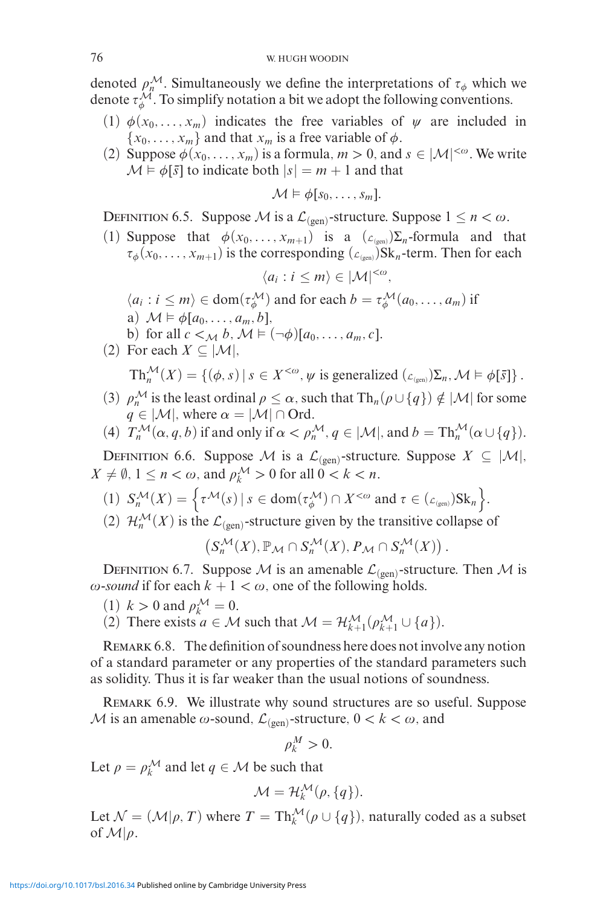denoted $\rho_n^{\mathcal{M}}$. Simultaneously we define the interpretations of $\tau_\phi$ which we denote $\tau_\phi^{\mathcal{M}}$. To simplify notation a bit we adopt the following conventions.

(1) $\phi(x_0, \dots, x_m)$ indicates the free variables of $\psi$ are included in $\{x_0, \dots, x_m\}$ and that $x_m$ is a free variable of $\phi$.

(2) Suppose $\phi(x_0, \dots, x_m)$ is a formula, $m > 0$, and $s \in |\mathcal{M}|^{<\omega}$. We write $\mathcal{M} \vDash \phi[\bar{s}]$ to indicate both $|s| = m + 1$ and that

$$\mathcal{M} \vDash \phi[s_0, \dots, s_m].$$

Definition 6.5. Suppose $\mathcal{M}$ is a $\mathcal{L}_{(\mathrm{gen})}$-structure. Suppose $1 \le n < \omega$.

(1) Suppose that $\phi(x_0, \dots, x_{m+1})$ is a $({}_{\mathcal{L}_{(\mathrm{gen})}})\Sigma_n$-formula and that $\tau_\phi(x_0, \dots, x_{m+1})$ is the corresponding $({}_{\mathcal{L}_{(\mathrm{gen})}})\mathrm{Sk}_n$-term. Then for each

$$\langle a_i : i \le m \rangle \in |\mathcal{M}|^{<\omega},$$

$\langle a_i : i \le m \rangle \in \mathrm{dom}(\tau_\phi^{\mathcal{M}})$ and for each $b = \tau_\phi^{\mathcal{M}}(a_0, \dots, a_m)$ if

a) $\mathcal{M} \vDash \phi[a_0, \dots, a_m, b]$,

b) for all $c <_{\mathcal{M}} b$, $\mathcal{M} \vDash (\neg\phi)[a_0, \dots, a_m, c]$.

(2) For each $X \subseteq |\mathcal{M}|$,

$$\mathrm{Th}_n^{\mathcal{M}}(X) = \{(\phi, s) \mid s \in X^{<\omega}, \psi \text{ is generalized } ({}_{\mathcal{L}_{(\mathrm{gen})}})\Sigma_n, \mathcal{M} \vDash \phi[\bar{s}]\}.$$

(3) $\rho_n^{\mathcal{M}}$ is the least ordinal $\rho \le \alpha$, such that $\mathrm{Th}_n(\rho \cup \{q\}) \notin |\mathcal{M}|$ for some $q \in |\mathcal{M}|$, where $\alpha = |\mathcal{M}| \cap \mathrm{Ord}$.

(4) $T_n^{\mathcal{M}}(\alpha, q, b)$ if and only if $\alpha < \rho_n^{\mathcal{M}}$, $q \in |\mathcal{M}|$, and $b = \mathrm{Th}_n^{\mathcal{M}}(\alpha \cup \{q\})$.

Definition 6.6. Suppose $\mathcal{M}$ is a $\mathcal{L}_{(\mathrm{gen})}$-structure. Suppose $X \subseteq |\mathcal{M}|$, $X \ne \emptyset$, $1 \le n < \omega$, and $\rho_k^{\mathcal{M}} > 0$ for all $0 < k < n$.

(1) $S_n^{\mathcal{M}}(X) = \left\{\tau^{\mathcal{M}}(s) \mid s \in \mathrm{dom}(\tau_\phi^{\mathcal{M}}) \cap X^{<\omega} \text{ and } \tau \in ({}_{\mathcal{L}_{(\mathrm{gen})}})\mathrm{Sk}_n\right\}$.

(2) $\mathcal{H}_n^{\mathcal{M}}(X)$ is the $\mathcal{L}_{(\mathrm{gen})}$-structure given by the transitive collapse of

$$\left(S_n^{\mathcal{M}}(X), \mathbb{P}_{\mathcal{M}} \cap S_n^{\mathcal{M}}(X), P_{\mathcal{M}} \cap S_n^{\mathcal{M}}(X)\right).$$

Definition 6.7. Suppose $\mathcal{M}$ is an amenable $\mathcal{L}_{(\mathrm{gen})}$-structure. Then $\mathcal{M}$ is *$\omega$-sound* if for each $k + 1 < \omega$, one of the following holds.

(1) $k > 0$ and $\rho_k^{\mathcal{M}} = 0$.

(2) There exists $a \in \mathcal{M}$ such that $\mathcal{M} = \mathcal{H}_{k+1}^{\mathcal{M}}(\rho_{k+1}^{\mathcal{M}} \cup \{a\})$.

Remark 6.8. The definition of soundness here does not involve any notion of a standard parameter or any properties of the standard parameters such as solidity. Thus it is far weaker than the usual notions of soundness.

Remark 6.9. We illustrate why sound structures are so useful. Suppose $\mathcal{M}$ is an amenable $\omega$-sound, $\mathcal{L}_{(\mathrm{gen})}$-structure, $0 < k < \omega$, and

$$\rho_k^M > 0.$$

Let $\rho = \rho_k^{\mathcal{M}}$ and let $q \in \mathcal{M}$ be such that

$$\mathcal{M} = \mathcal{H}_k^{\mathcal{M}}(\rho, \{q\}).$$

Let $\mathcal{N} = (\mathcal{M}|\rho, T)$ where $T = \mathrm{Th}_k^{\mathcal{M}}(\rho \cup \{q\})$, naturally coded as a subset of $\mathcal{M}|\rho$.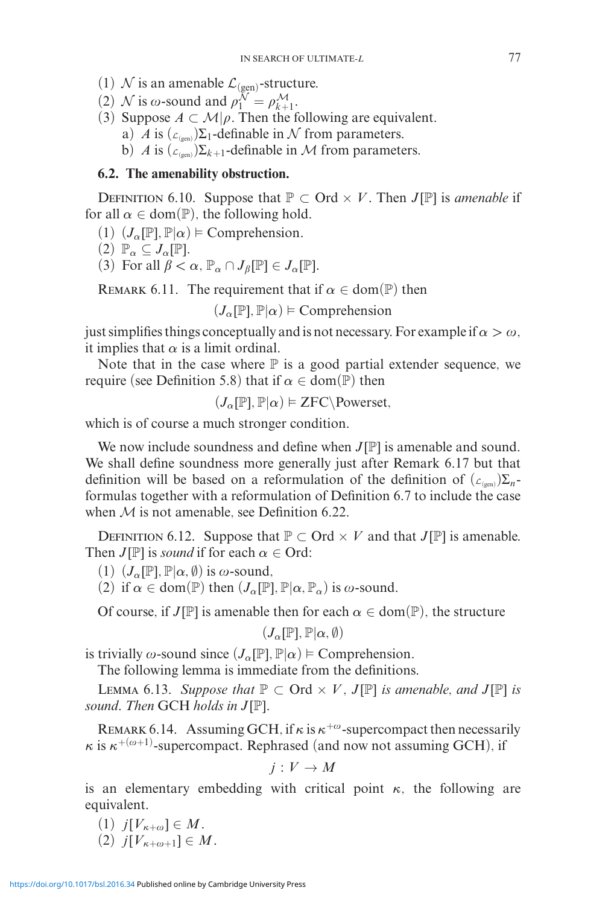(1) $\mathcal{N}$ is an amenable $\mathcal{L}_{(\text{gen})}$-structure.
(2) $\mathcal{N}$ is $\omega$-sound and $\rho_1^{\mathcal{N}} = \rho_{k+1}^{\mathcal{M}}$.
(3) Suppose $A \subset \mathcal{M}|\rho$. Then the following are equivalent.
 a) $A$ is $({}_{\mathcal{L}_{(\text{gen})}})\Sigma_1$-definable in $\mathcal{N}$ from parameters.
 b) $A$ is $({}_{\mathcal{L}_{(\text{gen})}})\Sigma_{k+1}$-definable in $\mathcal{M}$ from parameters.

### 6.2. The amenability obstruction.

Definition 6.10. Suppose that $\mathbb{P} \subset \text{Ord} \times V$. Then $J[\mathbb{P}]$ is *amenable* if for all $\alpha \in \text{dom}(\mathbb{P})$, the following hold.

(1) $(J_\alpha[\mathbb{P}], \mathbb{P}|\alpha) \vDash \text{Comprehension}$.
(2) $\mathbb{P}_\alpha \subseteq J_\alpha[\mathbb{P}]$.
(3) For all $\beta < \alpha$, $\mathbb{P}_\alpha \cap J_\beta[\mathbb{P}] \in J_\alpha[\mathbb{P}]$.

Remark 6.11. The requirement that if $\alpha \in \text{dom}(\mathbb{P})$ then

$$(J_\alpha[\mathbb{P}], \mathbb{P}|\alpha) \vDash \text{Comprehension}$$

just simplifies things conceptually and is not necessary. For example if $\alpha > \omega$, it implies that $\alpha$ is a limit ordinal.

Note that in the case where $\mathbb{P}$ is a good partial extender sequence, we require (see Definition 5.8) that if $\alpha \in \text{dom}(\mathbb{P})$ then

$$(J_\alpha[\mathbb{P}], \mathbb{P}|\alpha) \vDash \text{ZFC}\backslash\text{Powerset},$$

which is of course a much stronger condition.

We now include soundness and define when $J[\mathbb{P}]$ is amenable and sound. We shall define soundness more generally just after Remark 6.17 but that definition will be based on a reformulation of the definition of $({}_{\mathcal{L}_{(\text{gen})}})\Sigma_n$-formulas together with a reformulation of Definition 6.7 to include the case when $\mathcal{M}$ is not amenable, see Definition 6.22.

Definition 6.12. Suppose that $\mathbb{P} \subset \text{Ord} \times V$ and that $J[\mathbb{P}]$ is amenable. Then $J[\mathbb{P}]$ is *sound* if for each $\alpha \in \text{Ord}$:

(1) $(J_\alpha[\mathbb{P}], \mathbb{P}|\alpha, \emptyset)$ is $\omega$-sound,
(2) if $\alpha \in \text{dom}(\mathbb{P})$ then $(J_\alpha[\mathbb{P}], \mathbb{P}|\alpha, \mathbb{P}_\alpha)$ is $\omega$-sound.

Of course, if $J[\mathbb{P}]$ is amenable then for each $\alpha \in \text{dom}(\mathbb{P})$, the structure

$$(J_\alpha[\mathbb{P}], \mathbb{P}|\alpha, \emptyset)$$

is trivially $\omega$-sound since $(J_\alpha[\mathbb{P}], \mathbb{P}|\alpha) \vDash \text{Comprehension}$.

The following lemma is immediate from the definitions.

Lemma 6.13. *Suppose that $\mathbb{P} \subset \text{Ord} \times V$, $J[\mathbb{P}]$ is amenable, and $J[\mathbb{P}]$ is sound. Then* GCH *holds in $J[\mathbb{P}]$.*

Remark 6.14. Assuming GCH, if $\kappa$ is $\kappa^{+\omega}$-supercompact then necessarily $\kappa$ is $\kappa^{+(\omega+1)}$-supercompact. Rephrased (and now not assuming GCH), if

$$j : V \to M$$

is an elementary embedding with critical point $\kappa$, the following are equivalent.

(1) $j[V_{\kappa+\omega}] \in M$.
(2) $j[V_{\kappa+\omega+1}] \in M$.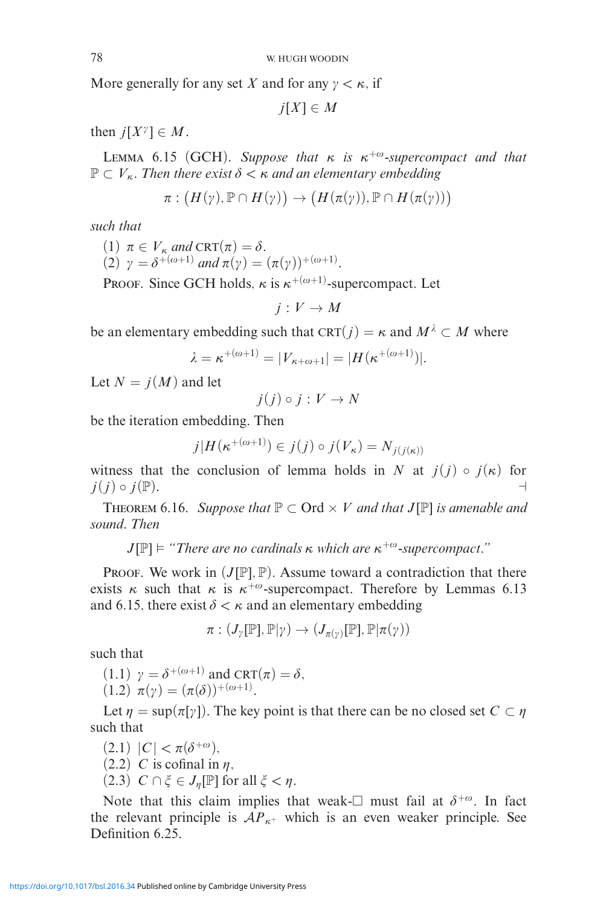More generally for any set $X$ and for any $\gamma < \kappa$, if

$$j[X] \in M$$

then $j[X^\gamma] \in M$.

Lemma 6.15 (GCH). *Suppose that $\kappa$ is $\kappa^{+\omega}$-supercompact and that $\mathbb{P} \subset V_\kappa$. Then there exist $\delta < \kappa$ and an elementary embedding*

$$\pi : \big(H(\gamma), \mathbb{P} \cap H(\gamma)\big) \to \big(H(\pi(\gamma)), \mathbb{P} \cap H(\pi(\gamma))\big)$$

*such that*

(1) $\pi \in V_\kappa$ *and* $\text{CRT}(\pi) = \delta$.
(2) $\gamma = \delta^{+(\omega+1)}$ *and* $\pi(\gamma) = (\pi(\gamma))^{+(\omega+1)}$.

Proof. Since GCH holds, $\kappa$ is $\kappa^{+(\omega+1)}$-supercompact. Let

$$j : V \to M$$

be an elementary embedding such that $\text{CRT}(j) = \kappa$ and $M^\lambda \subset M$ where

$$\lambda = \kappa^{+(\omega+1)} = |V_{\kappa+\omega+1}| = |H(\kappa^{+(\omega+1)})|.$$

Let $N = j(M)$ and let

$$j(j) \circ j : V \to N$$

be the iteration embedding. Then

$$j|H(\kappa^{+(\omega+1)}) \in j(j) \circ j(V_\kappa) = N_{j(j(\kappa))}$$

witness that the conclusion of lemma holds in $N$ at $j(j) \circ j(\kappa)$ for $j(j) \circ j(\mathbb{P})$. ⊣

Theorem 6.16. *Suppose that $\mathbb{P} \subset \text{Ord} \times V$ and that $J[\mathbb{P}]$ is amenable and sound. Then*

$$J[\mathbb{P}] \vDash \text{“There are no cardinals } \kappa \text{ which are } \kappa^{+\omega}\text{-supercompact.”}$$

Proof. We work in $(J[\mathbb{P}], \mathbb{P})$. Assume toward a contradiction that there exists $\kappa$ such that $\kappa$ is $\kappa^{+\omega}$-supercompact. Therefore by Lemmas 6.13 and 6.15, there exist $\delta < \kappa$ and an elementary embedding

$$\pi : (J_\gamma[\mathbb{P}], \mathbb{P}|\gamma) \to (J_{\pi(\gamma)}[\mathbb{P}], \mathbb{P}|\pi(\gamma))$$

such that

(1.1) $\gamma = \delta^{+(\omega+1)}$ and $\text{CRT}(\pi) = \delta$,
(1.2) $\pi(\gamma) = (\pi(\delta))^{+(\omega+1)}$.

Let $\eta = \sup(\pi[\gamma])$. The key point is that there can be no closed set $C \subset \eta$ such that

(2.1) $|C| < \pi(\delta^{+\omega})$,
(2.2) $C$ is cofinal in $\eta$,
(2.3) $C \cap \xi \in J_\eta[\mathbb{P}]$ for all $\xi < \eta$.

Note that this claim implies that weak-□ must fail at $\delta^{+\omega}$. In fact the relevant principle is $\mathcal{AP}_{\kappa^+}$ which is an even weaker principle. See Definition 6.25.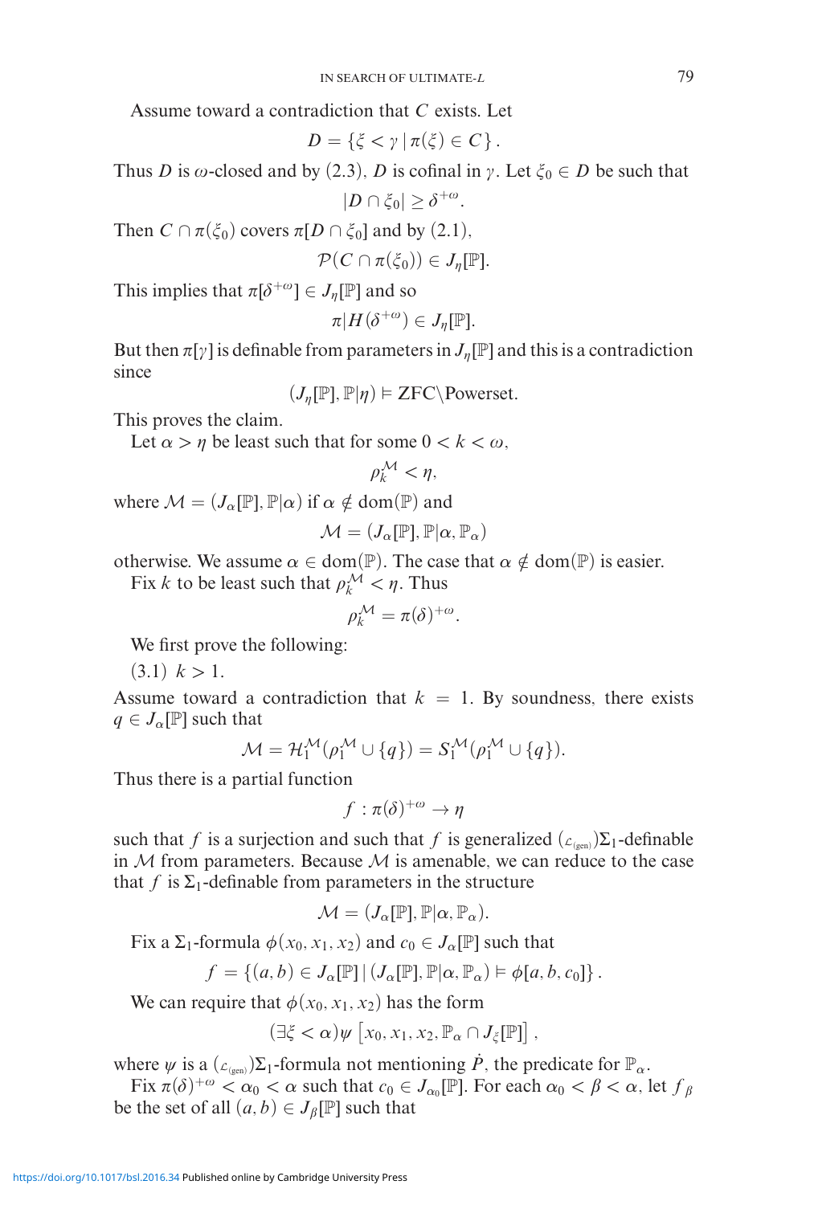Assume toward a contradiction that $C$ exists. Let

$$D = \{\xi < \gamma \mid \pi(\xi) \in C\}.$$

Thus $D$ is $\omega$-closed and by (2.3), $D$ is cofinal in $\gamma$. Let $\xi_0 \in D$ be such that

$$|D \cap \xi_0| \geq \delta^{+\omega}.$$

Then $C \cap \pi(\xi_0)$ covers $\pi[D \cap \xi_0]$ and by (2.1),

$$\mathcal{P}(C \cap \pi(\xi_0)) \in J_\eta[\mathbb{P}].$$

This implies that $\pi[\delta^{+\omega}] \in J_\eta[\mathbb{P}]$ and so

$$\pi | H(\delta^{+\omega}) \in J_\eta[\mathbb{P}].$$

But then $\pi[\gamma]$ is definable from parameters in $J_\eta[\mathbb{P}]$ and this is a contradiction since

$$(J_\eta[\mathbb{P}], \mathbb{P}|\eta) \vDash \text{ZFC}\backslash\text{Powerset}.$$

This proves the claim.

Let $\alpha > \eta$ be least such that for some $0 < k < \omega$,

$$\rho_k^{\mathcal{M}} < \eta,$$

where $\mathcal{M} = (J_\alpha[\mathbb{P}], \mathbb{P}|\alpha)$ if $\alpha \notin \text{dom}(\mathbb{P})$ and

$$\mathcal{M} = (J_\alpha[\mathbb{P}], \mathbb{P}|\alpha, \mathbb{P}_\alpha)$$

otherwise. We assume $\alpha \in \text{dom}(\mathbb{P})$. The case that $\alpha \notin \text{dom}(\mathbb{P})$ is easier.

Fix $k$ to be least such that $\rho_k^{\mathcal{M}} < \eta$. Thus

$$\rho_k^{\mathcal{M}} = \pi(\delta)^{+\omega}.$$

We first prove the following:

(3.1) $k > 1$.

Assume toward a contradiction that $k = 1$. By soundness, there exists $q \in J_\alpha[\mathbb{P}]$ such that

$$\mathcal{M} = \mathcal{H}_1^{\mathcal{M}}(\rho_1^{\mathcal{M}} \cup \{q\}) = S_1^{\mathcal{M}}(\rho_1^{\mathcal{M}} \cup \{q\}).$$

Thus there is a partial function

$$f : \pi(\delta)^{+\omega} \to \eta$$

such that $f$ is a surjection and such that $f$ is generalized $(\mathcal{L}_{(\text{gen})})\Sigma_1$-definable in $\mathcal{M}$ from parameters. Because $\mathcal{M}$ is amenable, we can reduce to the case that $f$ is $\Sigma_1$-definable from parameters in the structure

$$\mathcal{M} = (J_\alpha[\mathbb{P}], \mathbb{P}|\alpha, \mathbb{P}_\alpha).$$

Fix a $\Sigma_1$-formula $\phi(x_0, x_1, x_2)$ and $c_0 \in J_\alpha[\mathbb{P}]$ such that

$$f = \{(a, b) \in J_\alpha[\mathbb{P}] \mid (J_\alpha[\mathbb{P}], \mathbb{P}|\alpha, \mathbb{P}_\alpha) \vDash \phi[a, b, c_0]\}.$$

We can require that $\phi(x_0, x_1, x_2)$ has the form

$$(\exists \xi < \alpha)\psi\left[x_0, x_1, x_2, \mathbb{P}_\alpha \cap J_\xi[\mathbb{P}]\right],$$

where $\psi$ is a $(\mathcal{L}_{(\text{gen})})\Sigma_1$-formula not mentioning $\dot{P}$, the predicate for $\mathbb{P}_\alpha$.

Fix $\pi(\delta)^{+\omega} < \alpha_0 < \alpha$ such that $c_0 \in J_{\alpha_0}[\mathbb{P}]$. For each $\alpha_0 < \beta < \alpha$, let $f_\beta$ be the set of all $(a, b) \in J_\beta[\mathbb{P}]$ such that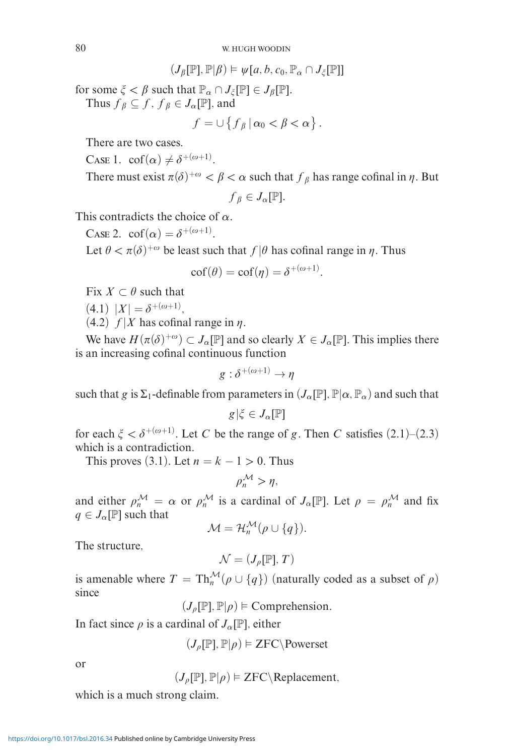$$(J_\beta[\mathbb{P}], \mathbb{P}|\beta) \vDash \psi[a, b, c_0, \mathbb{P}_\alpha \cap J_\xi[\mathbb{P}]]$$

for some $\xi < \beta$ such that $\mathbb{P}_\alpha \cap J_\xi[\mathbb{P}] \in J_\beta[\mathbb{P}]$.

Thus $f_\beta \subseteq f$, $f_\beta \in J_\alpha[\mathbb{P}]$, and

$$f = \cup \{ f_\beta \mid \alpha_0 < \beta < \alpha \}.$$

There are two cases.

Case 1. $\operatorname{cof}(\alpha) \neq \delta^{+(\omega+1)}$.

There must exist $\pi(\delta)^{+\omega} < \beta < \alpha$ such that $f_\beta$ has range cofinal in $\eta$. But

$$f_\beta \in J_\alpha[\mathbb{P}].$$

This contradicts the choice of $\alpha$.

Case 2. $\operatorname{cof}(\alpha) = \delta^{+(\omega+1)}$.

Let $\theta < \pi(\delta)^{+\omega}$ be least such that $f|\theta$ has cofinal range in $\eta$. Thus

$$\operatorname{cof}(\theta) = \operatorname{cof}(\eta) = \delta^{+(\omega+1)}.$$

Fix $X \subset \theta$ such that

(4.1) $|X| = \delta^{+(\omega+1)}$,

(4.2) $f|X$ has cofinal range in $\eta$.

We have $H(\pi(\delta)^{+\omega}) \subset J_\alpha[\mathbb{P}]$ and so clearly $X \in J_\alpha[\mathbb{P}]$. This implies there is an increasing cofinal continuous function

$$g : \delta^{+(\omega+1)} \to \eta$$

such that $g$ is $\Sigma_1$-definable from parameters in $(J_\alpha[\mathbb{P}], \mathbb{P}|\alpha, \mathbb{P}_\alpha)$ and such that

$$g|\xi \in J_\alpha[\mathbb{P}]$$

for each $\xi < \delta^{+(\omega+1)}$. Let $C$ be the range of $g$. Then $C$ satisfies (2.1)–(2.3) which is a contradiction.

This proves (3.1). Let $n = k - 1 > 0$. Thus

$$\rho_n^{\mathcal{M}} > \eta,$$

and either $\rho_n^{\mathcal{M}} = \alpha$ or $\rho_n^{\mathcal{M}}$ is a cardinal of $J_\alpha[\mathbb{P}]$. Let $\rho = \rho_n^{\mathcal{M}}$ and fix $q \in J_\alpha[\mathbb{P}]$ such that

$$\mathcal{M} = \mathcal{H}_n^{\mathcal{M}}(\rho \cup \{q\}).$$

The structure,

$$\mathcal{N} = (J_\rho[\mathbb{P}], T)$$

is amenable where $T = \operatorname{Th}_n^{\mathcal{M}}(\rho \cup \{q\})$ (naturally coded as a subset of $\rho$) since

$$(J_\rho[\mathbb{P}], \mathbb{P}|\rho) \vDash \text{Comprehension}.$$

In fact since $\rho$ is a cardinal of $J_\alpha[\mathbb{P}]$, either

$$(J_\rho[\mathbb{P}], \mathbb{P}|\rho) \vDash \text{ZFC}\backslash\text{Powerset}$$

or

$$(J_\rho[\mathbb{P}], \mathbb{P}|\rho) \vDash \text{ZFC}\backslash\text{Replacement},$$

which is a much strong claim.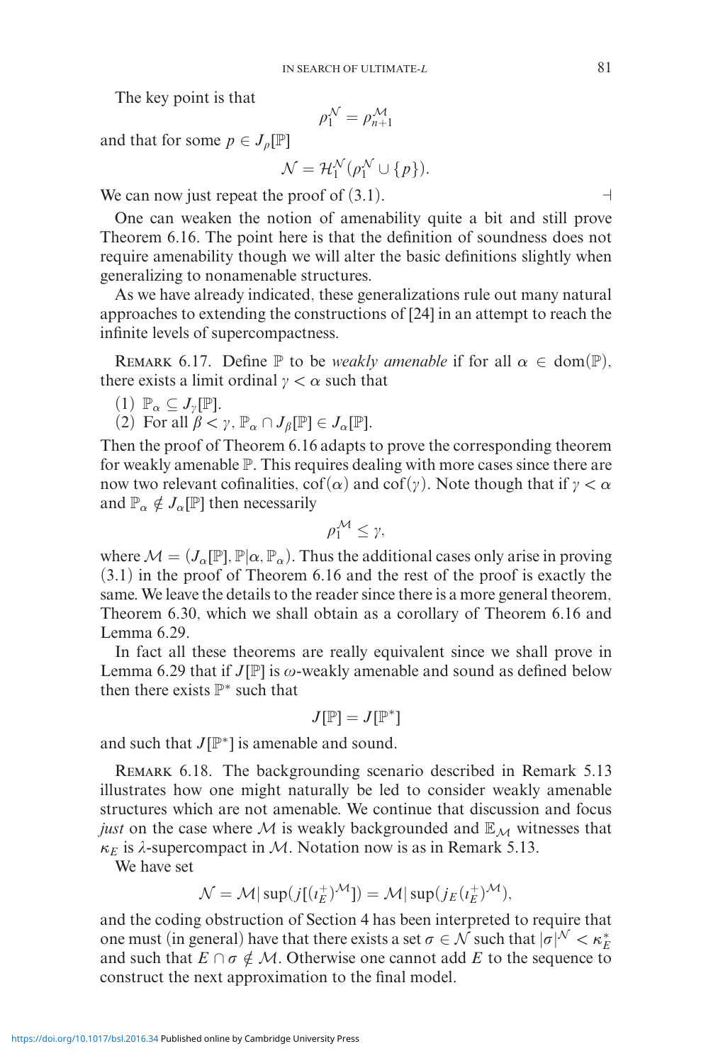The key point is that

$$\rho_1^{\mathcal{N}} = \rho_{n+1}^{\mathcal{M}}$$

and that for some $p \in J_\rho[\mathbb{P}]$

$$\mathcal{N} = \mathcal{H}_1^{\mathcal{N}}(\rho_1^{\mathcal{N}} \cup \{p\}).$$

We can now just repeat the proof of (3.1). ⊣

One can weaken the notion of amenability quite a bit and still prove Theorem 6.16. The point here is that the definition of soundness does not require amenability though we will alter the basic definitions slightly when generalizing to nonamenable structures.

As we have already indicated, these generalizations rule out many natural approaches to extending the constructions of [24] in an attempt to reach the infinite levels of supercompactness.

Remark 6.17. Define $\mathbb{P}$ to be *weakly amenable* if for all $\alpha \in \mathrm{dom}(\mathbb{P})$, there exists a limit ordinal $\gamma < \alpha$ such that

(1) $\mathbb{P}_\alpha \subseteq J_\gamma[\mathbb{P}]$.
(2) For all $\beta < \gamma$, $\mathbb{P}_\alpha \cap J_\beta[\mathbb{P}] \in J_\alpha[\mathbb{P}]$.

Then the proof of Theorem 6.16 adapts to prove the corresponding theorem for weakly amenable $\mathbb{P}$. This requires dealing with more cases since there are now two relevant cofinalities, $\mathrm{cof}(\alpha)$ and $\mathrm{cof}(\gamma)$. Note though that if $\gamma < \alpha$ and $\mathbb{P}_\alpha \notin J_\alpha[\mathbb{P}]$ then necessarily

$$\rho_1^{\mathcal{M}} \leq \gamma,$$

where $\mathcal{M} = (J_\alpha[\mathbb{P}], \mathbb{P}|\alpha, \mathbb{P}_\alpha)$. Thus the additional cases only arise in proving (3.1) in the proof of Theorem 6.16 and the rest of the proof is exactly the same. We leave the details to the reader since there is a more general theorem, Theorem 6.30, which we shall obtain as a corollary of Theorem 6.16 and Lemma 6.29.

In fact all these theorems are really equivalent since we shall prove in Lemma 6.29 that if $J[\mathbb{P}]$ is $\omega$-weakly amenable and sound as defined below then there exists $\mathbb{P}^*$ such that

$$J[\mathbb{P}] = J[\mathbb{P}^*]$$

and such that $J[\mathbb{P}^*]$ is amenable and sound.

Remark 6.18. The backgrounding scenario described in Remark 5.13 illustrates how one might naturally be led to consider weakly amenable structures which are not amenable. We continue that discussion and focus *just* on the case where $\mathcal{M}$ is weakly backgrounded and $\mathbb{E}_{\mathcal{M}}$ witnesses that $\kappa_E$ is $\lambda$-supercompact in $\mathcal{M}$. Notation now is as in Remark 5.13.

We have set

$$\mathcal{N} = \mathcal{M}|\sup(j[(\iota_E^+)^{\mathcal{M}}]) = \mathcal{M}|\sup(j_E(\iota_E^+)^{\mathcal{M}}),$$

and the coding obstruction of Section 4 has been interpreted to require that one must (in general) have that there exists a set $\sigma \in \mathcal{N}$ such that $|\sigma|^{\mathcal{N}} < \kappa_E^*$ and such that $E \cap \sigma \notin \mathcal{M}$. Otherwise one cannot add $E$ to the sequence to construct the next approximation to the final model.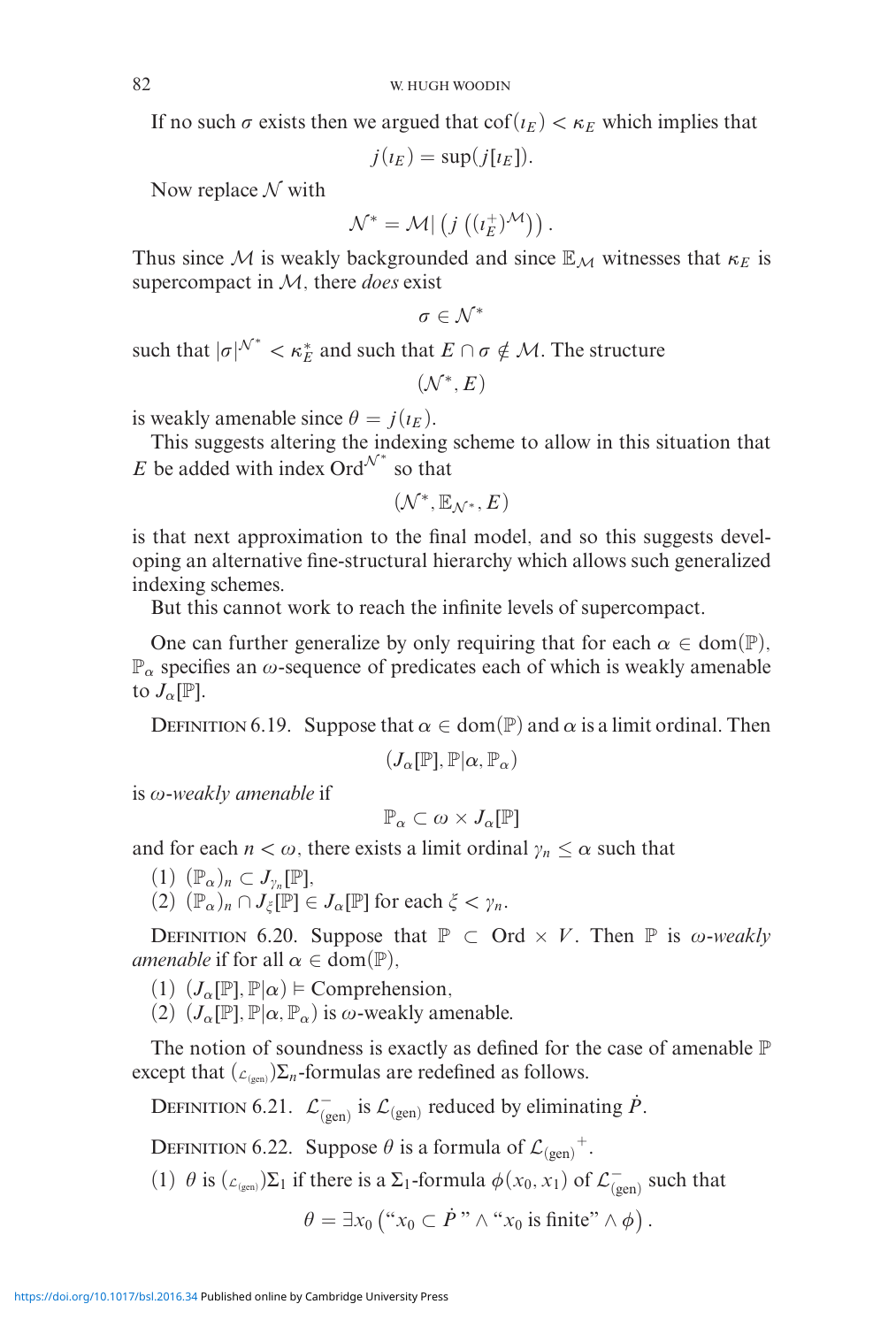If no such $\sigma$ exists then we argued that $\text{cof}(\iota_E) < \kappa_E$ which implies that

$$j(\iota_E) = \sup(j[\iota_E]).$$

Now replace $\mathcal{N}$ with

$$\mathcal{N}^* = \mathcal{M}|\left(j\left((\iota_E^+)^{\mathcal{M}}\right)\right).$$

Thus since $\mathcal{M}$ is weakly backgrounded and since $\mathbb{E}_{\mathcal{M}}$ witnesses that $\kappa_E$ is supercompact in $\mathcal{M}$, there *does* exist

$$\sigma \in \mathcal{N}^*$$

such that $|\sigma|^{\mathcal{N}^*} < \kappa_E^*$ and such that $E \cap \sigma \notin \mathcal{M}$. The structure

$$(\mathcal{N}^*, E)$$

is weakly amenable since $\theta = j(\iota_E)$.

This suggests altering the indexing scheme to allow in this situation that $E$ be added with index $\text{Ord}^{\mathcal{N}^*}$ so that

$$(\mathcal{N}^*, \mathbb{E}_{\mathcal{N}^*}, E)$$

is that next approximation to the final model, and so this suggests developing an alternative fine-structural hierarchy which allows such generalized indexing schemes.

But this cannot work to reach the infinite levels of supercompact.

One can further generalize by only requiring that for each $\alpha \in \text{dom}(\mathbb{P})$, $\mathbb{P}_\alpha$ specifies an $\omega$-sequence of predicates each of which is weakly amenable to $J_\alpha[\mathbb{P}]$.

Definition 6.19. Suppose that $\alpha \in \text{dom}(\mathbb{P})$ and $\alpha$ is a limit ordinal. Then

$$(J_\alpha[\mathbb{P}], \mathbb{P}|\alpha, \mathbb{P}_\alpha)$$

is *$\omega$-weakly amenable* if

$$\mathbb{P}_\alpha \subset \omega \times J_\alpha[\mathbb{P}]$$

and for each $n < \omega$, there exists a limit ordinal $\gamma_n \leq \alpha$ such that

(1) $(\mathbb{P}_\alpha)_n \subset J_{\gamma_n}[\mathbb{P}]$,
(2) $(\mathbb{P}_\alpha)_n \cap J_\xi[\mathbb{P}] \in J_\alpha[\mathbb{P}]$ for each $\xi < \gamma_n$.

Definition 6.20. Suppose that $\mathbb{P} \subset \text{Ord} \times V$. Then $\mathbb{P}$ is *$\omega$-weakly amenable* if for all $\alpha \in \text{dom}(\mathbb{P})$,

(1) $(J_\alpha[\mathbb{P}], \mathbb{P}|\alpha) \vDash \text{Comprehension}$,
(2) $(J_\alpha[\mathbb{P}], \mathbb{P}|\alpha, \mathbb{P}_\alpha)$ is $\omega$-weakly amenable.

The notion of soundness is exactly as defined for the case of amenable $\mathbb{P}$ except that $({}_{\mathcal{L}_{(\text{gen})}})\Sigma_n$-formulas are redefined as follows.

Definition 6.21. $\mathcal{L}^-_{(\text{gen})}$ is $\mathcal{L}_{(\text{gen})}$ reduced by eliminating $\dot{P}$.

Definition 6.22. Suppose $\theta$ is a formula of $\mathcal{L}_{(\text{gen})}{}^+$.

(1) $\theta$ is $({}_{\mathcal{L}_{(\text{gen})}})\Sigma_1$ if there is a $\Sigma_1$-formula $\phi(x_0, x_1)$ of $\mathcal{L}^-_{(\text{gen})}$ such that

$$\theta = \exists x_0 \left(\text{“}x_0 \subset \dot{P}\text{”} \wedge \text{“}x_0 \text{ is finite”} \wedge \phi\right).$$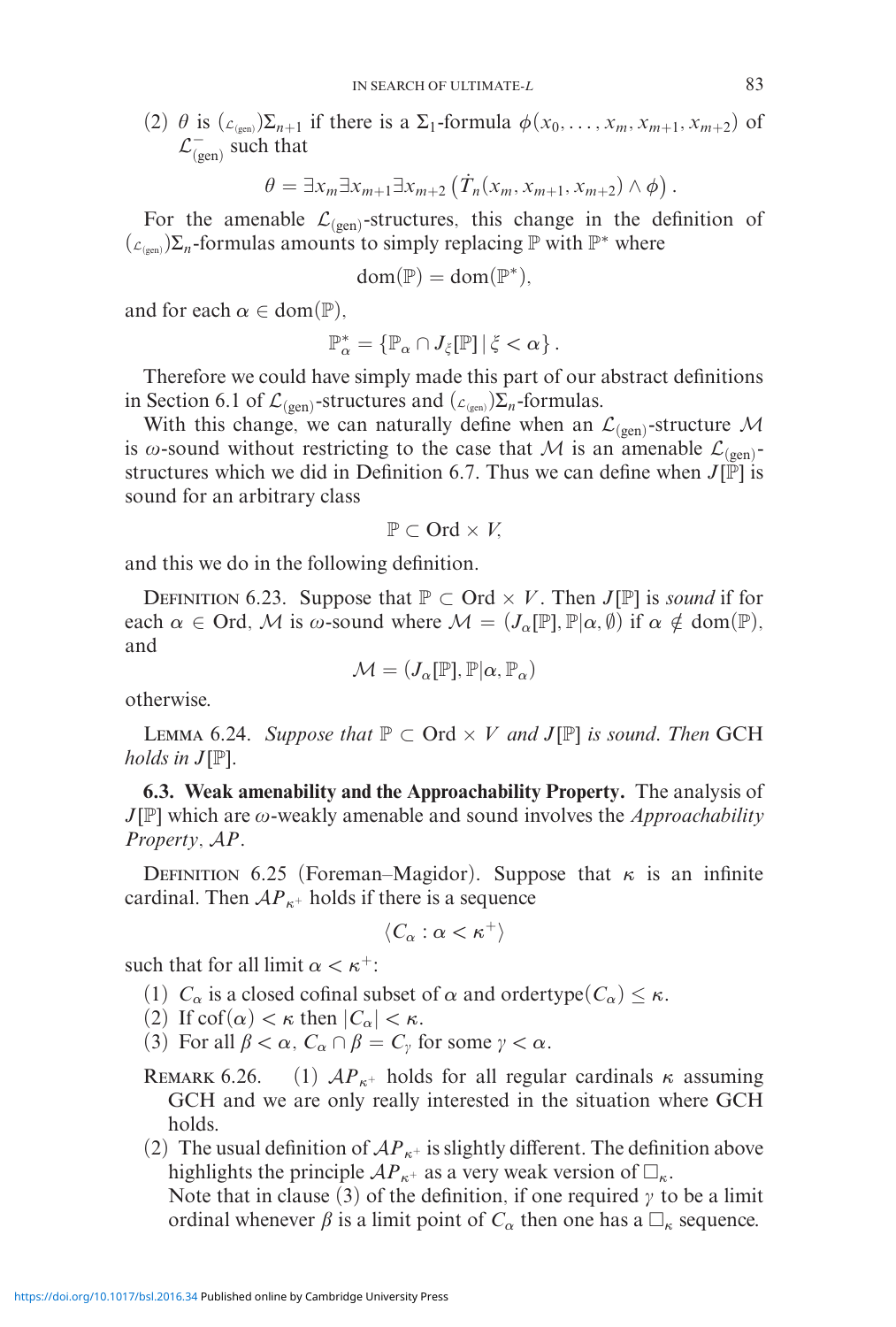(2) $\theta$ is $({}_{\mathcal{L}_{(\text{gen})}})\Sigma_{n+1}$ if there is a $\Sigma_1$-formula $\phi(x_0, \ldots, x_m, x_{m+1}, x_{m+2})$ of $\mathcal{L}^-_{(\text{gen})}$ such that

$$\theta = \exists x_m \exists x_{m+1} \exists x_{m+2} \left( \dot{T}_n(x_m, x_{m+1}, x_{m+2}) \wedge \phi \right).$$

For the amenable $\mathcal{L}_{(\text{gen})}$-structures, this change in the definition of $({}_{\mathcal{L}_{(\text{gen})}})\Sigma_n$-formulas amounts to simply replacing $\mathbb{P}$ with $\mathbb{P}^*$ where

$$\text{dom}(\mathbb{P}) = \text{dom}(\mathbb{P}^*),$$

and for each $\alpha \in \text{dom}(\mathbb{P})$,

$$\mathbb{P}^*_\alpha = \{\mathbb{P}_\alpha \cap J_\xi[\mathbb{P}] \mid \xi < \alpha\}.$$

Therefore we could have simply made this part of our abstract definitions in Section 6.1 of $\mathcal{L}_{(\text{gen})}$-structures and $({}_{\mathcal{L}_{(\text{gen})}})\Sigma_n$-formulas.

With this change, we can naturally define when an $\mathcal{L}_{(\text{gen})}$-structure $\mathcal{M}$ is $\omega$-sound without restricting to the case that $\mathcal{M}$ is an amenable $\mathcal{L}_{(\text{gen})}$-structures which we did in Definition 6.7. Thus we can define when $J[\mathbb{P}]$ is sound for an arbitrary class

$$\mathbb{P} \subset \text{Ord} \times V,$$

and this we do in the following definition.

Definition 6.23. Suppose that $\mathbb{P} \subset \text{Ord} \times V$. Then $J[\mathbb{P}]$ is *sound* if for each $\alpha \in \text{Ord}$, $\mathcal{M}$ is $\omega$-sound where $\mathcal{M} = (J_\alpha[\mathbb{P}], \mathbb{P}|\alpha, \emptyset)$ if $\alpha \notin \text{dom}(\mathbb{P})$, and

$$\mathcal{M} = (J_\alpha[\mathbb{P}], \mathbb{P}|\alpha, \mathbb{P}_\alpha)$$

otherwise.

Lemma 6.24. *Suppose that $\mathbb{P} \subset \text{Ord} \times V$ and $J[\mathbb{P}]$ is sound. Then* GCH *holds in $J[\mathbb{P}]$.*

**6.3. Weak amenability and the Approachability Property.** The analysis of $J[\mathbb{P}]$ which are $\omega$-weakly amenable and sound involves the *Approachability Property*, $\mathcal{AP}$.

Definition 6.25 (Foreman–Magidor). Suppose that $\kappa$ is an infinite cardinal. Then $\mathcal{AP}_{\kappa^+}$ holds if there is a sequence

$$\langle C_\alpha : \alpha < \kappa^+ \rangle$$

such that for all limit $\alpha < \kappa^+$:

(1) $C_\alpha$ is a closed cofinal subset of $\alpha$ and ordertype$(C_\alpha) \leq \kappa$.
(2) If $\text{cof}(\alpha) < \kappa$ then $|C_\alpha| < \kappa$.
(3) For all $\beta < \alpha$, $C_\alpha \cap \beta = C_\gamma$ for some $\gamma < \alpha$.

Remark 6.26. (1) $\mathcal{AP}_{\kappa^+}$ holds for all regular cardinals $\kappa$ assuming GCH and we are only really interested in the situation where GCH holds.

(2) The usual definition of $\mathcal{AP}_{\kappa^+}$ is slightly different. The definition above highlights the principle $\mathcal{AP}_{\kappa^+}$ as a very weak version of $\square_\kappa$. Note that in clause (3) of the definition, if one required $\gamma$ to be a limit ordinal whenever $\beta$ is a limit point of $C_\alpha$ then one has a $\square_\kappa$ sequence.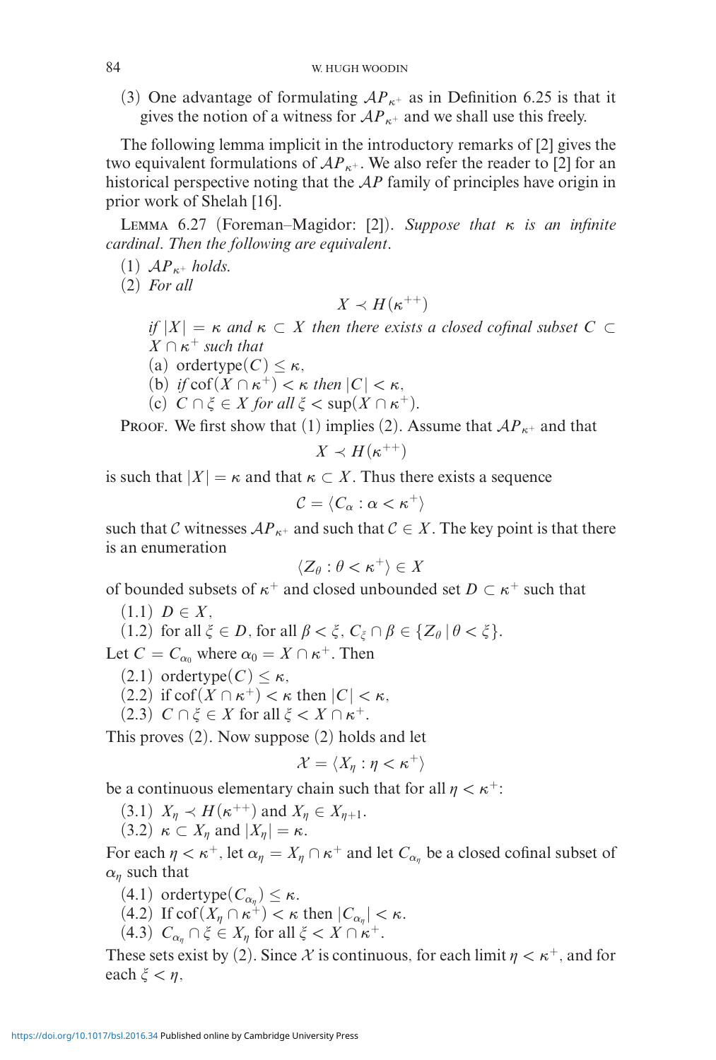(3) One advantage of formulating $\mathcal{AP}_{\kappa^+}$ as in Definition 6.25 is that it gives the notion of a witness for $\mathcal{AP}_{\kappa^+}$ and we shall use this freely.

The following lemma implicit in the introductory remarks of [2] gives the two equivalent formulations of $\mathcal{AP}_{\kappa^+}$. We also refer the reader to [2] for an historical perspective noting that the $\mathcal{AP}$ family of principles have origin in prior work of Shelah [16].

Lemma 6.27 (Foreman–Magidor: [2]). *Suppose that $\kappa$ is an infinite cardinal. Then the following are equivalent.*

(1) *$\mathcal{AP}_{\kappa^+}$ holds.*

(2) *For all*

$$X \prec H(\kappa^{++})$$

*if $|X| = \kappa$ and $\kappa \subset X$ then there exists a closed cofinal subset $C \subset X \cap \kappa^+$ such that*

(a) $\text{ordertype}(C) \leq \kappa$,

(b) *if $\text{cof}(X \cap \kappa^+) < \kappa$ then $|C| < \kappa$,*

(c) *$C \cap \xi \in X$ for all $\xi < \sup(X \cap \kappa^+)$.*

Proof. We first show that (1) implies (2). Assume that $\mathcal{AP}_{\kappa^+}$ and that

$$X \prec H(\kappa^{++})$$

is such that $|X| = \kappa$ and that $\kappa \subset X$. Thus there exists a sequence

$$\mathcal{C} = \langle C_\alpha : \alpha < \kappa^+ \rangle$$

such that $\mathcal{C}$ witnesses $\mathcal{AP}_{\kappa^+}$ and such that $\mathcal{C} \in X$. The key point is that there is an enumeration

$$\langle Z_\theta : \theta < \kappa^+ \rangle \in X$$

of bounded subsets of $\kappa^+$ and closed unbounded set $D \subset \kappa^+$ such that

(1.1) $D \in X$,

(1.2) for all $\xi \in D$, for all $\beta < \xi$, $C_\xi \cap \beta \in \{Z_\theta \mid \theta < \xi\}$.

Let $C = C_{\alpha_0}$ where $\alpha_0 = X \cap \kappa^+$. Then

(2.1) $\text{ordertype}(C) \leq \kappa$,

(2.2) if $\text{cof}(X \cap \kappa^+) < \kappa$ then $|C| < \kappa$,

(2.3) $C \cap \xi \in X$ for all $\xi < X \cap \kappa^+$.

This proves (2). Now suppose (2) holds and let

$$\mathcal{X} = \langle X_\eta : \eta < \kappa^+ \rangle$$

be a continuous elementary chain such that for all $\eta < \kappa^+$:

(3.1) $X_\eta \prec H(\kappa^{++})$ and $X_\eta \in X_{\eta+1}$.

(3.2) $\kappa \subset X_\eta$ and $|X_\eta| = \kappa$.

For each $\eta < \kappa^+$, let $\alpha_\eta = X_\eta \cap \kappa^+$ and let $C_{\alpha_\eta}$ be a closed cofinal subset of $\alpha_\eta$ such that

(4.1) $\text{ordertype}(C_{\alpha_\eta}) \leq \kappa$.

(4.2) If $\text{cof}(X_\eta \cap \kappa^+) < \kappa$ then $|C_{\alpha_\eta}| < \kappa$.

(4.3) $C_{\alpha_\eta} \cap \xi \in X_\eta$ for all $\xi < X \cap \kappa^+$.

These sets exist by (2). Since $\mathcal{X}$ is continuous, for each limit $\eta < \kappa^+$, and for each $\xi < \eta$,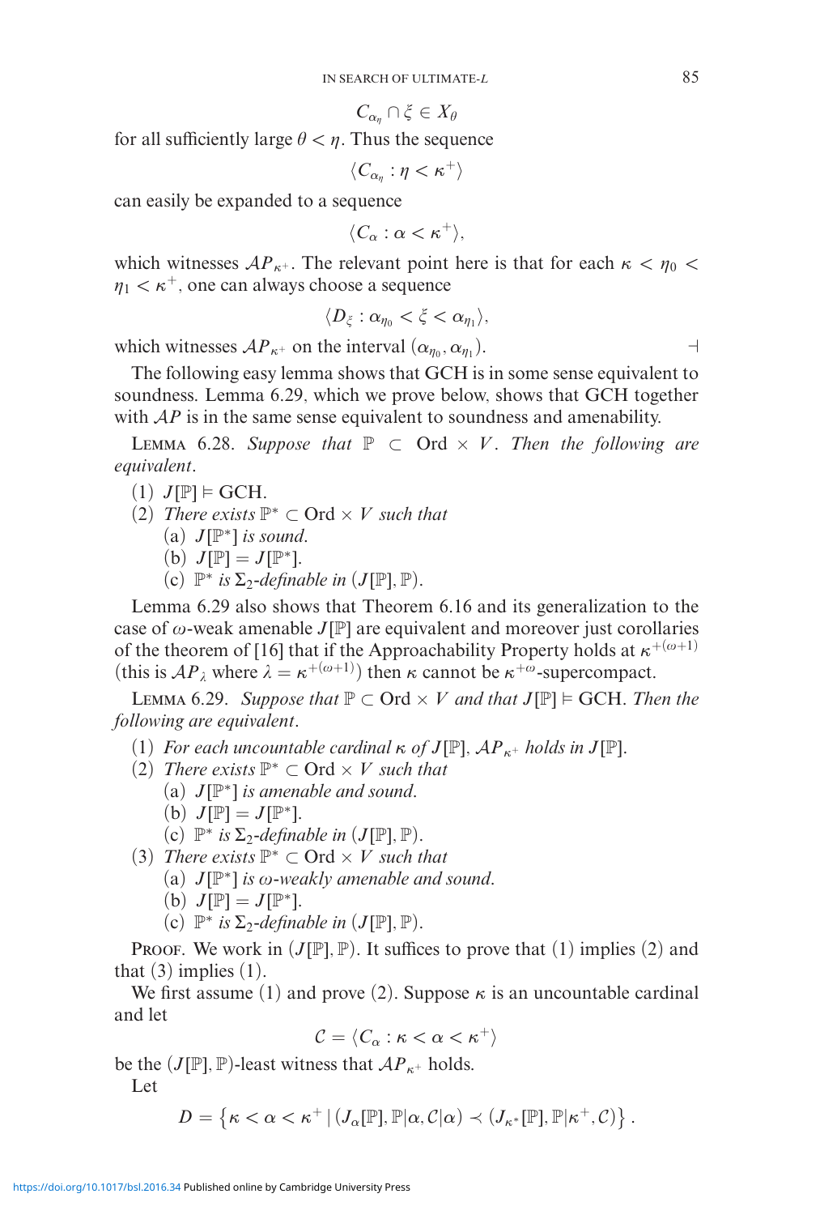$$C_{\alpha_\eta} \cap \xi \in X_\theta$$

for all sufficiently large $\theta < \eta$. Thus the sequence

$$\langle C_{\alpha_\eta} : \eta < \kappa^+ \rangle$$

can easily be expanded to a sequence

$$\langle C_\alpha : \alpha < \kappa^+ \rangle,$$

which witnesses $\mathcal{AP}_{\kappa^+}$. The relevant point here is that for each $\kappa < \eta_0 < \eta_1 < \kappa^+$, one can always choose a sequence

$$\langle D_\xi : \alpha_{\eta_0} < \xi < \alpha_{\eta_1} \rangle,$$

which witnesses $\mathcal{AP}_{\kappa^+}$ on the interval $(\alpha_{\eta_0}, \alpha_{\eta_1})$. ⊣

The following easy lemma shows that GCH is in some sense equivalent to soundness. Lemma 6.29, which we prove below, shows that GCH together with $\mathcal{AP}$ is in the same sense equivalent to soundness and amenability.

Lemma 6.28. *Suppose that* $\mathbb{P} \subset \mathrm{Ord} \times V$. *Then the following are equivalent*.

1. $J[\mathbb{P}] \vDash \mathrm{GCH}$.
2. *There exists* $\mathbb{P}^* \subset \mathrm{Ord} \times V$ *such that*
   - (a) $J[\mathbb{P}^*]$ *is sound*.
   - (b) $J[\mathbb{P}] = J[\mathbb{P}^*]$.
   - (c) $\mathbb{P}^*$ *is* $\Sigma_2$*-definable in* $(J[\mathbb{P}], \mathbb{P})$.

Lemma 6.29 also shows that Theorem 6.16 and its generalization to the case of $\omega$-weak amenable $J[\mathbb{P}]$ are equivalent and moreover just corollaries of the theorem of [16] that if the Approachability Property holds at $\kappa^{+(\omega+1)}$ (this is $\mathcal{AP}_\lambda$ where $\lambda = \kappa^{+(\omega+1)}$) then $\kappa$ cannot be $\kappa^{+\omega}$-supercompact.

Lemma 6.29. *Suppose that* $\mathbb{P} \subset \mathrm{Ord} \times V$ *and that* $J[\mathbb{P}] \vDash \mathrm{GCH}$. *Then the following are equivalent*.

1. *For each uncountable cardinal* $\kappa$ *of* $J[\mathbb{P}]$, $\mathcal{AP}_{\kappa^+}$ *holds in* $J[\mathbb{P}]$.
2. *There exists* $\mathbb{P}^* \subset \mathrm{Ord} \times V$ *such that*
   - (a) $J[\mathbb{P}^*]$ *is amenable and sound*.
   - (b) $J[\mathbb{P}] = J[\mathbb{P}^*]$.
   - (c) $\mathbb{P}^*$ *is* $\Sigma_2$*-definable in* $(J[\mathbb{P}], \mathbb{P})$.
3. *There exists* $\mathbb{P}^* \subset \mathrm{Ord} \times V$ *such that*
   - (a) $J[\mathbb{P}^*]$ *is* $\omega$*-weakly amenable and sound*.
   - (b) $J[\mathbb{P}] = J[\mathbb{P}^*]$.
   - (c) $\mathbb{P}^*$ *is* $\Sigma_2$*-definable in* $(J[\mathbb{P}], \mathbb{P})$.

Proof. We work in $(J[\mathbb{P}], \mathbb{P})$. It suffices to prove that (1) implies (2) and that (3) implies (1).

We first assume (1) and prove (2). Suppose $\kappa$ is an uncountable cardinal and let

$$\mathcal{C} = \langle C_\alpha : \kappa < \alpha < \kappa^+ \rangle$$

be the $(J[\mathbb{P}], \mathbb{P})$-least witness that $\mathcal{AP}_{\kappa^+}$ holds.

Let

$$D = \left\{ \kappa < \alpha < \kappa^+ \mid (J_\alpha[\mathbb{P}], \mathbb{P}|\alpha, \mathcal{C}|\alpha) \prec (J_{\kappa^*}[\mathbb{P}], \mathbb{P}|\kappa^+, \mathcal{C}) \right\}.$$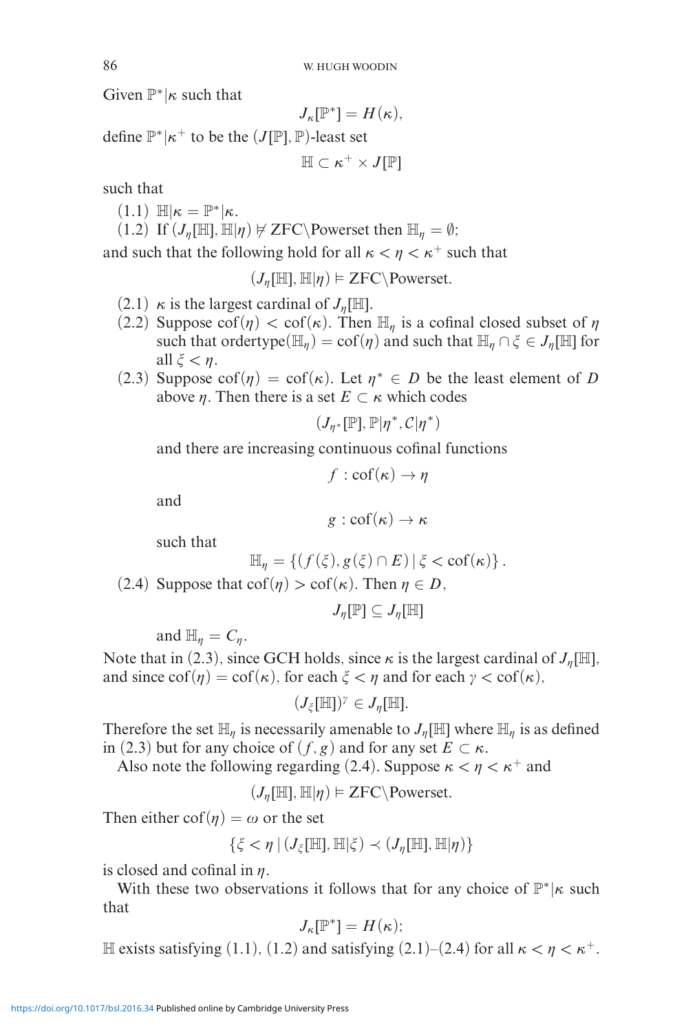Given $\mathbb{P}^*|\kappa$ such that

$$J_\kappa[\mathbb{P}^*] = H(\kappa),$$

define $\mathbb{P}^*|\kappa^+$ to be the $(J[\mathbb{P}], \mathbb{P})$-least set

$$\mathbb{H} \subset \kappa^+ \times J[\mathbb{P}]$$

such that

(1.1) $\mathbb{H}|\kappa = \mathbb{P}^*|\kappa$.

(1.2) If $(J_\eta[\mathbb{H}], \mathbb{H}|\eta) \not\models \text{ZFC}\backslash\text{Powerset}$ then $\mathbb{H}_\eta = \emptyset$;

and such that the following hold for all $\kappa < \eta < \kappa^+$ such that

$$(J_\eta[\mathbb{H}], \mathbb{H}|\eta) \models \text{ZFC}\backslash\text{Powerset}.$$

(2.1) $\kappa$ is the largest cardinal of $J_\eta[\mathbb{H}]$.

(2.2) Suppose $\text{cof}(\eta) < \text{cof}(\kappa)$. Then $\mathbb{H}_\eta$ is a cofinal closed subset of $\eta$ such that $\text{ordertype}(\mathbb{H}_\eta) = \text{cof}(\eta)$ and such that $\mathbb{H}_\eta \cap \xi \in J_\eta[\mathbb{H}]$ for all $\xi < \eta$.

(2.3) Suppose $\text{cof}(\eta) = \text{cof}(\kappa)$. Let $\eta^* \in D$ be the least element of $D$ above $\eta$. Then there is a set $E \subset \kappa$ which codes

$$(J_{\eta^*}[\mathbb{P}], \mathbb{P}|\eta^*, \mathcal{C}|\eta^*)$$

and there are increasing continuous cofinal functions

$$f : \text{cof}(\kappa) \to \eta$$

and

$$g : \text{cof}(\kappa) \to \kappa$$

such that

$$\mathbb{H}_\eta = \{(f(\xi), g(\xi) \cap E) \mid \xi < \text{cof}(\kappa)\}.$$

(2.4) Suppose that $\text{cof}(\eta) > \text{cof}(\kappa)$. Then $\eta \in D$,

$$J_\eta[\mathbb{P}] \subseteq J_\eta[\mathbb{H}]$$

and $\mathbb{H}_\eta = C_\eta$.

Note that in (2.3), since GCH holds, since $\kappa$ is the largest cardinal of $J_\eta[\mathbb{H}]$, and since $\text{cof}(\eta) = \text{cof}(\kappa)$, for each $\xi < \eta$ and for each $\gamma < \text{cof}(\kappa)$,

$$(J_\xi[\mathbb{H}])^\gamma \in J_\eta[\mathbb{H}].$$

Therefore the set $\mathbb{H}_\eta$ is necessarily amenable to $J_\eta[\mathbb{H}]$ where $\mathbb{H}_\eta$ is as defined in (2.3) but for any choice of $(f, g)$ and for any set $E \subset \kappa$.

Also note the following regarding (2.4). Suppose $\kappa < \eta < \kappa^+$ and

$$(J_\eta[\mathbb{H}], \mathbb{H}|\eta) \models \text{ZFC}\backslash\text{Powerset}.$$

Then either $\text{cof}(\eta) = \omega$ or the set

$$\{\xi < \eta \mid (J_\xi[\mathbb{H}], \mathbb{H}|\xi) \prec (J_\eta[\mathbb{H}], \mathbb{H}|\eta)\}$$

is closed and cofinal in $\eta$.

With these two observations it follows that for any choice of $\mathbb{P}^*|\kappa$ such that

$$J_\kappa[\mathbb{P}^*] = H(\kappa);$$

$\mathbb{H}$ exists satisfying (1.1), (1.2) and satisfying (2.1)–(2.4) for all $\kappa < \eta < \kappa^+$.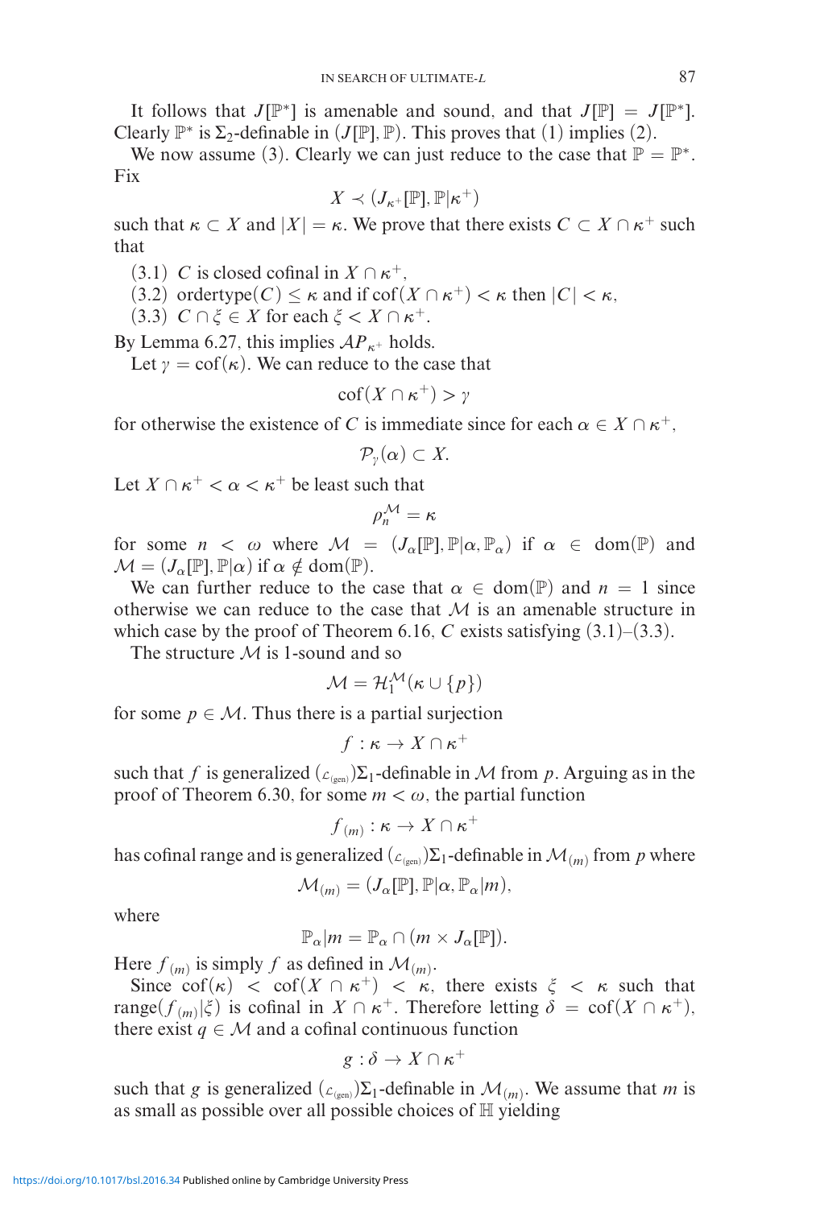It follows that $J[\mathbb{P}^*]$ is amenable and sound, and that $J[\mathbb{P}] = J[\mathbb{P}^*]$. Clearly $\mathbb{P}^*$ is $\Sigma_2$-definable in $(J[\mathbb{P}], \mathbb{P})$. This proves that (1) implies (2).

We now assume (3). Clearly we can just reduce to the case that $\mathbb{P} = \mathbb{P}^*$. Fix

$$X \prec (J_{\kappa^+}[\mathbb{P}], \mathbb{P}|\kappa^+)$$

such that $\kappa \subset X$ and $|X| = \kappa$. We prove that there exists $C \subset X \cap \kappa^+$ such that

(3.1) $C$ is closed cofinal in $X \cap \kappa^+$,
(3.2) ordertype$(C) \leq \kappa$ and if $\mathrm{cof}(X \cap \kappa^+) < \kappa$ then $|C| < \kappa$,
(3.3) $C \cap \xi \in X$ for each $\xi < X \cap \kappa^+$.

By Lemma 6.27, this implies $\mathcal{AP}_{\kappa^+}$ holds.

Let $\gamma = \mathrm{cof}(\kappa)$. We can reduce to the case that

$$\mathrm{cof}(X \cap \kappa^+) > \gamma$$

for otherwise the existence of $C$ is immediate since for each $\alpha \in X \cap \kappa^+$,

$$\mathcal{P}_\gamma(\alpha) \subset X.$$

Let $X \cap \kappa^+ < \alpha < \kappa^+$ be least such that

$$\rho_n^{\mathcal{M}} = \kappa$$

for some $n < \omega$ where $\mathcal{M} = (J_\alpha[\mathbb{P}], \mathbb{P}|\alpha, \mathbb{P}_\alpha)$ if $\alpha \in \mathrm{dom}(\mathbb{P})$ and $\mathcal{M} = (J_\alpha[\mathbb{P}], \mathbb{P}|\alpha)$ if $\alpha \notin \mathrm{dom}(\mathbb{P})$.

We can further reduce to the case that $\alpha \in \mathrm{dom}(\mathbb{P})$ and $n = 1$ since otherwise we can reduce to the case that $\mathcal{M}$ is an amenable structure in which case by the proof of Theorem 6.16, $C$ exists satisfying (3.1)–(3.3).

The structure $\mathcal{M}$ is 1-sound and so

$$\mathcal{M} = \mathcal{H}_1^{\mathcal{M}}(\kappa \cup \{p\})$$

for some $p \in \mathcal{M}$. Thus there is a partial surjection

$$f : \kappa \to X \cap \kappa^+$$

such that $f$ is generalized $(\mathcal{L}_{(\mathrm{gen})})\Sigma_1$-definable in $\mathcal{M}$ from $p$. Arguing as in the proof of Theorem 6.30, for some $m < \omega$, the partial function

$$f_{(m)} : \kappa \to X \cap \kappa^+$$

has cofinal range and is generalized $(\mathcal{L}_{(\mathrm{gen})})\Sigma_1$-definable in $\mathcal{M}_{(m)}$ from $p$ where

$$\mathcal{M}_{(m)} = (J_\alpha[\mathbb{P}], \mathbb{P}|\alpha, \mathbb{P}_\alpha|m),$$

where

$$\mathbb{P}_\alpha|m = \mathbb{P}_\alpha \cap (m \times J_\alpha[\mathbb{P}]).$$

Here $f_{(m)}$ is simply $f$ as defined in $\mathcal{M}_{(m)}$.

Since $\mathrm{cof}(\kappa) < \mathrm{cof}(X \cap \kappa^+) < \kappa$, there exists $\xi < \kappa$ such that $\mathrm{range}(f_{(m)}|\xi)$ is cofinal in $X \cap \kappa^+$. Therefore letting $\delta = \mathrm{cof}(X \cap \kappa^+)$, there exist $q \in \mathcal{M}$ and a cofinal continuous function

$$g : \delta \to X \cap \kappa^+$$

such that $g$ is generalized $(\mathcal{L}_{(\mathrm{gen})})\Sigma_1$-definable in $\mathcal{M}_{(m)}$. We assume that $m$ is as small as possible over all possible choices of $\mathbb{H}$ yielding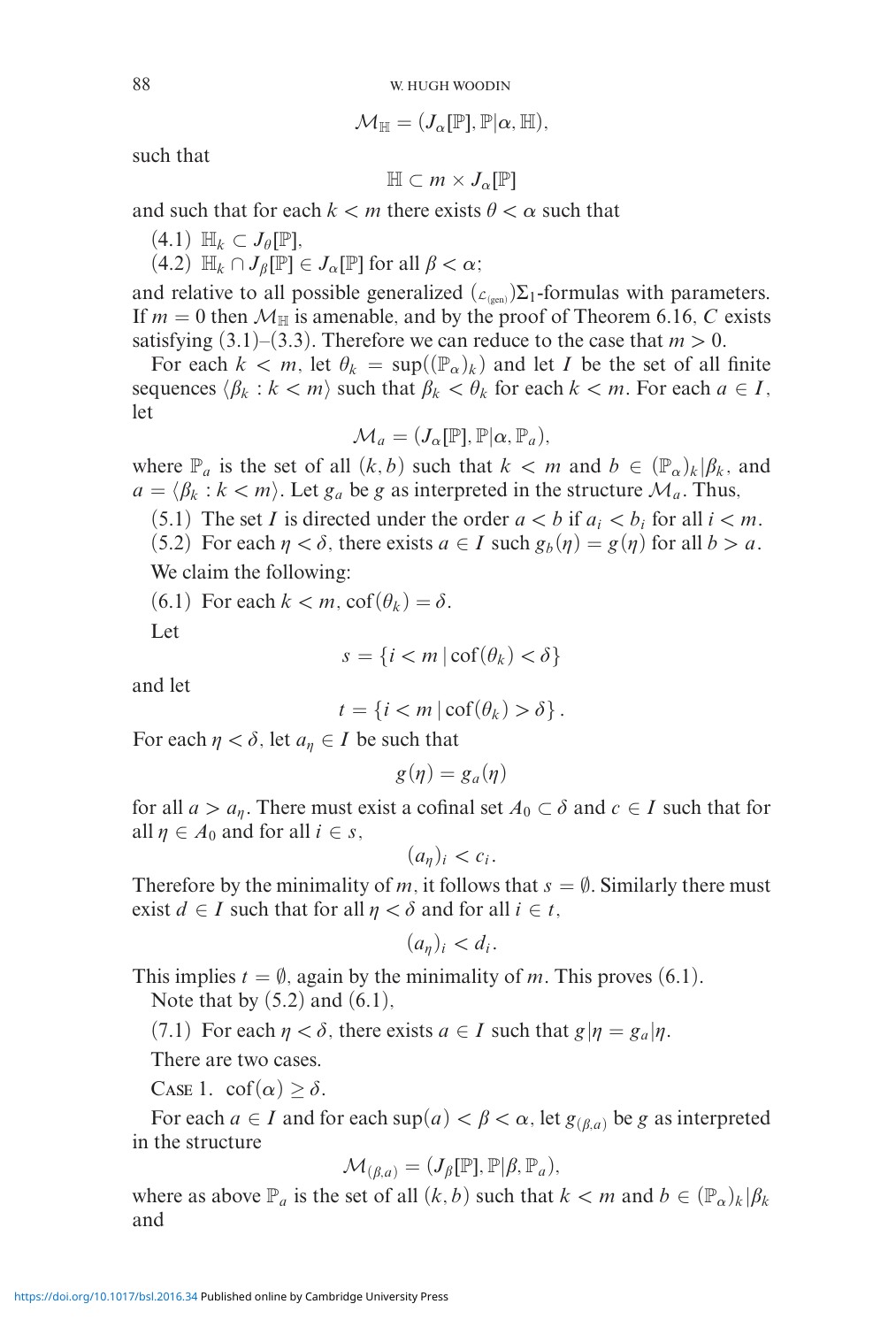$$\mathcal{M}_{\mathbb{H}} = (J_\alpha[\mathbb{P}], \mathbb{P}|\alpha, \mathbb{H}),$$

such that

$$\mathbb{H} \subset m \times J_\alpha[\mathbb{P}]$$

and such that for each $k < m$ there exists $\theta < \alpha$ such that

(4.1) $\mathbb{H}_k \subset J_\theta[\mathbb{P}]$,

(4.2) $\mathbb{H}_k \cap J_\beta[\mathbb{P}] \in J_\alpha[\mathbb{P}]$ for all $\beta < \alpha$;

and relative to all possible generalized $({}_{\mathcal{L}_{(\text{gen})}})\Sigma_1$-formulas with parameters. If $m = 0$ then $\mathcal{M}_{\mathbb{H}}$ is amenable, and by the proof of Theorem 6.16, $C$ exists satisfying (3.1)–(3.3). Therefore we can reduce to the case that $m > 0$.

For each $k < m$, let $\theta_k = \sup((\mathbb{P}_\alpha)_k)$ and let $I$ be the set of all finite sequences $\langle \beta_k : k < m\rangle$ such that $\beta_k < \theta_k$ for each $k < m$. For each $a \in I$, let

$$\mathcal{M}_a = (J_\alpha[\mathbb{P}], \mathbb{P}|\alpha, \mathbb{P}_a),$$

where $\mathbb{P}_a$ is the set of all $(k, b)$ such that $k < m$ and $b \in (\mathbb{P}_\alpha)_k|\beta_k$, and $a = \langle \beta_k : k < m\rangle$. Let $g_a$ be $g$ as interpreted in the structure $\mathcal{M}_a$. Thus,

(5.1) The set $I$ is directed under the order $a < b$ if $a_i < b_i$ for all $i < m$.

(5.2) For each $\eta < \delta$, there exists $a \in I$ such $g_b(\eta) = g(\eta)$ for all $b > a$.

We claim the following:

(6.1) For each $k < m$, $\operatorname{cof}(\theta_k) = \delta$.

Let

$$s = \{i < m \mid \operatorname{cof}(\theta_k) < \delta\}$$

and let

$$t = \{i < m \mid \operatorname{cof}(\theta_k) > \delta\}.$$

For each $\eta < \delta$, let $a_\eta \in I$ be such that

$$g(\eta) = g_a(\eta)$$

for all $a > a_\eta$. There must exist a cofinal set $A_0 \subset \delta$ and $c \in I$ such that for all $\eta \in A_0$ and for all $i \in s$,

$$(a_\eta)_i < c_i.$$

Therefore by the minimality of $m$, it follows that $s = \emptyset$. Similarly there must exist $d \in I$ such that for all $\eta < \delta$ and for all $i \in t$,

$$(a_\eta)_i < d_i.$$

This implies $t = \emptyset$, again by the minimality of $m$. This proves (6.1).

Note that by (5.2) and (6.1),

(7.1) For each $\eta < \delta$, there exists $a \in I$ such that $g|\eta = g_a|\eta$.

There are two cases.

Case 1. $\operatorname{cof}(\alpha) \geq \delta$.

For each $a \in I$ and for each $\sup(a) < \beta < \alpha$, let $g_{(\beta,a)}$ be $g$ as interpreted in the structure

$$\mathcal{M}_{(\beta,a)} = (J_\beta[\mathbb{P}], \mathbb{P}|\beta, \mathbb{P}_a),$$

where as above $\mathbb{P}_a$ is the set of all $(k, b)$ such that $k < m$ and $b \in (\mathbb{P}_\alpha)_k|\beta_k$ and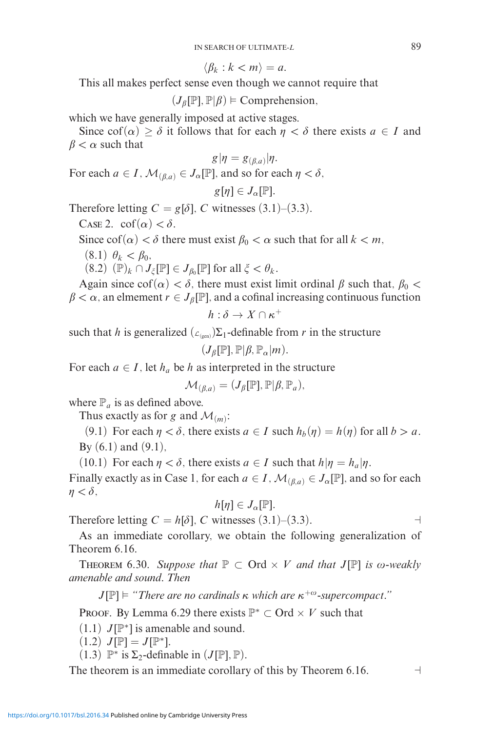$$\langle \beta_k : k < m \rangle = a.$$

This all makes perfect sense even though we cannot require that

$$(J_\beta[\mathbb{P}], \mathbb{P}|\beta) \vDash \text{Comprehension},$$

which we have generally imposed at active stages.

Since $\text{cof}(\alpha) \geq \delta$ it follows that for each $\eta < \delta$ there exists $a \in I$ and $\beta < \alpha$ such that

$$g|\eta = g_{(\beta,a)}|\eta.$$

For each $a \in I$, $\mathcal{M}_{(\beta,a)} \in J_\alpha[\mathbb{P}]$, and so for each $\eta < \delta$,

$$g[\eta] \in J_\alpha[\mathbb{P}].$$

Therefore letting $C = g[\delta]$, $C$ witnesses (3.1)–(3.3).

Case 2. $\text{cof}(\alpha) < \delta$.

Since $\text{cof}(\alpha) < \delta$ there must exist $\beta_0 < \alpha$ such that for all $k < m$,

(8.1) $\theta_k < \beta_0$,

(8.2) $(\mathbb{P})_k \cap J_\xi[\mathbb{P}] \in J_{\beta_0}[\mathbb{P}]$ for all $\xi < \theta_k$.

Again since $\text{cof}(\alpha) < \delta$, there must exist limit ordinal $\beta$ such that, $\beta_0 < \beta < \alpha$, an elmement $r \in J_\beta[\mathbb{P}]$, and a cofinal increasing continuous function

$$h : \delta \to X \cap \kappa^+$$

such that $h$ is generalized $(_{\mathcal{L}_{(\text{gen})}})\Sigma_1$-definable from $r$ in the structure

$$(J_\beta[\mathbb{P}], \mathbb{P}|\beta, \mathbb{P}_\alpha|m).$$

For each $a \in I$, let $h_a$ be $h$ as interpreted in the structure

$$\mathcal{M}_{(\beta,a)} = (J_\beta[\mathbb{P}], \mathbb{P}|\beta, \mathbb{P}_a),$$

where $\mathbb{P}_a$ is as defined above.

Thus exactly as for $g$ and $\mathcal{M}_{(m)}$:

(9.1) For each $\eta < \delta$, there exists $a \in I$ such $h_b(\eta) = h(\eta)$ for all $b > a$.

By (6.1) and (9.1),

(10.1) For each $\eta < \delta$, there exists $a \in I$ such that $h|\eta = h_a|\eta$.

Finally exactly as in Case 1, for each $a \in I$, $\mathcal{M}_{(\beta,a)} \in J_\alpha[\mathbb{P}]$, and so for each $\eta < \delta$,

$$h[\eta] \in J_\alpha[\mathbb{P}].$$

Therefore letting $C = h[\delta]$, $C$ witnesses (3.1)–(3.3). ⊣

As an immediate corollary, we obtain the following generalization of Theorem 6.16.

Theorem 6.30. *Suppose that $\mathbb{P} \subset \text{Ord} \times V$ and that $J[\mathbb{P}]$ is $\omega$-weakly amenable and sound. Then*

$$J[\mathbb{P}] \vDash \text{"There are no cardinals } \kappa \text{ which are } \kappa^{+\omega}\text{-supercompact."}$$

Proof. By Lemma 6.29 there exists $\mathbb{P}^* \subset \text{Ord} \times V$ such that

(1.1) $J[\mathbb{P}^*]$ is amenable and sound.

(1.2) $J[\mathbb{P}] = J[\mathbb{P}^*]$.

(1.3) $\mathbb{P}^*$ is $\Sigma_2$-definable in $(J[\mathbb{P}], \mathbb{P})$.

The theorem is an immediate corollary of this by Theorem 6.16. ⊣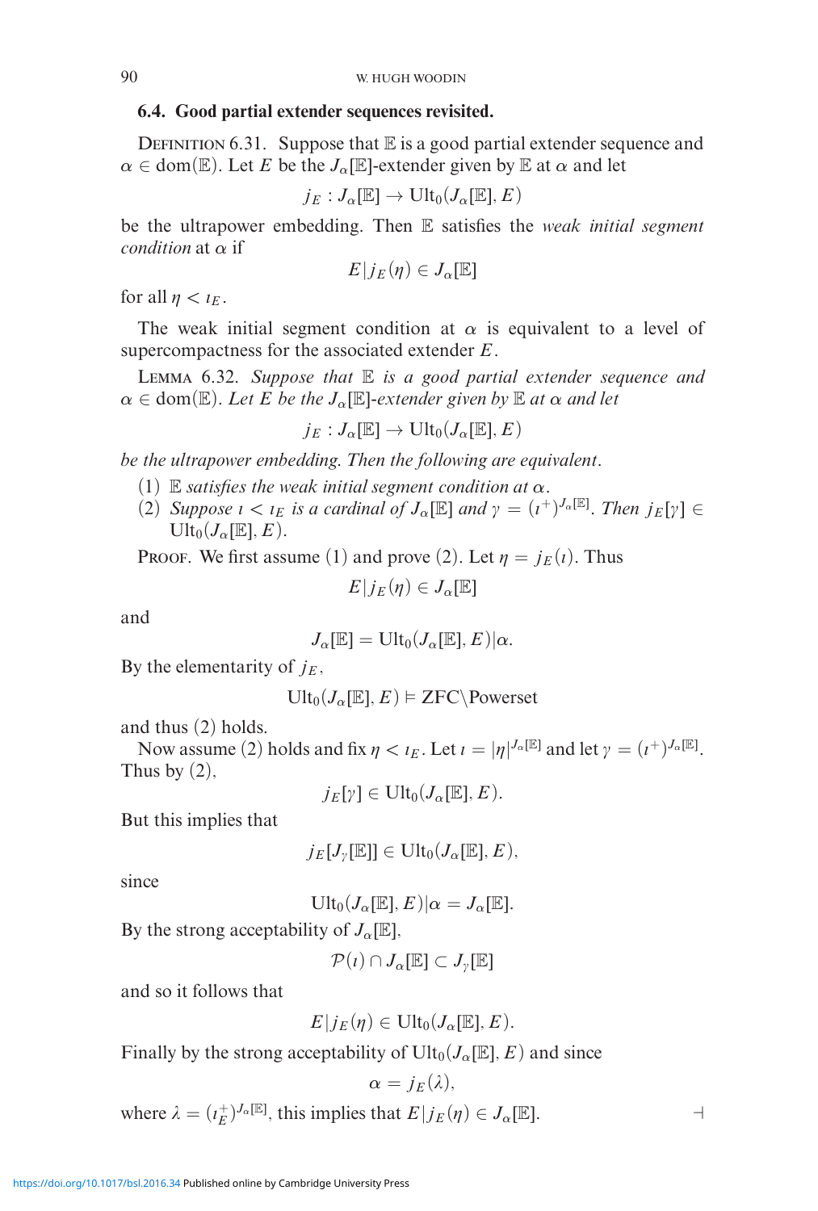### 6.4. Good partial extender sequences revisited.

DEFINITION 6.31. Suppose that $\mathbb{E}$ is a good partial extender sequence and $\alpha \in \text{dom}(\mathbb{E})$. Let $E$ be the $J_\alpha[\mathbb{E}]$-extender given by $\mathbb{E}$ at $\alpha$ and let

$$j_E : J_\alpha[\mathbb{E}] \to \text{Ult}_0(J_\alpha[\mathbb{E}], E)$$

be the ultrapower embedding. Then $\mathbb{E}$ satisfies the *weak initial segment condition* at $\alpha$ if

$$E|j_E(\eta) \in J_\alpha[\mathbb{E}]$$

for all $\eta < \iota_E$.

The weak initial segment condition at $\alpha$ is equivalent to a level of supercompactness for the associated extender $E$.

LEMMA 6.32. *Suppose that $\mathbb{E}$ is a good partial extender sequence and $\alpha \in \text{dom}(\mathbb{E})$. Let $E$ be the $J_\alpha[\mathbb{E}]$-extender given by $\mathbb{E}$ at $\alpha$ and let*

$$j_E : J_\alpha[\mathbb{E}] \to \text{Ult}_0(J_\alpha[\mathbb{E}], E)$$

*be the ultrapower embedding. Then the following are equivalent.*

(1) *$\mathbb{E}$ satisfies the weak initial segment condition at $\alpha$.*
(2) *Suppose $\iota < \iota_E$ is a cardinal of $J_\alpha[\mathbb{E}]$ and $\gamma = (\iota^+)^{J_\alpha[\mathbb{E}]}$. Then $j_E[\gamma] \in \text{Ult}_0(J_\alpha[\mathbb{E}], E)$.*

PROOF. We first assume (1) and prove (2). Let $\eta = j_E(\iota)$. Thus

$$E|j_E(\eta) \in J_\alpha[\mathbb{E}]$$

and

$$J_\alpha[\mathbb{E}] = \text{Ult}_0(J_\alpha[\mathbb{E}], E)|\alpha.$$

By the elementarity of $j_E$,

$$\text{Ult}_0(J_\alpha[\mathbb{E}], E) \vDash \text{ZFC}\backslash\text{Powerset}$$

and thus (2) holds.

Now assume (2) holds and fix $\eta < \iota_E$. Let $\iota = |\eta|^{J_\alpha[\mathbb{E}]}$ and let $\gamma = (\iota^+)^{J_\alpha[\mathbb{E}]}$. Thus by (2),

$$j_E[\gamma] \in \text{Ult}_0(J_\alpha[\mathbb{E}], E).$$

But this implies that

$$j_E[J_\gamma[\mathbb{E}]] \in \text{Ult}_0(J_\alpha[\mathbb{E}], E),$$

since

$$\text{Ult}_0(J_\alpha[\mathbb{E}], E)|\alpha = J_\alpha[\mathbb{E}].$$

By the strong acceptability of $J_\alpha[\mathbb{E}]$,

$$\mathcal{P}(\iota) \cap J_\alpha[\mathbb{E}] \subset J_\gamma[\mathbb{E}]$$

and so it follows that

$$E|j_E(\eta) \in \text{Ult}_0(J_\alpha[\mathbb{E}], E).$$

Finally by the strong acceptability of $\text{Ult}_0(J_\alpha[\mathbb{E}], E)$ and since

$$\alpha = j_E(\lambda),$$

where $\lambda = (\iota_E^+)^{J_\alpha[\mathbb{E}]}$, this implies that $E|j_E(\eta) \in J_\alpha[\mathbb{E}]$. $\dashv$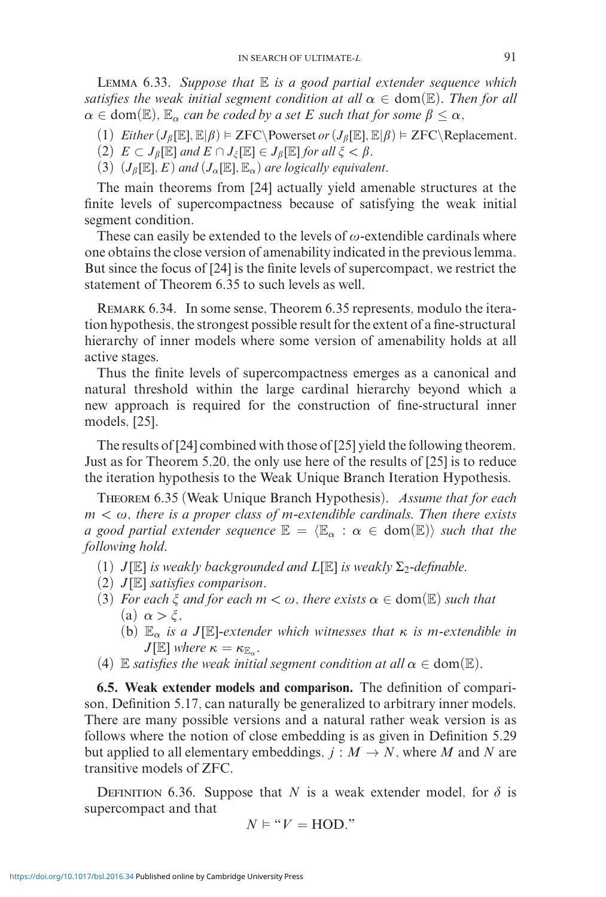Lemma 6.33. *Suppose that $\mathbb{E}$ is a good partial extender sequence which satisfies the weak initial segment condition at all $\alpha \in \mathrm{dom}(\mathbb{E})$. Then for all $\alpha \in \mathrm{dom}(\mathbb{E})$, $\mathbb{E}_\alpha$ can be coded by a set $E$ such that for some $\beta \leq \alpha$,*

(1) *Either $(J_\beta[\mathbb{E}], \mathbb{E}|\beta) \vDash \mathrm{ZFC}\backslash\mathrm{Powerset}$ or $(J_\beta[\mathbb{E}], \mathbb{E}|\beta) \vDash \mathrm{ZFC}\backslash\mathrm{Replacement}$.*
(2) *$E \subset J_\beta[\mathbb{E}]$ and $E \cap J_\xi[\mathbb{E}] \in J_\beta[\mathbb{E}]$ for all $\xi < \beta$.*
(3) *$(J_\beta[\mathbb{E}], E)$ and $(J_\alpha[\mathbb{E}], \mathbb{E}_\alpha)$ are logically equivalent.*

The main theorems from [24] actually yield amenable structures at the finite levels of supercompactness because of satisfying the weak initial segment condition.

These can easily be extended to the levels of $\omega$-extendible cardinals where one obtains the close version of amenability indicated in the previous lemma. But since the focus of [24] is the finite levels of supercompact, we restrict the statement of Theorem 6.35 to such levels as well.

Remark 6.34. In some sense, Theorem 6.35 represents, modulo the iteration hypothesis, the strongest possible result for the extent of a fine-structural hierarchy of inner models where some version of amenability holds at all active stages.

Thus the finite levels of supercompactness emerges as a canonical and natural threshold within the large cardinal hierarchy beyond which a new approach is required for the construction of fine-structural inner models, [25].

The results of [24] combined with those of [25] yield the following theorem. Just as for Theorem 5.20, the only use here of the results of [25] is to reduce the iteration hypothesis to the Weak Unique Branch Iteration Hypothesis.

Theorem 6.35 (Weak Unique Branch Hypothesis). *Assume that for each $m < \omega$, there is a proper class of $m$-extendible cardinals. Then there exists a good partial extender sequence $\mathbb{E} = \langle \mathbb{E}_\alpha : \alpha \in \mathrm{dom}(\mathbb{E})\rangle$ such that the following hold.*

(1) *$J[\mathbb{E}]$ is weakly backgrounded and $L[\mathbb{E}]$ is weakly $\Sigma_2$-definable.*
(2) *$J[\mathbb{E}]$ satisfies comparison.*
(3) *For each $\xi$ and for each $m < \omega$, there exists $\alpha \in \mathrm{dom}(\mathbb{E})$ such that*
   (a) *$\alpha > \xi$,*
   (b) *$\mathbb{E}_\alpha$ is a $J[\mathbb{E}]$-extender which witnesses that $\kappa$ is $m$-extendible in $J[\mathbb{E}]$ where $\kappa = \kappa_{\mathbb{E}_\alpha}$.*
(4) *$\mathbb{E}$ satisfies the weak initial segment condition at all $\alpha \in \mathrm{dom}(\mathbb{E})$.*

**6.5. Weak extender models and comparison.** The definition of comparison, Definition 5.17, can naturally be generalized to arbitrary inner models. There are many possible versions and a natural rather weak version is as follows where the notion of close embedding is as given in Definition 5.29 but applied to all elementary embeddings, $j : M \to N$, where $M$ and $N$ are transitive models of ZFC.

Definition 6.36. Suppose that $N$ is a weak extender model, for $\delta$ is supercompact and that

$$N \vDash \text{“}V = \mathrm{HOD}.\text{”}$$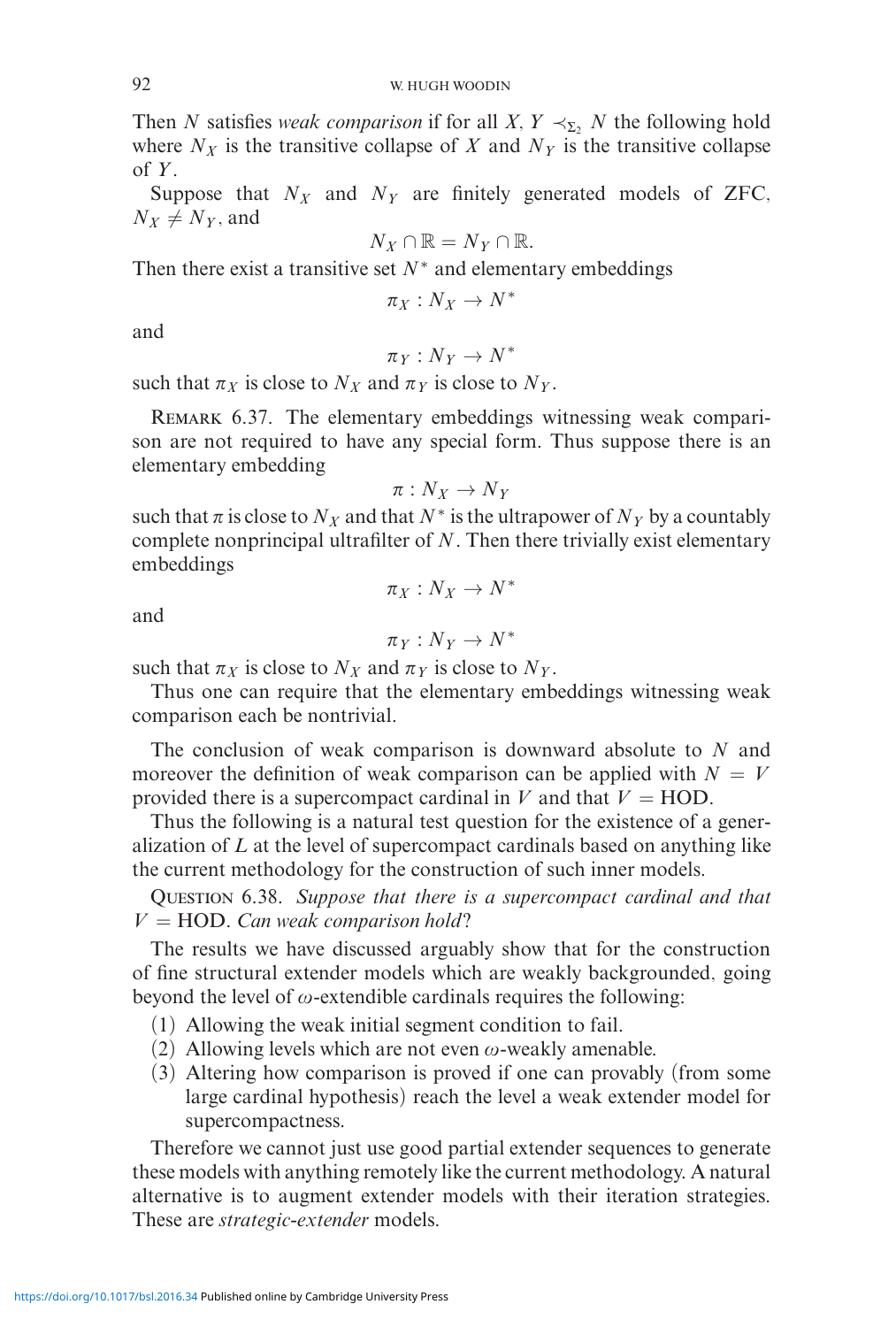Then $N$ satisfies *weak comparison* if for all $X, Y \prec_{\Sigma_2} N$ the following hold where $N_X$ is the transitive collapse of $X$ and $N_Y$ is the transitive collapse of $Y$.

Suppose that $N_X$ and $N_Y$ are finitely generated models of ZFC, $N_X \neq N_Y$, and

$$N_X \cap \mathbb{R} = N_Y \cap \mathbb{R}.$$

Then there exist a transitive set $N^*$ and elementary embeddings

$$\pi_X : N_X \to N^*$$

and

$$\pi_Y : N_Y \to N^*$$

such that $\pi_X$ is close to $N_X$ and $\pi_Y$ is close to $N_Y$.

REMARK 6.37. The elementary embeddings witnessing weak comparison are not required to have any special form. Thus suppose there is an elementary embedding

$$\pi : N_X \to N_Y$$

such that $\pi$ is close to $N_X$ and that $N^*$ is the ultrapower of $N_Y$ by a countably complete nonprincipal ultrafilter of $N$. Then there trivially exist elementary embeddings

$$\pi_X : N_X \to N^*$$

and

$$\pi_Y : N_Y \to N^*$$

such that $\pi_X$ is close to $N_X$ and $\pi_Y$ is close to $N_Y$.

Thus one can require that the elementary embeddings witnessing weak comparison each be nontrivial.

The conclusion of weak comparison is downward absolute to $N$ and moreover the definition of weak comparison can be applied with $N = V$ provided there is a supercompact cardinal in $V$ and that $V = \text{HOD}$.

Thus the following is a natural test question for the existence of a generalization of $L$ at the level of supercompact cardinals based on anything like the current methodology for the construction of such inner models.

QUESTION 6.38. *Suppose that there is a supercompact cardinal and that $V = \text{HOD}$. Can weak comparison hold?*

The results we have discussed arguably show that for the construction of fine structural extender models which are weakly backgrounded, going beyond the level of $\omega$-extendible cardinals requires the following:

(1) Allowing the weak initial segment condition to fail.
(2) Allowing levels which are not even $\omega$-weakly amenable.
(3) Altering how comparison is proved if one can provably (from some large cardinal hypothesis) reach the level a weak extender model for supercompactness.

Therefore we cannot just use good partial extender sequences to generate these models with anything remotely like the current methodology. A natural alternative is to augment extender models with their iteration strategies. These are *strategic-extender* models.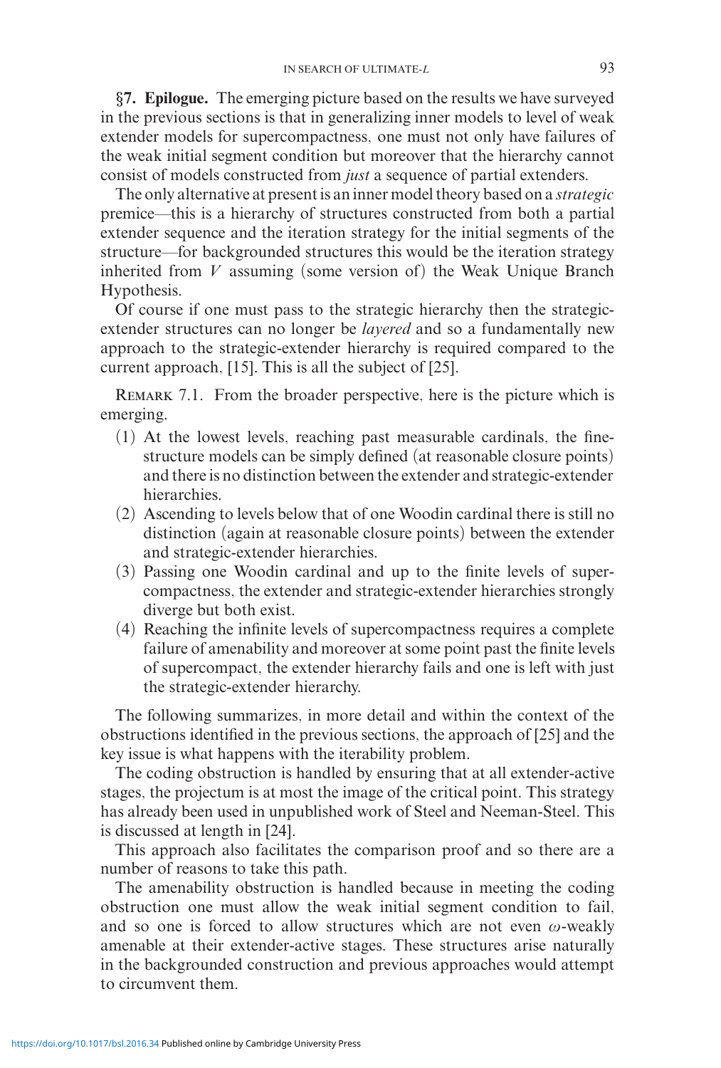**§7. Epilogue.** The emerging picture based on the results we have surveyed in the previous sections is that in generalizing inner models to level of weak extender models for supercompactness, one must not only have failures of the weak initial segment condition but moreover that the hierarchy cannot consist of models constructed from *just* a sequence of partial extenders.

The only alternative at present is an inner model theory based on a *strategic* premice—this is a hierarchy of structures constructed from both a partial extender sequence and the iteration strategy for the initial segments of the structure—for backgrounded structures this would be the iteration strategy inherited from $V$ assuming (some version of) the Weak Unique Branch Hypothesis.

Of course if one must pass to the strategic hierarchy then the strategic-extender structures can no longer be *layered* and so a fundamentally new approach to the strategic-extender hierarchy is required compared to the current approach, [15]. This is all the subject of [25].

REMARK 7.1. From the broader perspective, here is the picture which is emerging.

(1) At the lowest levels, reaching past measurable cardinals, the fine-structure models can be simply defined (at reasonable closure points) and there is no distinction between the extender and strategic-extender hierarchies.
(2) Ascending to levels below that of one Woodin cardinal there is still no distinction (again at reasonable closure points) between the extender and strategic-extender hierarchies.
(3) Passing one Woodin cardinal and up to the finite levels of supercompactness, the extender and strategic-extender hierarchies strongly diverge but both exist.
(4) Reaching the infinite levels of supercompactness requires a complete failure of amenability and moreover at some point past the finite levels of supercompact, the extender hierarchy fails and one is left with just the strategic-extender hierarchy.

The following summarizes, in more detail and within the context of the obstructions identified in the previous sections, the approach of [25] and the key issue is what happens with the iterability problem.

The coding obstruction is handled by ensuring that at all extender-active stages, the projectum is at most the image of the critical point. This strategy has already been used in unpublished work of Steel and Neeman-Steel. This is discussed at length in [24].

This approach also facilitates the comparison proof and so there are a number of reasons to take this path.

The amenability obstruction is handled because in meeting the coding obstruction one must allow the weak initial segment condition to fail, and so one is forced to allow structures which are not even $\omega$-weakly amenable at their extender-active stages. These structures arise naturally in the backgrounded construction and previous approaches would attempt to circumvent them.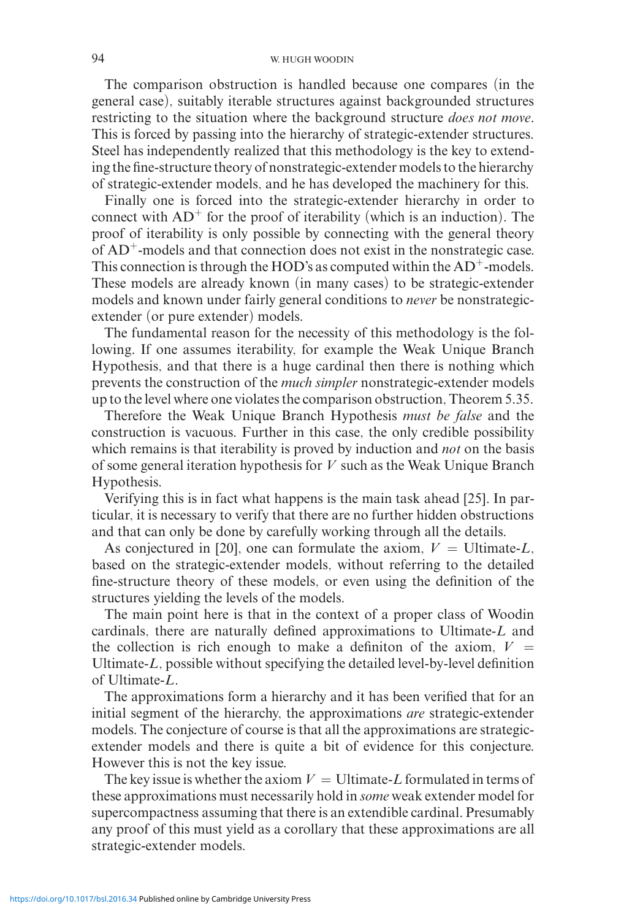The comparison obstruction is handled because one compares (in the general case), suitably iterable structures against backgrounded structures restricting to the situation where the background structure *does not move*. This is forced by passing into the hierarchy of strategic-extender structures. Steel has independently realized that this methodology is the key to extending the fine-structure theory of nonstrategic-extender models to the hierarchy of strategic-extender models, and he has developed the machinery for this.

Finally one is forced into the strategic-extender hierarchy in order to connect with $\text{AD}^+$ for the proof of iterability (which is an induction). The proof of iterability is only possible by connecting with the general theory of $\text{AD}^+$-models and that connection does not exist in the nonstrategic case. This connection is through the HOD's as computed within the $\text{AD}^+$-models. These models are already known (in many cases) to be strategic-extender models and known under fairly general conditions to *never* be nonstrategic-extender (or pure extender) models.

The fundamental reason for the necessity of this methodology is the following. If one assumes iterability, for example the Weak Unique Branch Hypothesis, and that there is a huge cardinal then there is nothing which prevents the construction of the *much simpler* nonstrategic-extender models up to the level where one violates the comparison obstruction, Theorem 5.35.

Therefore the Weak Unique Branch Hypothesis *must be false* and the construction is vacuous. Further in this case, the only credible possibility which remains is that iterability is proved by induction and *not* on the basis of some general iteration hypothesis for $V$ such as the Weak Unique Branch Hypothesis.

Verifying this is in fact what happens is the main task ahead [25]. In particular, it is necessary to verify that there are no further hidden obstructions and that can only be done by carefully working through all the details.

As conjectured in [20], one can formulate the axiom, $V = \text{Ultimate-}L$, based on the strategic-extender models, without referring to the detailed fine-structure theory of these models, or even using the definition of the structures yielding the levels of the models.

The main point here is that in the context of a proper class of Woodin cardinals, there are naturally defined approximations to Ultimate-$L$ and the collection is rich enough to make a definiton of the axiom, $V = \text{Ultimate-}L$, possible without specifying the detailed level-by-level definition of Ultimate-$L$.

The approximations form a hierarchy and it has been verified that for an initial segment of the hierarchy, the approximations *are* strategic-extender models. The conjecture of course is that all the approximations are strategic-extender models and there is quite a bit of evidence for this conjecture. However this is not the key issue.

The key issue is whether the axiom $V = \text{Ultimate-}L$ formulated in terms of these approximations must necessarily hold in *some* weak extender model for supercompactness assuming that there is an extendible cardinal. Presumably any proof of this must yield as a corollary that these approximations are all strategic-extender models.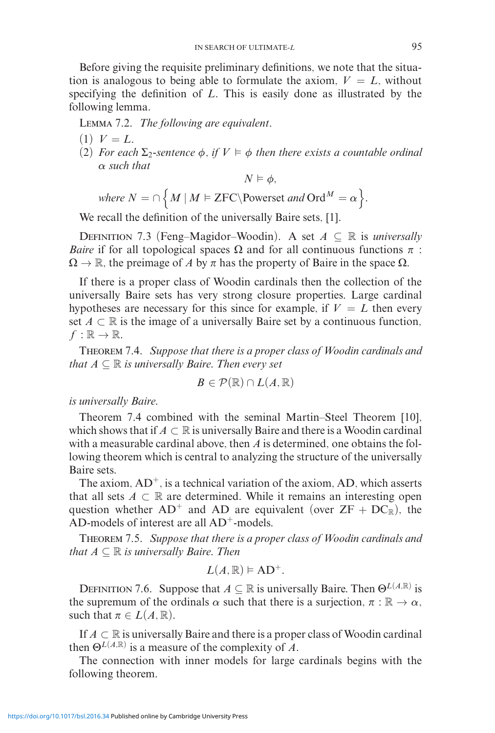Before giving the requisite preliminary definitions, we note that the situation is analogous to being able to formulate the axiom, $V = L$, without specifying the definition of $L$. This is easily done as illustrated by the following lemma.

Lemma 7.2. *The following are equivalent.*

(1) $V = L$.

(2) *For each $\Sigma_2$-sentence $\phi$, if $V \vDash \phi$ then there exists a countable ordinal $\alpha$ such that*

$$N \vDash \phi,$$

*where* $N = \cap \Big\{ M \mid M \vDash \mathrm{ZFC}\backslash\mathrm{Powerset} \text{ and } \mathrm{Ord}^M = \alpha \Big\}$.

We recall the definition of the universally Baire sets, [1].

Definition 7.3 (Feng–Magidor–Woodin). A set $A \subseteq \mathbb{R}$ is *universally Baire* if for all topological spaces $\Omega$ and for all continuous functions $\pi : \Omega \to \mathbb{R}$, the preimage of $A$ by $\pi$ has the property of Baire in the space $\Omega$.

If there is a proper class of Woodin cardinals then the collection of the universally Baire sets has very strong closure properties. Large cardinal hypotheses are necessary for this since for example, if $V = L$ then every set $A \subset \mathbb{R}$ is the image of a universally Baire set by a continuous function, $f : \mathbb{R} \to \mathbb{R}$.

Theorem 7.4. *Suppose that there is a proper class of Woodin cardinals and that $A \subseteq \mathbb{R}$ is universally Baire. Then every set*

$$B \in \mathcal{P}(\mathbb{R}) \cap L(A, \mathbb{R})$$

*is universally Baire.*

Theorem 7.4 combined with the seminal Martin–Steel Theorem [10], which shows that if $A \subset \mathbb{R}$ is universally Baire and there is a Woodin cardinal with a measurable cardinal above, then $A$ is determined, one obtains the following theorem which is central to analyzing the structure of the universally Baire sets.

The axiom, $\mathrm{AD}^+$, is a technical variation of the axiom, AD, which asserts that all sets $A \subset \mathbb{R}$ are determined. While it remains an interesting open question whether $\mathrm{AD}^+$ and AD are equivalent (over $\mathrm{ZF} + \mathrm{DC}_{\mathbb{R}}$), the AD-models of interest are all $\mathrm{AD}^+$-models.

Theorem 7.5. *Suppose that there is a proper class of Woodin cardinals and that $A \subseteq \mathbb{R}$ is universally Baire. Then*

$$L(A, \mathbb{R}) \vDash \mathrm{AD}^+.$$

Definition 7.6. Suppose that $A \subseteq \mathbb{R}$ is universally Baire. Then $\Theta^{L(A,\mathbb{R})}$ is the supremum of the ordinals $\alpha$ such that there is a surjection, $\pi : \mathbb{R} \to \alpha$, such that $\pi \in L(A, \mathbb{R})$.

If $A \subset \mathbb{R}$ is universally Baire and there is a proper class of Woodin cardinal then $\Theta^{L(A,\mathbb{R})}$ is a measure of the complexity of $A$.

The connection with inner models for large cardinals begins with the following theorem.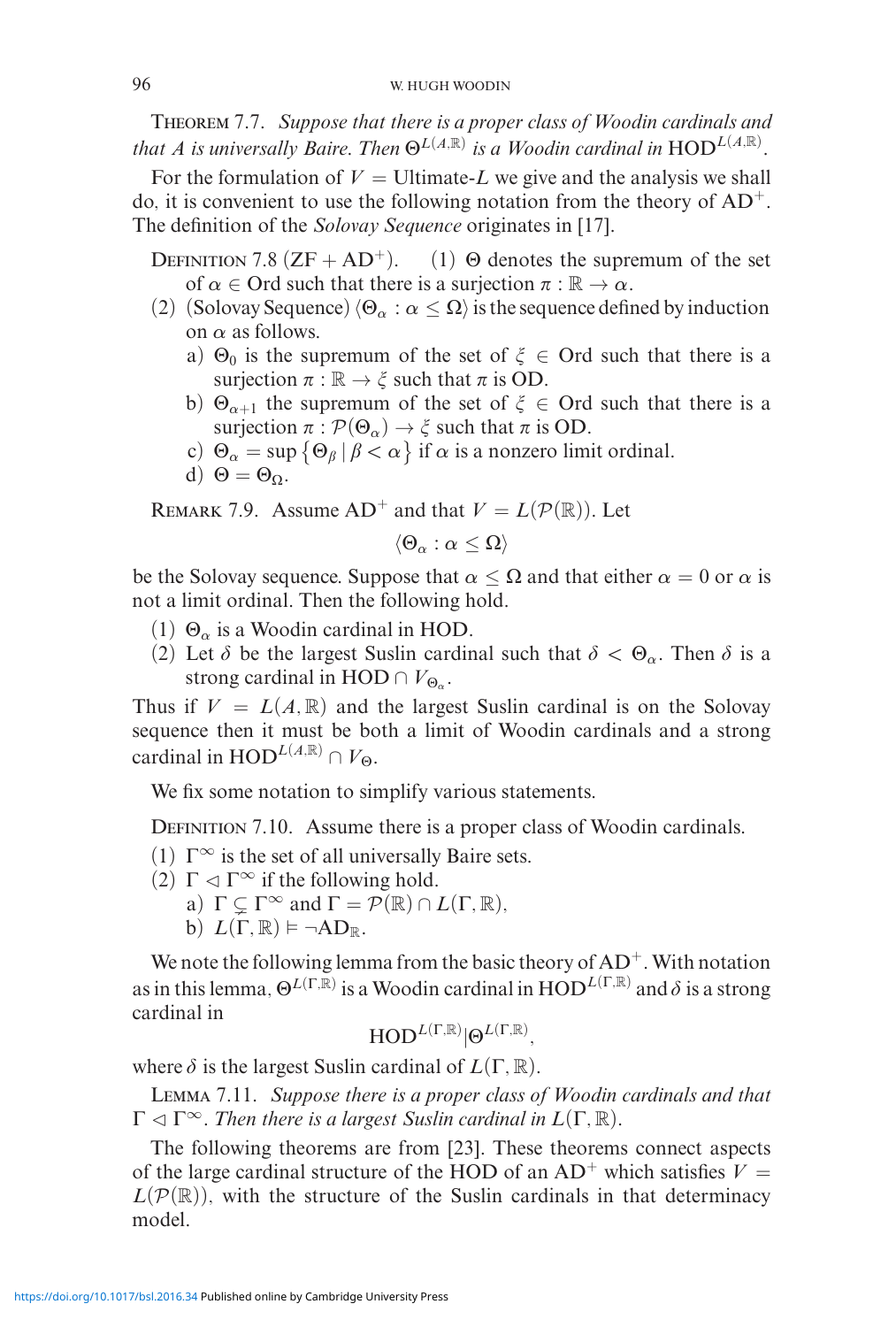Theorem 7.7. *Suppose that there is a proper class of Woodin cardinals and that $A$ is universally Baire. Then $\Theta^{L(A,\mathbb{R})}$ is a Woodin cardinal in $\mathrm{HOD}^{L(A,\mathbb{R})}$.*

For the formulation of $V = \text{Ultimate-}L$ we give and the analysis we shall do, it is convenient to use the following notation from the theory of $\mathrm{AD}^+$. The definition of the *Solovay Sequence* originates in [17].

Definition 7.8 ($\mathrm{ZF} + \mathrm{AD}^+$).

(1) $\Theta$ denotes the supremum of the set of $\alpha \in \mathrm{Ord}$ such that there is a surjection $\pi : \mathbb{R} \to \alpha$.

(2) (Solovay Sequence) $\langle \Theta_\alpha : \alpha \leq \Omega \rangle$ is the sequence defined by induction on $\alpha$ as follows.
   - a) $\Theta_0$ is the supremum of the set of $\xi \in \mathrm{Ord}$ such that there is a surjection $\pi : \mathbb{R} \to \xi$ such that $\pi$ is OD.
   - b) $\Theta_{\alpha+1}$ the supremum of the set of $\xi \in \mathrm{Ord}$ such that there is a surjection $\pi : \mathcal{P}(\Theta_\alpha) \to \xi$ such that $\pi$ is OD.
   - c) $\Theta_\alpha = \sup \{\Theta_\beta \mid \beta < \alpha\}$ if $\alpha$ is a nonzero limit ordinal.
   - d) $\Theta = \Theta_\Omega$.

Remark 7.9. Assume $\mathrm{AD}^+$ and that $V = L(\mathcal{P}(\mathbb{R}))$. Let

$$\langle \Theta_\alpha : \alpha \leq \Omega \rangle$$

be the Solovay sequence. Suppose that $\alpha \leq \Omega$ and that either $\alpha = 0$ or $\alpha$ is not a limit ordinal. Then the following hold.

(1) $\Theta_\alpha$ is a Woodin cardinal in HOD.

(2) Let $\delta$ be the largest Suslin cardinal such that $\delta < \Theta_\alpha$. Then $\delta$ is a strong cardinal in $\mathrm{HOD} \cap V_{\Theta_\alpha}$.

Thus if $V = L(A, \mathbb{R})$ and the largest Suslin cardinal is on the Solovay sequence then it must be both a limit of Woodin cardinals and a strong cardinal in $\mathrm{HOD}^{L(A,\mathbb{R})} \cap V_\Theta$.

We fix some notation to simplify various statements.

Definition 7.10. Assume there is a proper class of Woodin cardinals.

(1) $\Gamma^\infty$ is the set of all universally Baire sets.

(2) $\Gamma \lhd \Gamma^\infty$ if the following hold.
   - a) $\Gamma \subsetneq \Gamma^\infty$ and $\Gamma = \mathcal{P}(\mathbb{R}) \cap L(\Gamma, \mathbb{R})$,
   - b) $L(\Gamma, \mathbb{R}) \vDash \neg \mathrm{AD}_\mathbb{R}$.

We note the following lemma from the basic theory of $\mathrm{AD}^+$. With notation as in this lemma, $\Theta^{L(\Gamma,\mathbb{R})}$ is a Woodin cardinal in $\mathrm{HOD}^{L(\Gamma,\mathbb{R})}$ and $\delta$ is a strong cardinal in

$$\mathrm{HOD}^{L(\Gamma,\mathbb{R})}|\Theta^{L(\Gamma,\mathbb{R})},$$

where $\delta$ is the largest Suslin cardinal of $L(\Gamma, \mathbb{R})$.

Lemma 7.11. *Suppose there is a proper class of Woodin cardinals and that $\Gamma \lhd \Gamma^\infty$. Then there is a largest Suslin cardinal in $L(\Gamma, \mathbb{R})$.*

The following theorems are from [23]. These theorems connect aspects of the large cardinal structure of the HOD of an $\mathrm{AD}^+$ which satisfies $V = L(\mathcal{P}(\mathbb{R}))$, with the structure of the Suslin cardinals in that determinacy model.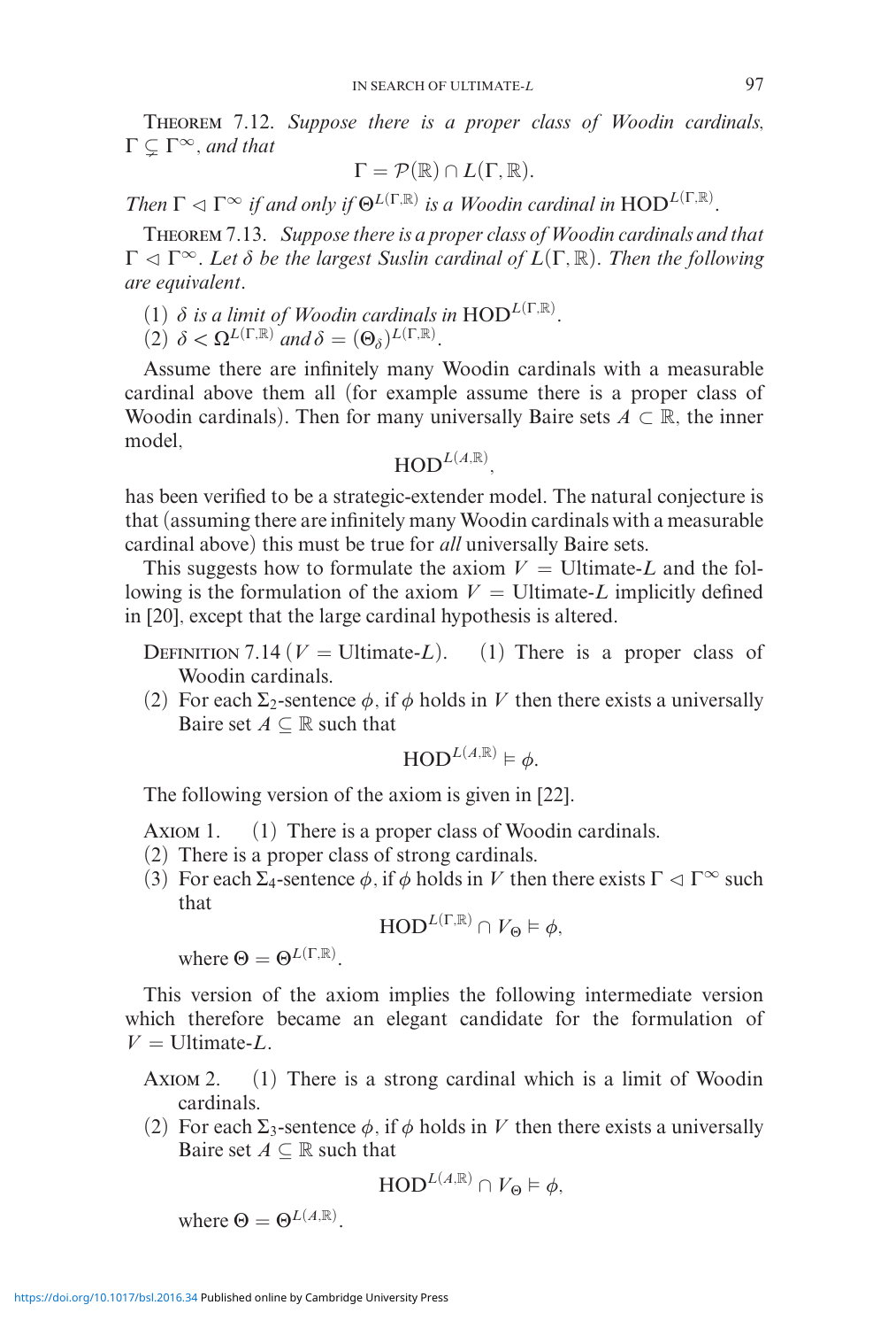Theorem 7.12. *Suppose there is a proper class of Woodin cardinals, $\Gamma \subsetneq \Gamma^\infty$, and that*

$$\Gamma = \mathcal{P}(\mathbb{R}) \cap L(\Gamma, \mathbb{R}).$$

*Then $\Gamma \lhd \Gamma^\infty$ if and only if $\Theta^{L(\Gamma,\mathbb{R})}$ is a Woodin cardinal in $\mathrm{HOD}^{L(\Gamma,\mathbb{R})}$.*

Theorem 7.13. *Suppose there is a proper class of Woodin cardinals and that $\Gamma \lhd \Gamma^\infty$. Let $\delta$ be the largest Suslin cardinal of $L(\Gamma, \mathbb{R})$. Then the following are equivalent.*

(1) *$\delta$ is a limit of Woodin cardinals in $\mathrm{HOD}^{L(\Gamma,\mathbb{R})}$.*
(2) *$\delta < \Omega^{L(\Gamma,\mathbb{R})}$ and $\delta = (\Theta_\delta)^{L(\Gamma,\mathbb{R})}$.*

Assume there are infinitely many Woodin cardinals with a measurable cardinal above them all (for example assume there is a proper class of Woodin cardinals). Then for many universally Baire sets $A \subset \mathbb{R}$, the inner model,

$$\mathrm{HOD}^{L(A,\mathbb{R})},$$

has been verified to be a strategic-extender model. The natural conjecture is that (assuming there are infinitely many Woodin cardinals with a measurable cardinal above) this must be true for *all* universally Baire sets.

This suggests how to formulate the axiom $V = \text{Ultimate-}L$ and the following is the formulation of the axiom $V = \text{Ultimate-}L$ implicitly defined in [20], except that the large cardinal hypothesis is altered.

Definition 7.14 ($V = \text{Ultimate-}L$). (1) There is a proper class of Woodin cardinals.

(2) For each $\Sigma_2$-sentence $\phi$, if $\phi$ holds in $V$ then there exists a universally Baire set $A \subseteq \mathbb{R}$ such that

$$\mathrm{HOD}^{L(A,\mathbb{R})} \vDash \phi.$$

The following version of the axiom is given in [22].

Axiom 1. (1) There is a proper class of Woodin cardinals.

(2) There is a proper class of strong cardinals.
(3) For each $\Sigma_4$-sentence $\phi$, if $\phi$ holds in $V$ then there exists $\Gamma \lhd \Gamma^\infty$ such that

$$\mathrm{HOD}^{L(\Gamma,\mathbb{R})} \cap V_\Theta \vDash \phi,$$

where $\Theta = \Theta^{L(\Gamma,\mathbb{R})}$.

This version of the axiom implies the following intermediate version which therefore became an elegant candidate for the formulation of $V = \text{Ultimate-}L$.

Axiom 2. (1) There is a strong cardinal which is a limit of Woodin cardinals.

(2) For each $\Sigma_3$-sentence $\phi$, if $\phi$ holds in $V$ then there exists a universally Baire set $A \subseteq \mathbb{R}$ such that

$$\mathrm{HOD}^{L(A,\mathbb{R})} \cap V_\Theta \vDash \phi,$$

where $\Theta = \Theta^{L(A,\mathbb{R})}$.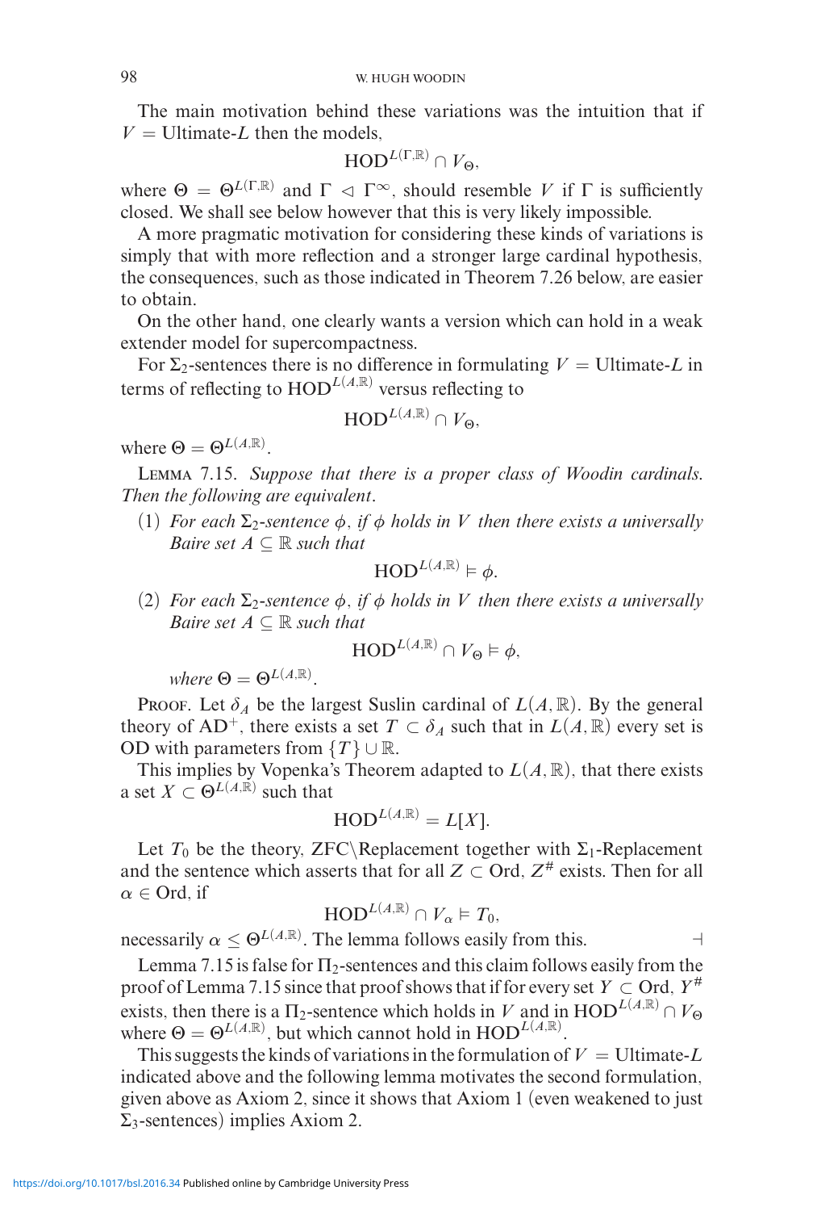The main motivation behind these variations was the intuition that if $V = \text{Ultimate-}L$ then the models,

$$\mathrm{HOD}^{L(\Gamma,\mathbb{R})} \cap V_\Theta,$$

where $\Theta = \Theta^{L(\Gamma,\mathbb{R})}$ and $\Gamma \lhd \Gamma^\infty$, should resemble $V$ if $\Gamma$ is sufficiently closed. We shall see below however that this is very likely impossible.

A more pragmatic motivation for considering these kinds of variations is simply that with more reflection and a stronger large cardinal hypothesis, the consequences, such as those indicated in Theorem 7.26 below, are easier to obtain.

On the other hand, one clearly wants a version which can hold in a weak extender model for supercompactness.

For $\Sigma_2$-sentences there is no difference in formulating $V = \text{Ultimate-}L$ in terms of reflecting to $\mathrm{HOD}^{L(A,\mathbb{R})}$ versus reflecting to

$$\mathrm{HOD}^{L(A,\mathbb{R})} \cap V_\Theta,$$

where $\Theta = \Theta^{L(A,\mathbb{R})}$.

Lemma 7.15. *Suppose that there is a proper class of Woodin cardinals. Then the following are equivalent.*

(1) *For each $\Sigma_2$-sentence $\phi$, if $\phi$ holds in $V$ then there exists a universally Baire set $A \subseteq \mathbb{R}$ such that*

$$\mathrm{HOD}^{L(A,\mathbb{R})} \vDash \phi.$$

(2) *For each $\Sigma_2$-sentence $\phi$, if $\phi$ holds in $V$ then there exists a universally Baire set $A \subseteq \mathbb{R}$ such that*

$$\mathrm{HOD}^{L(A,\mathbb{R})} \cap V_\Theta \vDash \phi,$$

*where $\Theta = \Theta^{L(A,\mathbb{R})}$.*

Proof. Let $\delta_A$ be the largest Suslin cardinal of $L(A,\mathbb{R})$. By the general theory of $\mathrm{AD}^+$, there exists a set $T \subset \delta_A$ such that in $L(A,\mathbb{R})$ every set is OD with parameters from $\{T\} \cup \mathbb{R}$.

This implies by Vopenka's Theorem adapted to $L(A,\mathbb{R})$, that there exists a set $X \subset \Theta^{L(A,\mathbb{R})}$ such that

$$\mathrm{HOD}^{L(A,\mathbb{R})} = L[X].$$

Let $T_0$ be the theory, ZFC$\backslash$Replacement together with $\Sigma_1$-Replacement and the sentence which asserts that for all $Z \subset \mathrm{Ord}$, $Z^\#$ exists. Then for all $\alpha \in \mathrm{Ord}$, if

$$\mathrm{HOD}^{L(A,\mathbb{R})} \cap V_\alpha \vDash T_0,$$

necessarily $\alpha \leq \Theta^{L(A,\mathbb{R})}$. The lemma follows easily from this. $\dashv$

Lemma 7.15 is false for $\Pi_2$-sentences and this claim follows easily from the proof of Lemma 7.15 since that proof shows that if for every set $Y \subset \mathrm{Ord}$, $Y^\#$ exists, then there is a $\Pi_2$-sentence which holds in $V$ and in $\mathrm{HOD}^{L(A,\mathbb{R})} \cap V_\Theta$ where $\Theta = \Theta^{L(A,\mathbb{R})}$, but which cannot hold in $\mathrm{HOD}^{L(A,\mathbb{R})}$.

This suggests the kinds of variations in the formulation of $V = \text{Ultimate-}L$ indicated above and the following lemma motivates the second formulation, given above as Axiom 2, since it shows that Axiom 1 (even weakened to just $\Sigma_3$-sentences) implies Axiom 2.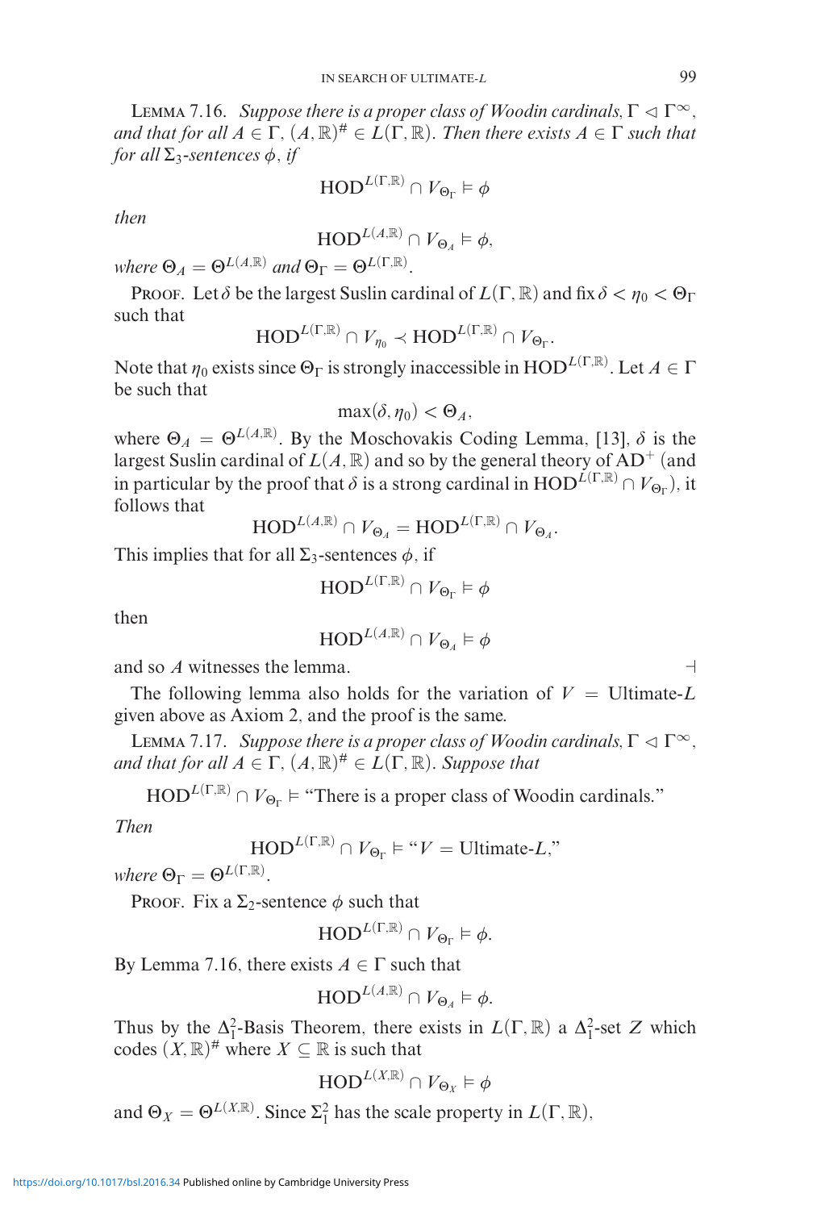LEMMA 7.16. *Suppose there is a proper class of Woodin cardinals, $\Gamma \lhd \Gamma^\infty$, and that for all $A \in \Gamma$, $(A, \mathbb{R})^\# \in L(\Gamma, \mathbb{R})$. Then there exists $A \in \Gamma$ such that for all $\Sigma_3$-sentences $\phi$, if*

$$\mathrm{HOD}^{L(\Gamma,\mathbb{R})} \cap V_{\Theta_\Gamma} \vDash \phi$$

*then*

$$\mathrm{HOD}^{L(A,\mathbb{R})} \cap V_{\Theta_A} \vDash \phi,$$

*where $\Theta_A = \Theta^{L(A,\mathbb{R})}$ and $\Theta_\Gamma = \Theta^{L(\Gamma,\mathbb{R})}$.*

PROOF. Let $\delta$ be the largest Suslin cardinal of $L(\Gamma, \mathbb{R})$ and fix $\delta < \eta_0 < \Theta_\Gamma$ such that

$$\mathrm{HOD}^{L(\Gamma,\mathbb{R})} \cap V_{\eta_0} \prec \mathrm{HOD}^{L(\Gamma,\mathbb{R})} \cap V_{\Theta_\Gamma}.$$

Note that $\eta_0$ exists since $\Theta_\Gamma$ is strongly inaccessible in $\mathrm{HOD}^{L(\Gamma,\mathbb{R})}$. Let $A \in \Gamma$ be such that

$$\max(\delta, \eta_0) < \Theta_A,$$

where $\Theta_A = \Theta^{L(A,\mathbb{R})}$. By the Moschovakis Coding Lemma, [13], $\delta$ is the largest Suslin cardinal of $L(A, \mathbb{R})$ and so by the general theory of $\mathrm{AD}^+$ (and in particular by the proof that $\delta$ is a strong cardinal in $\mathrm{HOD}^{L(\Gamma,\mathbb{R})} \cap V_{\Theta_\Gamma}$), it follows that

$$\mathrm{HOD}^{L(A,\mathbb{R})} \cap V_{\Theta_A} = \mathrm{HOD}^{L(\Gamma,\mathbb{R})} \cap V_{\Theta_A}.$$

This implies that for all $\Sigma_3$-sentences $\phi$, if

$$\mathrm{HOD}^{L(\Gamma,\mathbb{R})} \cap V_{\Theta_\Gamma} \vDash \phi$$

then

$$\mathrm{HOD}^{L(A,\mathbb{R})} \cap V_{\Theta_A} \vDash \phi$$

and so $A$ witnesses the lemma. ⊣

The following lemma also holds for the variation of $V$ = Ultimate-$L$ given above as Axiom 2, and the proof is the same.

LEMMA 7.17. *Suppose there is a proper class of Woodin cardinals, $\Gamma \lhd \Gamma^\infty$, and that for all $A \in \Gamma$, $(A, \mathbb{R})^\# \in L(\Gamma, \mathbb{R})$. Suppose that*

$$\mathrm{HOD}^{L(\Gamma,\mathbb{R})} \cap V_{\Theta_\Gamma} \vDash \text{"There is a proper class of Woodin cardinals."}$$

*Then*

$$\mathrm{HOD}^{L(\Gamma,\mathbb{R})} \cap V_{\Theta_\Gamma} \vDash \text{"}V = \text{Ultimate-}L\text{,"}$$

*where $\Theta_\Gamma = \Theta^{L(\Gamma,\mathbb{R})}$.*

PROOF. Fix a $\Sigma_2$-sentence $\phi$ such that

$$\mathrm{HOD}^{L(\Gamma,\mathbb{R})} \cap V_{\Theta_\Gamma} \vDash \phi.$$

By Lemma 7.16, there exists $A \in \Gamma$ such that

$$\mathrm{HOD}^{L(A,\mathbb{R})} \cap V_{\Theta_A} \vDash \phi.$$

Thus by the $\Delta^2_1$-Basis Theorem, there exists in $L(\Gamma, \mathbb{R})$ a $\Delta^2_1$-set $Z$ which codes $(X, \mathbb{R})^\#$ where $X \subseteq \mathbb{R}$ is such that

$$\mathrm{HOD}^{L(X,\mathbb{R})} \cap V_{\Theta_X} \vDash \phi$$

and $\Theta_X = \Theta^{L(X,\mathbb{R})}$. Since $\Sigma^2_1$ has the scale property in $L(\Gamma, \mathbb{R})$,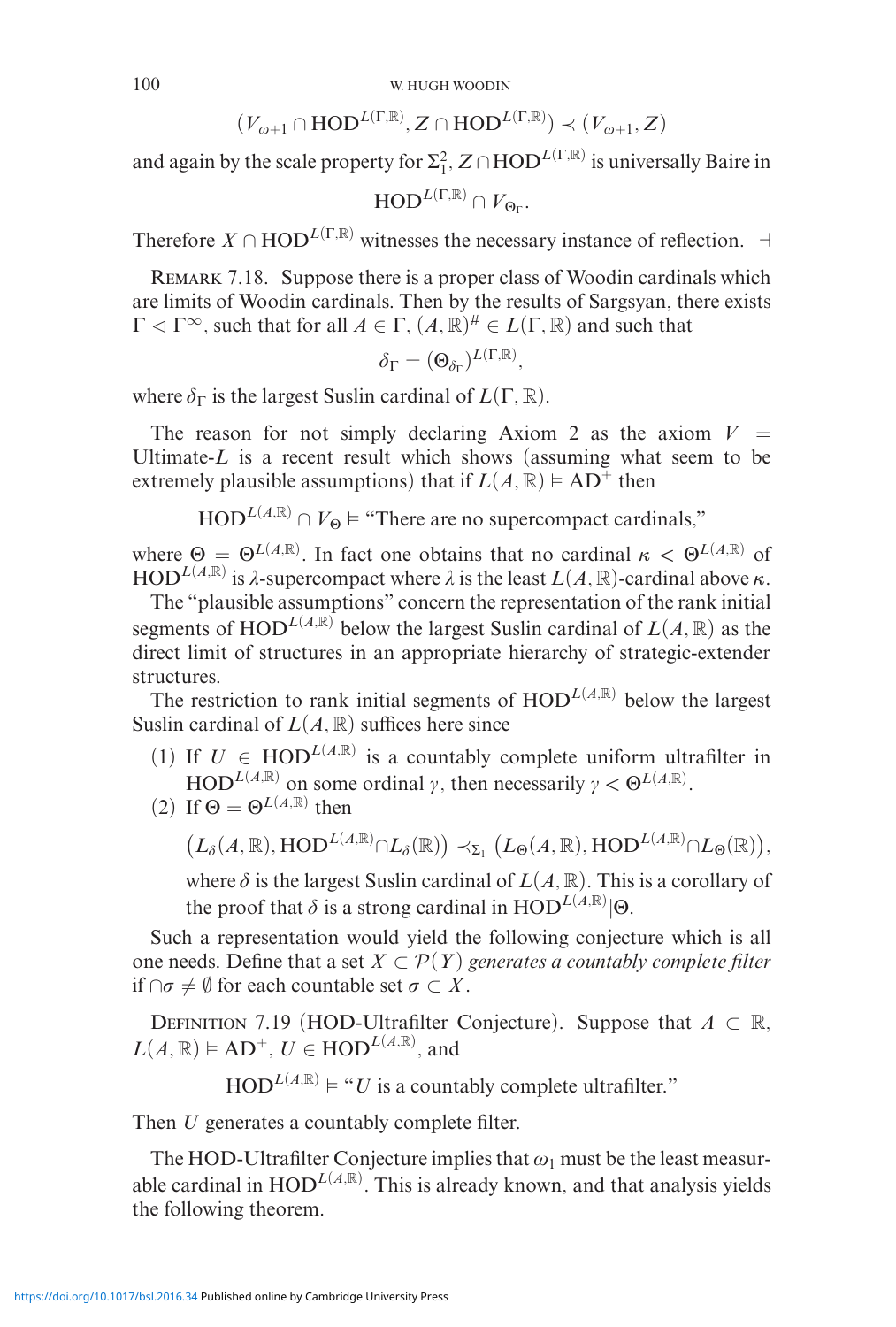$$(V_{\omega+1} \cap \mathrm{HOD}^{L(\Gamma,\mathbb{R})}, Z \cap \mathrm{HOD}^{L(\Gamma,\mathbb{R})}) \prec (V_{\omega+1}, Z)$$

and again by the scale property for $\Sigma^2_1$, $Z \cap \mathrm{HOD}^{L(\Gamma,\mathbb{R})}$ is universally Baire in

$$\mathrm{HOD}^{L(\Gamma,\mathbb{R})} \cap V_{\Theta_\Gamma}.$$

Therefore $X \cap \mathrm{HOD}^{L(\Gamma,\mathbb{R})}$ witnesses the necessary instance of reflection. ⊣

Remark 7.18. Suppose there is a proper class of Woodin cardinals which are limits of Woodin cardinals. Then by the results of Sargsyan, there exists $\Gamma \lhd \Gamma^\infty$, such that for all $A \in \Gamma$, $(A, \mathbb{R})^\# \in L(\Gamma, \mathbb{R})$ and such that

$$\delta_\Gamma = (\Theta_{\delta_\Gamma})^{L(\Gamma,\mathbb{R})},$$

where $\delta_\Gamma$ is the largest Suslin cardinal of $L(\Gamma, \mathbb{R})$.

The reason for not simply declaring Axiom 2 as the axiom $V =$ Ultimate-$L$ is a recent result which shows (assuming what seem to be extremely plausible assumptions) that if $L(A, \mathbb{R}) \vDash \mathrm{AD}^+$ then

$$\mathrm{HOD}^{L(A,\mathbb{R})} \cap V_\Theta \vDash \text{“There are no supercompact cardinals,”}$$

where $\Theta = \Theta^{L(A,\mathbb{R})}$. In fact one obtains that no cardinal $\kappa < \Theta^{L(A,\mathbb{R})}$ of $\mathrm{HOD}^{L(A,\mathbb{R})}$ is $\lambda$-supercompact where $\lambda$ is the least $L(A, \mathbb{R})$-cardinal above $\kappa$.

The “plausible assumptions” concern the representation of the rank initial segments of $\mathrm{HOD}^{L(A,\mathbb{R})}$ below the largest Suslin cardinal of $L(A, \mathbb{R})$ as the direct limit of structures in an appropriate hierarchy of strategic-extender structures.

The restriction to rank initial segments of $\mathrm{HOD}^{L(A,\mathbb{R})}$ below the largest Suslin cardinal of $L(A, \mathbb{R})$ suffices here since

(1) If $U \in \mathrm{HOD}^{L(A,\mathbb{R})}$ is a countably complete uniform ultrafilter in $\mathrm{HOD}^{L(A,\mathbb{R})}$ on some ordinal $\gamma$, then necessarily $\gamma < \Theta^{L(A,\mathbb{R})}$.

(2) If $\Theta = \Theta^{L(A,\mathbb{R})}$ then

$$\left(L_\delta(A, \mathbb{R}), \mathrm{HOD}^{L(A,\mathbb{R})} \cap L_\delta(\mathbb{R})\right) \prec_{\Sigma_1} \left(L_\Theta(A, \mathbb{R}), \mathrm{HOD}^{L(A,\mathbb{R})} \cap L_\Theta(\mathbb{R})\right),$$

where $\delta$ is the largest Suslin cardinal of $L(A, \mathbb{R})$. This is a corollary of the proof that $\delta$ is a strong cardinal in $\mathrm{HOD}^{L(A,\mathbb{R})}|\Theta$.

Such a representation would yield the following conjecture which is all one needs. Define that a set $X \subset \mathcal{P}(Y)$ *generates a countably complete filter* if $\cap\sigma \neq \emptyset$ for each countable set $\sigma \subset X$.

Definition 7.19 (HOD-Ultrafilter Conjecture). Suppose that $A \subset \mathbb{R}$, $L(A, \mathbb{R}) \vDash \mathrm{AD}^+$, $U \in \mathrm{HOD}^{L(A,\mathbb{R})}$, and

$$\mathrm{HOD}^{L(A,\mathbb{R})} \vDash \text{“}U \text{ is a countably complete ultrafilter.”}$$

Then $U$ generates a countably complete filter.

The HOD-Ultrafilter Conjecture implies that $\omega_1$ must be the least measurable cardinal in $\mathrm{HOD}^{L(A,\mathbb{R})}$. This is already known, and that analysis yields the following theorem.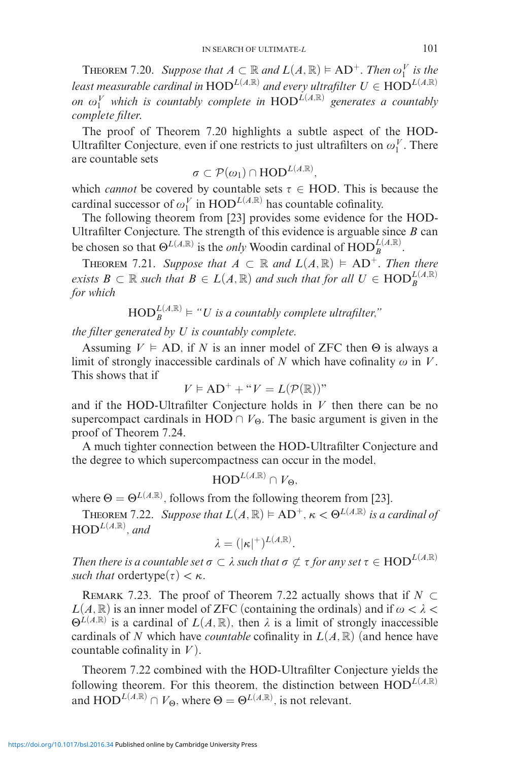Theorem 7.20. *Suppose that $A \subset \mathbb{R}$ and $L(A, \mathbb{R}) \vDash \mathrm{AD}^+$. Then $\omega_1^V$ is the least measurable cardinal in $\mathrm{HOD}^{L(A,\mathbb{R})}$ and every ultrafilter $U \in \mathrm{HOD}^{L(A,\mathbb{R})}$ on $\omega_1^V$ which is countably complete in $\mathrm{HOD}^{L(A,\mathbb{R})}$ generates a countably complete filter.*

The proof of Theorem 7.20 highlights a subtle aspect of the HOD-Ultrafilter Conjecture, even if one restricts to just ultrafilters on $\omega_1^V$. There are countable sets

$$\sigma \subset \mathcal{P}(\omega_1) \cap \mathrm{HOD}^{L(A,\mathbb{R})},$$

which *cannot* be covered by countable sets $\tau \in \mathrm{HOD}$. This is because the cardinal successor of $\omega_1^V$ in $\mathrm{HOD}^{L(A,\mathbb{R})}$ has countable cofinality.

The following theorem from [23] provides some evidence for the HOD-Ultrafilter Conjecture. The strength of this evidence is arguable since $B$ can be chosen so that $\Theta^{L(A,\mathbb{R})}$ is the *only* Woodin cardinal of $\mathrm{HOD}_B^{L(A,\mathbb{R})}$.

Theorem 7.21. *Suppose that $A \subset \mathbb{R}$ and $L(A, \mathbb{R}) \vDash \mathrm{AD}^+$. Then there exists $B \subset \mathbb{R}$ such that $B \in L(A, \mathbb{R})$ and such that for all $U \in \mathrm{HOD}_B^{L(A,\mathbb{R})}$ for which*

$$\mathrm{HOD}_B^{L(A,\mathbb{R})} \vDash \text{“}U \text{ is a countably complete ultrafilter,”}$$

*the filter generated by $U$ is countably complete.*

Assuming $V \vDash \mathrm{AD}$, if $N$ is an inner model of ZFC then $\Theta$ is always a limit of strongly inaccessible cardinals of $N$ which have cofinality $\omega$ in $V$. This shows that if

$$V \vDash \mathrm{AD}^+ + \text{“}V = L(\mathcal{P}(\mathbb{R}))\text{”}$$

and if the HOD-Ultrafilter Conjecture holds in $V$ then there can be no supercompact cardinals in $\mathrm{HOD} \cap V_\Theta$. The basic argument is given in the proof of Theorem 7.24.

A much tighter connection between the HOD-Ultrafilter Conjecture and the degree to which supercompactness can occur in the model,

$$\mathrm{HOD}^{L(A,\mathbb{R})} \cap V_\Theta,$$

where $\Theta = \Theta^{L(A,\mathbb{R})}$, follows from the following theorem from [23].

Theorem 7.22. *Suppose that $L(A, \mathbb{R}) \vDash \mathrm{AD}^+$, $\kappa < \Theta^{L(A,\mathbb{R})}$ is a cardinal of $\mathrm{HOD}^{L(A,\mathbb{R})}$, and*

$$\lambda = (|\kappa|^+)^{L(A,\mathbb{R})}.$$

*Then there is a countable set $\sigma \subset \lambda$ such that $\sigma \not\subset \tau$ for any set $\tau \in \mathrm{HOD}^{L(A,\mathbb{R})}$ such that* $\mathrm{ordertype}(\tau) < \kappa$.

Remark 7.23. The proof of Theorem 7.22 actually shows that if $N \subset L(A, \mathbb{R})$ is an inner model of ZFC (containing the ordinals) and if $\omega < \lambda < \Theta^{L(A,\mathbb{R})}$ is a cardinal of $L(A, \mathbb{R})$, then $\lambda$ is a limit of strongly inaccessible cardinals of $N$ which have *countable* cofinality in $L(A, \mathbb{R})$ (and hence have countable cofinality in $V$).

Theorem 7.22 combined with the HOD-Ultrafilter Conjecture yields the following theorem. For this theorem, the distinction between $\mathrm{HOD}^{L(A,\mathbb{R})}$ and $\mathrm{HOD}^{L(A,\mathbb{R})} \cap V_\Theta$, where $\Theta = \Theta^{L(A,\mathbb{R})}$, is not relevant.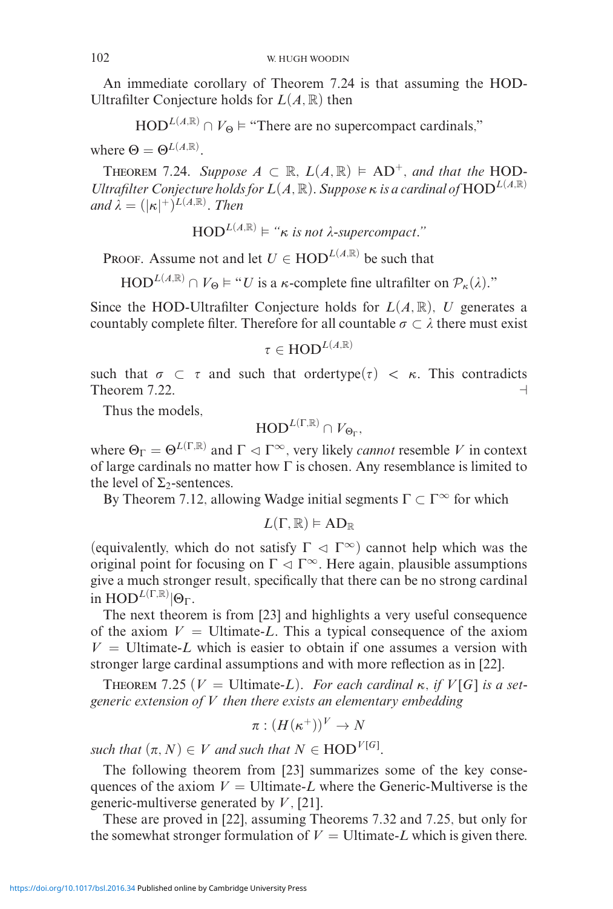An immediate corollary of Theorem 7.24 is that assuming the HOD-Ultrafilter Conjecture holds for $L(A, \mathbb{R})$ then

$$\mathrm{HOD}^{L(A,\mathbb{R})} \cap V_\Theta \vDash \text{“There are no supercompact cardinals,”}$$

where $\Theta = \Theta^{L(A,\mathbb{R})}$.

Theorem 7.24. *Suppose $A \subset \mathbb{R}$, $L(A, \mathbb{R}) \vDash \mathrm{AD}^+$, and that the HOD-Ultrafilter Conjecture holds for $L(A, \mathbb{R})$. Suppose $\kappa$ is a cardinal of $\mathrm{HOD}^{L(A,\mathbb{R})}$ and $\lambda = (|\kappa|^+)^{L(A,\mathbb{R})}$. Then*

$$\mathrm{HOD}^{L(A,\mathbb{R})} \vDash \text{“}\kappa \text{ is not } \lambda\text{-supercompact.”}$$

Proof. Assume not and let $U \in \mathrm{HOD}^{L(A,\mathbb{R})}$ be such that

$$\mathrm{HOD}^{L(A,\mathbb{R})} \cap V_\Theta \vDash \text{“}U \text{ is a } \kappa\text{-complete fine ultrafilter on } \mathcal{P}_\kappa(\lambda)\text{.”}$$

Since the HOD-Ultrafilter Conjecture holds for $L(A, \mathbb{R})$, $U$ generates a countably complete filter. Therefore for all countable $\sigma \subset \lambda$ there must exist

$$\tau \in \mathrm{HOD}^{L(A,\mathbb{R})}$$

such that $\sigma \subset \tau$ and such that $\mathrm{ordertype}(\tau) < \kappa$. This contradicts Theorem 7.22. ⊣

Thus the models,

$$\mathrm{HOD}^{L(\Gamma,\mathbb{R})} \cap V_{\Theta_\Gamma},$$

where $\Theta_\Gamma = \Theta^{L(\Gamma,\mathbb{R})}$ and $\Gamma \lhd \Gamma^\infty$, very likely *cannot* resemble $V$ in context of large cardinals no matter how $\Gamma$ is chosen. Any resemblance is limited to the level of $\Sigma_2$-sentences.

By Theorem 7.12, allowing Wadge initial segments $\Gamma \subset \Gamma^\infty$ for which

$$L(\Gamma, \mathbb{R}) \vDash \mathrm{AD}_\mathbb{R}$$

(equivalently, which do not satisfy $\Gamma \lhd \Gamma^\infty$) cannot help which was the original point for focusing on $\Gamma \lhd \Gamma^\infty$. Here again, plausible assumptions give a much stronger result, specifically that there can be no strong cardinal in $\mathrm{HOD}^{L(\Gamma,\mathbb{R})}|\Theta_\Gamma$.

The next theorem is from [23] and highlights a very useful consequence of the axiom $V =$ Ultimate-$L$. This a typical consequence of the axiom $V =$ Ultimate-$L$ which is easier to obtain if one assumes a version with stronger large cardinal assumptions and with more reflection as in [22].

Theorem 7.25 ($V =$ Ultimate-$L$). *For each cardinal $\kappa$, if $V[G]$ is a set-generic extension of $V$ then there exists an elementary embedding*

$$\pi : (H(\kappa^+))^V \to N$$

*such that $(\pi, N) \in V$ and such that $N \in \mathrm{HOD}^{V[G]}$.*

The following theorem from [23] summarizes some of the key consequences of the axiom $V =$ Ultimate-$L$ where the Generic-Multiverse is the generic-multiverse generated by $V$, [21].

These are proved in [22], assuming Theorems 7.32 and 7.25, but only for the somewhat stronger formulation of $V =$ Ultimate-$L$ which is given there.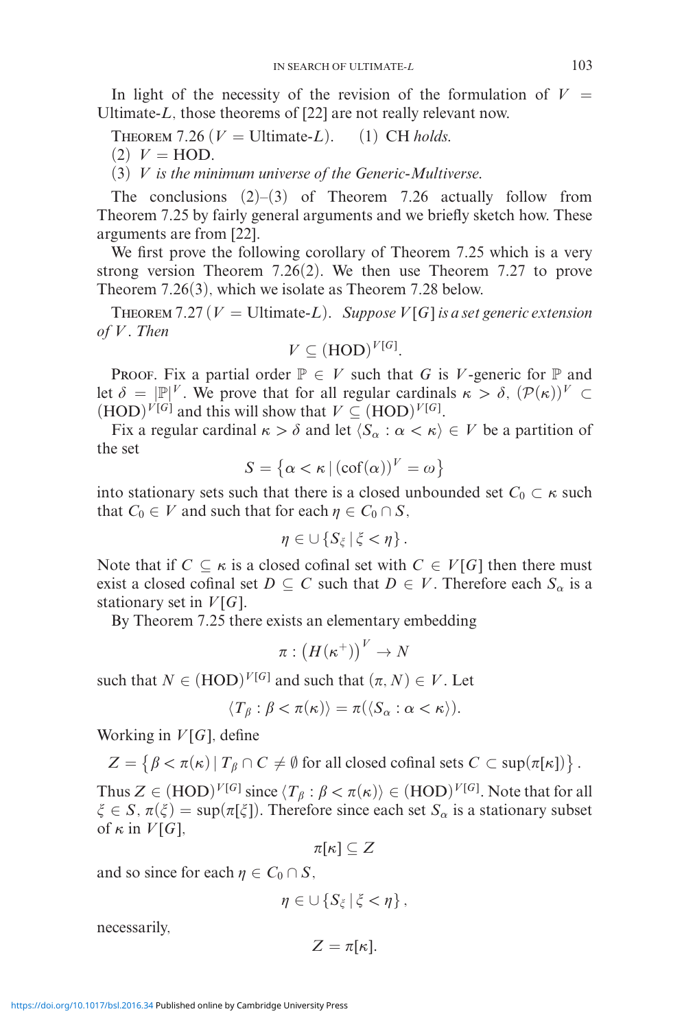In light of the necessity of the revision of the formulation of $V =$ Ultimate-$L$, those theorems of [22] are not really relevant now.

Theorem 7.26 ($V =$ Ultimate-$L$). *(1) CH holds.*

*(2) $V = \mathrm{HOD}$.*

*(3) $V$ is the minimum universe of the Generic-Multiverse.*

The conclusions (2)–(3) of Theorem 7.26 actually follow from Theorem 7.25 by fairly general arguments and we briefly sketch how. These arguments are from [22].

We first prove the following corollary of Theorem 7.25 which is a very strong version Theorem 7.26(2). We then use Theorem 7.27 to prove Theorem 7.26(3), which we isolate as Theorem 7.28 below.

Theorem 7.27 ($V =$ Ultimate-$L$). *Suppose $V[G]$ is a set generic extension of $V$. Then*

$$V \subseteq (\mathrm{HOD})^{V[G]}.$$

Proof. Fix a partial order $\mathbb{P} \in V$ such that $G$ is $V$-generic for $\mathbb{P}$ and let $\delta = |\mathbb{P}|^V$. We prove that for all regular cardinals $\kappa > \delta$, $(\mathcal{P}(\kappa))^V \subset (\mathrm{HOD})^{V[G]}$ and this will show that $V \subseteq (\mathrm{HOD})^{V[G]}$.

Fix a regular cardinal $\kappa > \delta$ and let $\langle S_\alpha : \alpha < \kappa \rangle \in V$ be a partition of the set

$$S = \left\{ \alpha < \kappa \,|\, (\mathrm{cof}(\alpha))^V = \omega \right\}$$

into stationary sets such that there is a closed unbounded set $C_0 \subset \kappa$ such that $C_0 \in V$ and such that for each $\eta \in C_0 \cap S$,

$$\eta \in \cup \left\{ S_\xi \,|\, \xi < \eta \right\}.$$

Note that if $C \subseteq \kappa$ is a closed cofinal set with $C \in V[G]$ then there must exist a closed cofinal set $D \subseteq C$ such that $D \in V$. Therefore each $S_\alpha$ is a stationary set in $V[G]$.

By Theorem 7.25 there exists an elementary embedding

$$\pi : \left(H(\kappa^+)\right)^V \to N$$

such that $N \in (\mathrm{HOD})^{V[G]}$ and such that $(\pi, N) \in V$. Let

$$\langle T_\beta : \beta < \pi(\kappa) \rangle = \pi(\langle S_\alpha : \alpha < \kappa \rangle).$$

Working in $V[G]$, define

$$Z = \left\{ \beta < \pi(\kappa) \,|\, T_\beta \cap C \neq \emptyset \text{ for all closed cofinal sets } C \subset \sup(\pi[\kappa]) \right\}.$$

Thus $Z \in (\mathrm{HOD})^{V[G]}$ since $\langle T_\beta : \beta < \pi(\kappa) \rangle \in (\mathrm{HOD})^{V[G]}$. Note that for all $\xi \in S$, $\pi(\xi) = \sup(\pi[\xi])$. Therefore since each set $S_\alpha$ is a stationary subset of $\kappa$ in $V[G]$,

$$\pi[\kappa] \subseteq Z$$

and so since for each $\eta \in C_0 \cap S$,

$$\eta \in \cup \left\{ S_\xi \,|\, \xi < \eta \right\},$$

necessarily,

$$Z = \pi[\kappa].$$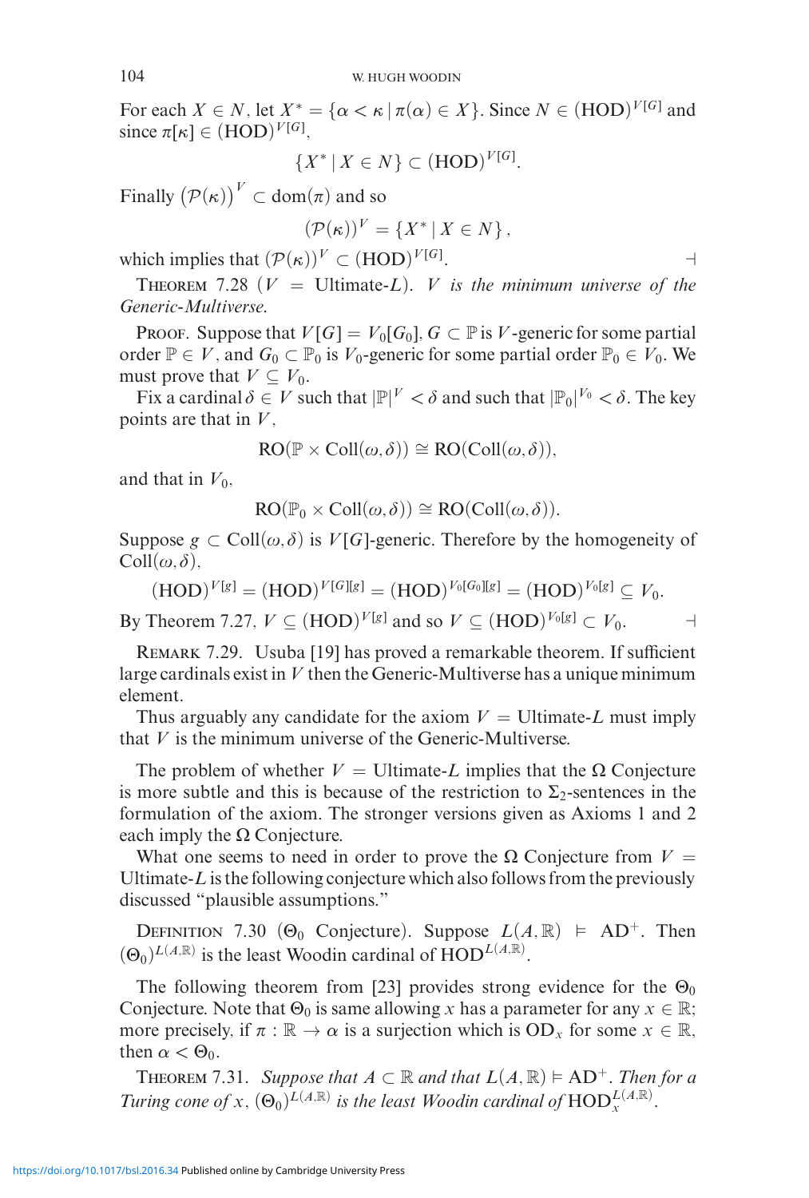For each $X \in N$, let $X^* = \{\alpha < \kappa \mid \pi(\alpha) \in X\}$. Since $N \in (\mathrm{HOD})^{V[G]}$ and since $\pi[\kappa] \in (\mathrm{HOD})^{V[G]}$,

$$\{X^* \mid X \in N\} \subset (\mathrm{HOD})^{V[G]}.$$

Finally $\left(\mathcal{P}(\kappa)\right)^V \subset \mathrm{dom}(\pi)$ and so

$$(\mathcal{P}(\kappa))^V = \{X^* \mid X \in N\},$$

which implies that $(\mathcal{P}(\kappa))^V \subset (\mathrm{HOD})^{V[G]}$. ⊣

THEOREM 7.28 ($V$ = Ultimate-$L$). *$V$ is the minimum universe of the Generic-Multiverse.*

PROOF. Suppose that $V[G] = V_0[G_0]$, $G \subset \mathbb{P}$ is $V$-generic for some partial order $\mathbb{P} \in V$, and $G_0 \subset \mathbb{P}_0$ is $V_0$-generic for some partial order $\mathbb{P}_0 \in V_0$. We must prove that $V \subseteq V_0$.

Fix a cardinal $\delta \in V$ such that $|\mathbb{P}|^V < \delta$ and such that $|\mathbb{P}_0|^{V_0} < \delta$. The key points are that in $V$,

$$\mathrm{RO}(\mathbb{P} \times \mathrm{Coll}(\omega, \delta)) \cong \mathrm{RO}(\mathrm{Coll}(\omega, \delta)),$$

and that in $V_0$,

$$\mathrm{RO}(\mathbb{P}_0 \times \mathrm{Coll}(\omega, \delta)) \cong \mathrm{RO}(\mathrm{Coll}(\omega, \delta)).$$

Suppose $g \subset \mathrm{Coll}(\omega, \delta)$ is $V[G]$-generic. Therefore by the homogeneity of $\mathrm{Coll}(\omega, \delta)$,

$$(\mathrm{HOD})^{V[g]} = (\mathrm{HOD})^{V[G][g]} = (\mathrm{HOD})^{V_0[G_0][g]} = (\mathrm{HOD})^{V_0[g]} \subseteq V_0.$$

By Theorem 7.27, $V \subseteq (\mathrm{HOD})^{V[g]}$ and so $V \subseteq (\mathrm{HOD})^{V_0[g]} \subset V_0$. ⊣

REMARK 7.29. Usuba [19] has proved a remarkable theorem. If sufficient large cardinals exist in $V$ then the Generic-Multiverse has a unique minimum element.

Thus arguably any candidate for the axiom $V$ = Ultimate-$L$ must imply that $V$ is the minimum universe of the Generic-Multiverse.

The problem of whether $V$ = Ultimate-$L$ implies that the $\Omega$ Conjecture is more subtle and this is because of the restriction to $\Sigma_2$-sentences in the formulation of the axiom. The stronger versions given as Axioms 1 and 2 each imply the $\Omega$ Conjecture.

What one seems to need in order to prove the $\Omega$ Conjecture from $V$ = Ultimate-$L$ is the following conjecture which also follows from the previously discussed "plausible assumptions."

DEFINITION 7.30 ($\Theta_0$ Conjecture). Suppose $L(A, \mathbb{R}) \models \mathrm{AD}^+$. Then $(\Theta_0)^{L(A,\mathbb{R})}$ is the least Woodin cardinal of $\mathrm{HOD}^{L(A,\mathbb{R})}$.

The following theorem from [23] provides strong evidence for the $\Theta_0$ Conjecture. Note that $\Theta_0$ is same allowing $x$ has a parameter for any $x \in \mathbb{R}$; more precisely, if $\pi : \mathbb{R} \to \alpha$ is a surjection which is $\mathrm{OD}_x$ for some $x \in \mathbb{R}$, then $\alpha < \Theta_0$.

THEOREM 7.31. *Suppose that $A \subset \mathbb{R}$ and that $L(A, \mathbb{R}) \models \mathrm{AD}^+$. Then for a Turing cone of $x$, $(\Theta_0)^{L(A,\mathbb{R})}$ is the least Woodin cardinal of $\mathrm{HOD}_x^{L(A,\mathbb{R})}$.*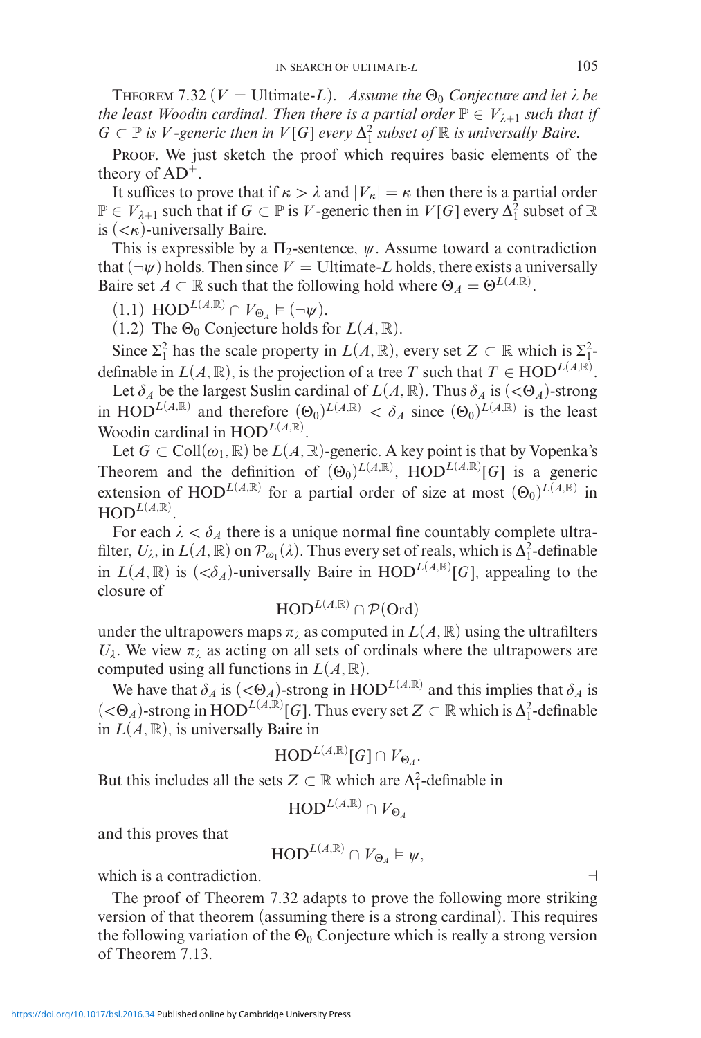Theorem 7.32 ($V = \text{Ultimate-}L$). *Assume the $\Theta_0$ Conjecture and let $\lambda$ be the least Woodin cardinal. Then there is a partial order $\mathbb{P} \in V_{\lambda+1}$ such that if $G \subset \mathbb{P}$ is $V$-generic then in $V[G]$ every $\Delta^2_1$ subset of $\mathbb{R}$ is universally Baire.*

Proof. We just sketch the proof which requires basic elements of the theory of $\mathrm{AD}^+$.

It suffices to prove that if $\kappa > \lambda$ and $|V_\kappa| = \kappa$ then there is a partial order $\mathbb{P} \in V_{\lambda+1}$ such that if $G \subset \mathbb{P}$ is $V$-generic then in $V[G]$ every $\Delta^2_1$ subset of $\mathbb{R}$ is ($<\kappa$)-universally Baire.

This is expressible by a $\Pi_2$-sentence, $\psi$. Assume toward a contradiction that $(\neg\psi)$ holds. Then since $V = \text{Ultimate-}L$ holds, there exists a universally Baire set $A \subset \mathbb{R}$ such that the following hold where $\Theta_A = \Theta^{L(A,\mathbb{R})}$.

(1.1) $\mathrm{HOD}^{L(A,\mathbb{R})} \cap V_{\Theta_A} \vDash (\neg\psi)$.

(1.2) The $\Theta_0$ Conjecture holds for $L(A,\mathbb{R})$.

Since $\Sigma^2_1$ has the scale property in $L(A,\mathbb{R})$, every set $Z \subset \mathbb{R}$ which is $\Sigma^2_1$-definable in $L(A,\mathbb{R})$, is the projection of a tree $T$ such that $T \in \mathrm{HOD}^{L(A,\mathbb{R})}$.

Let $\delta_A$ be the largest Suslin cardinal of $L(A,\mathbb{R})$. Thus $\delta_A$ is ($<\Theta_A$)-strong in $\mathrm{HOD}^{L(A,\mathbb{R})}$ and therefore $(\Theta_0)^{L(A,\mathbb{R})} < \delta_A$ since $(\Theta_0)^{L(A,\mathbb{R})}$ is the least Woodin cardinal in $\mathrm{HOD}^{L(A,\mathbb{R})}$.

Let $G \subset \mathrm{Coll}(\omega_1,\mathbb{R})$ be $L(A,\mathbb{R})$-generic. A key point is that by Vopenka's Theorem and the definition of $(\Theta_0)^{L(A,\mathbb{R})}$, $\mathrm{HOD}^{L(A,\mathbb{R})}[G]$ is a generic extension of $\mathrm{HOD}^{L(A,\mathbb{R})}$ for a partial order of size at most $(\Theta_0)^{L(A,\mathbb{R})}$ in $\mathrm{HOD}^{L(A,\mathbb{R})}$.

For each $\lambda < \delta_A$ there is a unique normal fine countably complete ultrafilter, $U_\lambda$, in $L(A,\mathbb{R})$ on $\mathcal{P}_{\omega_1}(\lambda)$. Thus every set of reals, which is $\Delta^2_1$-definable in $L(A,\mathbb{R})$ is ($<\delta_A$)-universally Baire in $\mathrm{HOD}^{L(A,\mathbb{R})}[G]$, appealing to the closure of

$$\mathrm{HOD}^{L(A,\mathbb{R})} \cap \mathcal{P}(\mathrm{Ord})$$

under the ultrapowers maps $\pi_\lambda$ as computed in $L(A,\mathbb{R})$ using the ultrafilters $U_\lambda$. We view $\pi_\lambda$ as acting on all sets of ordinals where the ultrapowers are computed using all functions in $L(A,\mathbb{R})$.

We have that $\delta_A$ is ($<\Theta_A$)-strong in $\mathrm{HOD}^{L(A,\mathbb{R})}$ and this implies that $\delta_A$ is ($<\Theta_A$)-strong in $\mathrm{HOD}^{L(A,\mathbb{R})}[G]$. Thus every set $Z \subset \mathbb{R}$ which is $\Delta^2_1$-definable in $L(A,\mathbb{R})$, is universally Baire in

$$\mathrm{HOD}^{L(A,\mathbb{R})}[G] \cap V_{\Theta_A}.$$

But this includes all the sets $Z \subset \mathbb{R}$ which are $\Delta^2_1$-definable in

$$\mathrm{HOD}^{L(A,\mathbb{R})} \cap V_{\Theta_A}$$

and this proves that

$$\mathrm{HOD}^{L(A,\mathbb{R})} \cap V_{\Theta_A} \vDash \psi,$$

which is a contradiction. ⊣

The proof of Theorem 7.32 adapts to prove the following more striking version of that theorem (assuming there is a strong cardinal). This requires the following variation of the $\Theta_0$ Conjecture which is really a strong version of Theorem 7.13.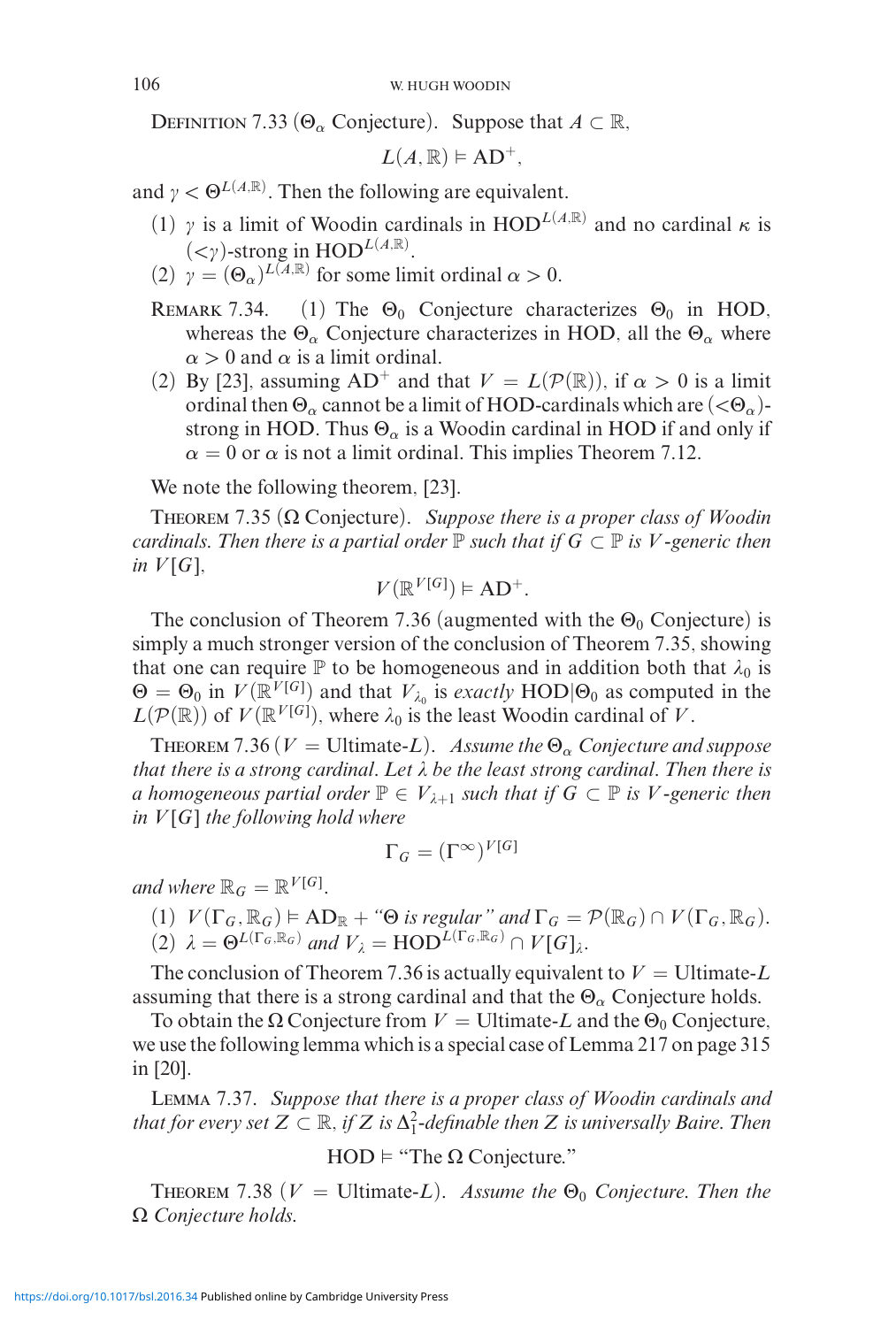Definition 7.33 ($\Theta_\alpha$ Conjecture). Suppose that $A \subset \mathbb{R}$,

$$L(A, \mathbb{R}) \vDash \mathrm{AD}^+,$$

and $\gamma < \Theta^{L(A,\mathbb{R})}$. Then the following are equivalent.

(1) $\gamma$ is a limit of Woodin cardinals in $\mathrm{HOD}^{L(A,\mathbb{R})}$ and no cardinal $\kappa$ is $({<}\gamma)$-strong in $\mathrm{HOD}^{L(A,\mathbb{R})}$.

(2) $\gamma = (\Theta_\alpha)^{L(A,\mathbb{R})}$ for some limit ordinal $\alpha > 0$.

Remark 7.34. (1) The $\Theta_0$ Conjecture characterizes $\Theta_0$ in HOD, whereas the $\Theta_\alpha$ Conjecture characterizes in HOD, all the $\Theta_\alpha$ where $\alpha > 0$ and $\alpha$ is a limit ordinal.

(2) By [23], assuming $\mathrm{AD}^+$ and that $V = L(\mathcal{P}(\mathbb{R}))$, if $\alpha > 0$ is a limit ordinal then $\Theta_\alpha$ cannot be a limit of HOD-cardinals which are $({<}\Theta_\alpha)$-strong in HOD. Thus $\Theta_\alpha$ is a Woodin cardinal in HOD if and only if $\alpha = 0$ or $\alpha$ is not a limit ordinal. This implies Theorem 7.12.

We note the following theorem, [23].

Theorem 7.35 ($\Omega$ Conjecture). *Suppose there is a proper class of Woodin cardinals. Then there is a partial order $\mathbb{P}$ such that if $G \subset \mathbb{P}$ is $V$-generic then in $V[G]$,*

$$V(\mathbb{R}^{V[G]}) \vDash \mathrm{AD}^+.$$

The conclusion of Theorem 7.36 (augmented with the $\Theta_0$ Conjecture) is simply a much stronger version of the conclusion of Theorem 7.35, showing that one can require $\mathbb{P}$ to be homogeneous and in addition both that $\lambda_0$ is $\Theta = \Theta_0$ in $V(\mathbb{R}^{V[G]})$ and that $V_{\lambda_0}$ is *exactly* $\mathrm{HOD}|\Theta_0$ as computed in the $L(\mathcal{P}(\mathbb{R}))$ of $V(\mathbb{R}^{V[G]})$, where $\lambda_0$ is the least Woodin cardinal of $V$.

Theorem 7.36 ($V =$ Ultimate-$L$). *Assume the $\Theta_\alpha$ Conjecture and suppose that there is a strong cardinal. Let $\lambda$ be the least strong cardinal. Then there is a homogeneous partial order $\mathbb{P} \in V_{\lambda+1}$ such that if $G \subset \mathbb{P}$ is $V$-generic then in $V[G]$ the following hold where*

$$\Gamma_G = (\Gamma^\infty)^{V[G]}$$

*and where $\mathbb{R}_G = \mathbb{R}^{V[G]}$.*

(1) $V(\Gamma_G, \mathbb{R}_G) \vDash \mathrm{AD}_\mathbb{R} +$ *"$\Theta$ is regular" and* $\Gamma_G = \mathcal{P}(\mathbb{R}_G) \cap V(\Gamma_G, \mathbb{R}_G)$.

(2) $\lambda = \Theta^{L(\Gamma_G, \mathbb{R}_G)}$ *and* $V_\lambda = \mathrm{HOD}^{L(\Gamma_G,\mathbb{R}_G)} \cap V[G]_\lambda$.

The conclusion of Theorem 7.36 is actually equivalent to $V =$ Ultimate-$L$ assuming that there is a strong cardinal and that the $\Theta_\alpha$ Conjecture holds.

To obtain the $\Omega$ Conjecture from $V =$ Ultimate-$L$ and the $\Theta_0$ Conjecture, we use the following lemma which is a special case of Lemma 217 on page 315 in [20].

Lemma 7.37. *Suppose that there is a proper class of Woodin cardinals and that for every set $Z \subset \mathbb{R}$, if $Z$ is $\Delta^2_1$-definable then $Z$ is universally Baire. Then*

$$\mathrm{HOD} \vDash \text{"The } \Omega \text{ Conjecture."}$$

Theorem 7.38 ($V =$ Ultimate-$L$). *Assume the $\Theta_0$ Conjecture. Then the $\Omega$ Conjecture holds.*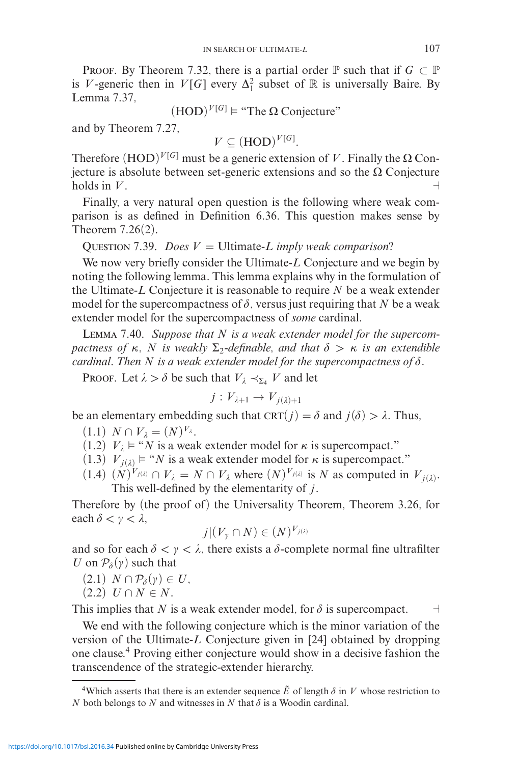Proof. By Theorem 7.32, there is a partial order $\mathbb{P}$ such that if $G \subset \mathbb{P}$ is $V$-generic then in $V[G]$ every $\Delta^2_1$ subset of $\mathbb{R}$ is universally Baire. By Lemma 7.37,

$$(\mathrm{HOD})^{V[G]} \vDash \text{“The } \Omega \text{ Conjecture”}$$

and by Theorem 7.27,

$$V \subseteq (\mathrm{HOD})^{V[G]}.$$

Therefore $(\mathrm{HOD})^{V[G]}$ must be a generic extension of $V$. Finally the $\Omega$ Conjecture is absolute between set-generic extensions and so the $\Omega$ Conjecture holds in $V$. ⊣

Finally, a very natural open question is the following where weak comparison is as defined in Definition 6.36. This question makes sense by Theorem 7.26(2).

Question 7.39. *Does $V =$ Ultimate-$L$ imply weak comparison?*

We now very briefly consider the Ultimate-$L$ Conjecture and we begin by noting the following lemma. This lemma explains why in the formulation of the Ultimate-$L$ Conjecture it is reasonable to require $N$ be a weak extender model for the supercompactness of $\delta$, versus just requiring that $N$ be a weak extender model for the supercompactness of *some* cardinal.

Lemma 7.40. *Suppose that $N$ is a weak extender model for the supercompactness of $\kappa$, $N$ is weakly $\Sigma_2$-definable, and that $\delta > \kappa$ is an extendible cardinal. Then $N$ is a weak extender model for the supercompactness of $\delta$.*

Proof. Let $\lambda > \delta$ be such that $V_\lambda \prec_{\Sigma_4} V$ and let

$$j : V_{\lambda+1} \to V_{j(\lambda)+1}$$

be an elementary embedding such that $\mathrm{CRT}(j) = \delta$ and $j(\delta) > \lambda$. Thus,

(1.1) $N \cap V_\lambda = (N)^{V_\lambda}$.

(1.2) $V_\lambda \vDash$ “$N$ is a weak extender model for $\kappa$ is supercompact.”

(1.3) $V_{j(\lambda)} \vDash$ “$N$ is a weak extender model for $\kappa$ is supercompact.”

(1.4) $(N)^{V_{j(\lambda)}} \cap V_\lambda = N \cap V_\lambda$ where $(N)^{V_{j(\lambda)}}$ is $N$ as computed in $V_{j(\lambda)}$. This well-defined by the elementarity of $j$.

Therefore by (the proof of) the Universality Theorem, Theorem 3.26, for each $\delta < \gamma < \lambda$,

$$j|(V_\gamma \cap N) \in (N)^{V_{j(\lambda)}}$$

and so for each $\delta < \gamma < \lambda$, there exists a $\delta$-complete normal fine ultrafilter $U$ on $\mathcal{P}_\delta(\gamma)$ such that

(2.1) $N \cap \mathcal{P}_\delta(\gamma) \in U$,

(2.2) $U \cap N \in N$.

This implies that $N$ is a weak extender model, for $\delta$ is supercompact. ⊣

We end with the following conjecture which is the minor variation of the version of the Ultimate-$L$ Conjecture given in [24] obtained by dropping one clause.[4] Proving either conjecture would show in a decisive fashion the transcendence of the strategic-extender hierarchy.

[4] Which asserts that there is an extender sequence $\tilde{E}$ of length $\delta$ in $V$ whose restriction to $N$ both belongs to $N$ and witnesses in $N$ that $\delta$ is a Woodin cardinal.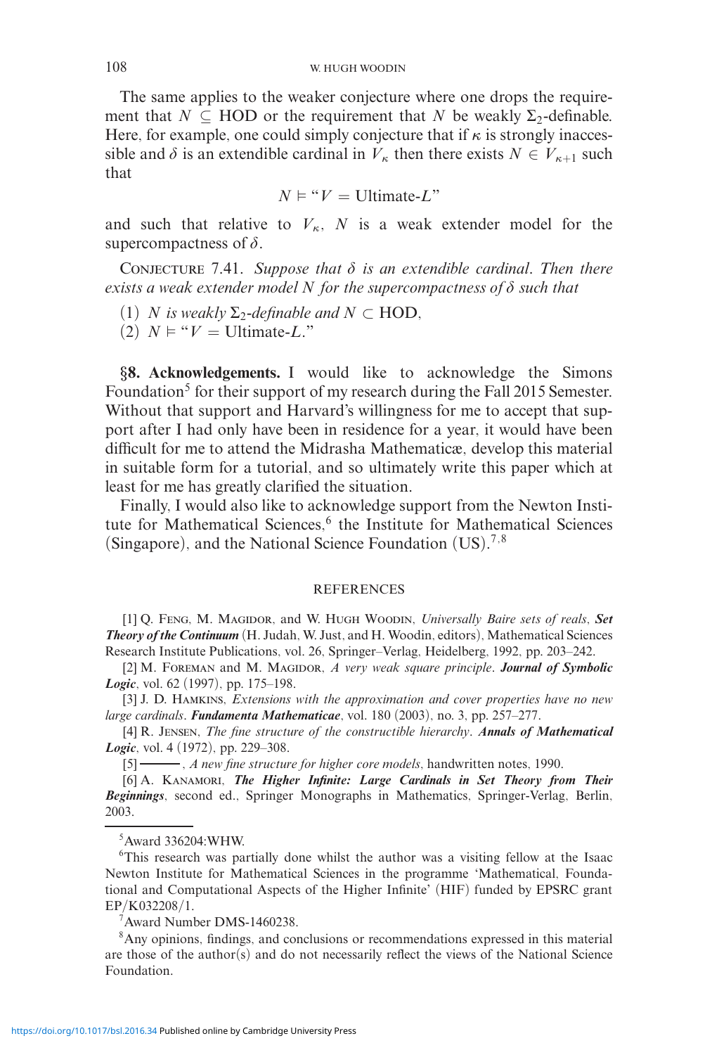The same applies to the weaker conjecture where one drops the requirement that $N \subseteq \text{HOD}$ or the requirement that $N$ be weakly $\Sigma_2$-definable. Here, for example, one could simply conjecture that if $\kappa$ is strongly inaccessible and $\delta$ is an extendible cardinal in $V_\kappa$ then there exists $N \in V_{\kappa+1}$ such that

$$N \vDash \text{“}V = \text{Ultimate-}L\text{”}$$

and such that relative to $V_\kappa$, $N$ is a weak extender model for the supercompactness of $\delta$.

CONJECTURE 7.41. *Suppose that $\delta$ is an extendible cardinal. Then there exists a weak extender model $N$ for the supercompactness of $\delta$ such that*

(1) *$N$ is weakly $\Sigma_2$-definable and $N \subset \text{HOD}$,*
(2) *$N \vDash$ “$V = \text{Ultimate-}L$.”*

## §8. Acknowledgements.

I would like to acknowledge the Simons Foundation[5] for their support of my research during the Fall 2015 Semester. Without that support and Harvard's willingness for me to accept that support after I had only have been in residence for a year, it would have been difficult for me to attend the Midrasha Mathematicæ, develop this material in suitable form for a tutorial, and so ultimately write this paper which at least for me has greatly clarified the situation.

Finally, I would also like to acknowledge support from the Newton Institute for Mathematical Sciences,[6] the Institute for Mathematical Sciences (Singapore), and the National Science Foundation (US).[7,8]

## REFERENCES

[1] Q. Feng, M. Magidor, and W. Hugh Woodin, *Universally Baire sets of reals*, ***Set Theory of the Continuum*** (H. Judah, W. Just, and H. Woodin, editors), Mathematical Sciences Research Institute Publications, vol. 26, Springer–Verlag, Heidelberg, 1992, pp. 203–242.

[2] M. Foreman and M. Magidor, *A very weak square principle*. ***Journal of Symbolic Logic***, vol. 62 (1997), pp. 175–198.

[3] J. D. Hamkins, *Extensions with the approximation and cover properties have no new large cardinals*. ***Fundamenta Mathematicae***, vol. 180 (2003), no. 3, pp. 257–277.

[4] R. Jensen, *The fine structure of the constructible hierarchy*. ***Annals of Mathematical Logic***, vol. 4 (1972), pp. 229–308.

[5] ———, *A new fine structure for higher core models*, handwritten notes, 1990.

[6] A. Kanamori, ***The Higher Infinite: Large Cardinals in Set Theory from Their Beginnings***, second ed., Springer Monographs in Mathematics, Springer-Verlag, Berlin, 2003.

---

[5] Award 336204:WHW.

[6] This research was partially done whilst the author was a visiting fellow at the Isaac Newton Institute for Mathematical Sciences in the programme 'Mathematical, Foundational and Computational Aspects of the Higher Infinite' (HIF) funded by EPSRC grant EP/K032208/1.

[7] Award Number DMS-1460238.

[8] Any opinions, findings, and conclusions or recommendations expressed in this material are those of the author(s) and do not necessarily reflect the views of the National Science Foundation.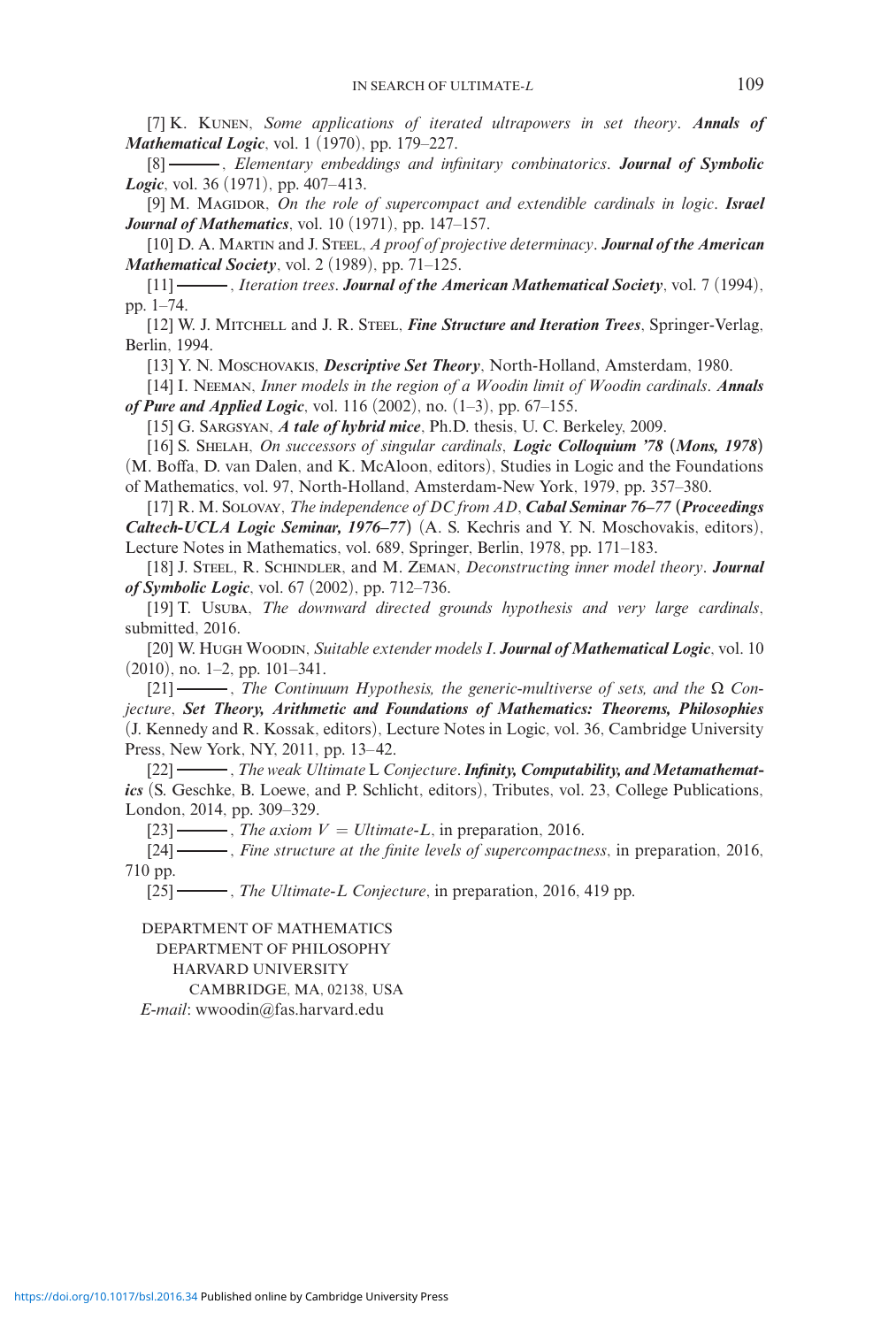[7] K. Kunen, *Some applications of iterated ultrapowers in set theory*. ***Annals of Mathematical Logic***, vol. 1 (1970), pp. 179–227.

[8] ———, *Elementary embeddings and infinitary combinatorics*. ***Journal of Symbolic Logic***, vol. 36 (1971), pp. 407–413.

[9] M. Magidor, *On the role of supercompact and extendible cardinals in logic*. ***Israel Journal of Mathematics***, vol. 10 (1971), pp. 147–157.

[10] D. A. Martin and J. Steel, *A proof of projective determinacy*. ***Journal of the American Mathematical Society***, vol. 2 (1989), pp. 71–125.

[11] ———, *Iteration trees*. ***Journal of the American Mathematical Society***, vol. 7 (1994), pp. 1–74.

[12] W. J. Mitchell and J. R. Steel, ***Fine Structure and Iteration Trees***, Springer-Verlag, Berlin, 1994.

[13] Y. N. Moschovakis, ***Descriptive Set Theory***, North-Holland, Amsterdam, 1980.

[14] I. Neeman, *Inner models in the region of a Woodin limit of Woodin cardinals*. ***Annals of Pure and Applied Logic***, vol. 116 (2002), no. (1–3), pp. 67–155.

[15] G. Sargsyan, ***A tale of hybrid mice***, Ph.D. thesis, U. C. Berkeley, 2009.

[16] S. Shelah, *On successors of singular cardinals*, ***Logic Colloquium '78 (Mons, 1978)*** (M. Boffa, D. van Dalen, and K. McAloon, editors), Studies in Logic and the Foundations of Mathematics, vol. 97, North-Holland, Amsterdam-New York, 1979, pp. 357–380.

[17] R. M. Solovay, *The independence of DC from AD*, ***Cabal Seminar 76–77 (Proceedings Caltech-UCLA Logic Seminar, 1976–77)*** (A. S. Kechris and Y. N. Moschovakis, editors), Lecture Notes in Mathematics, vol. 689, Springer, Berlin, 1978, pp. 171–183.

[18] J. Steel, R. Schindler, and M. Zeman, *Deconstructing inner model theory*. ***Journal of Symbolic Logic***, vol. 67 (2002), pp. 712–736.

[19] T. Usuba, *The downward directed grounds hypothesis and very large cardinals*, submitted, 2016.

[20] W. Hugh Woodin, *Suitable extender models I*. ***Journal of Mathematical Logic***, vol. 10 (2010), no. 1–2, pp. 101–341.

[21] ———, *The Continuum Hypothesis, the generic-multiverse of sets, and the* $\Omega$ *Conjecture*, ***Set Theory, Arithmetic and Foundations of Mathematics: Theorems, Philosophies*** (J. Kennedy and R. Kossak, editors), Lecture Notes in Logic, vol. 36, Cambridge University Press, New York, NY, 2011, pp. 13–42.

[22] ———, *The weak Ultimate* L *Conjecture*. ***Infinity, Computability, and Metamathematics*** (S. Geschke, B. Loewe, and P. Schlicht, editors), Tributes, vol. 23, College Publications, London, 2014, pp. 309–329.

[23] ———, *The axiom* $V =$ *Ultimate-L*, in preparation, 2016.

[24] ———, *Fine structure at the finite levels of supercompactness*, in preparation, 2016, 710 pp.

[25] ———, *The Ultimate-L Conjecture*, in preparation, 2016, 419 pp.

DEPARTMENT OF MATHEMATICS
DEPARTMENT OF PHILOSOPHY
HARVARD UNIVERSITY
CAMBRIDGE, MA, 02138, USA
*E-mail*: wwoodin@fas.harvard.edu